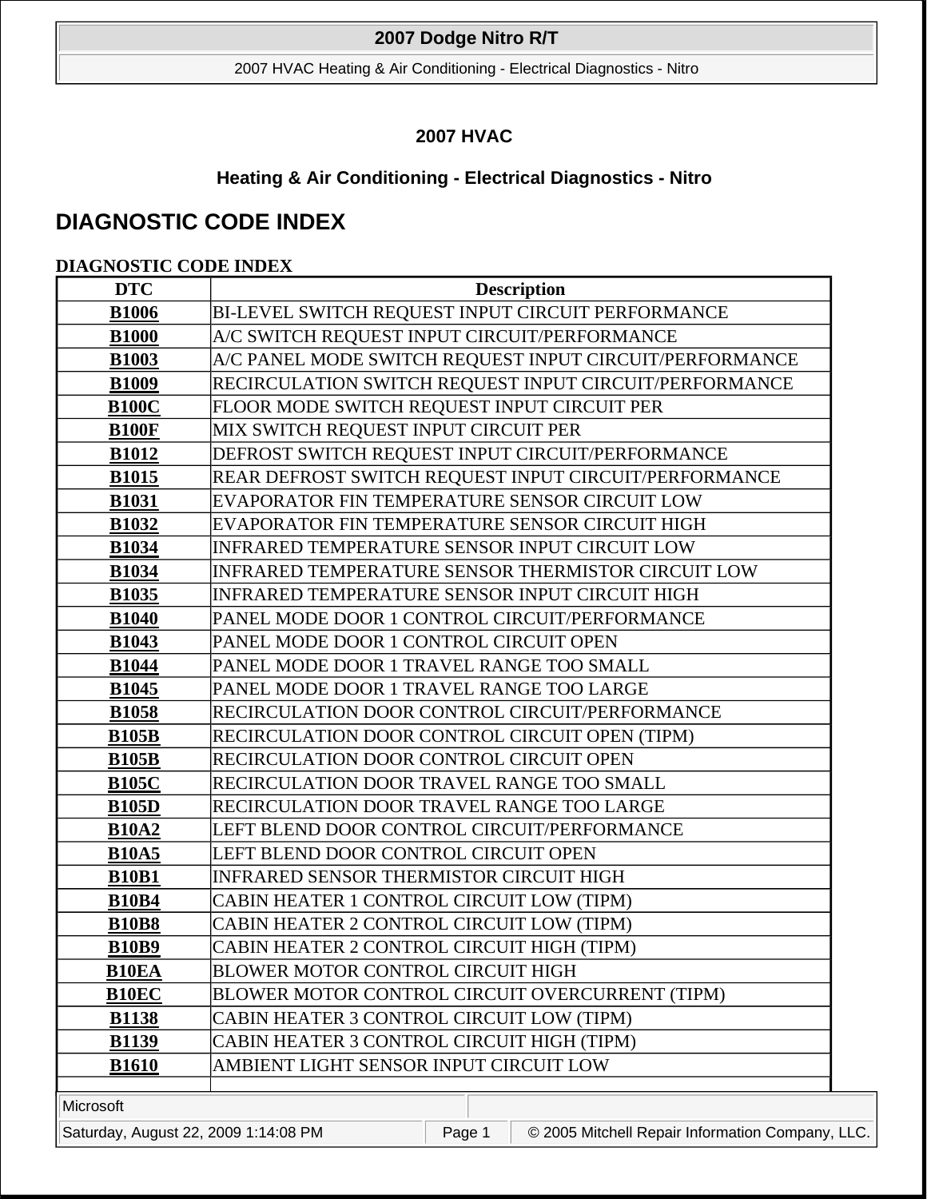# 2007 HVAC

## Heating & Air Conditioning - Electrical Diagnostics - Nitro

# DIAGNOSTIC CODE INDEX

**DIAGNOSTIC CODE INDEX**

| DTC | Description |
|---|---|
| B1006 | BI-LEVEL SWITCH REQUEST INPUT CIRCUIT PERFORMANCE |
| B1000 | A/C SWITCH REQUEST INPUT CIRCUIT/PERFORMANCE |
| B1003 | A/C PANEL MODE SWITCH REQUEST INPUT CIRCUIT/PERFORMANCE |
| B1009 | RECIRCULATION SWITCH REQUEST INPUT CIRCUIT/PERFORMANCE |
| B100C | FLOOR MODE SWITCH REQUEST INPUT CIRCUIT PER |
| B100F | MIX SWITCH REQUEST INPUT CIRCUIT PER |
| B1012 | DEFROST SWITCH REQUEST INPUT CIRCUIT/PERFORMANCE |
| B1015 | REAR DEFROST SWITCH REQUEST INPUT CIRCUIT/PERFORMANCE |
| B1031 | EVAPORATOR FIN TEMPERATURE SENSOR CIRCUIT LOW |
| B1032 | EVAPORATOR FIN TEMPERATURE SENSOR CIRCUIT HIGH |
| B1034 | INFRARED TEMPERATURE SENSOR INPUT CIRCUIT LOW |
| B1034 | INFRARED TEMPERATURE SENSOR THERMISTOR CIRCUIT LOW |
| B1035 | INFRARED TEMPERATURE SENSOR INPUT CIRCUIT HIGH |
| B1040 | PANEL MODE DOOR 1 CONTROL CIRCUIT/PERFORMANCE |
| B1043 | PANEL MODE DOOR 1 CONTROL CIRCUIT OPEN |
| B1044 | PANEL MODE DOOR 1 TRAVEL RANGE TOO SMALL |
| B1045 | PANEL MODE DOOR 1 TRAVEL RANGE TOO LARGE |
| B1058 | RECIRCULATION DOOR CONTROL CIRCUIT/PERFORMANCE |
| B105B | RECIRCULATION DOOR CONTROL CIRCUIT OPEN (TIPM) |
| B105B | RECIRCULATION DOOR CONTROL CIRCUIT OPEN |
| B105C | RECIRCULATION DOOR TRAVEL RANGE TOO SMALL |
| B105D | RECIRCULATION DOOR TRAVEL RANGE TOO LARGE |
| B10A2 | LEFT BLEND DOOR CONTROL CIRCUIT/PERFORMANCE |
| B10A5 | LEFT BLEND DOOR CONTROL CIRCUIT OPEN |
| B10B1 | INFRARED SENSOR THERMISTOR CIRCUIT HIGH |
| B10B4 | CABIN HEATER 1 CONTROL CIRCUIT LOW (TIPM) |
| B10B8 | CABIN HEATER 2 CONTROL CIRCUIT LOW (TIPM) |
| B10B9 | CABIN HEATER 2 CONTROL CIRCUIT HIGH (TIPM) |
| B10EA | BLOWER MOTOR CONTROL CIRCUIT HIGH |
| B10EC | BLOWER MOTOR CONTROL CIRCUIT OVERCURRENT (TIPM) |
| B1138 | CABIN HEATER 3 CONTROL CIRCUIT LOW (TIPM) |
| B1139 | CABIN HEATER 3 CONTROL CIRCUIT HIGH (TIPM) |
| B1610 | AMBIENT LIGHT SENSOR INPUT CIRCUIT LOW |
| | |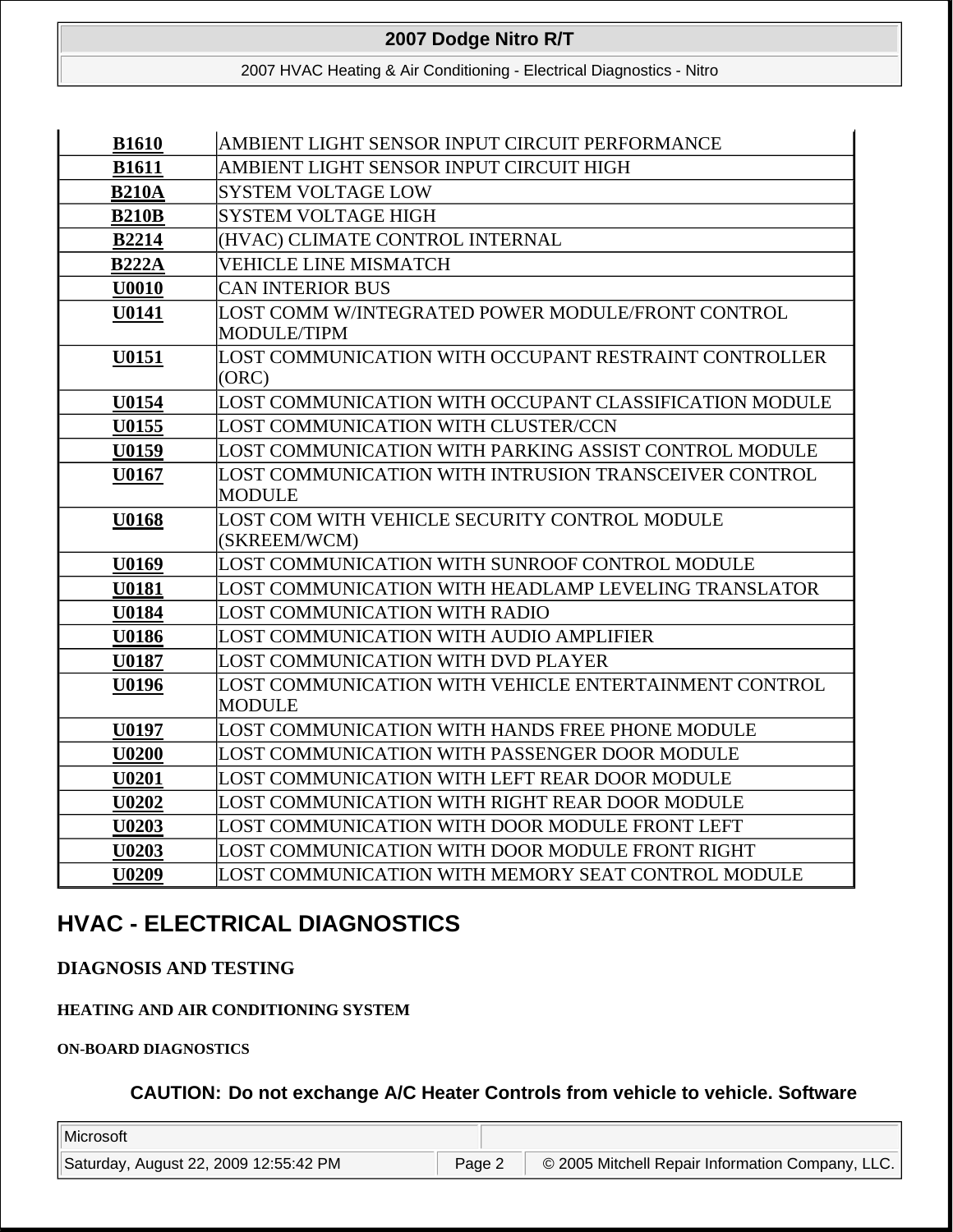| | |
|---|---|
| **B1610** | AMBIENT LIGHT SENSOR INPUT CIRCUIT PERFORMANCE |
| **B1611** | AMBIENT LIGHT SENSOR INPUT CIRCUIT HIGH |
| **B210A** | SYSTEM VOLTAGE LOW |
| **B210B** | SYSTEM VOLTAGE HIGH |
| **B2214** | (HVAC) CLIMATE CONTROL INTERNAL |
| **B222A** | VEHICLE LINE MISMATCH |
| **U0010** | CAN INTERIOR BUS |
| **U0141** | LOST COMM W/INTEGRATED POWER MODULE/FRONT CONTROL MODULE/TIPM |
| **U0151** | LOST COMMUNICATION WITH OCCUPANT RESTRAINT CONTROLLER (ORC) |
| **U0154** | LOST COMMUNICATION WITH OCCUPANT CLASSIFICATION MODULE |
| **U0155** | LOST COMMUNICATION WITH CLUSTER/CCN |
| **U0159** | LOST COMMUNICATION WITH PARKING ASSIST CONTROL MODULE |
| **U0167** | LOST COMMUNICATION WITH INTRUSION TRANSCEIVER CONTROL MODULE |
| **U0168** | LOST COM WITH VEHICLE SECURITY CONTROL MODULE (SKREEM/WCM) |
| **U0169** | LOST COMMUNICATION WITH SUNROOF CONTROL MODULE |
| **U0181** | LOST COMMUNICATION WITH HEADLAMP LEVELING TRANSLATOR |
| **U0184** | LOST COMMUNICATION WITH RADIO |
| **U0186** | LOST COMMUNICATION WITH AUDIO AMPLIFIER |
| **U0187** | LOST COMMUNICATION WITH DVD PLAYER |
| **U0196** | LOST COMMUNICATION WITH VEHICLE ENTERTAINMENT CONTROL MODULE |
| **U0197** | LOST COMMUNICATION WITH HANDS FREE PHONE MODULE |
| **U0200** | LOST COMMUNICATION WITH PASSENGER DOOR MODULE |
| **U0201** | LOST COMMUNICATION WITH LEFT REAR DOOR MODULE |
| **U0202** | LOST COMMUNICATION WITH RIGHT REAR DOOR MODULE |
| **U0203** | LOST COMMUNICATION WITH DOOR MODULE FRONT LEFT |
| **U0203** | LOST COMMUNICATION WITH DOOR MODULE FRONT RIGHT |
| **U0209** | LOST COMMUNICATION WITH MEMORY SEAT CONTROL MODULE |

# HVAC - ELECTRICAL DIAGNOSTICS

## DIAGNOSIS AND TESTING

### HEATING AND AIR CONDITIONING SYSTEM

#### ON-BOARD DIAGNOSTICS

**CAUTION: Do not exchange A/C Heater Controls from vehicle to vehicle. Software**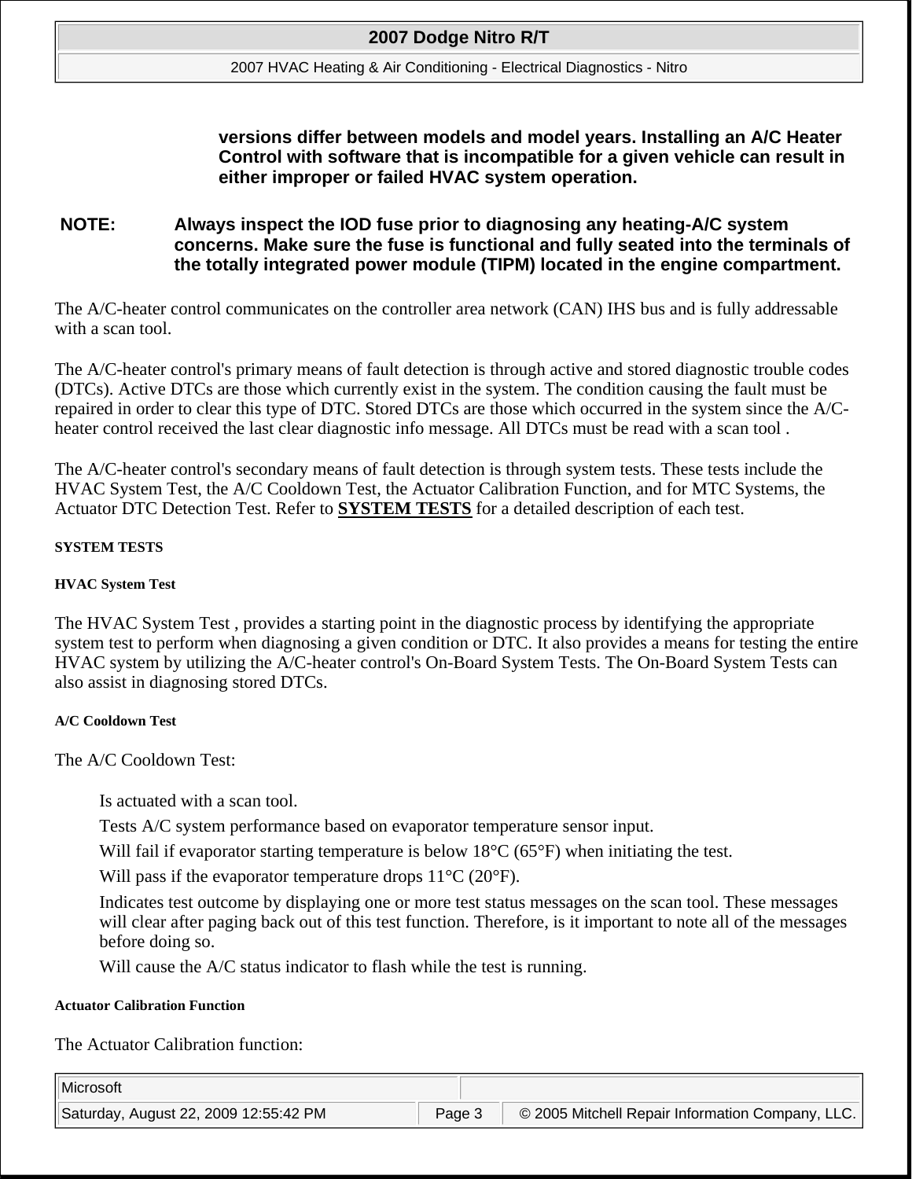**versions differ between models and model years. Installing an A/C Heater Control with software that is incompatible for a given vehicle can result in either improper or failed HVAC system operation.**

**NOTE: Always inspect the IOD fuse prior to diagnosing any heating-A/C system concerns. Make sure the fuse is functional and fully seated into the terminals of the totally integrated power module (TIPM) located in the engine compartment.**

The A/C-heater control communicates on the controller area network (CAN) IHS bus and is fully addressable with a scan tool.

The A/C-heater control's primary means of fault detection is through active and stored diagnostic trouble codes (DTCs). Active DTCs are those which currently exist in the system. The condition causing the fault must be repaired in order to clear this type of DTC. Stored DTCs are those which occurred in the system since the A/C-heater control received the last clear diagnostic info message. All DTCs must be read with a scan tool .

The A/C-heater control's secondary means of fault detection is through system tests. These tests include the HVAC System Test, the A/C Cooldown Test, the Actuator Calibration Function, and for MTC Systems, the Actuator DTC Detection Test. Refer to **SYSTEM TESTS** for a detailed description of each test.

## SYSTEM TESTS

### HVAC System Test

The HVAC System Test , provides a starting point in the diagnostic process by identifying the appropriate system test to perform when diagnosing a given condition or DTC. It also provides a means for testing the entire HVAC system by utilizing the A/C-heater control's On-Board System Tests. The On-Board System Tests can also assist in diagnosing stored DTCs.

### A/C Cooldown Test

The A/C Cooldown Test:

- Is actuated with a scan tool.
- Tests A/C system performance based on evaporator temperature sensor input.
- Will fail if evaporator starting temperature is below 18°C (65°F) when initiating the test.
- Will pass if the evaporator temperature drops 11°C (20°F).
- Indicates test outcome by displaying one or more test status messages on the scan tool. These messages will clear after paging back out of this test function. Therefore, is it important to note all of the messages before doing so.
- Will cause the A/C status indicator to flash while the test is running.

### Actuator Calibration Function

The Actuator Calibration function: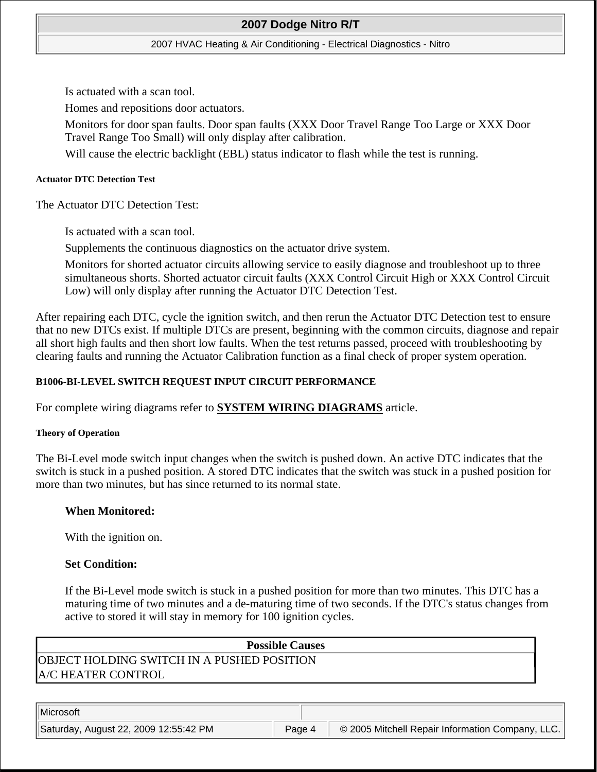- Is actuated with a scan tool.
- Homes and repositions door actuators.
- Monitors for door span faults. Door span faults (XXX Door Travel Range Too Large or XXX Door Travel Range Too Small) will only display after calibration.
- Will cause the electric backlight (EBL) status indicator to flash while the test is running.

#### Actuator DTC Detection Test

The Actuator DTC Detection Test:

- Is actuated with a scan tool.
- Supplements the continuous diagnostics on the actuator drive system.
- Monitors for shorted actuator circuits allowing service to easily diagnose and troubleshoot up to three simultaneous shorts. Shorted actuator circuit faults (XXX Control Circuit High or XXX Control Circuit Low) will only display after running the Actuator DTC Detection Test.

After repairing each DTC, cycle the ignition switch, and then rerun the Actuator DTC Detection test to ensure that no new DTCs exist. If multiple DTCs are present, beginning with the common circuits, diagnose and repair all short high faults and then short low faults. When the test returns passed, proceed with troubleshooting by clearing faults and running the Actuator Calibration function as a final check of proper system operation.

### B1006-BI-LEVEL SWITCH REQUEST INPUT CIRCUIT PERFORMANCE

For complete wiring diagrams refer to **SYSTEM WIRING DIAGRAMS** article.

#### Theory of Operation

The Bi-Level mode switch input changes when the switch is pushed down. An active DTC indicates that the switch is stuck in a pushed position. A stored DTC indicates that the switch was stuck in a pushed position for more than two minutes, but has since returned to its normal state.

**When Monitored:**

With the ignition on.

**Set Condition:**

If the Bi-Level mode switch is stuck in a pushed position for more than two minutes. This DTC has a maturing time of two minutes and a de-maturing time of two seconds. If the DTC's status changes from active to stored it will stay in memory for 100 ignition cycles.

| Possible Causes |
|---|
| OBJECT HOLDING SWITCH IN A PUSHED POSITION |
| A/C HEATER CONTROL |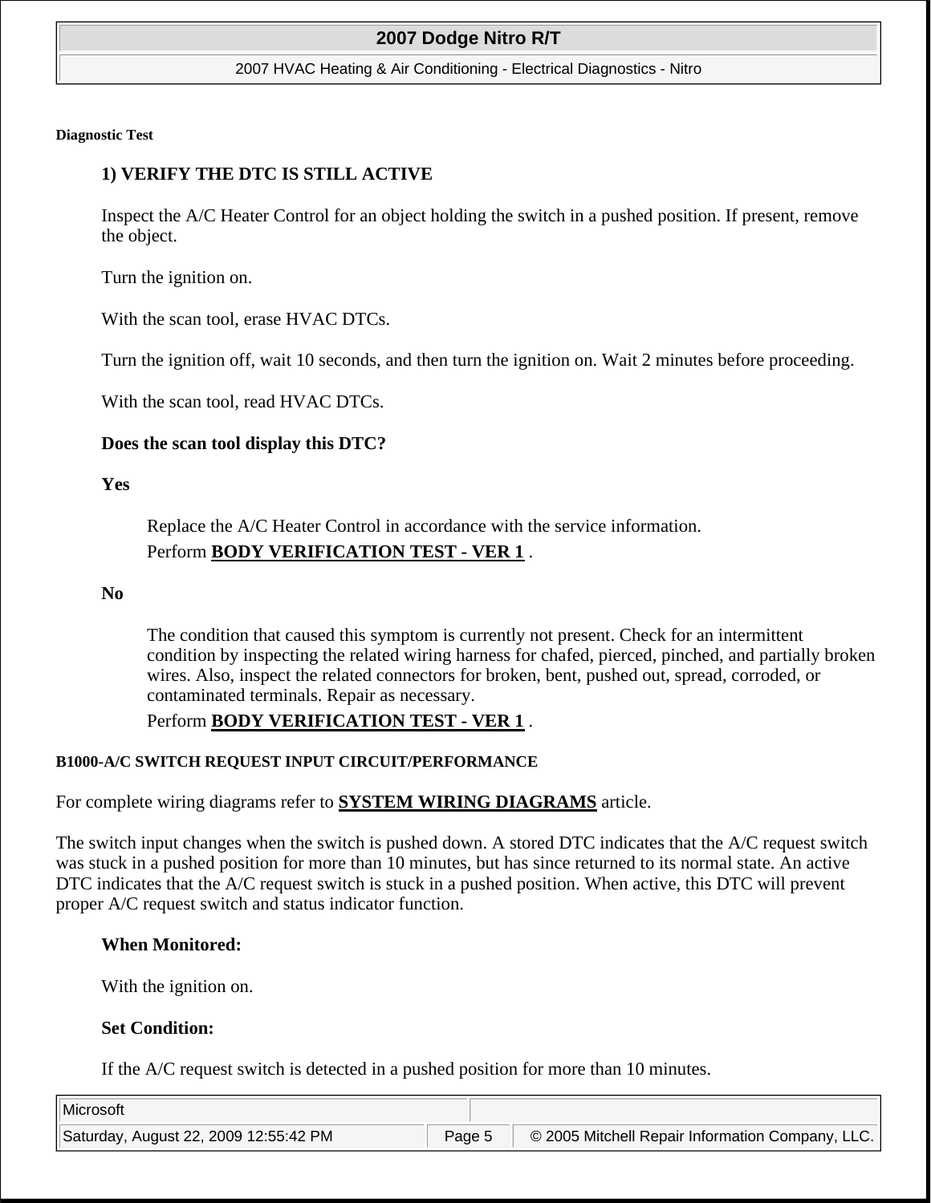#### Diagnostic Test

**1) VERIFY THE DTC IS STILL ACTIVE**

Inspect the A/C Heater Control for an object holding the switch in a pushed position. If present, remove the object.

Turn the ignition on.

With the scan tool, erase HVAC DTCs.

Turn the ignition off, wait 10 seconds, and then turn the ignition on. Wait 2 minutes before proceeding.

With the scan tool, read HVAC DTCs.

**Does the scan tool display this DTC?**

**Yes**

> Replace the A/C Heater Control in accordance with the service information.
>
> Perform **BODY VERIFICATION TEST - VER 1** .

**No**

> The condition that caused this symptom is currently not present. Check for an intermittent condition by inspecting the related wiring harness for chafed, pierced, pinched, and partially broken wires. Also, inspect the related connectors for broken, bent, pushed out, spread, corroded, or contaminated terminals. Repair as necessary.
>
> Perform **BODY VERIFICATION TEST - VER 1** .

#### B1000-A/C SWITCH REQUEST INPUT CIRCUIT/PERFORMANCE

For complete wiring diagrams refer to **SYSTEM WIRING DIAGRAMS** article.

The switch input changes when the switch is pushed down. A stored DTC indicates that the A/C request switch was stuck in a pushed position for more than 10 minutes, but has since returned to its normal state. An active DTC indicates that the A/C request switch is stuck in a pushed position. When active, this DTC will prevent proper A/C request switch and status indicator function.

**When Monitored:**

With the ignition on.

**Set Condition:**

If the A/C request switch is detected in a pushed position for more than 10 minutes.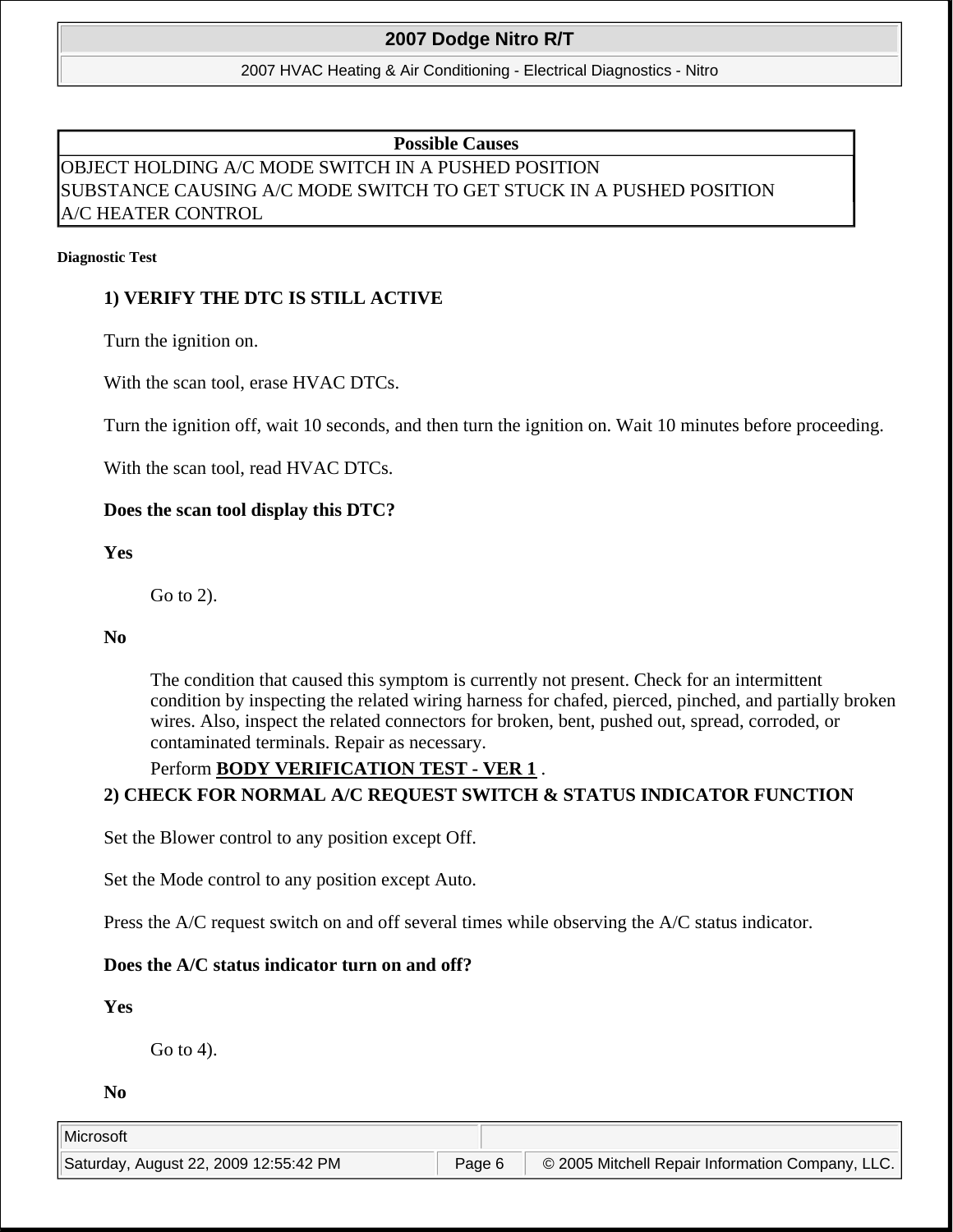| Possible Causes |
| --- |
| OBJECT HOLDING A/C MODE SWITCH IN A PUSHED POSITION |
| SUBSTANCE CAUSING A/C MODE SWITCH TO GET STUCK IN A PUSHED POSITION |
| A/C HEATER CONTROL |

**Diagnostic Test**

**1) VERIFY THE DTC IS STILL ACTIVE**

Turn the ignition on.

With the scan tool, erase HVAC DTCs.

Turn the ignition off, wait 10 seconds, and then turn the ignition on. Wait 10 minutes before proceeding.

With the scan tool, read HVAC DTCs.

**Does the scan tool display this DTC?**

**Yes**

Go to 2).

**No**

The condition that caused this symptom is currently not present. Check for an intermittent condition by inspecting the related wiring harness for chafed, pierced, pinched, and partially broken wires. Also, inspect the related connectors for broken, bent, pushed out, spread, corroded, or contaminated terminals. Repair as necessary.

Perform **BODY VERIFICATION TEST - VER 1** .

**2) CHECK FOR NORMAL A/C REQUEST SWITCH & STATUS INDICATOR FUNCTION**

Set the Blower control to any position except Off.

Set the Mode control to any position except Auto.

Press the A/C request switch on and off several times while observing the A/C status indicator.

**Does the A/C status indicator turn on and off?**

**Yes**

Go to 4).

**No**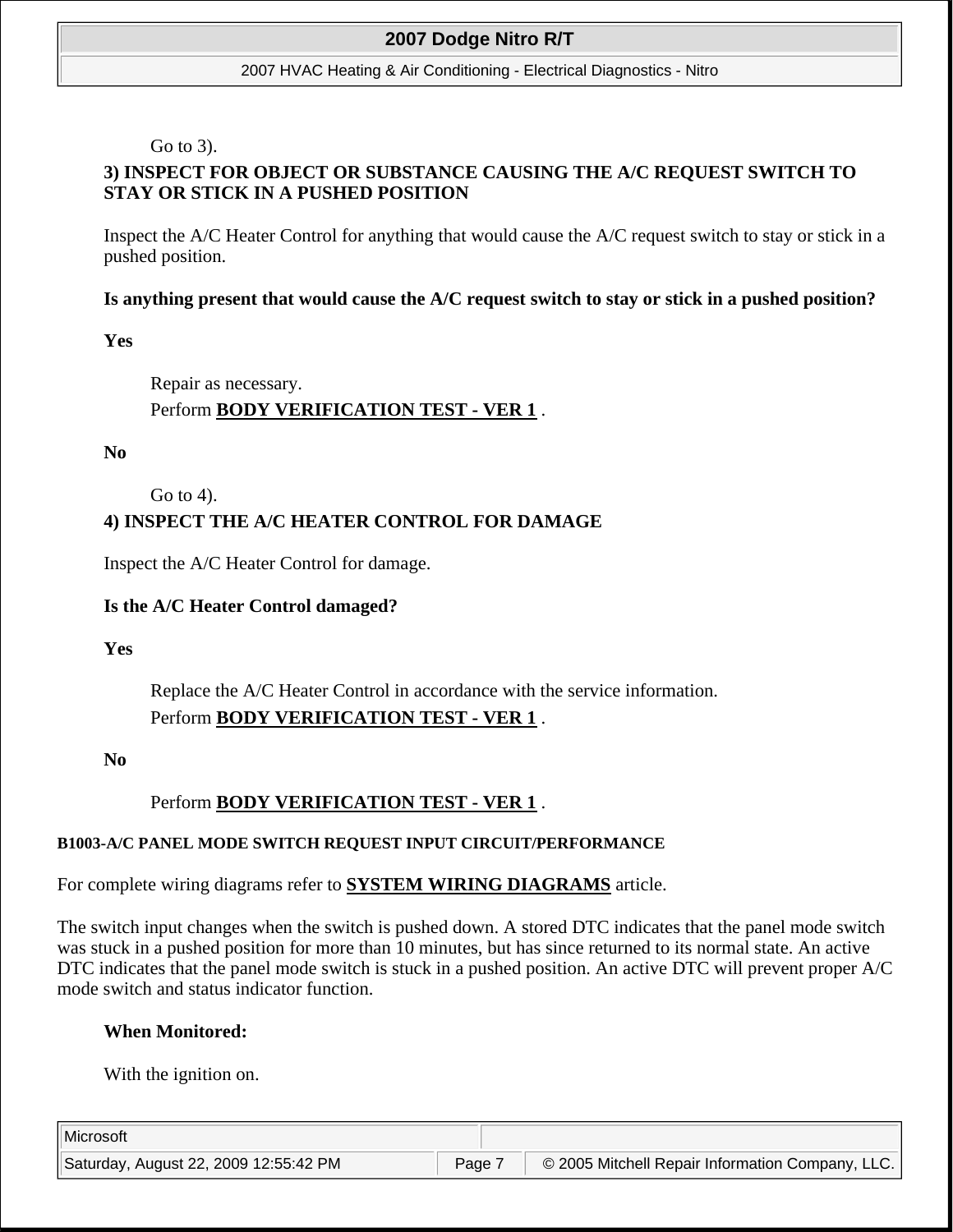Go to 3).

**3) INSPECT FOR OBJECT OR SUBSTANCE CAUSING THE A/C REQUEST SWITCH TO STAY OR STICK IN A PUSHED POSITION**

Inspect the A/C Heater Control for anything that would cause the A/C request switch to stay or stick in a pushed position.

**Is anything present that would cause the A/C request switch to stay or stick in a pushed position?**

**Yes**

Repair as necessary.

Perform **BODY VERIFICATION TEST - VER 1** .

**No**

Go to 4).

**4) INSPECT THE A/C HEATER CONTROL FOR DAMAGE**

Inspect the A/C Heater Control for damage.

**Is the A/C Heater Control damaged?**

**Yes**

Replace the A/C Heater Control in accordance with the service information.

Perform **BODY VERIFICATION TEST - VER 1** .

**No**

Perform **BODY VERIFICATION TEST - VER 1** .

### B1003-A/C PANEL MODE SWITCH REQUEST INPUT CIRCUIT/PERFORMANCE

For complete wiring diagrams refer to **SYSTEM WIRING DIAGRAMS** article.

The switch input changes when the switch is pushed down. A stored DTC indicates that the panel mode switch was stuck in a pushed position for more than 10 minutes, but has since returned to its normal state. An active DTC indicates that the panel mode switch is stuck in a pushed position. An active DTC will prevent proper A/C mode switch and status indicator function.

**When Monitored:**

With the ignition on.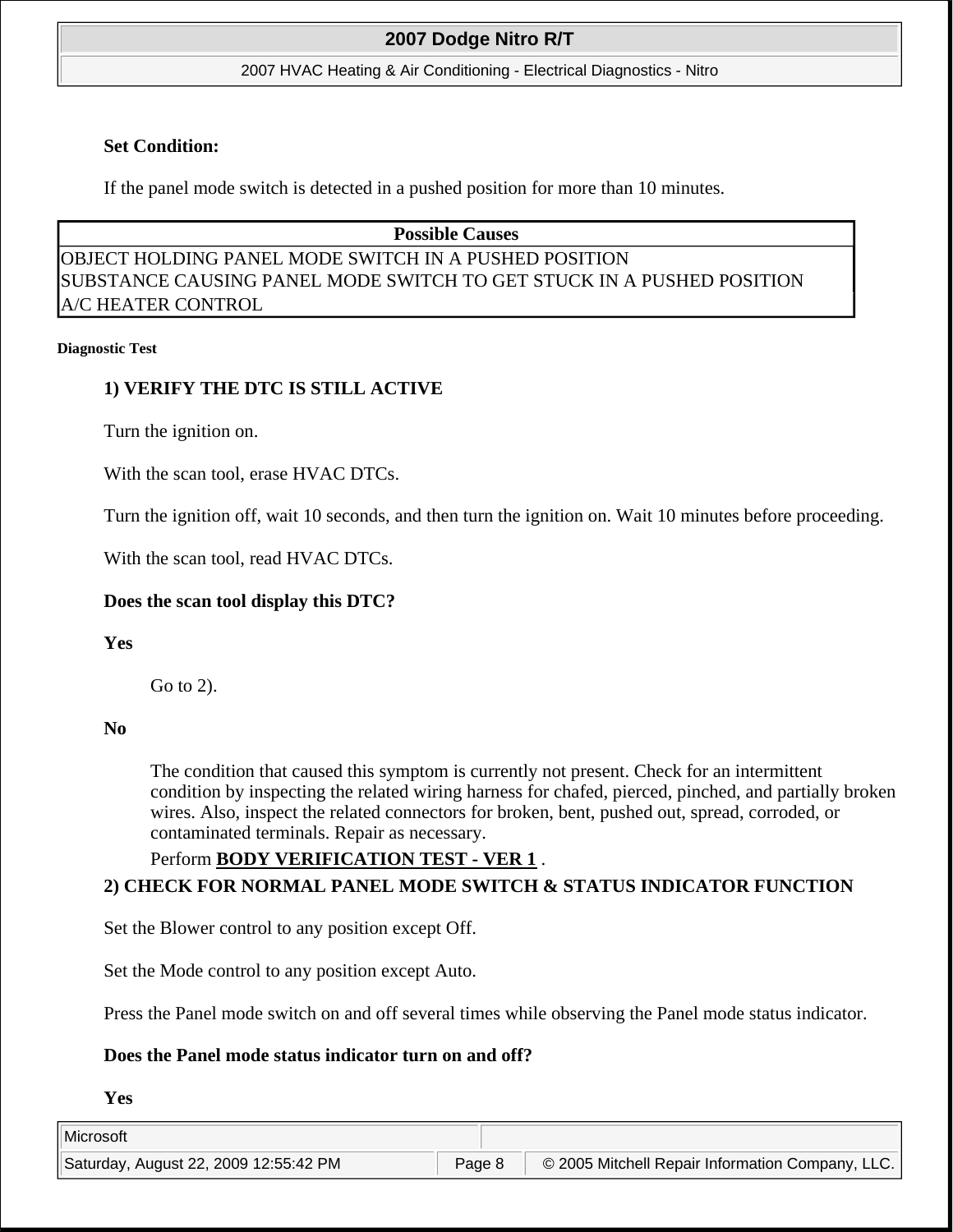**Set Condition:**

If the panel mode switch is detected in a pushed position for more than 10 minutes.

| Possible Causes |
|---|
| OBJECT HOLDING PANEL MODE SWITCH IN A PUSHED POSITION |
| SUBSTANCE CAUSING PANEL MODE SWITCH TO GET STUCK IN A PUSHED POSITION |
| A/C HEATER CONTROL |

**Diagnostic Test**

**1) VERIFY THE DTC IS STILL ACTIVE**

Turn the ignition on.

With the scan tool, erase HVAC DTCs.

Turn the ignition off, wait 10 seconds, and then turn the ignition on. Wait 10 minutes before proceeding.

With the scan tool, read HVAC DTCs.

**Does the scan tool display this DTC?**

**Yes**

Go to 2).

**No**

The condition that caused this symptom is currently not present. Check for an intermittent condition by inspecting the related wiring harness for chafed, pierced, pinched, and partially broken wires. Also, inspect the related connectors for broken, bent, pushed out, spread, corroded, or contaminated terminals. Repair as necessary.

Perform **BODY VERIFICATION TEST - VER 1** .

**2) CHECK FOR NORMAL PANEL MODE SWITCH & STATUS INDICATOR FUNCTION**

Set the Blower control to any position except Off.

Set the Mode control to any position except Auto.

Press the Panel mode switch on and off several times while observing the Panel mode status indicator.

**Does the Panel mode status indicator turn on and off?**

**Yes**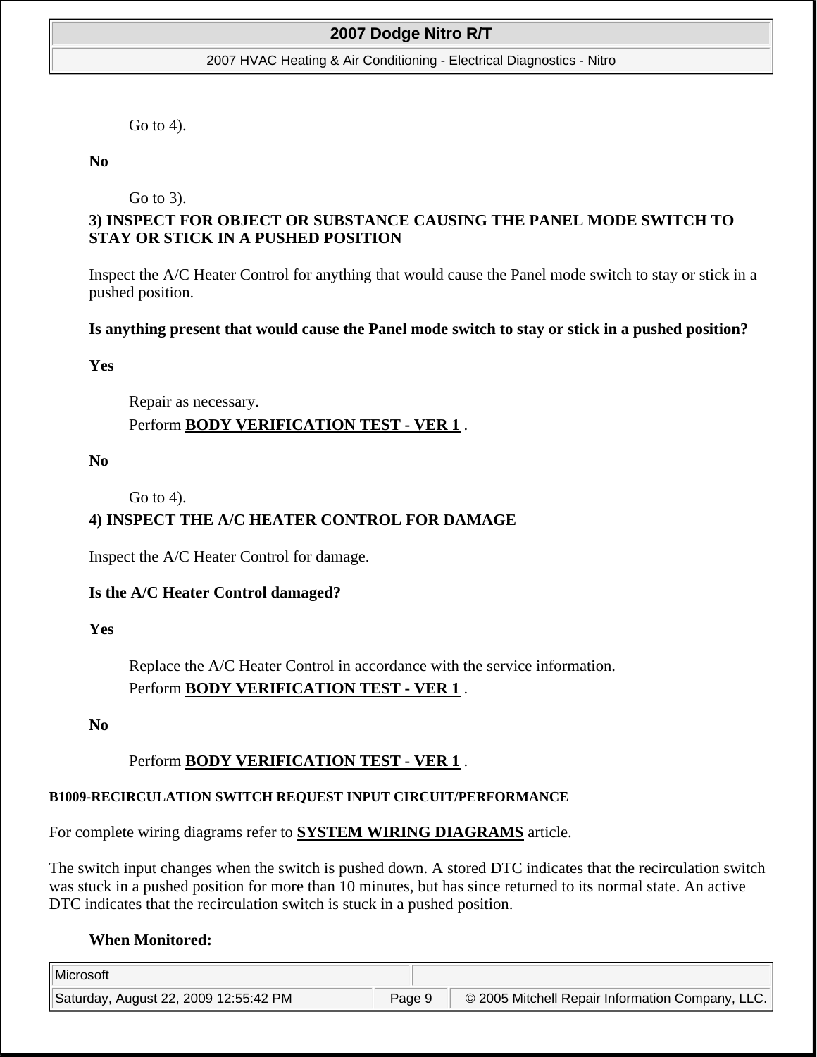Go to 4).

**No**

Go to 3).

**3) INSPECT FOR OBJECT OR SUBSTANCE CAUSING THE PANEL MODE SWITCH TO STAY OR STICK IN A PUSHED POSITION**

Inspect the A/C Heater Control for anything that would cause the Panel mode switch to stay or stick in a pushed position.

**Is anything present that would cause the Panel mode switch to stay or stick in a pushed position?**

**Yes**

Repair as necessary.

Perform **BODY VERIFICATION TEST - VER 1** .

**No**

Go to 4).

**4) INSPECT THE A/C HEATER CONTROL FOR DAMAGE**

Inspect the A/C Heater Control for damage.

**Is the A/C Heater Control damaged?**

**Yes**

Replace the A/C Heater Control in accordance with the service information.

Perform **BODY VERIFICATION TEST - VER 1** .

**No**

Perform **BODY VERIFICATION TEST - VER 1** .

### B1009-RECIRCULATION SWITCH REQUEST INPUT CIRCUIT/PERFORMANCE

For complete wiring diagrams refer to **SYSTEM WIRING DIAGRAMS** article.

The switch input changes when the switch is pushed down. A stored DTC indicates that the recirculation switch was stuck in a pushed position for more than 10 minutes, but has since returned to its normal state. An active DTC indicates that the recirculation switch is stuck in a pushed position.

**When Monitored:**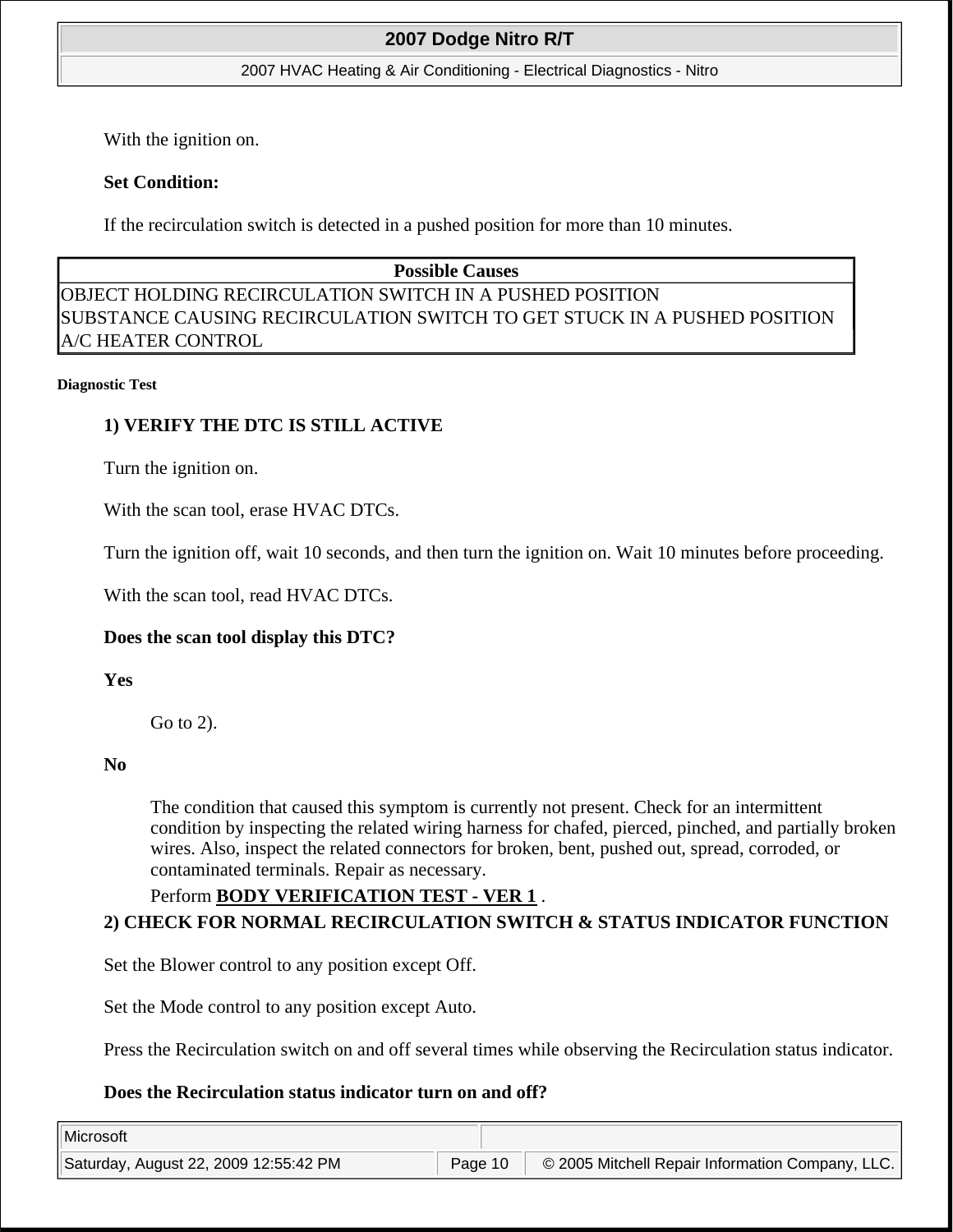With the ignition on.

**Set Condition:**

If the recirculation switch is detected in a pushed position for more than 10 minutes.

| Possible Causes |
| --- |
| OBJECT HOLDING RECIRCULATION SWITCH IN A PUSHED POSITION |
| SUBSTANCE CAUSING RECIRCULATION SWITCH TO GET STUCK IN A PUSHED POSITION |
| A/C HEATER CONTROL |

**Diagnostic Test**

**1) VERIFY THE DTC IS STILL ACTIVE**

Turn the ignition on.

With the scan tool, erase HVAC DTCs.

Turn the ignition off, wait 10 seconds, and then turn the ignition on. Wait 10 minutes before proceeding.

With the scan tool, read HVAC DTCs.

**Does the scan tool display this DTC?**

**Yes**

Go to 2).

**No**

The condition that caused this symptom is currently not present. Check for an intermittent condition by inspecting the related wiring harness for chafed, pierced, pinched, and partially broken wires. Also, inspect the related connectors for broken, bent, pushed out, spread, corroded, or contaminated terminals. Repair as necessary.

Perform **BODY VERIFICATION TEST - VER 1** .

**2) CHECK FOR NORMAL RECIRCULATION SWITCH & STATUS INDICATOR FUNCTION**

Set the Blower control to any position except Off.

Set the Mode control to any position except Auto.

Press the Recirculation switch on and off several times while observing the Recirculation status indicator.

**Does the Recirculation status indicator turn on and off?**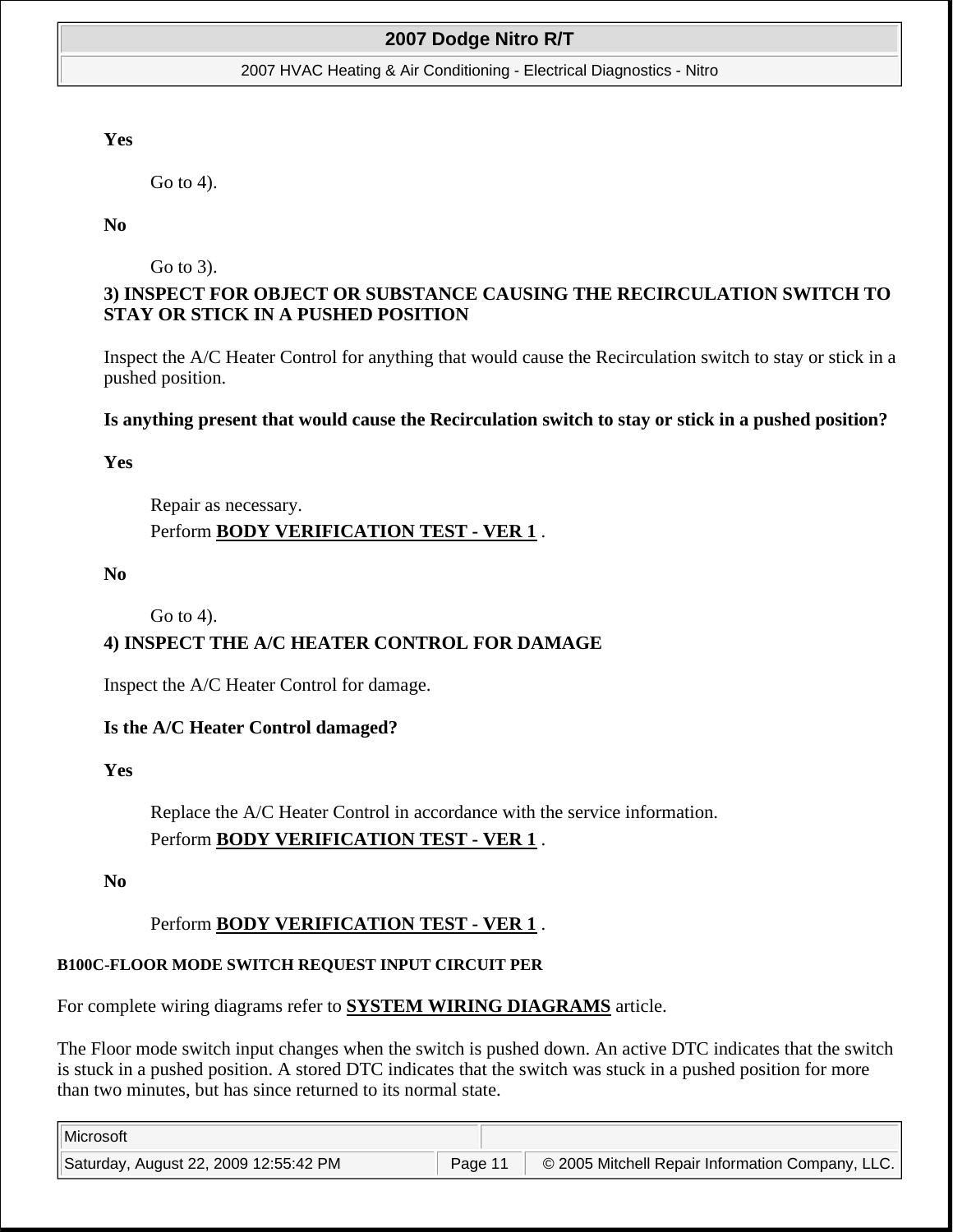**Yes**

Go to 4).

**No**

Go to 3).

**3) INSPECT FOR OBJECT OR SUBSTANCE CAUSING THE RECIRCULATION SWITCH TO STAY OR STICK IN A PUSHED POSITION**

Inspect the A/C Heater Control for anything that would cause the Recirculation switch to stay or stick in a pushed position.

**Is anything present that would cause the Recirculation switch to stay or stick in a pushed position?**

**Yes**

Repair as necessary.
Perform **BODY VERIFICATION TEST - VER 1** .

**No**

Go to 4).

**4) INSPECT THE A/C HEATER CONTROL FOR DAMAGE**

Inspect the A/C Heater Control for damage.

**Is the A/C Heater Control damaged?**

**Yes**

Replace the A/C Heater Control in accordance with the service information.
Perform **BODY VERIFICATION TEST - VER 1** .

**No**

Perform **BODY VERIFICATION TEST - VER 1** .

### B100C-FLOOR MODE SWITCH REQUEST INPUT CIRCUIT PER

For complete wiring diagrams refer to **SYSTEM WIRING DIAGRAMS** article.

The Floor mode switch input changes when the switch is pushed down. An active DTC indicates that the switch is stuck in a pushed position. A stored DTC indicates that the switch was stuck in a pushed position for more than two minutes, but has since returned to its normal state.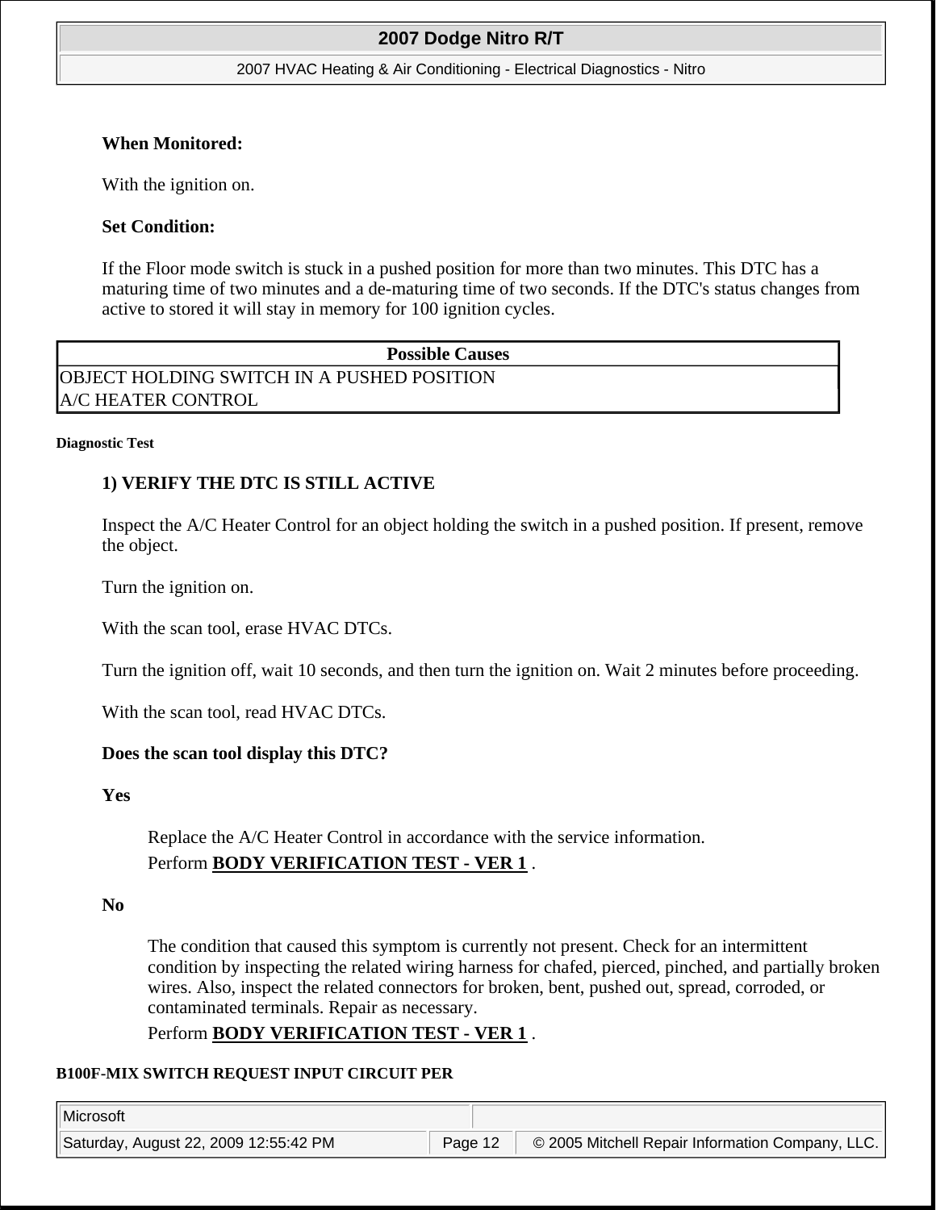**When Monitored:**

With the ignition on.

**Set Condition:**

If the Floor mode switch is stuck in a pushed position for more than two minutes. This DTC has a maturing time of two minutes and a de-maturing time of two seconds. If the DTC's status changes from active to stored it will stay in memory for 100 ignition cycles.

| Possible Causes |
|---|
| OBJECT HOLDING SWITCH IN A PUSHED POSITION |
| A/C HEATER CONTROL |

**Diagnostic Test**

**1) VERIFY THE DTC IS STILL ACTIVE**

Inspect the A/C Heater Control for an object holding the switch in a pushed position. If present, remove the object.

Turn the ignition on.

With the scan tool, erase HVAC DTCs.

Turn the ignition off, wait 10 seconds, and then turn the ignition on. Wait 2 minutes before proceeding.

With the scan tool, read HVAC DTCs.

**Does the scan tool display this DTC?**

**Yes**

Replace the A/C Heater Control in accordance with the service information.

Perform **BODY VERIFICATION TEST - VER 1** .

**No**

The condition that caused this symptom is currently not present. Check for an intermittent condition by inspecting the related wiring harness for chafed, pierced, pinched, and partially broken wires. Also, inspect the related connectors for broken, bent, pushed out, spread, corroded, or contaminated terminals. Repair as necessary.

Perform **BODY VERIFICATION TEST - VER 1** .

**B100F-MIX SWITCH REQUEST INPUT CIRCUIT PER**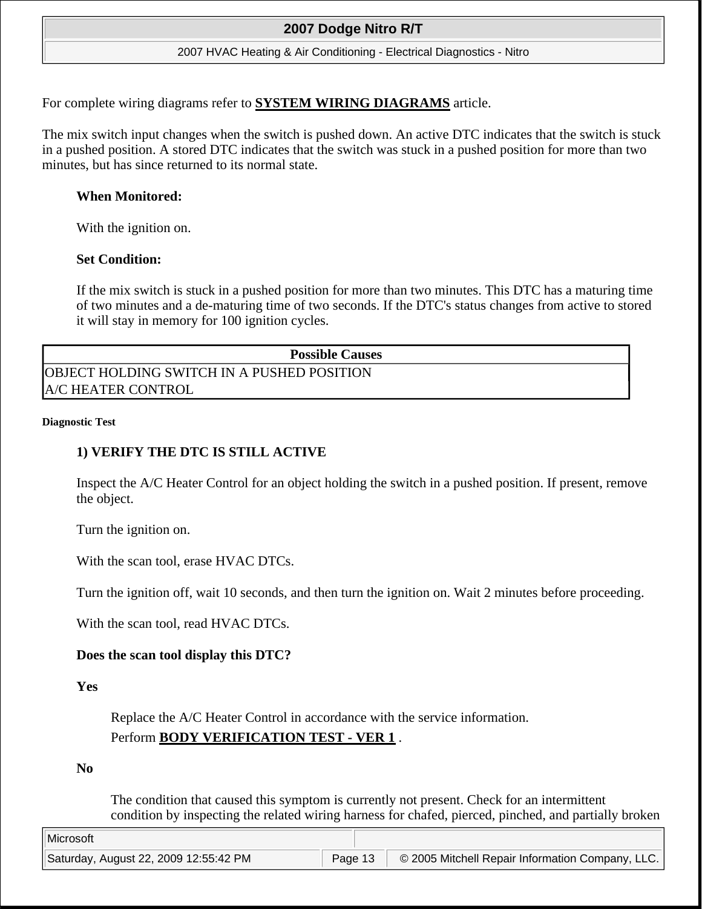For complete wiring diagrams refer to **SYSTEM WIRING DIAGRAMS** article.

The mix switch input changes when the switch is pushed down. An active DTC indicates that the switch is stuck in a pushed position. A stored DTC indicates that the switch was stuck in a pushed position for more than two minutes, but has since returned to its normal state.

**When Monitored:**

With the ignition on.

**Set Condition:**

If the mix switch is stuck in a pushed position for more than two minutes. This DTC has a maturing time of two minutes and a de-maturing time of two seconds. If the DTC's status changes from active to stored it will stay in memory for 100 ignition cycles.

| Possible Causes |
|---|
| OBJECT HOLDING SWITCH IN A PUSHED POSITION |
| A/C HEATER CONTROL |

**Diagnostic Test**

**1) VERIFY THE DTC IS STILL ACTIVE**

Inspect the A/C Heater Control for an object holding the switch in a pushed position. If present, remove the object.

Turn the ignition on.

With the scan tool, erase HVAC DTCs.

Turn the ignition off, wait 10 seconds, and then turn the ignition on. Wait 2 minutes before proceeding.

With the scan tool, read HVAC DTCs.

**Does the scan tool display this DTC?**

**Yes**

Replace the A/C Heater Control in accordance with the service information.
Perform **BODY VERIFICATION TEST - VER 1** .

**No**

The condition that caused this symptom is currently not present. Check for an intermittent condition by inspecting the related wiring harness for chafed, pierced, pinched, and partially broken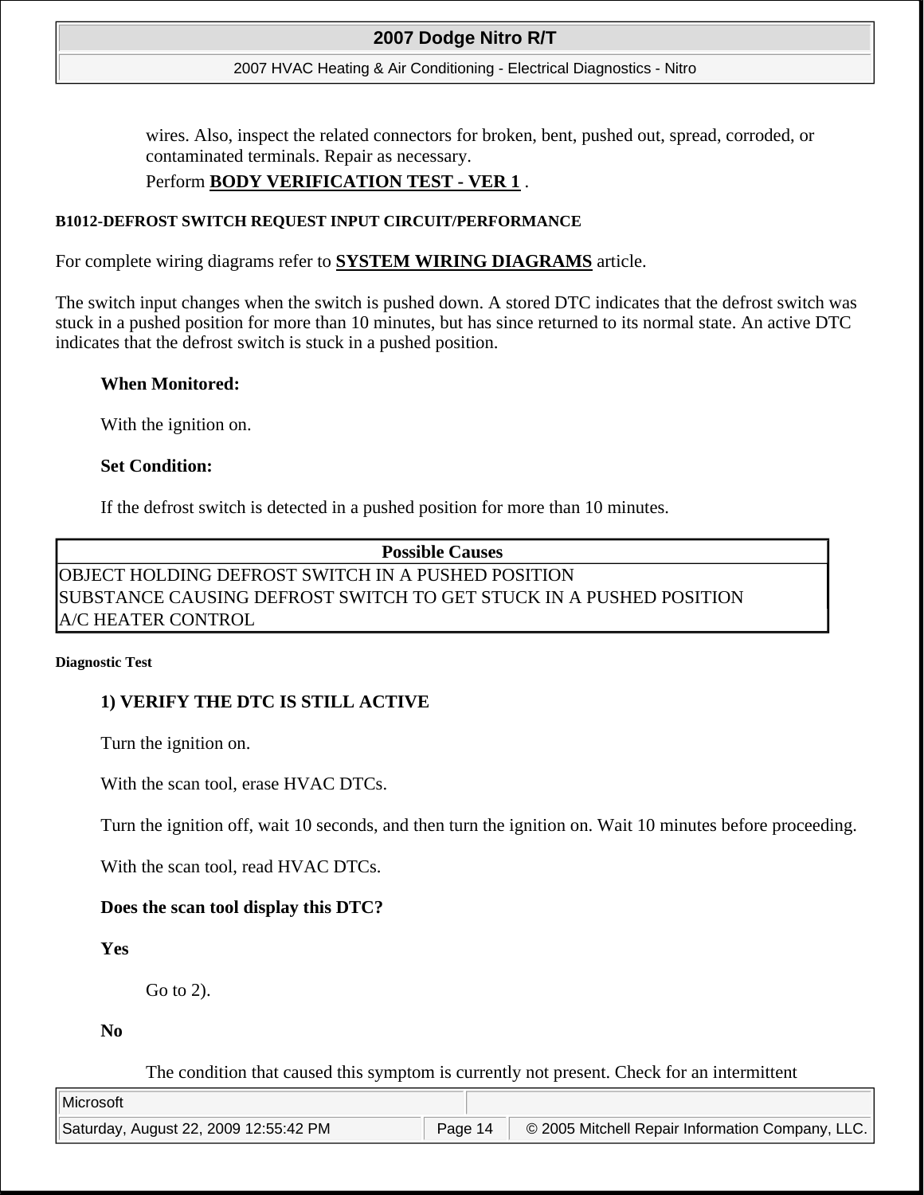wires. Also, inspect the related connectors for broken, bent, pushed out, spread, corroded, or contaminated terminals. Repair as necessary.

Perform **BODY VERIFICATION TEST - VER 1** .

### B1012-DEFROST SWITCH REQUEST INPUT CIRCUIT/PERFORMANCE

For complete wiring diagrams refer to **SYSTEM WIRING DIAGRAMS** article.

The switch input changes when the switch is pushed down. A stored DTC indicates that the defrost switch was stuck in a pushed position for more than 10 minutes, but has since returned to its normal state. An active DTC indicates that the defrost switch is stuck in a pushed position.

**When Monitored:**

With the ignition on.

**Set Condition:**

If the defrost switch is detected in a pushed position for more than 10 minutes.

| Possible Causes |
|---|
| OBJECT HOLDING DEFROST SWITCH IN A PUSHED POSITION |
| SUBSTANCE CAUSING DEFROST SWITCH TO GET STUCK IN A PUSHED POSITION |
| A/C HEATER CONTROL |

#### Diagnostic Test

**1) VERIFY THE DTC IS STILL ACTIVE**

Turn the ignition on.

With the scan tool, erase HVAC DTCs.

Turn the ignition off, wait 10 seconds, and then turn the ignition on. Wait 10 minutes before proceeding.

With the scan tool, read HVAC DTCs.

**Does the scan tool display this DTC?**

**Yes**

Go to 2).

**No**

The condition that caused this symptom is currently not present. Check for an intermittent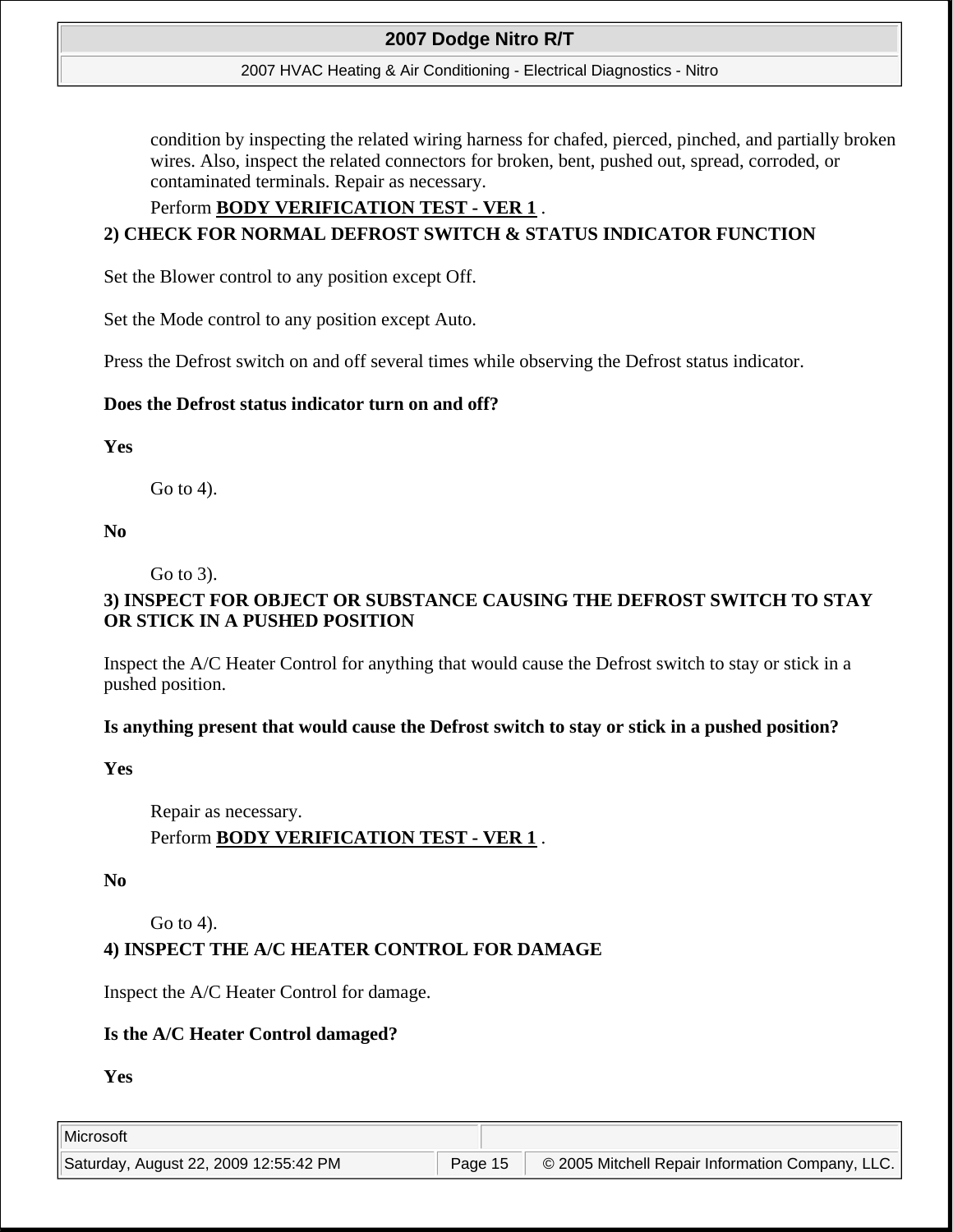condition by inspecting the related wiring harness for chafed, pierced, pinched, and partially broken wires. Also, inspect the related connectors for broken, bent, pushed out, spread, corroded, or contaminated terminals. Repair as necessary.

Perform **BODY VERIFICATION TEST - VER 1** .

**2) CHECK FOR NORMAL DEFROST SWITCH & STATUS INDICATOR FUNCTION**

Set the Blower control to any position except Off.

Set the Mode control to any position except Auto.

Press the Defrost switch on and off several times while observing the Defrost status indicator.

**Does the Defrost status indicator turn on and off?**

**Yes**

Go to 4).

**No**

Go to 3).

**3) INSPECT FOR OBJECT OR SUBSTANCE CAUSING THE DEFROST SWITCH TO STAY OR STICK IN A PUSHED POSITION**

Inspect the A/C Heater Control for anything that would cause the Defrost switch to stay or stick in a pushed position.

**Is anything present that would cause the Defrost switch to stay or stick in a pushed position?**

**Yes**

Repair as necessary.

Perform **BODY VERIFICATION TEST - VER 1** .

**No**

Go to 4).

**4) INSPECT THE A/C HEATER CONTROL FOR DAMAGE**

Inspect the A/C Heater Control for damage.

**Is the A/C Heater Control damaged?**

**Yes**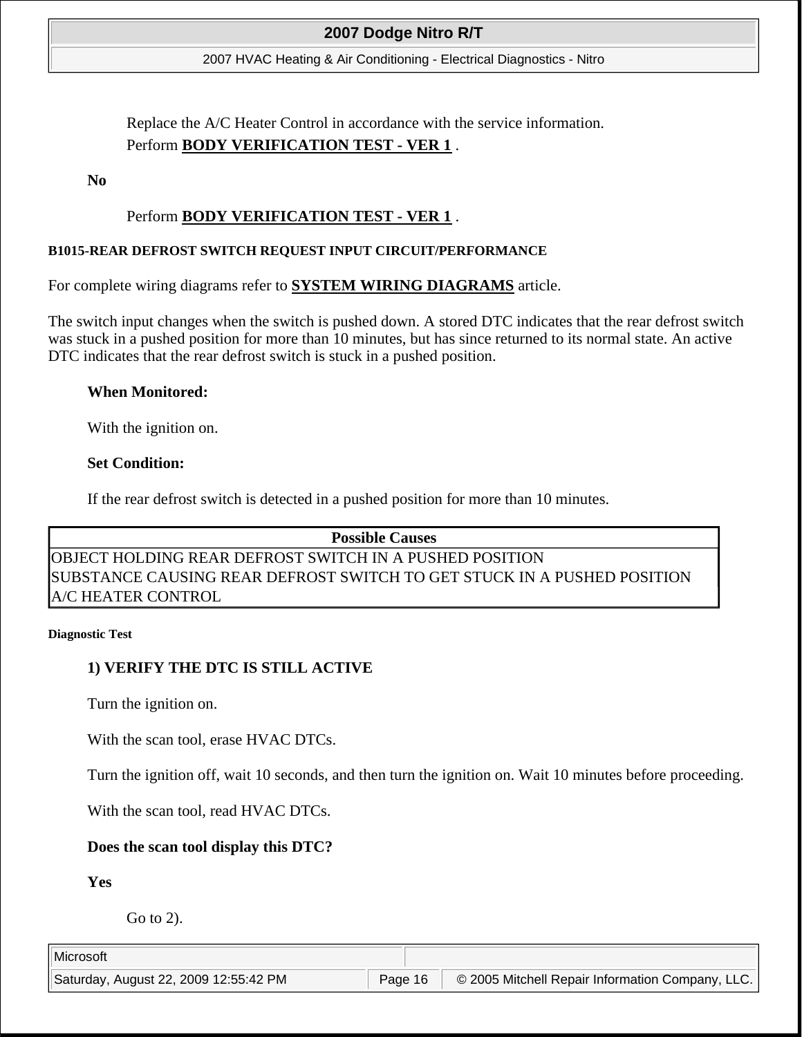Replace the A/C Heater Control in accordance with the service information.

Perform **BODY VERIFICATION TEST - VER 1** .

**No**

Perform **BODY VERIFICATION TEST - VER 1** .

### B1015-REAR DEFROST SWITCH REQUEST INPUT CIRCUIT/PERFORMANCE

For complete wiring diagrams refer to **SYSTEM WIRING DIAGRAMS** article.

The switch input changes when the switch is pushed down. A stored DTC indicates that the rear defrost switch was stuck in a pushed position for more than 10 minutes, but has since returned to its normal state. An active DTC indicates that the rear defrost switch is stuck in a pushed position.

**When Monitored:**

With the ignition on.

**Set Condition:**

If the rear defrost switch is detected in a pushed position for more than 10 minutes.

| Possible Causes |
| --- |
| OBJECT HOLDING REAR DEFROST SWITCH IN A PUSHED POSITION |
| SUBSTANCE CAUSING REAR DEFROST SWITCH TO GET STUCK IN A PUSHED POSITION |
| A/C HEATER CONTROL |

#### Diagnostic Test

**1) VERIFY THE DTC IS STILL ACTIVE**

Turn the ignition on.

With the scan tool, erase HVAC DTCs.

Turn the ignition off, wait 10 seconds, and then turn the ignition on. Wait 10 minutes before proceeding.

With the scan tool, read HVAC DTCs.

**Does the scan tool display this DTC?**

**Yes**

Go to 2).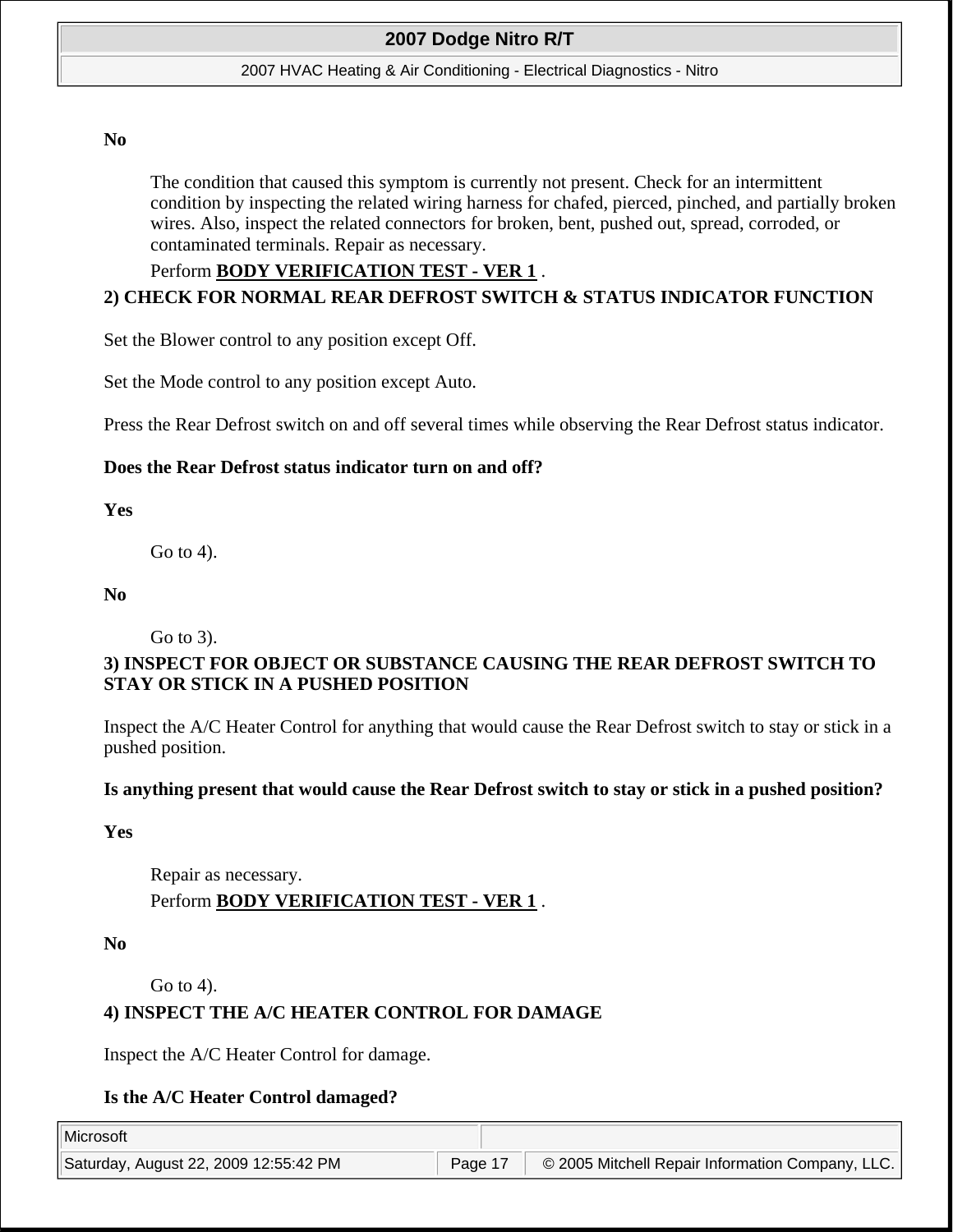**No**

The condition that caused this symptom is currently not present. Check for an intermittent condition by inspecting the related wiring harness for chafed, pierced, pinched, and partially broken wires. Also, inspect the related connectors for broken, bent, pushed out, spread, corroded, or contaminated terminals. Repair as necessary.

Perform **BODY VERIFICATION TEST - VER 1** .

**2) CHECK FOR NORMAL REAR DEFROST SWITCH & STATUS INDICATOR FUNCTION**

Set the Blower control to any position except Off.

Set the Mode control to any position except Auto.

Press the Rear Defrost switch on and off several times while observing the Rear Defrost status indicator.

**Does the Rear Defrost status indicator turn on and off?**

**Yes**

Go to 4).

**No**

Go to 3).

**3) INSPECT FOR OBJECT OR SUBSTANCE CAUSING THE REAR DEFROST SWITCH TO STAY OR STICK IN A PUSHED POSITION**

Inspect the A/C Heater Control for anything that would cause the Rear Defrost switch to stay or stick in a pushed position.

**Is anything present that would cause the Rear Defrost switch to stay or stick in a pushed position?**

**Yes**

Repair as necessary.

Perform **BODY VERIFICATION TEST - VER 1** .

**No**

Go to 4).

**4) INSPECT THE A/C HEATER CONTROL FOR DAMAGE**

Inspect the A/C Heater Control for damage.

**Is the A/C Heater Control damaged?**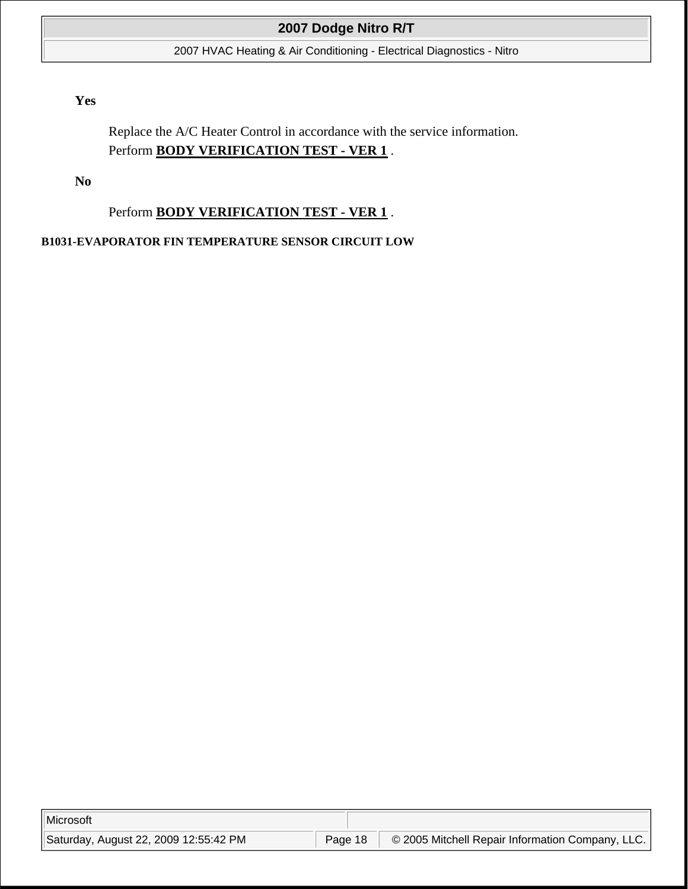**Yes**

Replace the A/C Heater Control in accordance with the service information.
Perform **BODY VERIFICATION TEST - VER 1** .

**No**

Perform **BODY VERIFICATION TEST - VER 1** .

**B1031-EVAPORATOR FIN TEMPERATURE SENSOR CIRCUIT LOW**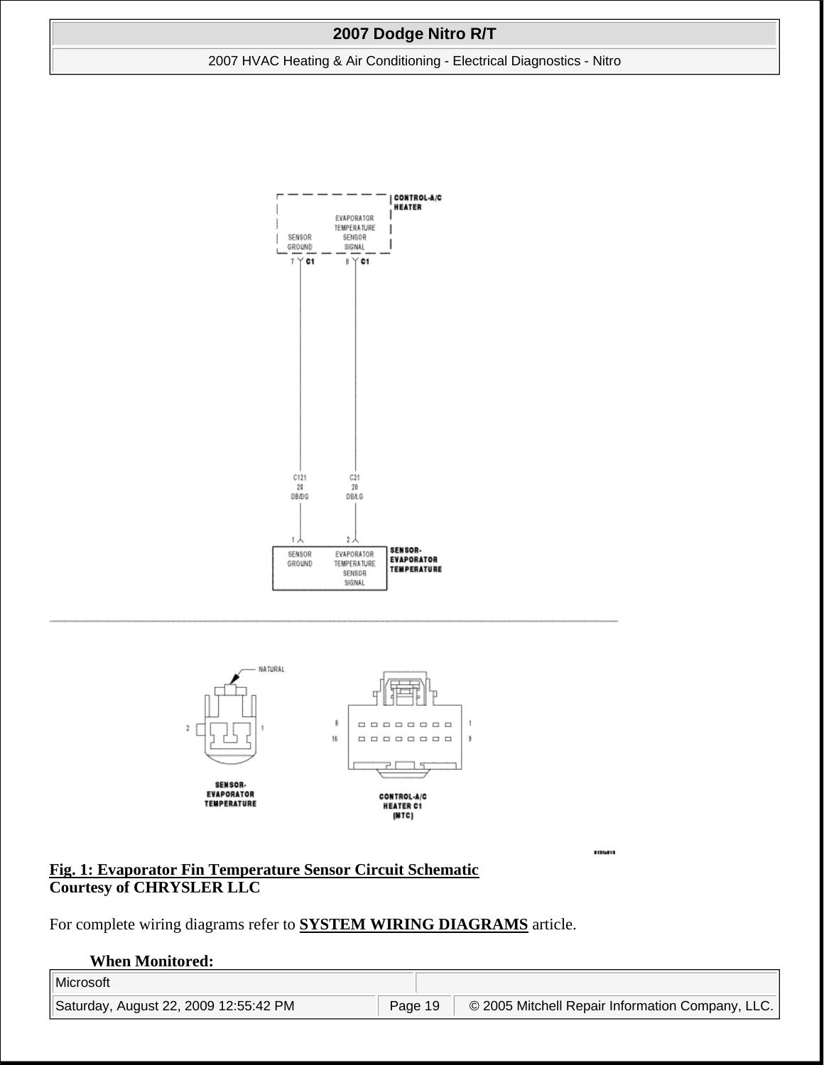**Fig. 1: Evaporator Fin Temperature Sensor Circuit Schematic**
**Courtesy of CHRYSLER LLC**

For complete wiring diagrams refer to **SYSTEM WIRING DIAGRAMS** article.

**When Monitored:**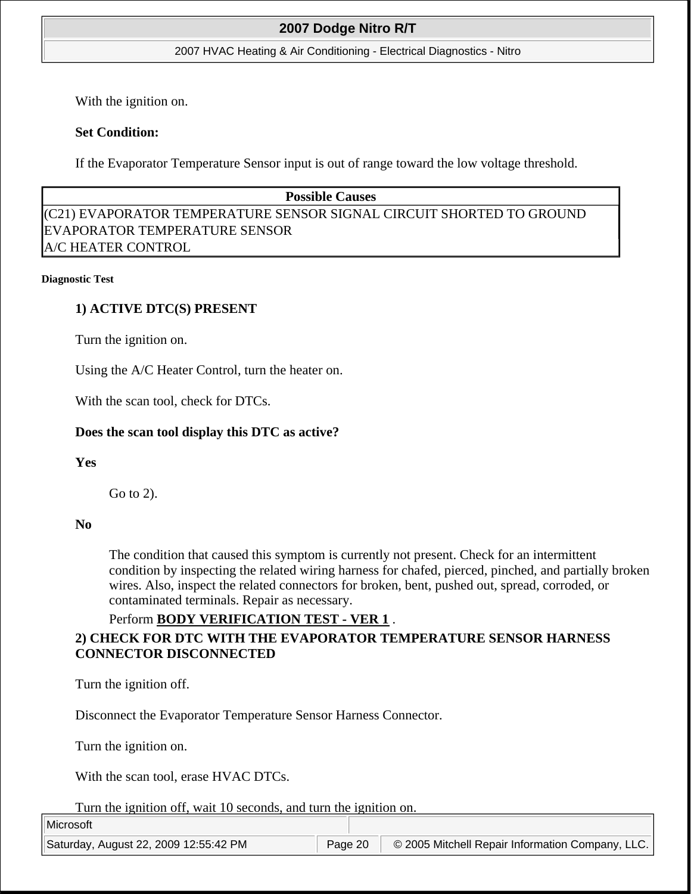With the ignition on.

**Set Condition:**

If the Evaporator Temperature Sensor input is out of range toward the low voltage threshold.

| Possible Causes |
| --- |
| (C21) EVAPORATOR TEMPERATURE SENSOR SIGNAL CIRCUIT SHORTED TO GROUND |
| EVAPORATOR TEMPERATURE SENSOR |
| A/C HEATER CONTROL |

**Diagnostic Test**

**1) ACTIVE DTC(S) PRESENT**

Turn the ignition on.

Using the A/C Heater Control, turn the heater on.

With the scan tool, check for DTCs.

**Does the scan tool display this DTC as active?**

**Yes**

Go to 2).

**No**

The condition that caused this symptom is currently not present. Check for an intermittent condition by inspecting the related wiring harness for chafed, pierced, pinched, and partially broken wires. Also, inspect the related connectors for broken, bent, pushed out, spread, corroded, or contaminated terminals. Repair as necessary.

Perform **BODY VERIFICATION TEST - VER 1** .

**2) CHECK FOR DTC WITH THE EVAPORATOR TEMPERATURE SENSOR HARNESS CONNECTOR DISCONNECTED**

Turn the ignition off.

Disconnect the Evaporator Temperature Sensor Harness Connector.

Turn the ignition on.

With the scan tool, erase HVAC DTCs.

Turn the ignition off, wait 10 seconds, and turn the ignition on.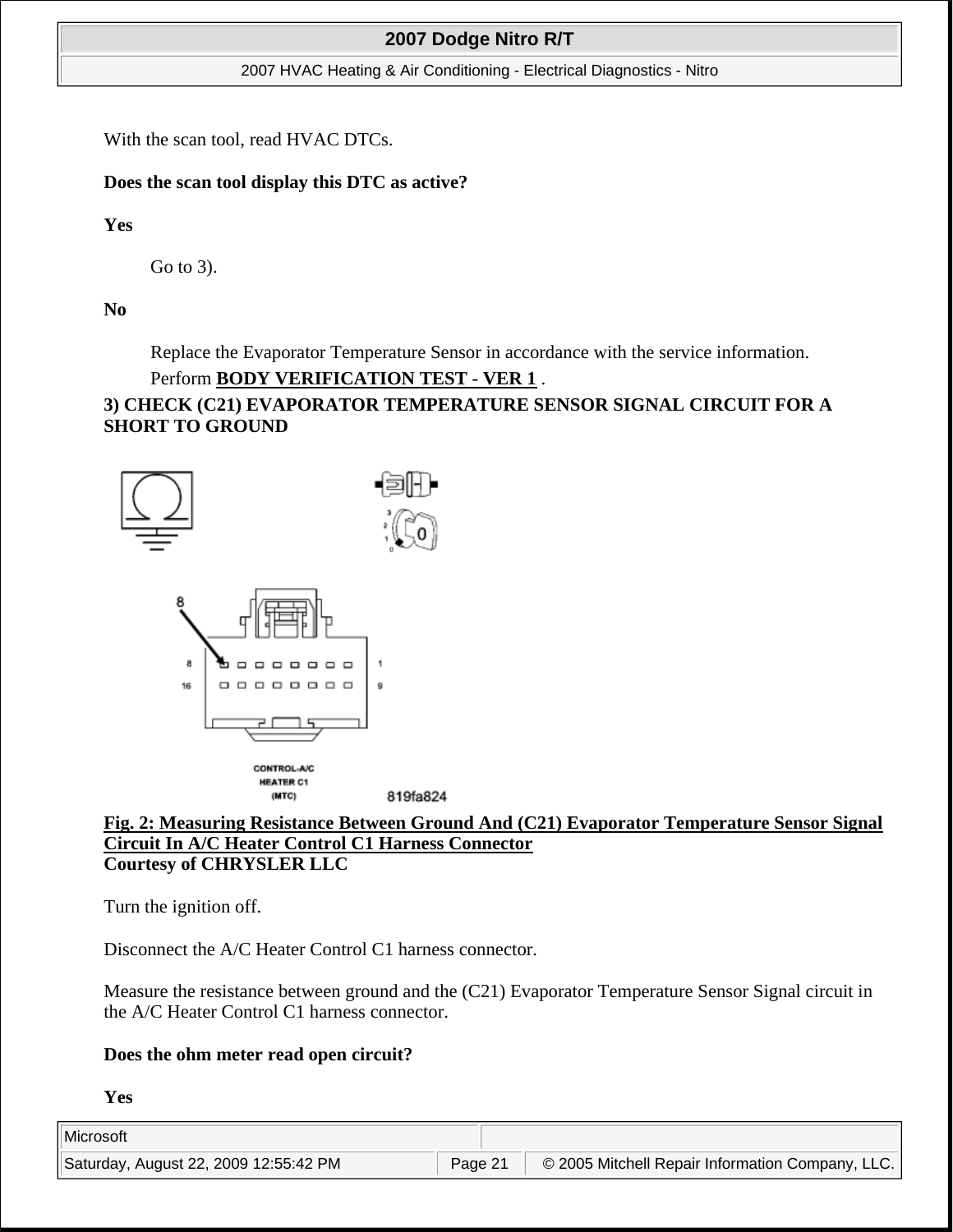With the scan tool, read HVAC DTCs.

**Does the scan tool display this DTC as active?**

**Yes**

Go to 3).

**No**

Replace the Evaporator Temperature Sensor in accordance with the service information. Perform **BODY VERIFICATION TEST - VER 1** .

**3) CHECK (C21) EVAPORATOR TEMPERATURE SENSOR SIGNAL CIRCUIT FOR A SHORT TO GROUND**

**Fig. 2: Measuring Resistance Between Ground And (C21) Evaporator Temperature Sensor Signal Circuit In A/C Heater Control C1 Harness Connector**
**Courtesy of CHRYSLER LLC**

Turn the ignition off.

Disconnect the A/C Heater Control C1 harness connector.

Measure the resistance between ground and the (C21) Evaporator Temperature Sensor Signal circuit in the A/C Heater Control C1 harness connector.

**Does the ohm meter read open circuit?**

**Yes**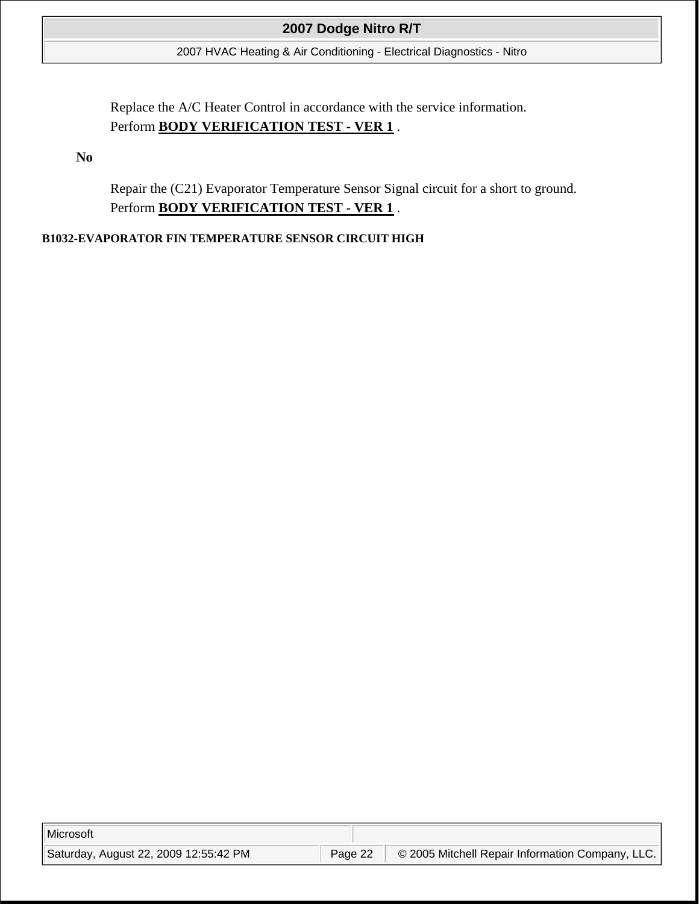Replace the A/C Heater Control in accordance with the service information.
Perform **BODY VERIFICATION TEST - VER 1** .

**No**

Repair the (C21) Evaporator Temperature Sensor Signal circuit for a short to ground.
Perform **BODY VERIFICATION TEST - VER 1** .

**B1032-EVAPORATOR FIN TEMPERATURE SENSOR CIRCUIT HIGH**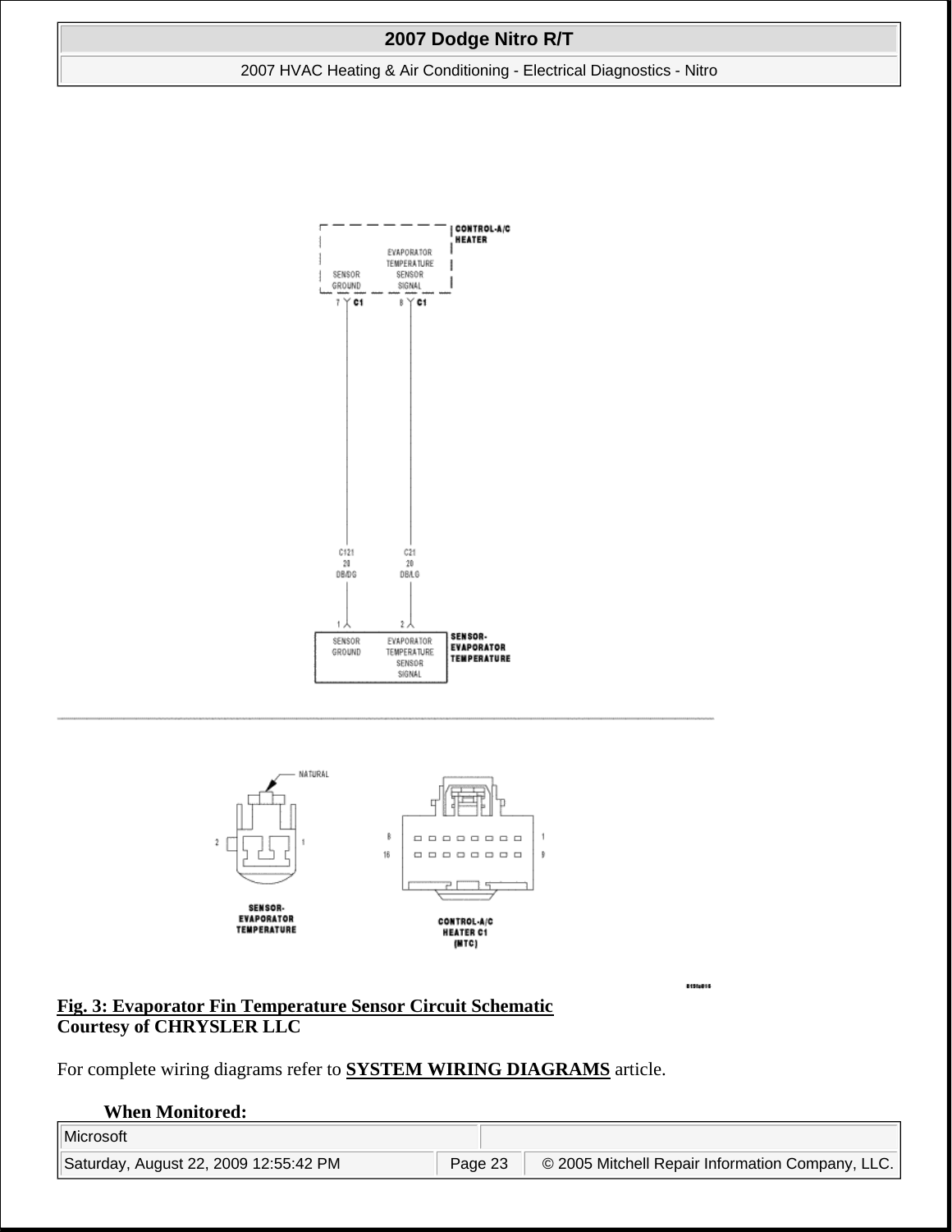**Fig. 3: Evaporator Fin Temperature Sensor Circuit Schematic**
**Courtesy of CHRYSLER LLC**

For complete wiring diagrams refer to **SYSTEM WIRING DIAGRAMS** article.

**When Monitored:**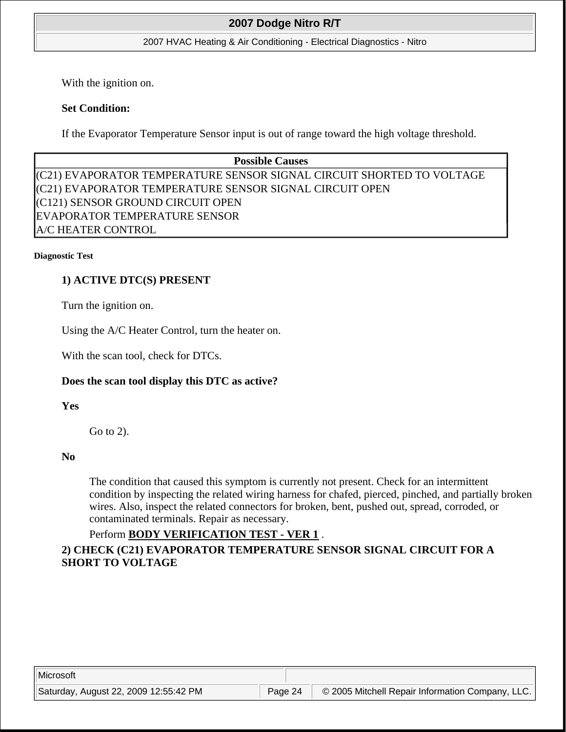With the ignition on.

**Set Condition:**

If the Evaporator Temperature Sensor input is out of range toward the high voltage threshold.

| Possible Causes |
| --- |
| (C21) EVAPORATOR TEMPERATURE SENSOR SIGNAL CIRCUIT SHORTED TO VOLTAGE |
| (C21) EVAPORATOR TEMPERATURE SENSOR SIGNAL CIRCUIT OPEN |
| (C121) SENSOR GROUND CIRCUIT OPEN |
| EVAPORATOR TEMPERATURE SENSOR |
| A/C HEATER CONTROL |

**Diagnostic Test**

**1) ACTIVE DTC(S) PRESENT**

Turn the ignition on.

Using the A/C Heater Control, turn the heater on.

With the scan tool, check for DTCs.

**Does the scan tool display this DTC as active?**

**Yes**

Go to 2).

**No**

The condition that caused this symptom is currently not present. Check for an intermittent condition by inspecting the related wiring harness for chafed, pierced, pinched, and partially broken wires. Also, inspect the related connectors for broken, bent, pushed out, spread, corroded, or contaminated terminals. Repair as necessary.

Perform **BODY VERIFICATION TEST - VER 1** .

**2) CHECK (C21) EVAPORATOR TEMPERATURE SENSOR SIGNAL CIRCUIT FOR A SHORT TO VOLTAGE**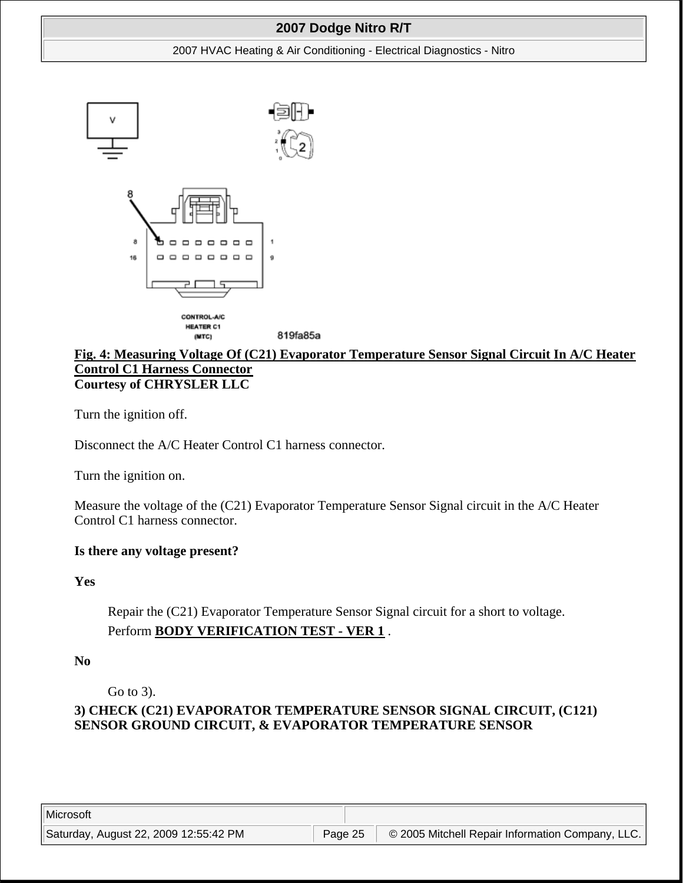**Fig. 4: Measuring Voltage Of (C21) Evaporator Temperature Sensor Signal Circuit In A/C Heater Control C1 Harness Connector**
**Courtesy of CHRYSLER LLC**

Turn the ignition off.

Disconnect the A/C Heater Control C1 harness connector.

Turn the ignition on.

Measure the voltage of the (C21) Evaporator Temperature Sensor Signal circuit in the A/C Heater Control C1 harness connector.

**Is there any voltage present?**

**Yes**

> Repair the (C21) Evaporator Temperature Sensor Signal circuit for a short to voltage.
>
> Perform **BODY VERIFICATION TEST - VER 1** .

**No**

> Go to 3).

**3) CHECK (C21) EVAPORATOR TEMPERATURE SENSOR SIGNAL CIRCUIT, (C121) SENSOR GROUND CIRCUIT, & EVAPORATOR TEMPERATURE SENSOR**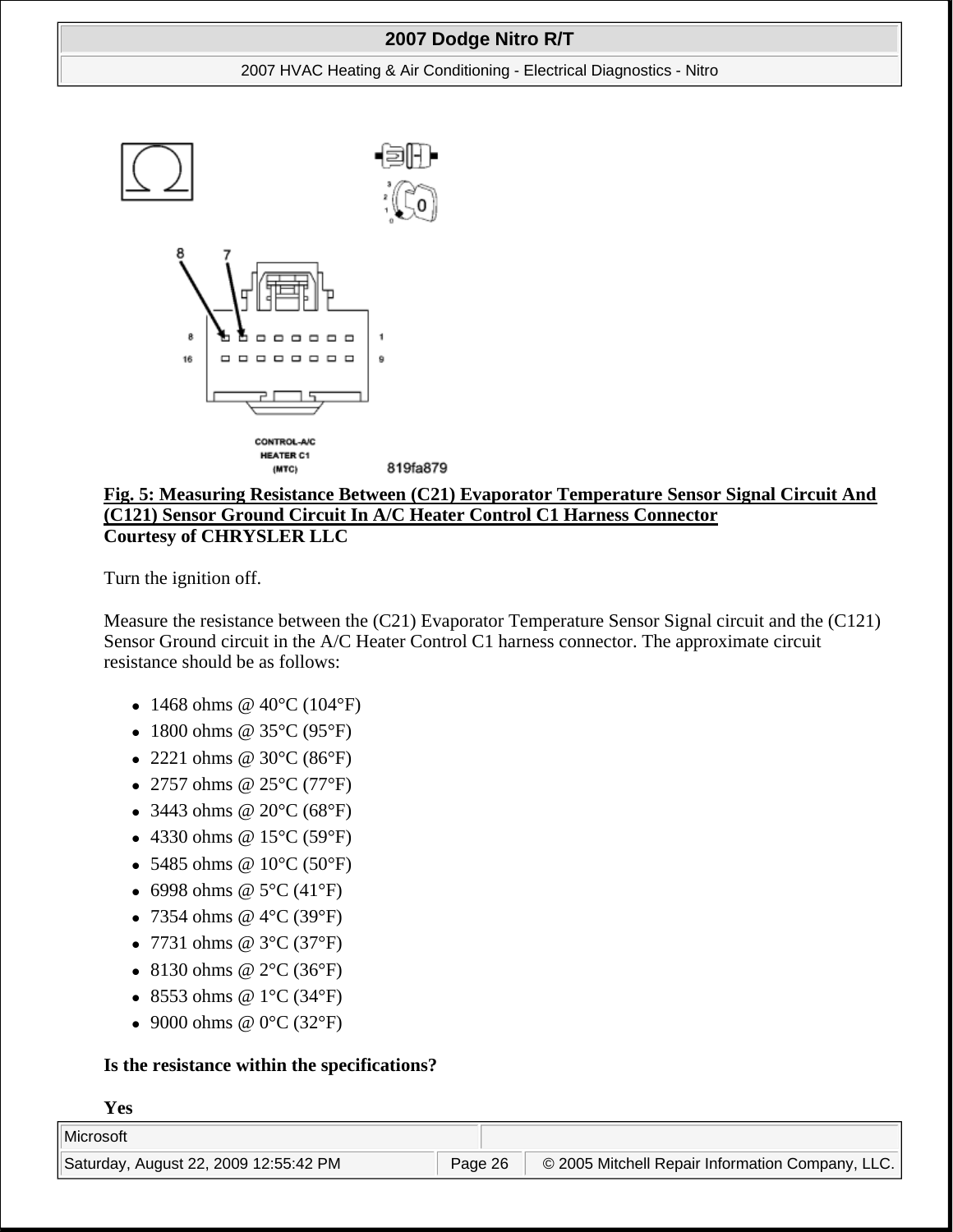**Fig. 5: Measuring Resistance Between (C21) Evaporator Temperature Sensor Signal Circuit And (C121) Sensor Ground Circuit In A/C Heater Control C1 Harness Connector**
**Courtesy of CHRYSLER LLC**

Turn the ignition off.

Measure the resistance between the (C21) Evaporator Temperature Sensor Signal circuit and the (C121) Sensor Ground circuit in the A/C Heater Control C1 harness connector. The approximate circuit resistance should be as follows:

- 1468 ohms @ 40°C (104°F)
- 1800 ohms @ 35°C (95°F)
- 2221 ohms @ 30°C (86°F)
- 2757 ohms @ 25°C (77°F)
- 3443 ohms @ 20°C (68°F)
- 4330 ohms @ 15°C (59°F)
- 5485 ohms @ 10°C (50°F)
- 6998 ohms @ 5°C (41°F)
- 7354 ohms @ 4°C (39°F)
- 7731 ohms @ 3°C (37°F)
- 8130 ohms @ 2°C (36°F)
- 8553 ohms @ 1°C (34°F)
- 9000 ohms @ 0°C (32°F)

**Is the resistance within the specifications?**

**Yes**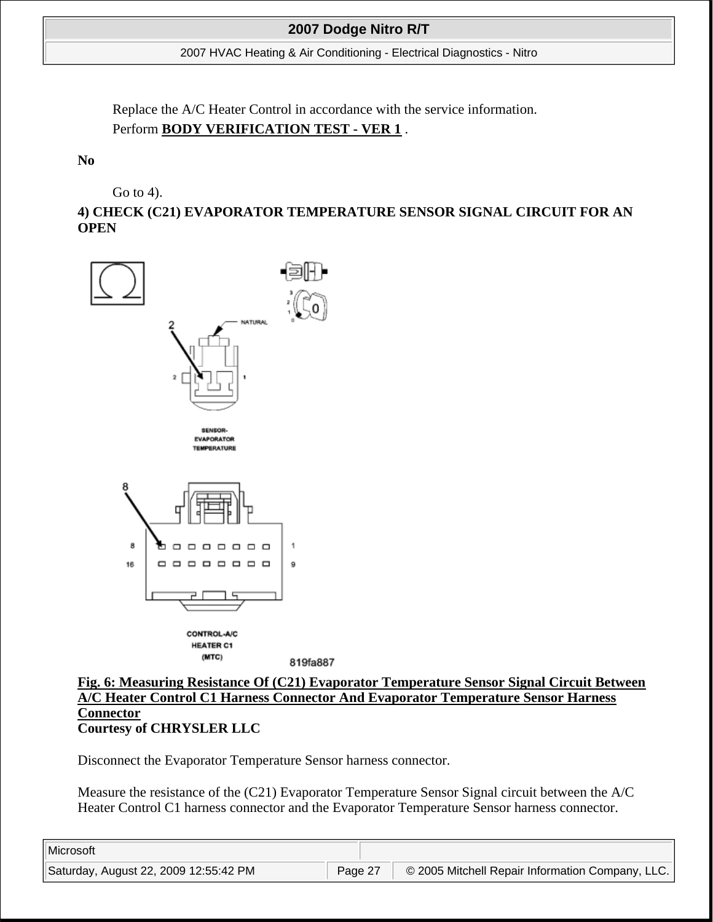Replace the A/C Heater Control in accordance with the service information.

Perform **BODY VERIFICATION TEST - VER 1** .

**No**

Go to 4).

**4) CHECK (C21) EVAPORATOR TEMPERATURE SENSOR SIGNAL CIRCUIT FOR AN OPEN**

**Fig. 6: Measuring Resistance Of (C21) Evaporator Temperature Sensor Signal Circuit Between A/C Heater Control C1 Harness Connector And Evaporator Temperature Sensor Harness Connector**
**Courtesy of CHRYSLER LLC**

Disconnect the Evaporator Temperature Sensor harness connector.

Measure the resistance of the (C21) Evaporator Temperature Sensor Signal circuit between the A/C Heater Control C1 harness connector and the Evaporator Temperature Sensor harness connector.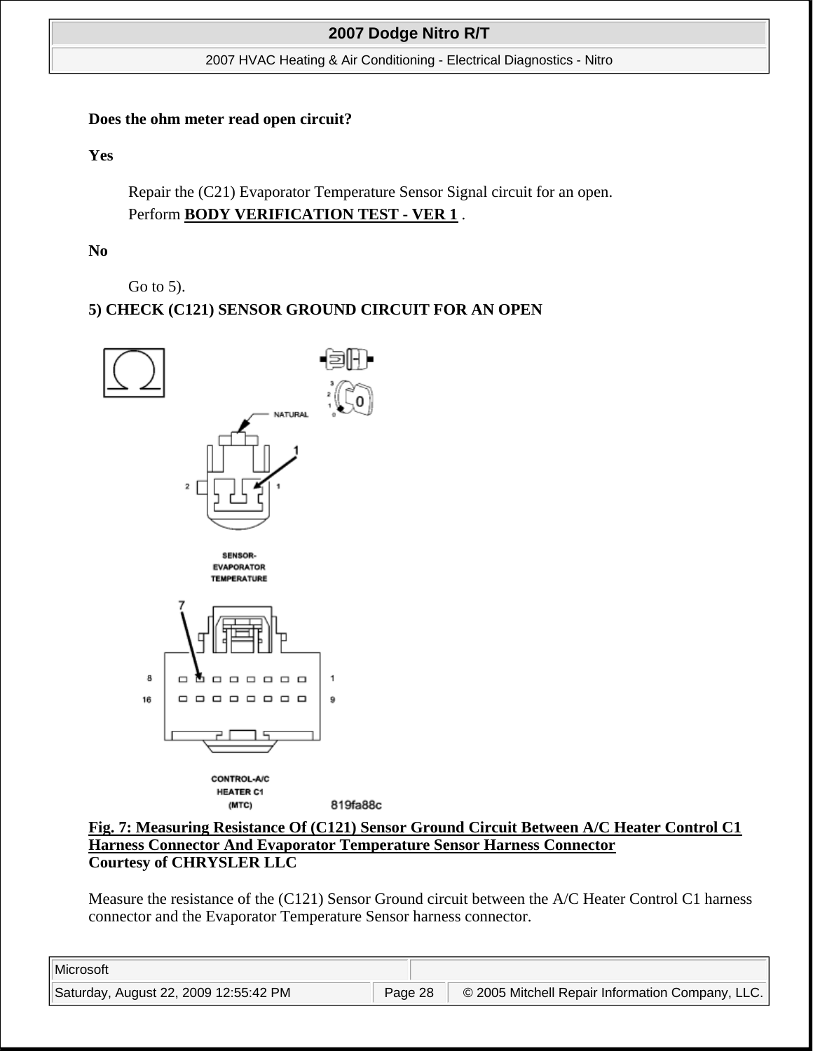**Does the ohm meter read open circuit?**

**Yes**

Repair the (C21) Evaporator Temperature Sensor Signal circuit for an open.
Perform **BODY VERIFICATION TEST - VER 1** .

**No**

Go to 5).

**5) CHECK (C121) SENSOR GROUND CIRCUIT FOR AN OPEN**

**Fig. 7: Measuring Resistance Of (C121) Sensor Ground Circuit Between A/C Heater Control C1 Harness Connector And Evaporator Temperature Sensor Harness Connector**
**Courtesy of CHRYSLER LLC**

Measure the resistance of the (C121) Sensor Ground circuit between the A/C Heater Control C1 harness connector and the Evaporator Temperature Sensor harness connector.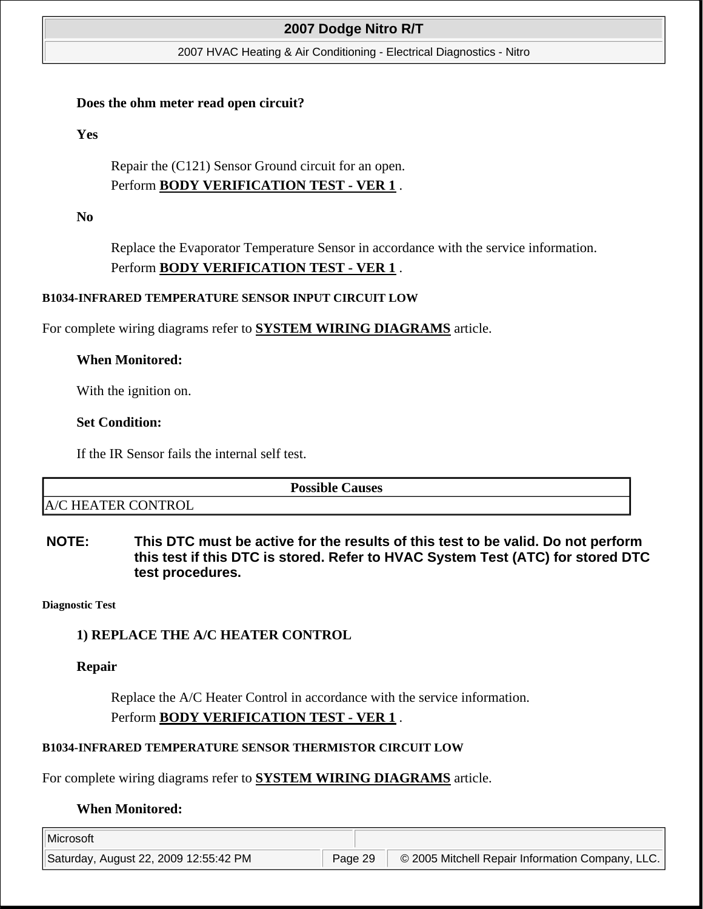**Does the ohm meter read open circuit?**

**Yes**

Repair the (C121) Sensor Ground circuit for an open.
Perform **BODY VERIFICATION TEST - VER 1** .

**No**

Replace the Evaporator Temperature Sensor in accordance with the service information.
Perform **BODY VERIFICATION TEST - VER 1** .

#### B1034-INFRARED TEMPERATURE SENSOR INPUT CIRCUIT LOW

For complete wiring diagrams refer to **SYSTEM WIRING DIAGRAMS** article.

**When Monitored:**

With the ignition on.

**Set Condition:**

If the IR Sensor fails the internal self test.

| Possible Causes |
| --- |
| A/C HEATER CONTROL |

**NOTE: This DTC must be active for the results of this test to be valid. Do not perform this test if this DTC is stored. Refer to HVAC System Test (ATC) for stored DTC test procedures.**

##### Diagnostic Test

**1) REPLACE THE A/C HEATER CONTROL**

**Repair**

Replace the A/C Heater Control in accordance with the service information.
Perform **BODY VERIFICATION TEST - VER 1** .

#### B1034-INFRARED TEMPERATURE SENSOR THERMISTOR CIRCUIT LOW

For complete wiring diagrams refer to **SYSTEM WIRING DIAGRAMS** article.

**When Monitored:**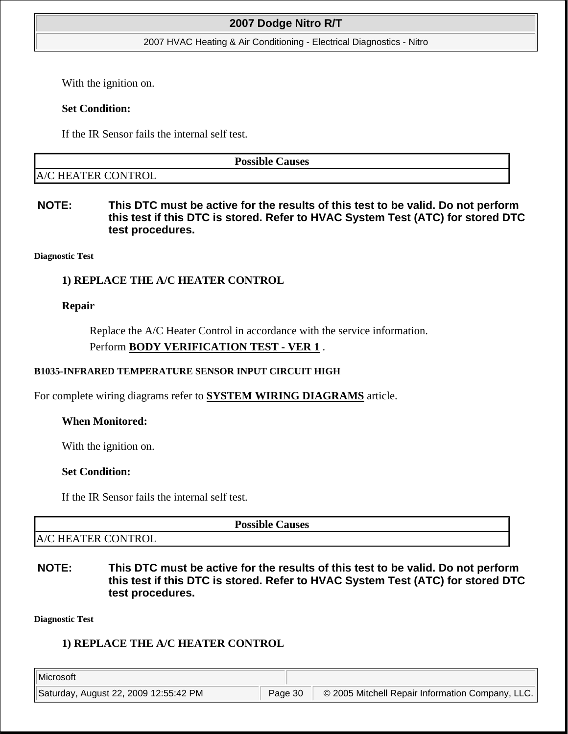With the ignition on.

**Set Condition:**

If the IR Sensor fails the internal self test.

| Possible Causes |
|---|
| A/C HEATER CONTROL |

**NOTE: This DTC must be active for the results of this test to be valid. Do not perform this test if this DTC is stored. Refer to HVAC System Test (ATC) for stored DTC test procedures.**

**Diagnostic Test**

**1) REPLACE THE A/C HEATER CONTROL**

**Repair**

Replace the A/C Heater Control in accordance with the service information.

Perform **BODY VERIFICATION TEST - VER 1** .

**B1035-INFRARED TEMPERATURE SENSOR INPUT CIRCUIT HIGH**

For complete wiring diagrams refer to **SYSTEM WIRING DIAGRAMS** article.

**When Monitored:**

With the ignition on.

**Set Condition:**

If the IR Sensor fails the internal self test.

| Possible Causes |
|---|
| A/C HEATER CONTROL |

**NOTE: This DTC must be active for the results of this test to be valid. Do not perform this test if this DTC is stored. Refer to HVAC System Test (ATC) for stored DTC test procedures.**

**Diagnostic Test**

**1) REPLACE THE A/C HEATER CONTROL**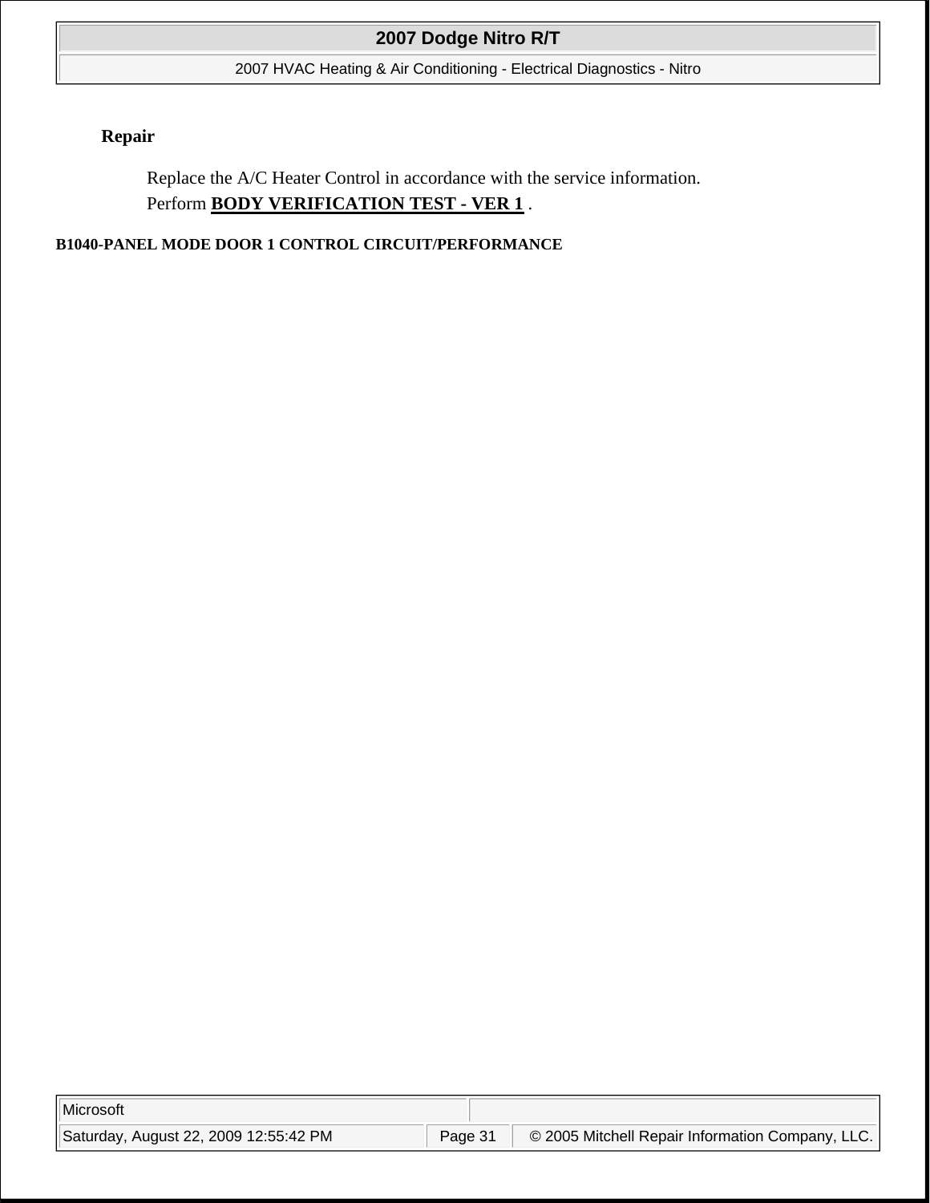**Repair**

Replace the A/C Heater Control in accordance with the service information.
Perform **BODY VERIFICATION TEST - VER 1** .

### B1040-PANEL MODE DOOR 1 CONTROL CIRCUIT/PERFORMANCE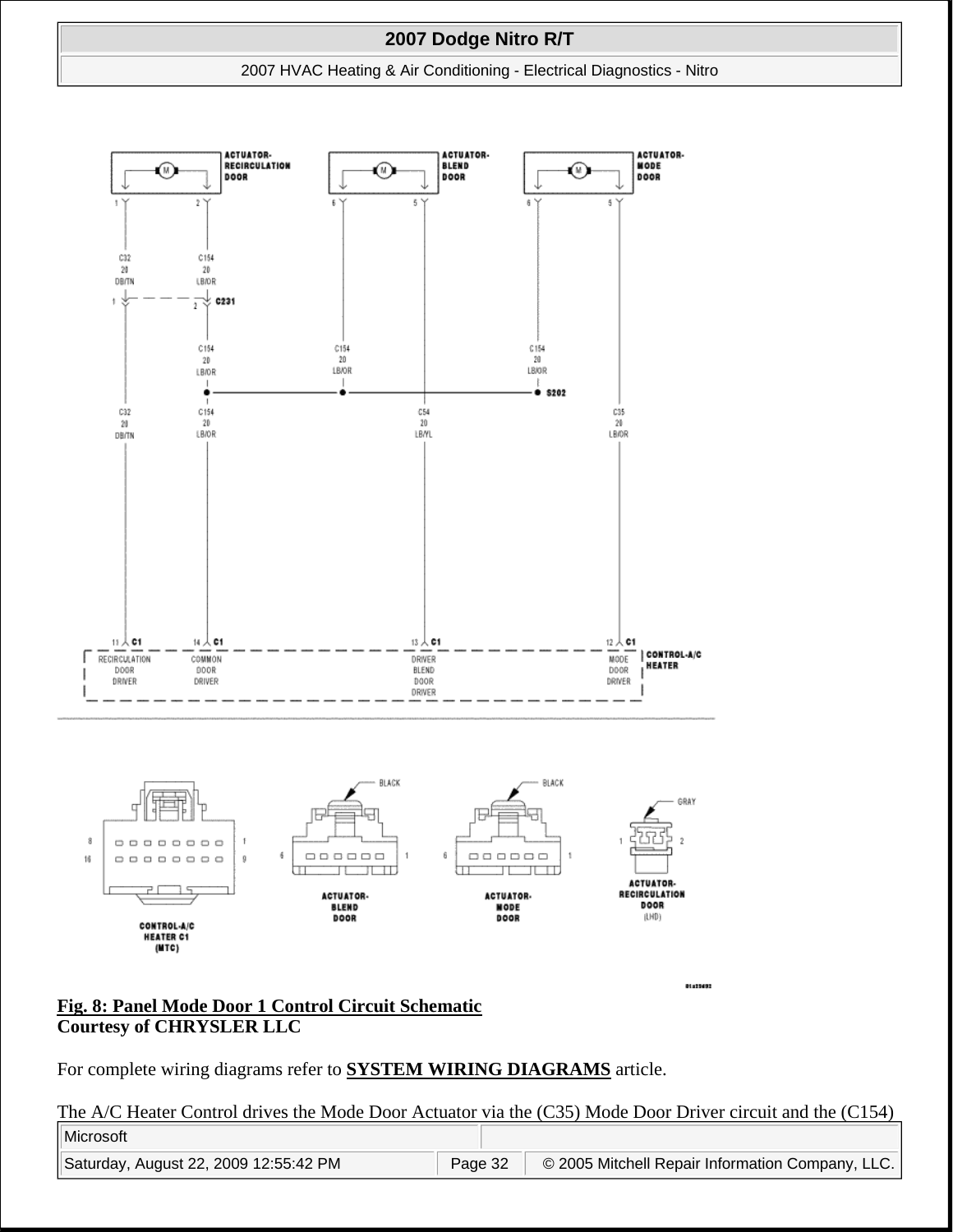**Fig. 8: Panel Mode Door 1 Control Circuit Schematic**
**Courtesy of CHRYSLER LLC**

For complete wiring diagrams refer to **SYSTEM WIRING DIAGRAMS** article.

The A/C Heater Control drives the Mode Door Actuator via the (C35) Mode Door Driver circuit and the (C154)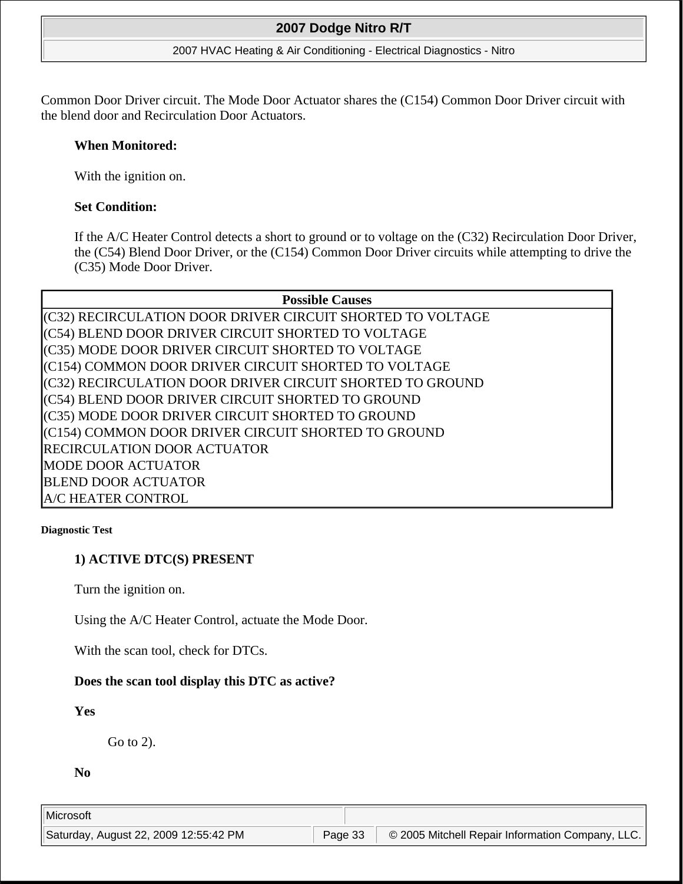Common Door Driver circuit. The Mode Door Actuator shares the (C154) Common Door Driver circuit with the blend door and Recirculation Door Actuators.

**When Monitored:**

With the ignition on.

**Set Condition:**

If the A/C Heater Control detects a short to ground or to voltage on the (C32) Recirculation Door Driver, the (C54) Blend Door Driver, or the (C154) Common Door Driver circuits while attempting to drive the (C35) Mode Door Driver.

| Possible Causes |
| --- |
| (C32) RECIRCULATION DOOR DRIVER CIRCUIT SHORTED TO VOLTAGE |
| (C54) BLEND DOOR DRIVER CIRCUIT SHORTED TO VOLTAGE |
| (C35) MODE DOOR DRIVER CIRCUIT SHORTED TO VOLTAGE |
| (C154) COMMON DOOR DRIVER CIRCUIT SHORTED TO VOLTAGE |
| (C32) RECIRCULATION DOOR DRIVER CIRCUIT SHORTED TO GROUND |
| (C54) BLEND DOOR DRIVER CIRCUIT SHORTED TO GROUND |
| (C35) MODE DOOR DRIVER CIRCUIT SHORTED TO GROUND |
| (C154) COMMON DOOR DRIVER CIRCUIT SHORTED TO GROUND |
| RECIRCULATION DOOR ACTUATOR |
| MODE DOOR ACTUATOR |
| BLEND DOOR ACTUATOR |
| A/C HEATER CONTROL |

**Diagnostic Test**

**1) ACTIVE DTC(S) PRESENT**

Turn the ignition on.

Using the A/C Heater Control, actuate the Mode Door.

With the scan tool, check for DTCs.

**Does the scan tool display this DTC as active?**

**Yes**

Go to 2).

**No**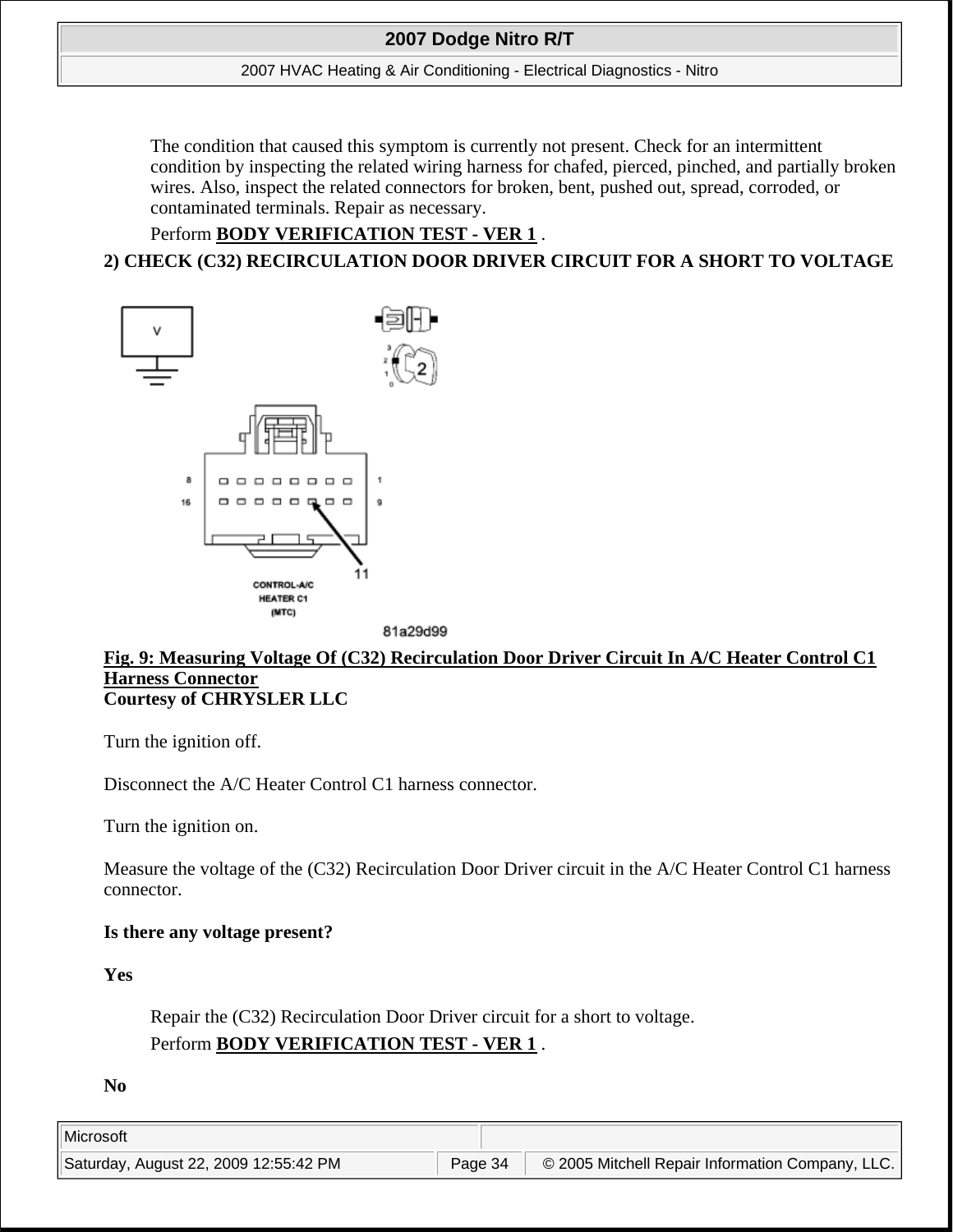The condition that caused this symptom is currently not present. Check for an intermittent condition by inspecting the related wiring harness for chafed, pierced, pinched, and partially broken wires. Also, inspect the related connectors for broken, bent, pushed out, spread, corroded, or contaminated terminals. Repair as necessary.

Perform **BODY VERIFICATION TEST - VER 1** .

**2) CHECK (C32) RECIRCULATION DOOR DRIVER CIRCUIT FOR A SHORT TO VOLTAGE**

**Fig. 9: Measuring Voltage Of (C32) Recirculation Door Driver Circuit In A/C Heater Control C1 Harness Connector**
**Courtesy of CHRYSLER LLC**

Turn the ignition off.

Disconnect the A/C Heater Control C1 harness connector.

Turn the ignition on.

Measure the voltage of the (C32) Recirculation Door Driver circuit in the A/C Heater Control C1 harness connector.

**Is there any voltage present?**

**Yes**

Repair the (C32) Recirculation Door Driver circuit for a short to voltage.

Perform **BODY VERIFICATION TEST - VER 1** .

**No**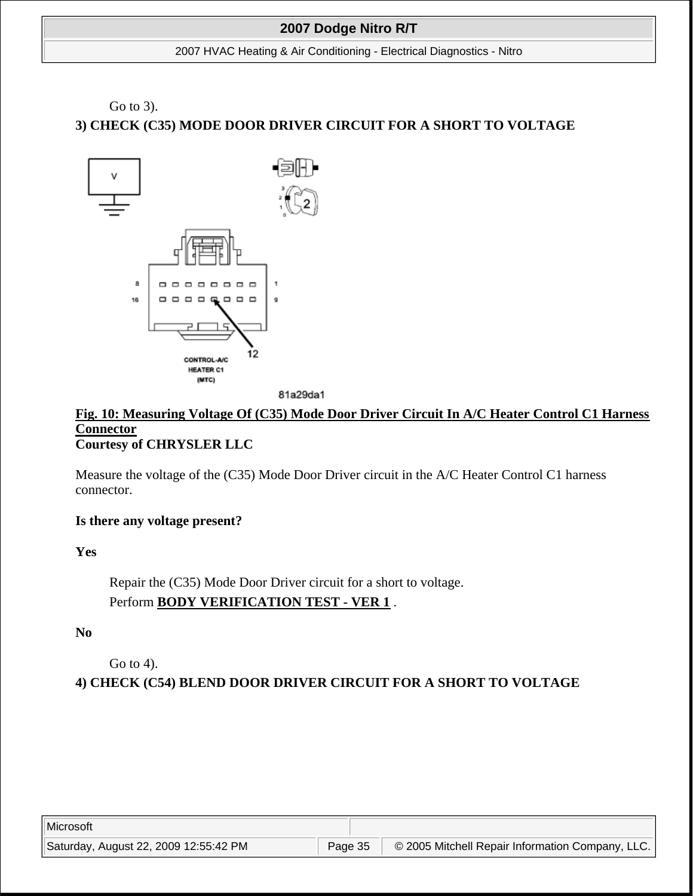Go to 3).

**3) CHECK (C35) MODE DOOR DRIVER CIRCUIT FOR A SHORT TO VOLTAGE**

**Fig. 10: Measuring Voltage Of (C35) Mode Door Driver Circuit In A/C Heater Control C1 Harness Connector**
**Courtesy of CHRYSLER LLC**

Measure the voltage of the (C35) Mode Door Driver circuit in the A/C Heater Control C1 harness connector.

**Is there any voltage present?**

**Yes**

Repair the (C35) Mode Door Driver circuit for a short to voltage.

Perform **BODY VERIFICATION TEST - VER 1** .

**No**

Go to 4).

**4) CHECK (C54) BLEND DOOR DRIVER CIRCUIT FOR A SHORT TO VOLTAGE**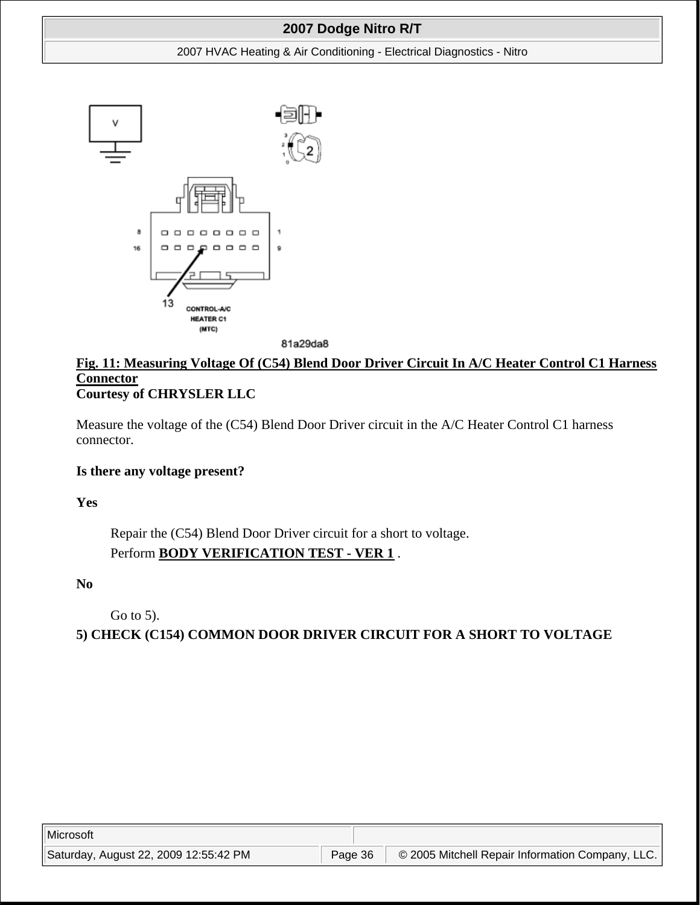**Fig. 11: Measuring Voltage Of (C54) Blend Door Driver Circuit In A/C Heater Control C1 Harness Connector**
**Courtesy of CHRYSLER LLC**

Measure the voltage of the (C54) Blend Door Driver circuit in the A/C Heater Control C1 harness connector.

**Is there any voltage present?**

**Yes**

Repair the (C54) Blend Door Driver circuit for a short to voltage.

Perform **BODY VERIFICATION TEST - VER 1** .

**No**

Go to 5).

**5) CHECK (C154) COMMON DOOR DRIVER CIRCUIT FOR A SHORT TO VOLTAGE**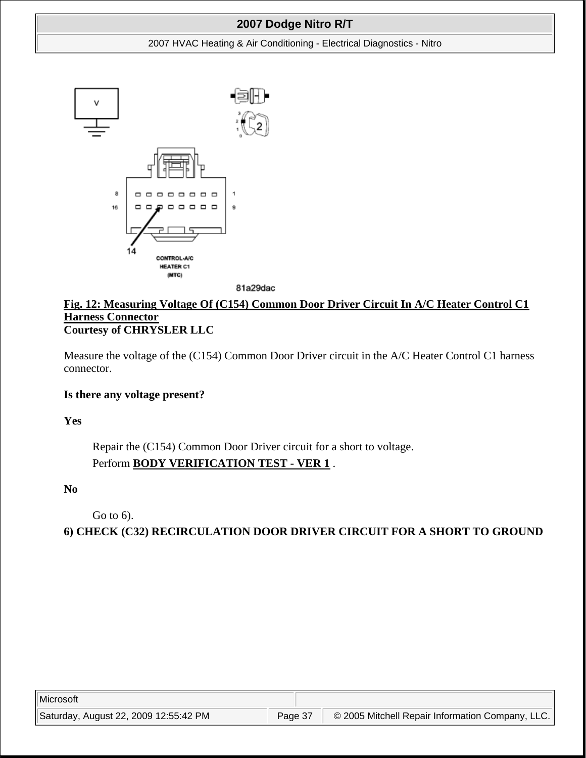**Fig. 12: Measuring Voltage Of (C154) Common Door Driver Circuit In A/C Heater Control C1 Harness Connector**
**Courtesy of CHRYSLER LLC**

Measure the voltage of the (C154) Common Door Driver circuit in the A/C Heater Control C1 harness connector.

**Is there any voltage present?**

**Yes**

> Repair the (C154) Common Door Driver circuit for a short to voltage.
> Perform **BODY VERIFICATION TEST - VER 1** .

**No**

> Go to 6).

**6) CHECK (C32) RECIRCULATION DOOR DRIVER CIRCUIT FOR A SHORT TO GROUND**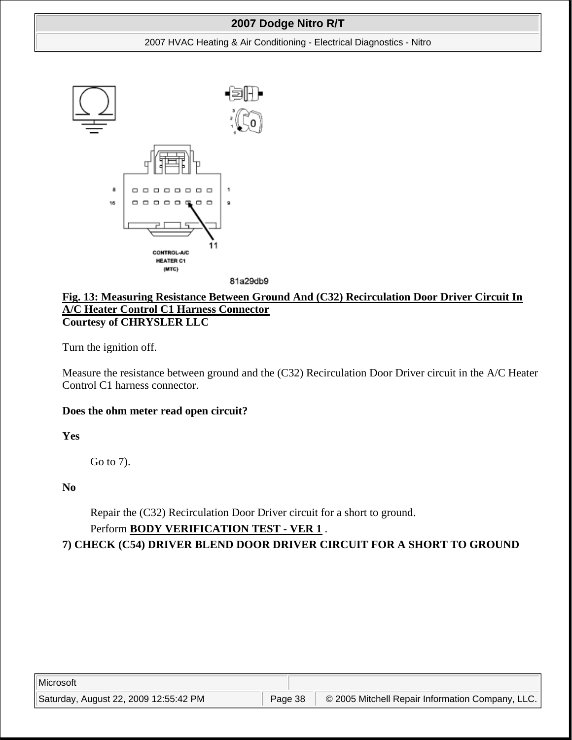**Fig. 13: Measuring Resistance Between Ground And (C32) Recirculation Door Driver Circuit In A/C Heater Control C1 Harness Connector**
**Courtesy of CHRYSLER LLC**

Turn the ignition off.

Measure the resistance between ground and the (C32) Recirculation Door Driver circuit in the A/C Heater Control C1 harness connector.

**Does the ohm meter read open circuit?**

**Yes**

> Go to 7).

**No**

> Repair the (C32) Recirculation Door Driver circuit for a short to ground.
> Perform **BODY VERIFICATION TEST - VER 1** .

**7) CHECK (C54) DRIVER BLEND DOOR DRIVER CIRCUIT FOR A SHORT TO GROUND**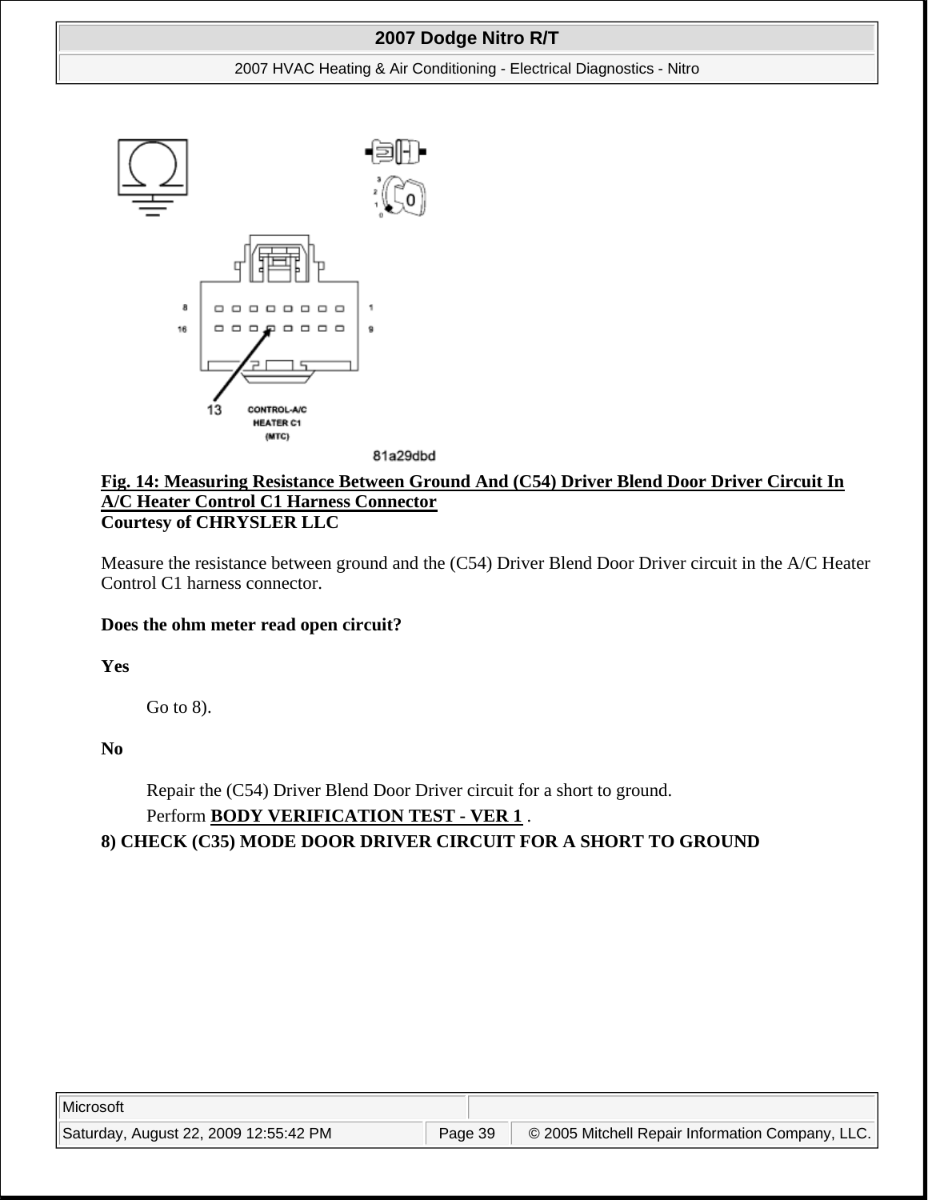**Fig. 14: Measuring Resistance Between Ground And (C54) Driver Blend Door Driver Circuit In A/C Heater Control C1 Harness Connector**
**Courtesy of CHRYSLER LLC**

Measure the resistance between ground and the (C54) Driver Blend Door Driver circuit in the A/C Heater Control C1 harness connector.

**Does the ohm meter read open circuit?**

**Yes**

> Go to 8).

**No**

> Repair the (C54) Driver Blend Door Driver circuit for a short to ground.
> Perform **BODY VERIFICATION TEST - VER 1** .

**8) CHECK (C35) MODE DOOR DRIVER CIRCUIT FOR A SHORT TO GROUND**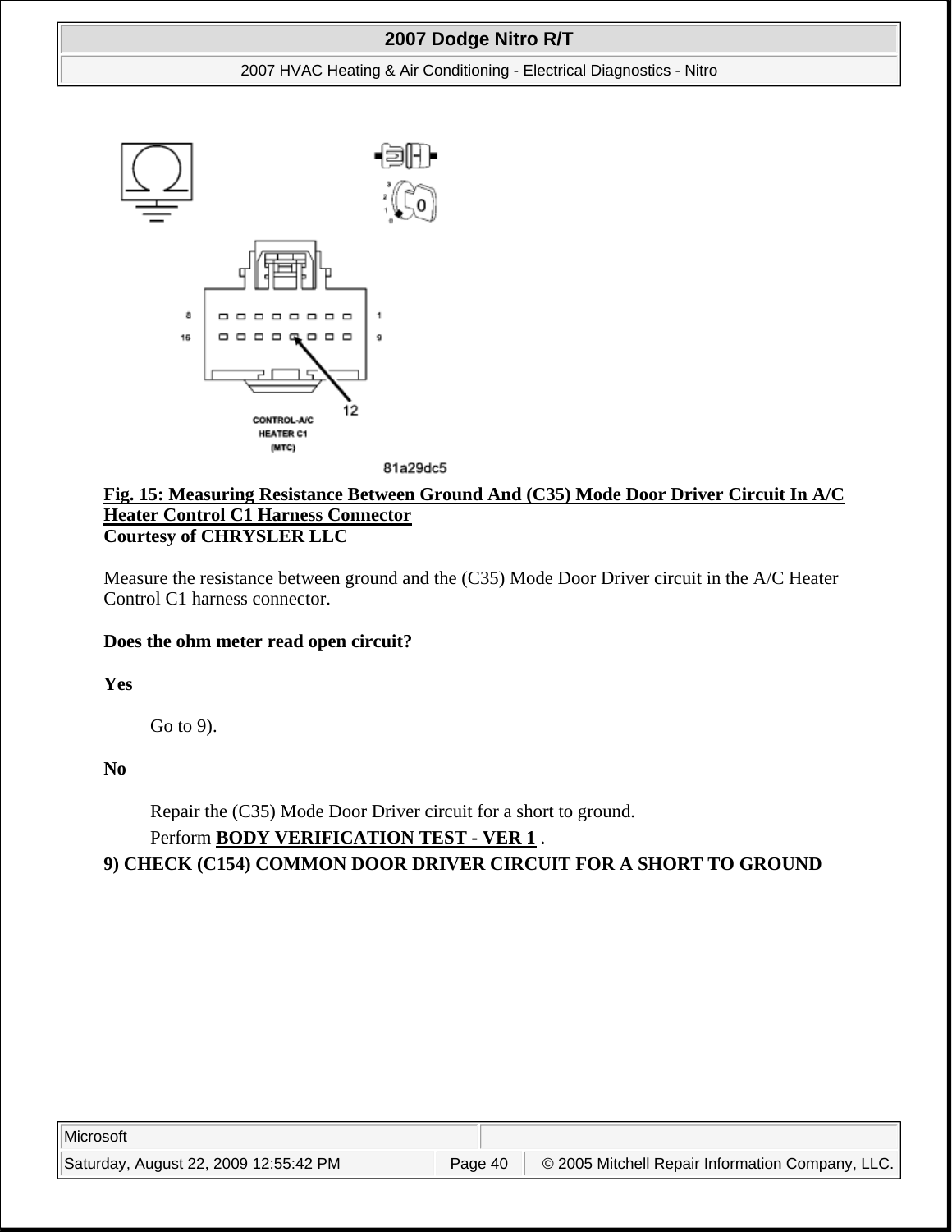**Fig. 15: Measuring Resistance Between Ground And (C35) Mode Door Driver Circuit In A/C Heater Control C1 Harness Connector**
**Courtesy of CHRYSLER LLC**

Measure the resistance between ground and the (C35) Mode Door Driver circuit in the A/C Heater Control C1 harness connector.

**Does the ohm meter read open circuit?**

**Yes**

Go to 9).

**No**

Repair the (C35) Mode Door Driver circuit for a short to ground.
Perform **BODY VERIFICATION TEST - VER 1** .

**9) CHECK (C154) COMMON DOOR DRIVER CIRCUIT FOR A SHORT TO GROUND**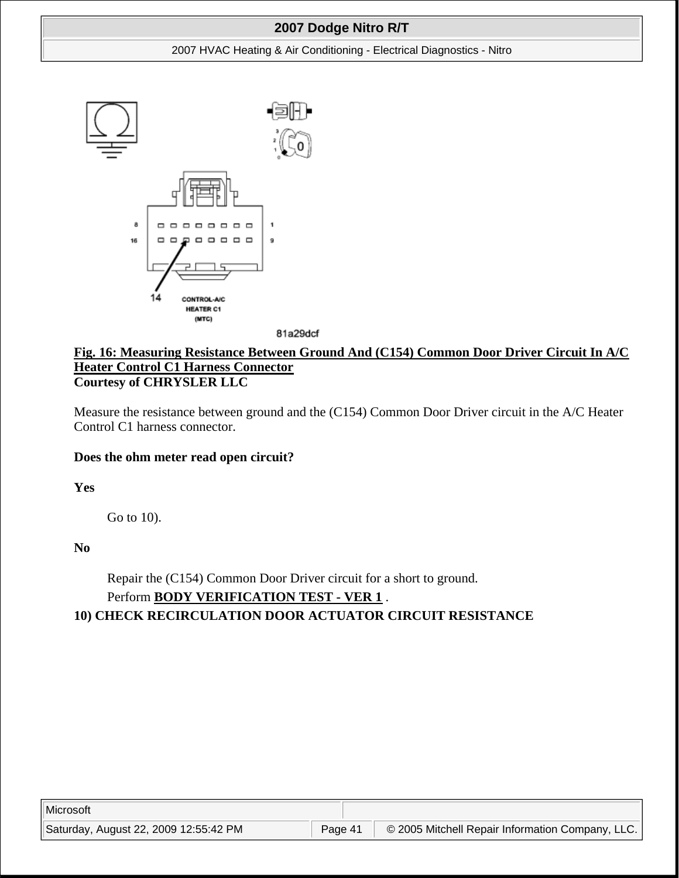**Fig. 16: Measuring Resistance Between Ground And (C154) Common Door Driver Circuit In A/C Heater Control C1 Harness Connector**
**Courtesy of CHRYSLER LLC**

Measure the resistance between ground and the (C154) Common Door Driver circuit in the A/C Heater Control C1 harness connector.

**Does the ohm meter read open circuit?**

**Yes**

Go to 10).

**No**

Repair the (C154) Common Door Driver circuit for a short to ground.
Perform **BODY VERIFICATION TEST - VER 1** .

**10) CHECK RECIRCULATION DOOR ACTUATOR CIRCUIT RESISTANCE**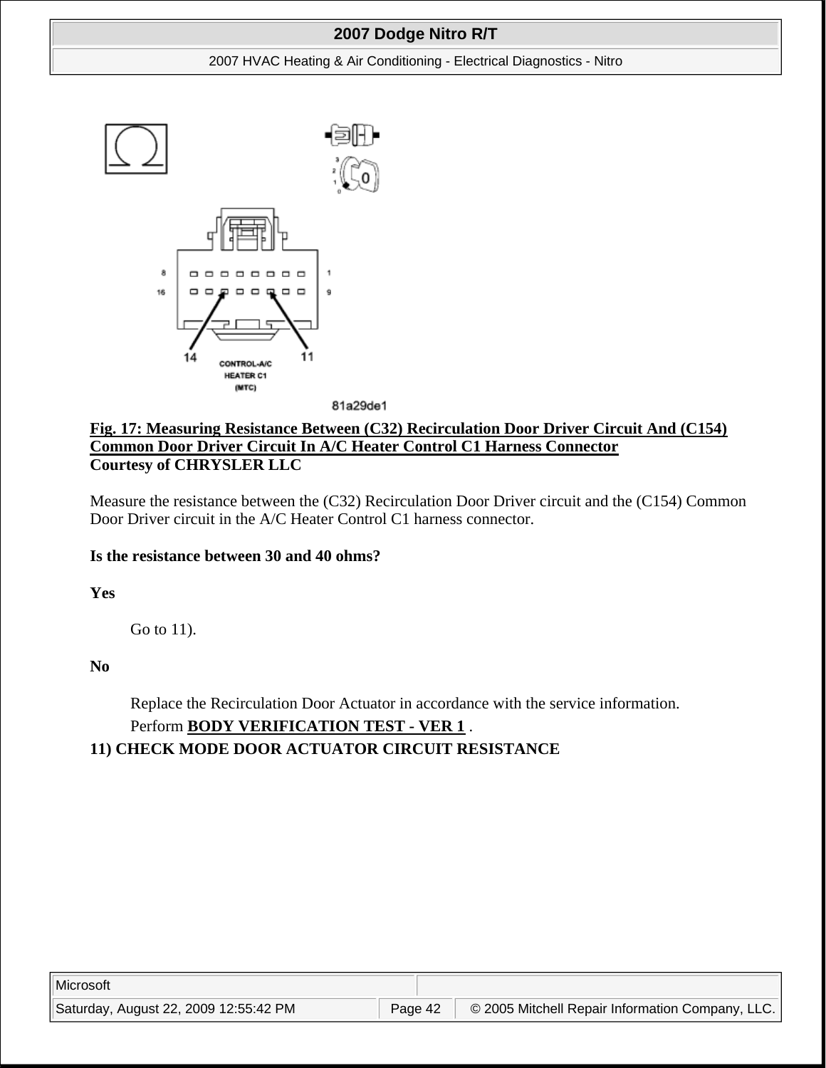**Fig. 17: Measuring Resistance Between (C32) Recirculation Door Driver Circuit And (C154) Common Door Driver Circuit In A/C Heater Control C1 Harness Connector**
**Courtesy of CHRYSLER LLC**

Measure the resistance between the (C32) Recirculation Door Driver circuit and the (C154) Common Door Driver circuit in the A/C Heater Control C1 harness connector.

**Is the resistance between 30 and 40 ohms?**

**Yes**

Go to 11).

**No**

Replace the Recirculation Door Actuator in accordance with the service information.
Perform **BODY VERIFICATION TEST - VER 1** .

**11) CHECK MODE DOOR ACTUATOR CIRCUIT RESISTANCE**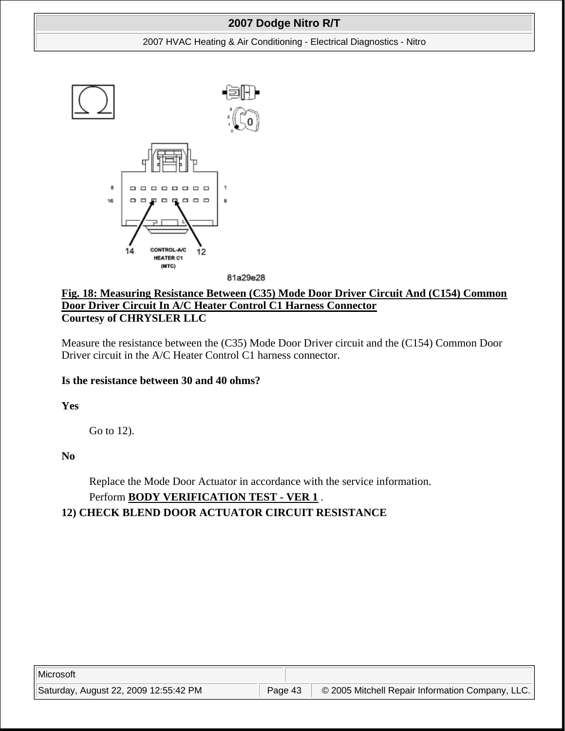**Fig. 18: Measuring Resistance Between (C35) Mode Door Driver Circuit And (C154) Common Door Driver Circuit In A/C Heater Control C1 Harness Connector**
**Courtesy of CHRYSLER LLC**

Measure the resistance between the (C35) Mode Door Driver circuit and the (C154) Common Door Driver circuit in the A/C Heater Control C1 harness connector.

**Is the resistance between 30 and 40 ohms?**

**Yes**

> Go to 12).

**No**

> Replace the Mode Door Actuator in accordance with the service information.
> Perform **BODY VERIFICATION TEST - VER 1** .

**12) CHECK BLEND DOOR ACTUATOR CIRCUIT RESISTANCE**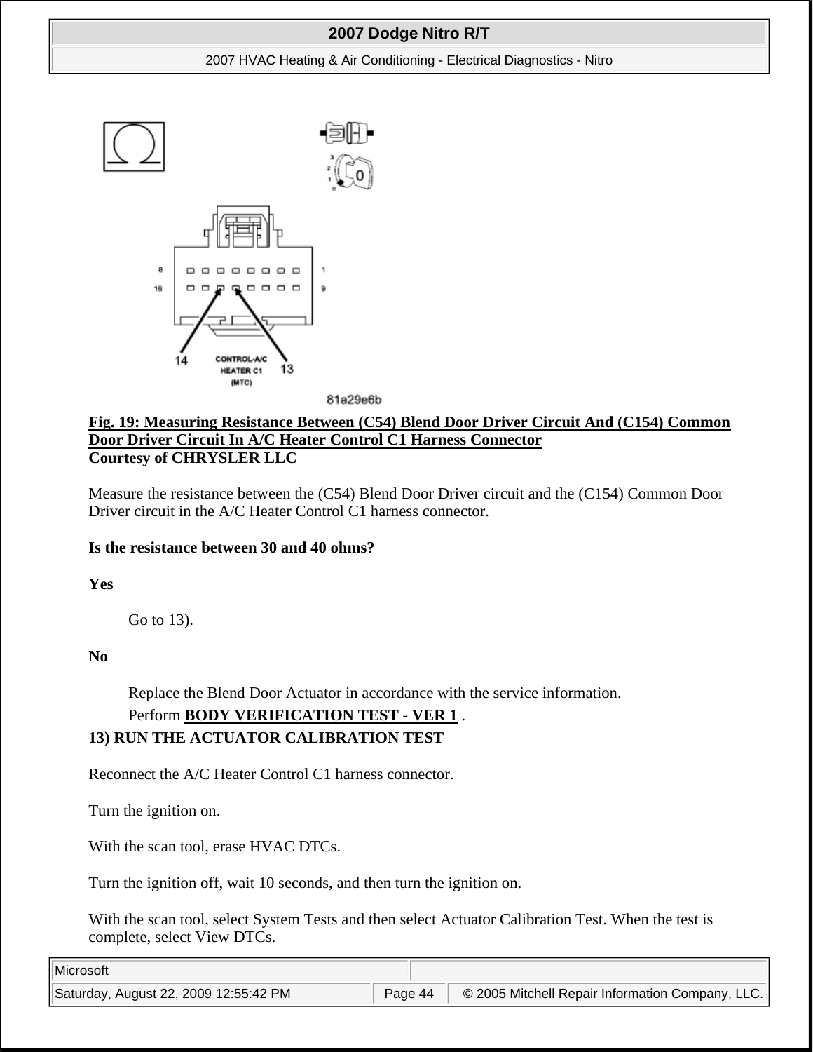**Fig. 19: Measuring Resistance Between (C54) Blend Door Driver Circuit And (C154) Common Door Driver Circuit In A/C Heater Control C1 Harness Connector**
**Courtesy of CHRYSLER LLC**

Measure the resistance between the (C54) Blend Door Driver circuit and the (C154) Common Door Driver circuit in the A/C Heater Control C1 harness connector.

**Is the resistance between 30 and 40 ohms?**

**Yes**

Go to 13).

**No**

Replace the Blend Door Actuator in accordance with the service information.
Perform **BODY VERIFICATION TEST - VER 1** .

**13) RUN THE ACTUATOR CALIBRATION TEST**

Reconnect the A/C Heater Control C1 harness connector.

Turn the ignition on.

With the scan tool, erase HVAC DTCs.

Turn the ignition off, wait 10 seconds, and then turn the ignition on.

With the scan tool, select System Tests and then select Actuator Calibration Test. When the test is complete, select View DTCs.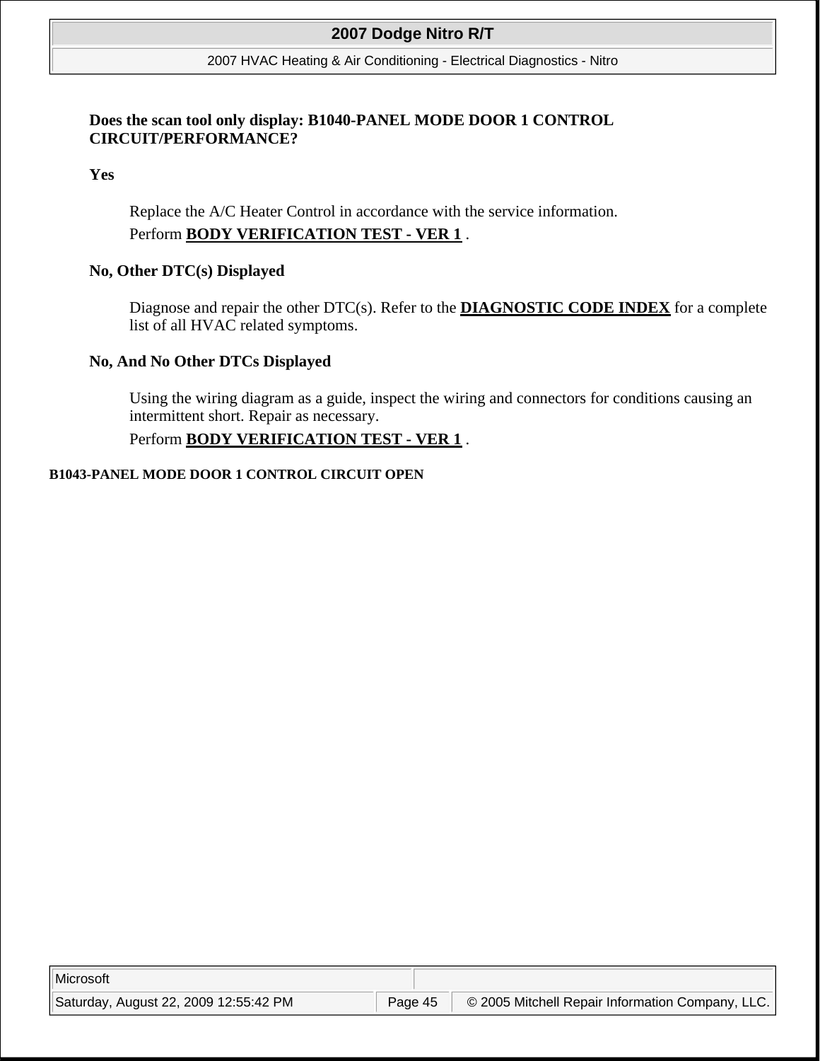**Does the scan tool only display: B1040-PANEL MODE DOOR 1 CONTROL CIRCUIT/PERFORMANCE?**

**Yes**

Replace the A/C Heater Control in accordance with the service information.

Perform **BODY VERIFICATION TEST - VER 1** .

**No, Other DTC(s) Displayed**

Diagnose and repair the other DTC(s). Refer to the **DIAGNOSTIC CODE INDEX** for a complete list of all HVAC related symptoms.

**No, And No Other DTCs Displayed**

Using the wiring diagram as a guide, inspect the wiring and connectors for conditions causing an intermittent short. Repair as necessary.

Perform **BODY VERIFICATION TEST - VER 1** .

#### B1043-PANEL MODE DOOR 1 CONTROL CIRCUIT OPEN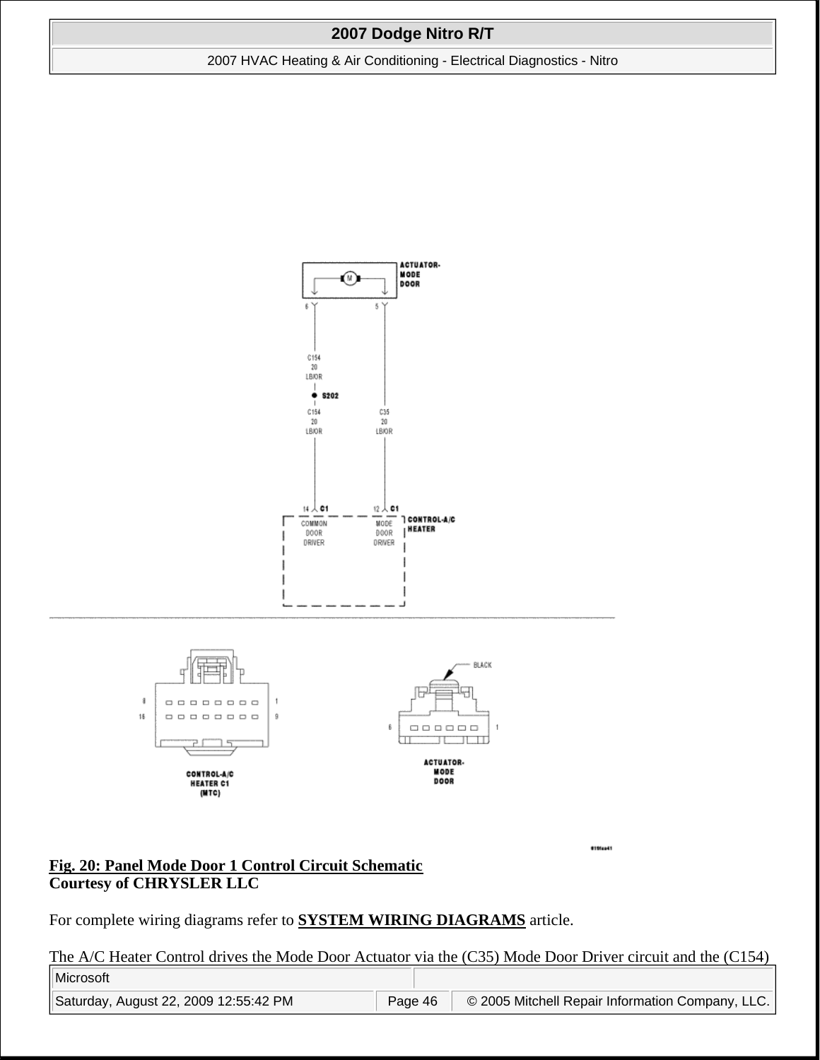**Fig. 20: Panel Mode Door 1 Control Circuit Schematic**
**Courtesy of CHRYSLER LLC**

For complete wiring diagrams refer to **SYSTEM WIRING DIAGRAMS** article.

The A/C Heater Control drives the Mode Door Actuator via the (C35) Mode Door Driver circuit and the (C154)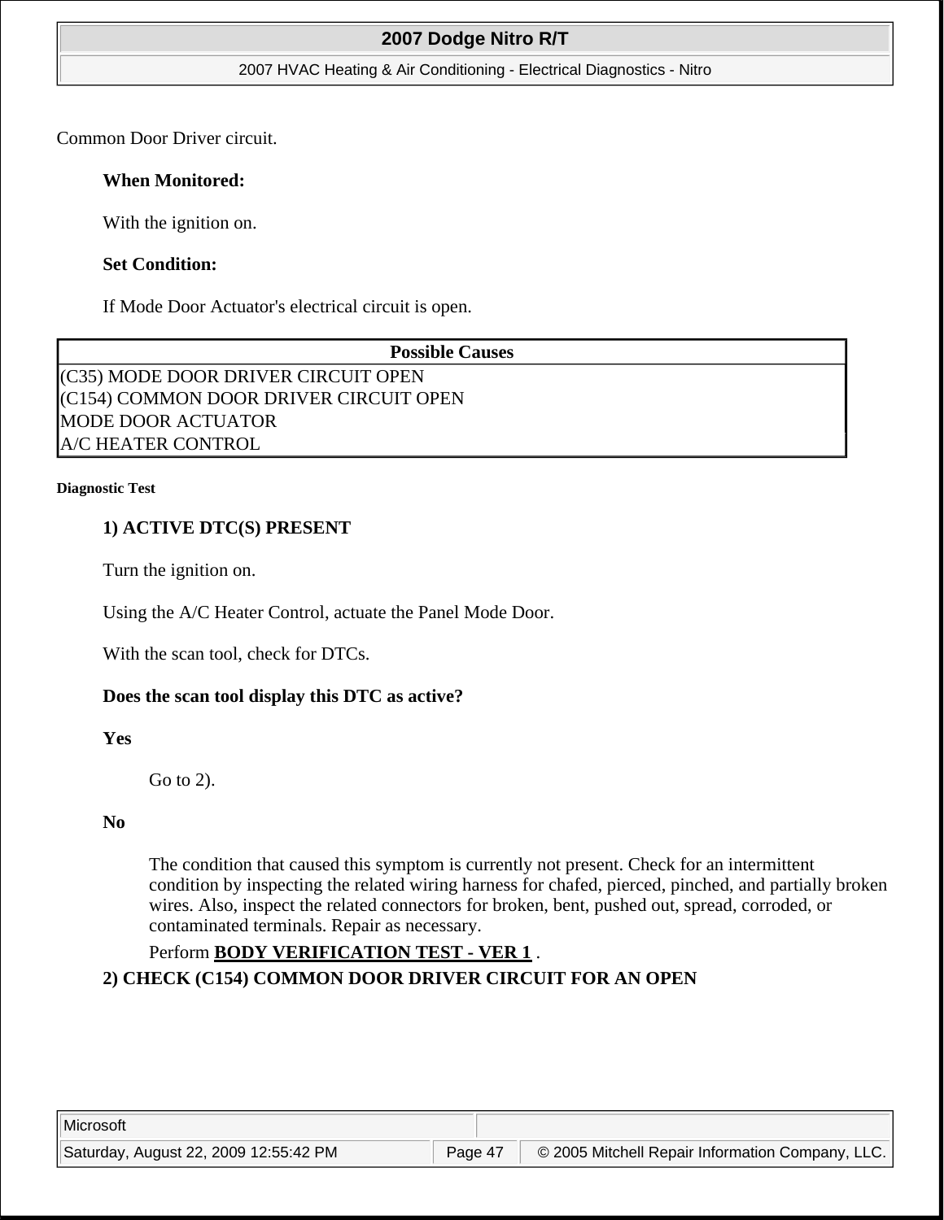Common Door Driver circuit.

**When Monitored:**

With the ignition on.

**Set Condition:**

If Mode Door Actuator's electrical circuit is open.

| Possible Causes |
|---|
| (C35) MODE DOOR DRIVER CIRCUIT OPEN |
| (C154) COMMON DOOR DRIVER CIRCUIT OPEN |
| MODE DOOR ACTUATOR |
| A/C HEATER CONTROL |

**Diagnostic Test**

**1) ACTIVE DTC(S) PRESENT**

Turn the ignition on.

Using the A/C Heater Control, actuate the Panel Mode Door.

With the scan tool, check for DTCs.

**Does the scan tool display this DTC as active?**

**Yes**

Go to 2).

**No**

The condition that caused this symptom is currently not present. Check for an intermittent condition by inspecting the related wiring harness for chafed, pierced, pinched, and partially broken wires. Also, inspect the related connectors for broken, bent, pushed out, spread, corroded, or contaminated terminals. Repair as necessary.

Perform **BODY VERIFICATION TEST - VER 1** .

**2) CHECK (C154) COMMON DOOR DRIVER CIRCUIT FOR AN OPEN**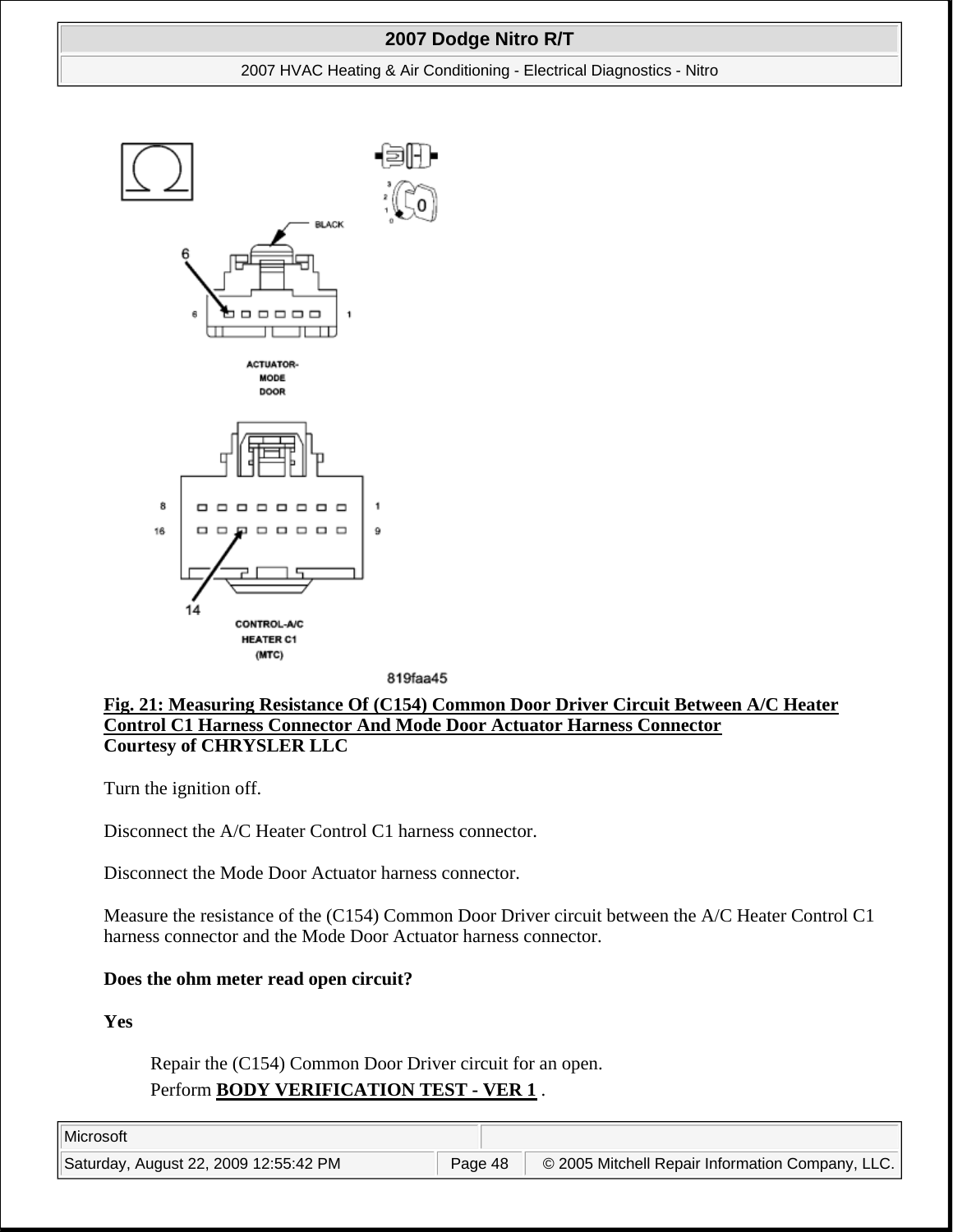**Fig. 21: Measuring Resistance Of (C154) Common Door Driver Circuit Between A/C Heater Control C1 Harness Connector And Mode Door Actuator Harness Connector**
**Courtesy of CHRYSLER LLC**

Turn the ignition off.

Disconnect the A/C Heater Control C1 harness connector.

Disconnect the Mode Door Actuator harness connector.

Measure the resistance of the (C154) Common Door Driver circuit between the A/C Heater Control C1 harness connector and the Mode Door Actuator harness connector.

**Does the ohm meter read open circuit?**

**Yes**

Repair the (C154) Common Door Driver circuit for an open.
Perform **BODY VERIFICATION TEST - VER 1** .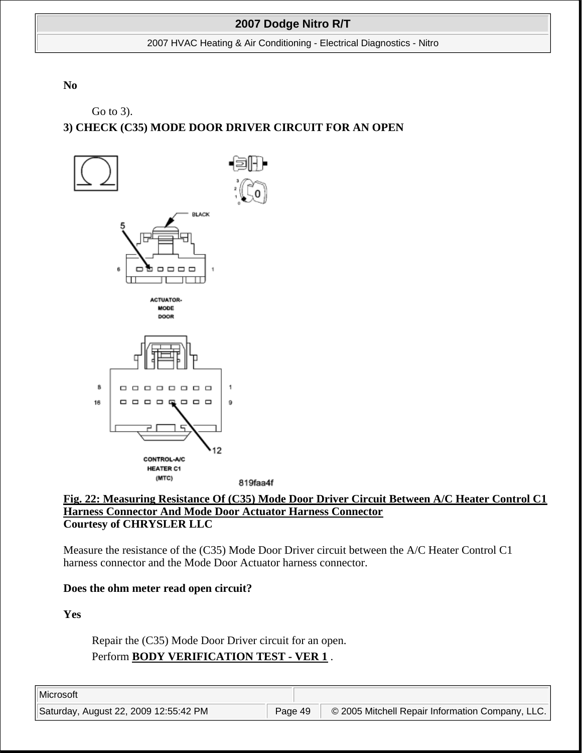**No**

Go to 3).

**3) CHECK (C35) MODE DOOR DRIVER CIRCUIT FOR AN OPEN**

**Fig. 22: Measuring Resistance Of (C35) Mode Door Driver Circuit Between A/C Heater Control C1 Harness Connector And Mode Door Actuator Harness Connector**
**Courtesy of CHRYSLER LLC**

Measure the resistance of the (C35) Mode Door Driver circuit between the A/C Heater Control C1 harness connector and the Mode Door Actuator harness connector.

**Does the ohm meter read open circuit?**

**Yes**

Repair the (C35) Mode Door Driver circuit for an open.

Perform **BODY VERIFICATION TEST - VER 1** .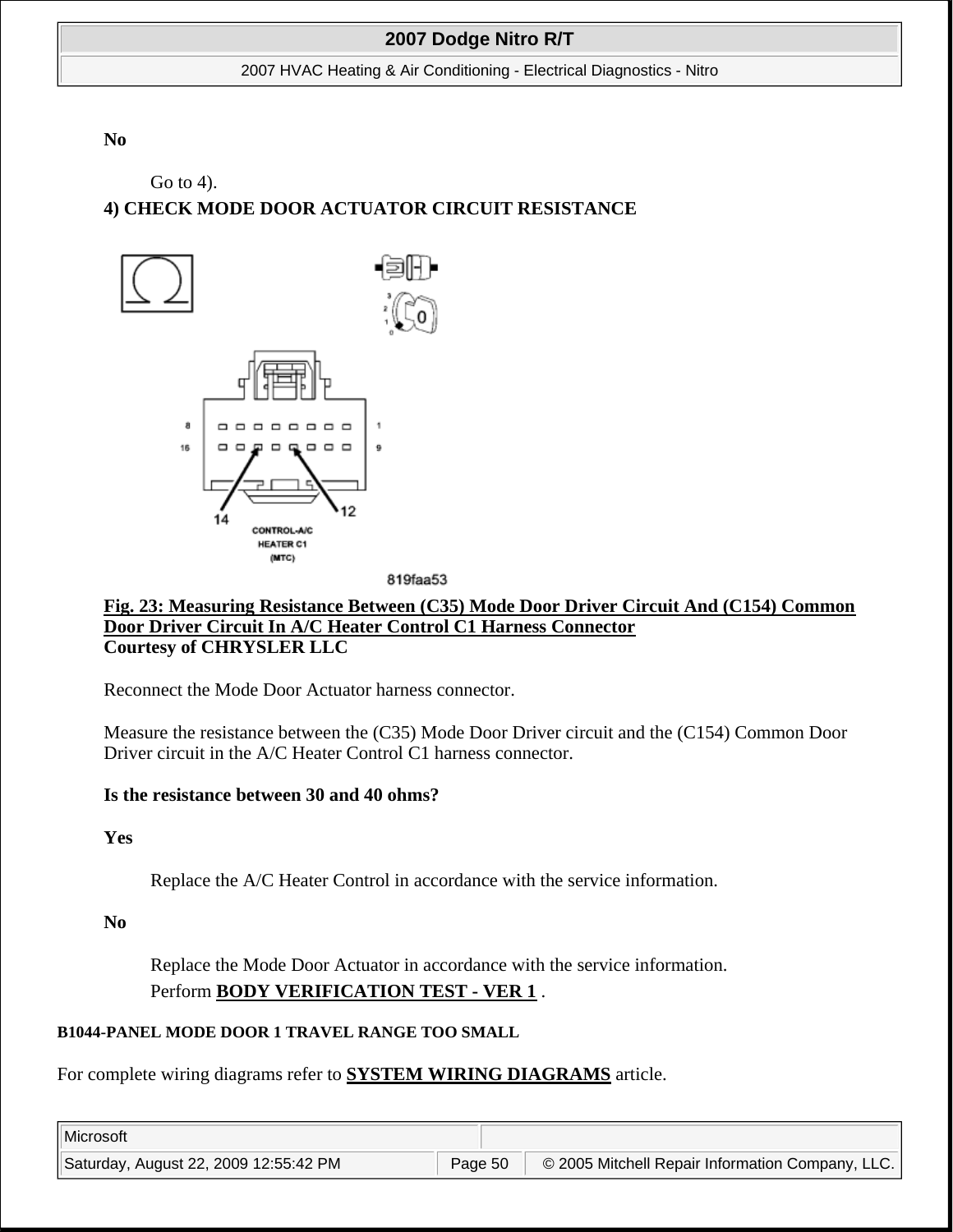**No**

Go to 4).

**4) CHECK MODE DOOR ACTUATOR CIRCUIT RESISTANCE**

**Fig. 23: Measuring Resistance Between (C35) Mode Door Driver Circuit And (C154) Common Door Driver Circuit In A/C Heater Control C1 Harness Connector**
**Courtesy of CHRYSLER LLC**

Reconnect the Mode Door Actuator harness connector.

Measure the resistance between the (C35) Mode Door Driver circuit and the (C154) Common Door Driver circuit in the A/C Heater Control C1 harness connector.

**Is the resistance between 30 and 40 ohms?**

**Yes**

Replace the A/C Heater Control in accordance with the service information.

**No**

Replace the Mode Door Actuator in accordance with the service information.
Perform **BODY VERIFICATION TEST - VER 1** .

**B1044-PANEL MODE DOOR 1 TRAVEL RANGE TOO SMALL**

For complete wiring diagrams refer to **SYSTEM WIRING DIAGRAMS** article.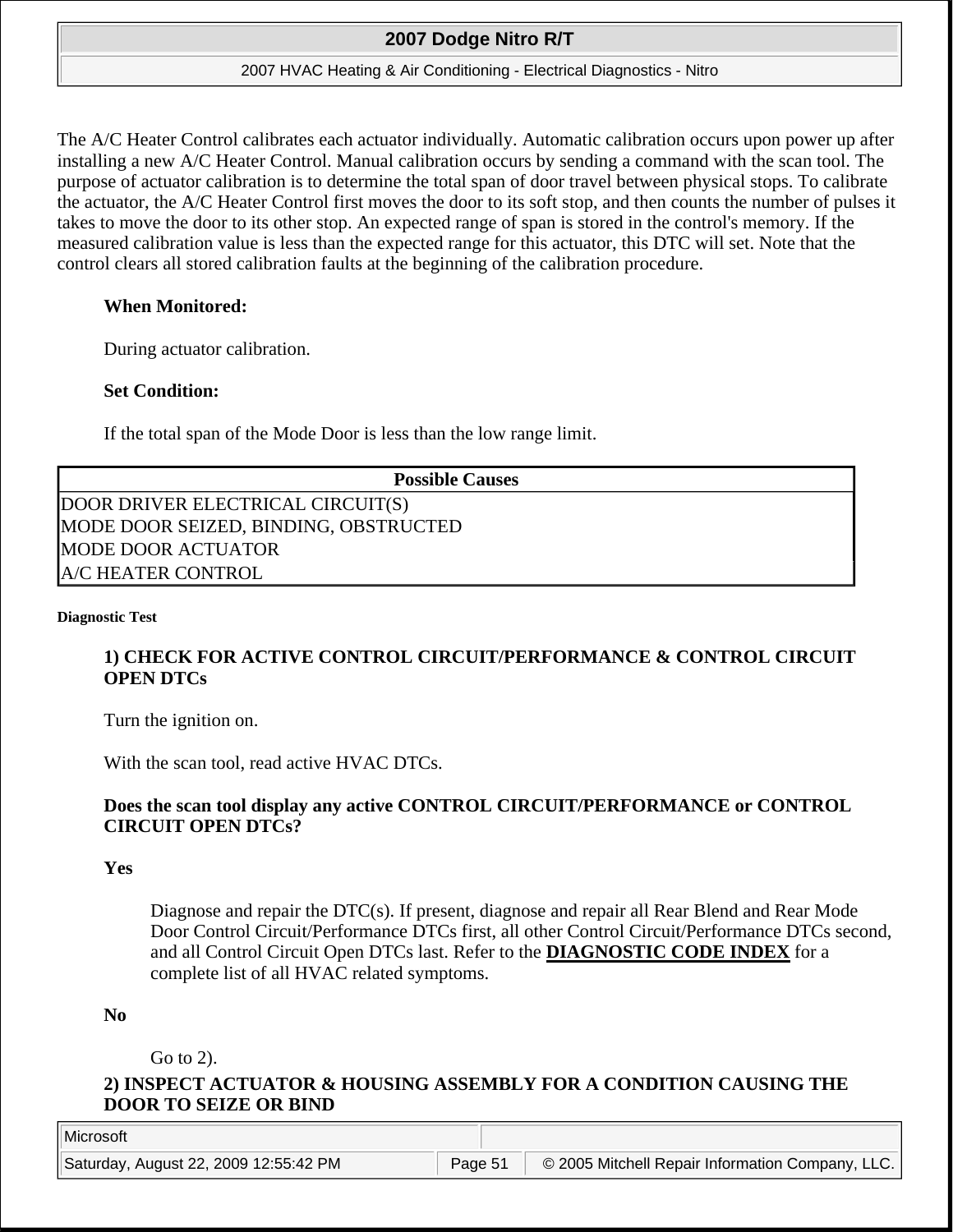The A/C Heater Control calibrates each actuator individually. Automatic calibration occurs upon power up after installing a new A/C Heater Control. Manual calibration occurs by sending a command with the scan tool. The purpose of actuator calibration is to determine the total span of door travel between physical stops. To calibrate the actuator, the A/C Heater Control first moves the door to its soft stop, and then counts the number of pulses it takes to move the door to its other stop. An expected range of span is stored in the control's memory. If the measured calibration value is less than the expected range for this actuator, this DTC will set. Note that the control clears all stored calibration faults at the beginning of the calibration procedure.

**When Monitored:**

During actuator calibration.

**Set Condition:**

If the total span of the Mode Door is less than the low range limit.

| Possible Causes |
|---|
| DOOR DRIVER ELECTRICAL CIRCUIT(S) |
| MODE DOOR SEIZED, BINDING, OBSTRUCTED |
| MODE DOOR ACTUATOR |
| A/C HEATER CONTROL |

**Diagnostic Test**

**1) CHECK FOR ACTIVE CONTROL CIRCUIT/PERFORMANCE & CONTROL CIRCUIT OPEN DTCs**

Turn the ignition on.

With the scan tool, read active HVAC DTCs.

**Does the scan tool display any active CONTROL CIRCUIT/PERFORMANCE or CONTROL CIRCUIT OPEN DTCs?**

**Yes**

Diagnose and repair the DTC(s). If present, diagnose and repair all Rear Blend and Rear Mode Door Control Circuit/Performance DTCs first, all other Control Circuit/Performance DTCs second, and all Control Circuit Open DTCs last. Refer to the **DIAGNOSTIC CODE INDEX** for a complete list of all HVAC related symptoms.

**No**

Go to 2).

**2) INSPECT ACTUATOR & HOUSING ASSEMBLY FOR A CONDITION CAUSING THE DOOR TO SEIZE OR BIND**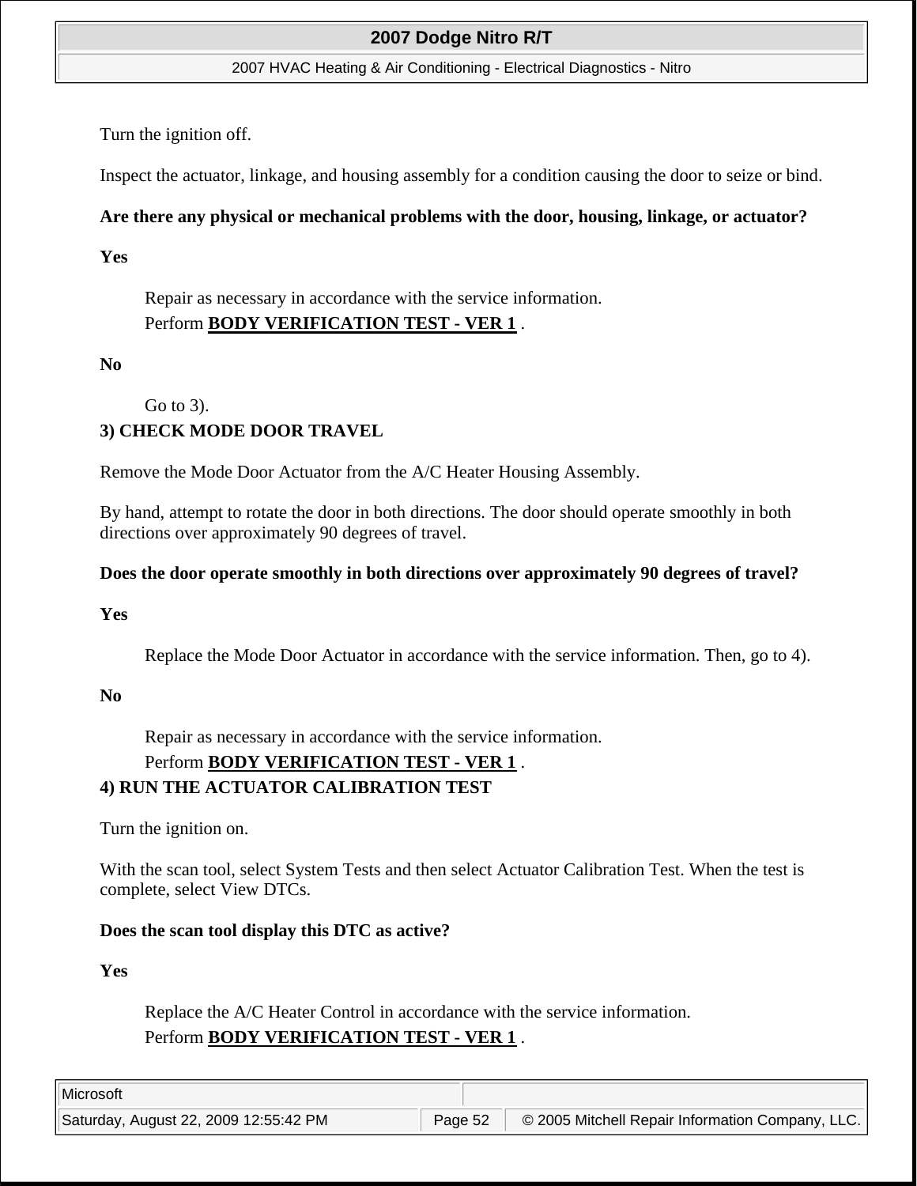Turn the ignition off.

Inspect the actuator, linkage, and housing assembly for a condition causing the door to seize or bind.

**Are there any physical or mechanical problems with the door, housing, linkage, or actuator?**

**Yes**

> Repair as necessary in accordance with the service information.
> Perform **BODY VERIFICATION TEST - VER 1** .

**No**

> Go to 3).

**3) CHECK MODE DOOR TRAVEL**

Remove the Mode Door Actuator from the A/C Heater Housing Assembly.

By hand, attempt to rotate the door in both directions. The door should operate smoothly in both directions over approximately 90 degrees of travel.

**Does the door operate smoothly in both directions over approximately 90 degrees of travel?**

**Yes**

> Replace the Mode Door Actuator in accordance with the service information. Then, go to 4).

**No**

> Repair as necessary in accordance with the service information.
> Perform **BODY VERIFICATION TEST - VER 1** .

**4) RUN THE ACTUATOR CALIBRATION TEST**

Turn the ignition on.

With the scan tool, select System Tests and then select Actuator Calibration Test. When the test is complete, select View DTCs.

**Does the scan tool display this DTC as active?**

**Yes**

> Replace the A/C Heater Control in accordance with the service information.
> Perform **BODY VERIFICATION TEST - VER 1** .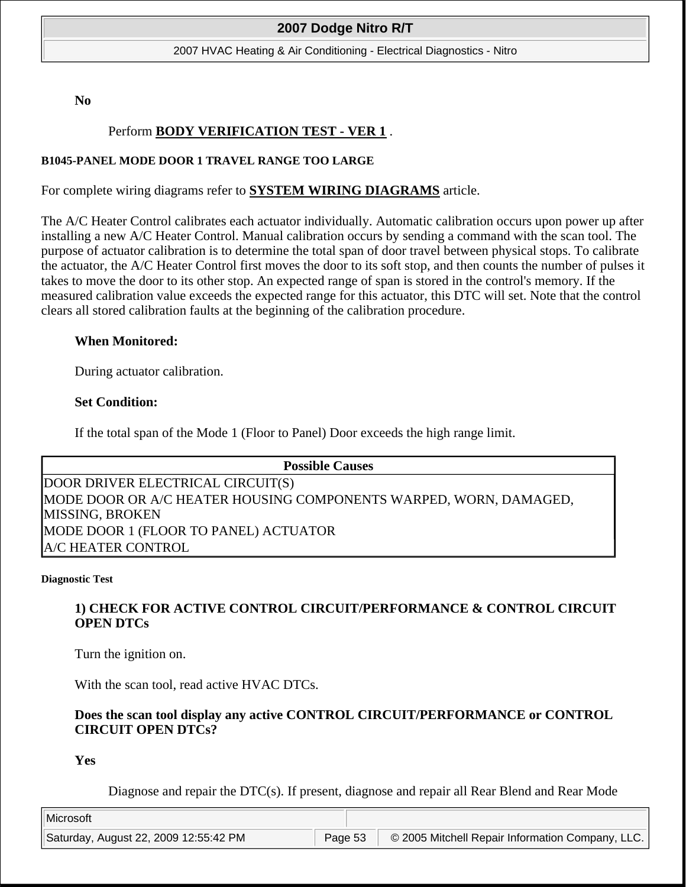**No**

Perform **BODY VERIFICATION TEST - VER 1** .

### B1045-PANEL MODE DOOR 1 TRAVEL RANGE TOO LARGE

For complete wiring diagrams refer to **SYSTEM WIRING DIAGRAMS** article.

The A/C Heater Control calibrates each actuator individually. Automatic calibration occurs upon power up after installing a new A/C Heater Control. Manual calibration occurs by sending a command with the scan tool. The purpose of actuator calibration is to determine the total span of door travel between physical stops. To calibrate the actuator, the A/C Heater Control first moves the door to its soft stop, and then counts the number of pulses it takes to move the door to its other stop. An expected range of span is stored in the control's memory. If the measured calibration value exceeds the expected range for this actuator, this DTC will set. Note that the control clears all stored calibration faults at the beginning of the calibration procedure.

**When Monitored:**

During actuator calibration.

**Set Condition:**

If the total span of the Mode 1 (Floor to Panel) Door exceeds the high range limit.

| Possible Causes |
|---|
| DOOR DRIVER ELECTRICAL CIRCUIT(S) |
| MODE DOOR OR A/C HEATER HOUSING COMPONENTS WARPED, WORN, DAMAGED, MISSING, BROKEN |
| MODE DOOR 1 (FLOOR TO PANEL) ACTUATOR |
| A/C HEATER CONTROL |

#### Diagnostic Test

**1) CHECK FOR ACTIVE CONTROL CIRCUIT/PERFORMANCE & CONTROL CIRCUIT OPEN DTCs**

Turn the ignition on.

With the scan tool, read active HVAC DTCs.

**Does the scan tool display any active CONTROL CIRCUIT/PERFORMANCE or CONTROL CIRCUIT OPEN DTCs?**

**Yes**

Diagnose and repair the DTC(s). If present, diagnose and repair all Rear Blend and Rear Mode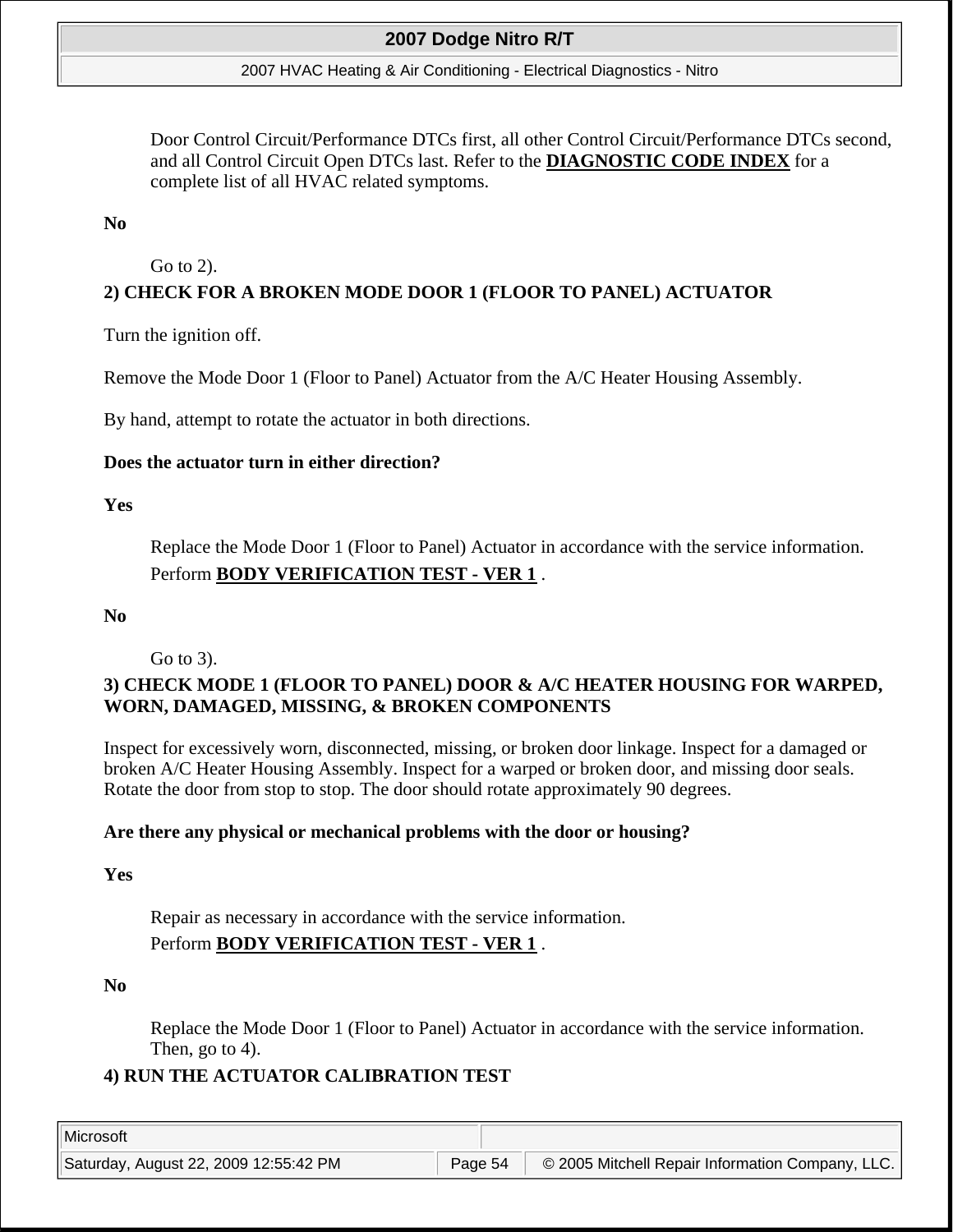Door Control Circuit/Performance DTCs first, all other Control Circuit/Performance DTCs second, and all Control Circuit Open DTCs last. Refer to the **DIAGNOSTIC CODE INDEX** for a complete list of all HVAC related symptoms.

**No**

Go to 2).

**2) CHECK FOR A BROKEN MODE DOOR 1 (FLOOR TO PANEL) ACTUATOR**

Turn the ignition off.

Remove the Mode Door 1 (Floor to Panel) Actuator from the A/C Heater Housing Assembly.

By hand, attempt to rotate the actuator in both directions.

**Does the actuator turn in either direction?**

**Yes**

Replace the Mode Door 1 (Floor to Panel) Actuator in accordance with the service information.
Perform **BODY VERIFICATION TEST - VER 1** .

**No**

Go to 3).

**3) CHECK MODE 1 (FLOOR TO PANEL) DOOR & A/C HEATER HOUSING FOR WARPED, WORN, DAMAGED, MISSING, & BROKEN COMPONENTS**

Inspect for excessively worn, disconnected, missing, or broken door linkage. Inspect for a damaged or broken A/C Heater Housing Assembly. Inspect for a warped or broken door, and missing door seals. Rotate the door from stop to stop. The door should rotate approximately 90 degrees.

**Are there any physical or mechanical problems with the door or housing?**

**Yes**

Repair as necessary in accordance with the service information.
Perform **BODY VERIFICATION TEST - VER 1** .

**No**

Replace the Mode Door 1 (Floor to Panel) Actuator in accordance with the service information.
Then, go to 4).

**4) RUN THE ACTUATOR CALIBRATION TEST**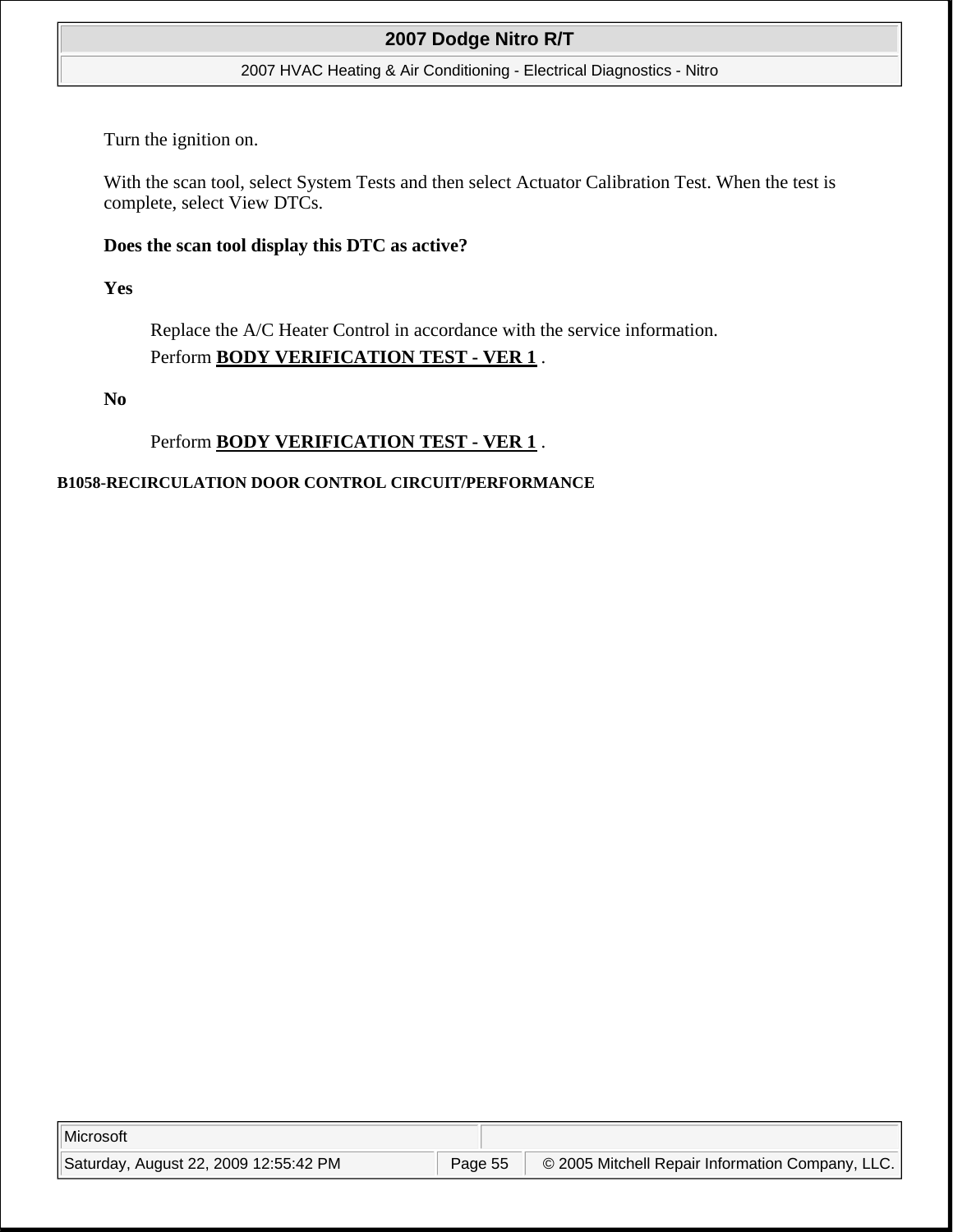Turn the ignition on.

With the scan tool, select System Tests and then select Actuator Calibration Test. When the test is complete, select View DTCs.

**Does the scan tool display this DTC as active?**

**Yes**

Replace the A/C Heater Control in accordance with the service information.
Perform **BODY VERIFICATION TEST - VER 1** .

**No**

Perform **BODY VERIFICATION TEST - VER 1** .

### B1058-RECIRCULATION DOOR CONTROL CIRCUIT/PERFORMANCE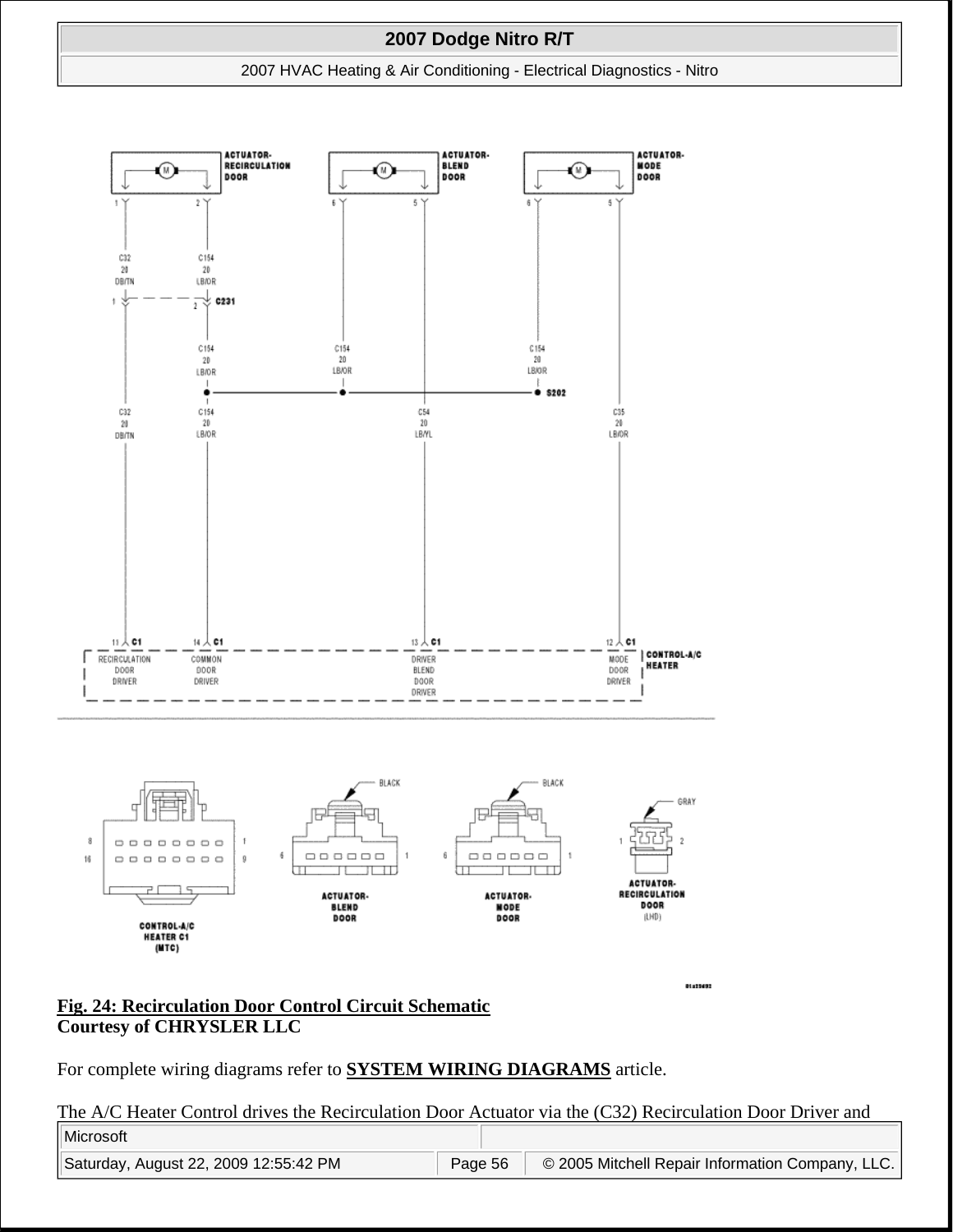**Fig. 24: Recirculation Door Control Circuit Schematic**
**Courtesy of CHRYSLER LLC**

For complete wiring diagrams refer to **SYSTEM WIRING DIAGRAMS** article.

The A/C Heater Control drives the Recirculation Door Actuator via the (C32) Recirculation Door Driver and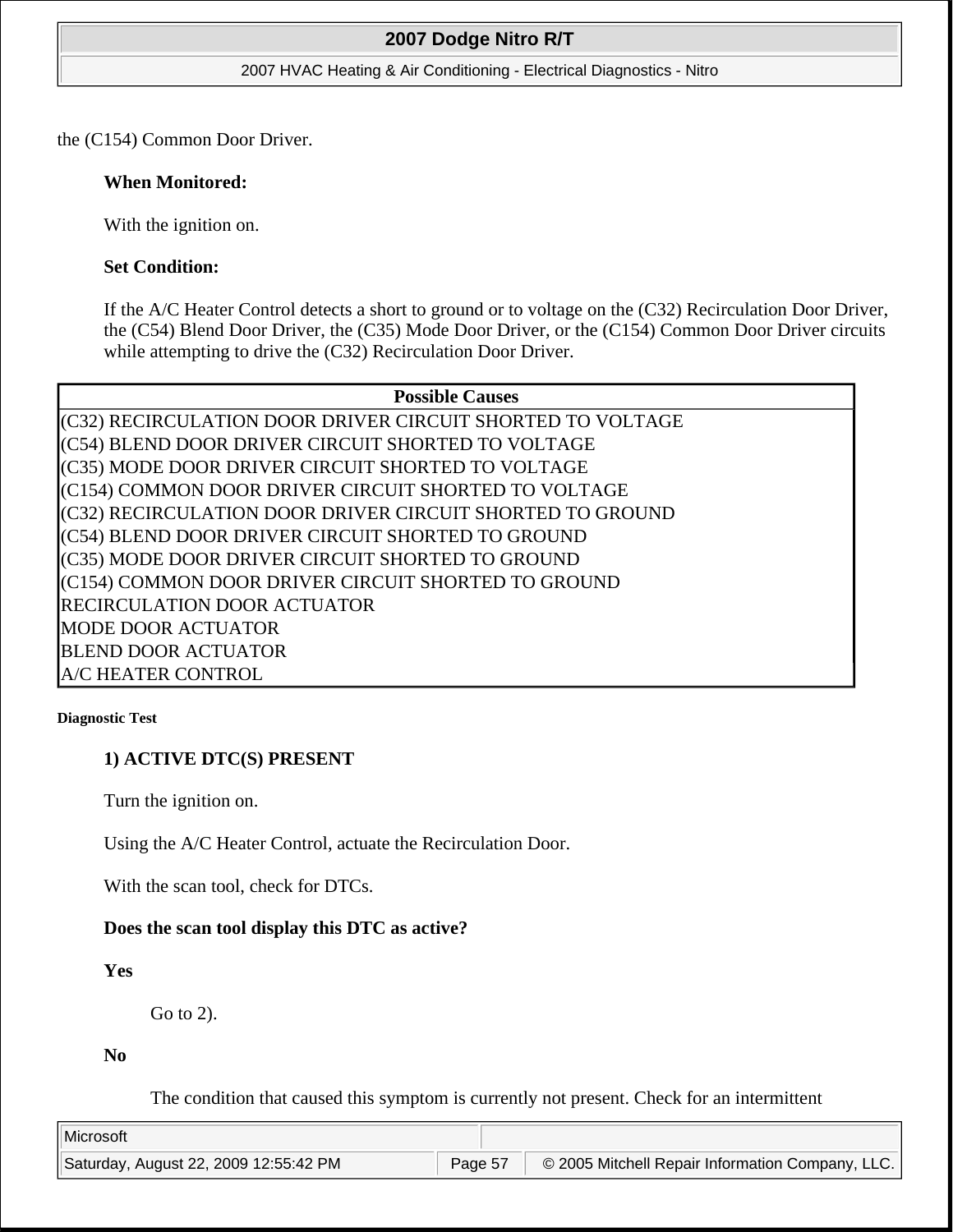the (C154) Common Door Driver.

**When Monitored:**

With the ignition on.

**Set Condition:**

If the A/C Heater Control detects a short to ground or to voltage on the (C32) Recirculation Door Driver, the (C54) Blend Door Driver, the (C35) Mode Door Driver, or the (C154) Common Door Driver circuits while attempting to drive the (C32) Recirculation Door Driver.

| Possible Causes |
|---|
| (C32) RECIRCULATION DOOR DRIVER CIRCUIT SHORTED TO VOLTAGE |
| (C54) BLEND DOOR DRIVER CIRCUIT SHORTED TO VOLTAGE |
| (C35) MODE DOOR DRIVER CIRCUIT SHORTED TO VOLTAGE |
| (C154) COMMON DOOR DRIVER CIRCUIT SHORTED TO VOLTAGE |
| (C32) RECIRCULATION DOOR DRIVER CIRCUIT SHORTED TO GROUND |
| (C54) BLEND DOOR DRIVER CIRCUIT SHORTED TO GROUND |
| (C35) MODE DOOR DRIVER CIRCUIT SHORTED TO GROUND |
| (C154) COMMON DOOR DRIVER CIRCUIT SHORTED TO GROUND |
| RECIRCULATION DOOR ACTUATOR |
| MODE DOOR ACTUATOR |
| BLEND DOOR ACTUATOR |
| A/C HEATER CONTROL |

**Diagnostic Test**

**1) ACTIVE DTC(S) PRESENT**

Turn the ignition on.

Using the A/C Heater Control, actuate the Recirculation Door.

With the scan tool, check for DTCs.

**Does the scan tool display this DTC as active?**

**Yes**

Go to 2).

**No**

The condition that caused this symptom is currently not present. Check for an intermittent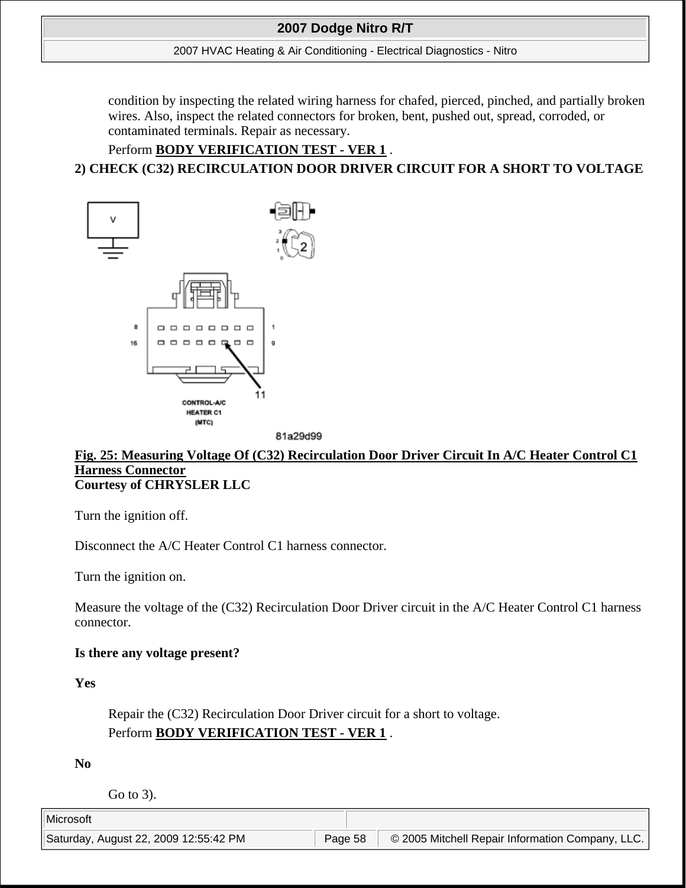condition by inspecting the related wiring harness for chafed, pierced, pinched, and partially broken wires. Also, inspect the related connectors for broken, bent, pushed out, spread, corroded, or contaminated terminals. Repair as necessary.

Perform **BODY VERIFICATION TEST - VER 1** .

**2) CHECK (C32) RECIRCULATION DOOR DRIVER CIRCUIT FOR A SHORT TO VOLTAGE**

**Fig. 25: Measuring Voltage Of (C32) Recirculation Door Driver Circuit In A/C Heater Control C1 Harness Connector**
**Courtesy of CHRYSLER LLC**

Turn the ignition off.

Disconnect the A/C Heater Control C1 harness connector.

Turn the ignition on.

Measure the voltage of the (C32) Recirculation Door Driver circuit in the A/C Heater Control C1 harness connector.

**Is there any voltage present?**

**Yes**

Repair the (C32) Recirculation Door Driver circuit for a short to voltage.

Perform **BODY VERIFICATION TEST - VER 1** .

**No**

Go to 3).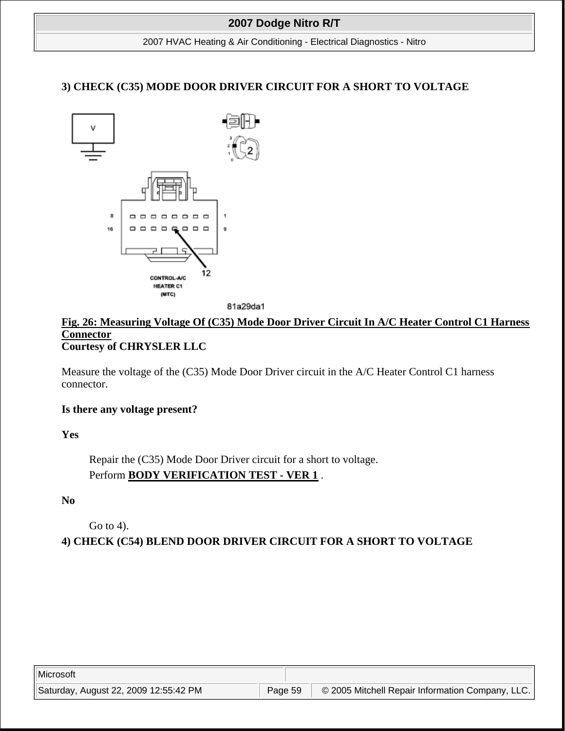### 3) CHECK (C35) MODE DOOR DRIVER CIRCUIT FOR A SHORT TO VOLTAGE

**Fig. 26: Measuring Voltage Of (C35) Mode Door Driver Circuit In A/C Heater Control C1 Harness Connector**
**Courtesy of CHRYSLER LLC**

Measure the voltage of the (C35) Mode Door Driver circuit in the A/C Heater Control C1 harness connector.

**Is there any voltage present?**

**Yes**

> Repair the (C35) Mode Door Driver circuit for a short to voltage.
> Perform **BODY VERIFICATION TEST - VER 1** .

**No**

> Go to 4).

### 4) CHECK (C54) BLEND DOOR DRIVER CIRCUIT FOR A SHORT TO VOLTAGE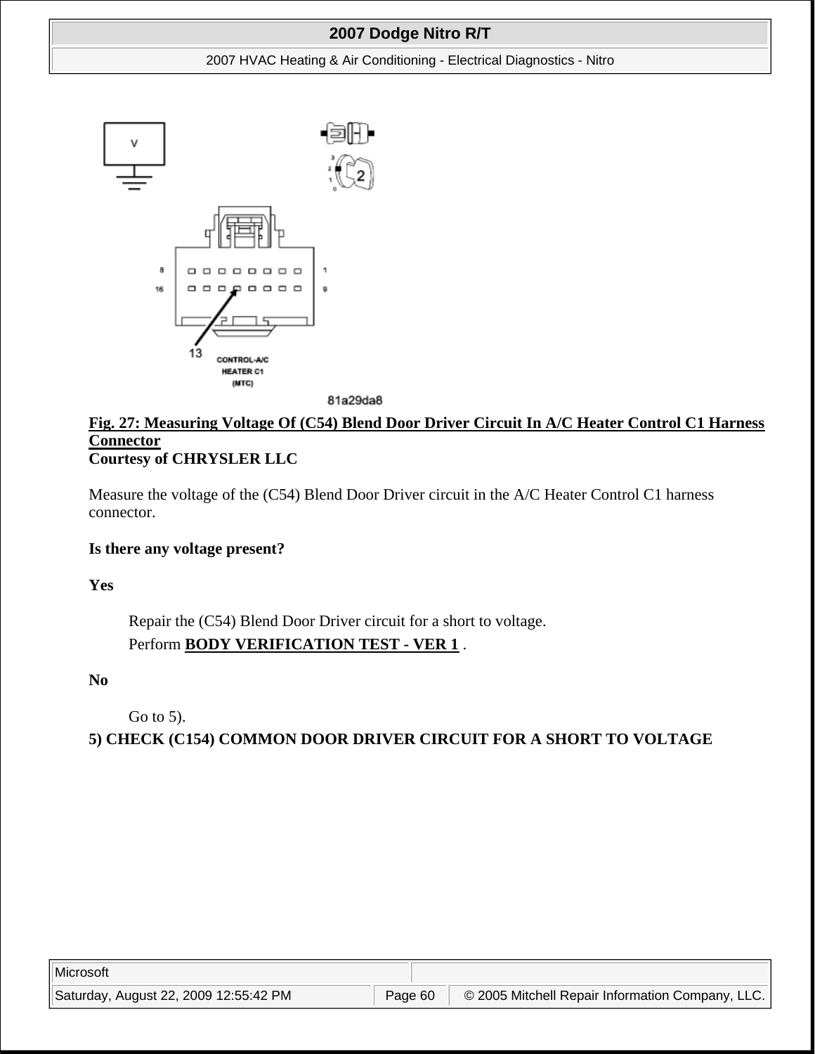**Fig. 27: Measuring Voltage Of (C54) Blend Door Driver Circuit In A/C Heater Control C1 Harness Connector**
**Courtesy of CHRYSLER LLC**

Measure the voltage of the (C54) Blend Door Driver circuit in the A/C Heater Control C1 harness connector.

**Is there any voltage present?**

**Yes**

> Repair the (C54) Blend Door Driver circuit for a short to voltage.
> Perform **BODY VERIFICATION TEST - VER 1** .

**No**

> Go to 5).

**5) CHECK (C154) COMMON DOOR DRIVER CIRCUIT FOR A SHORT TO VOLTAGE**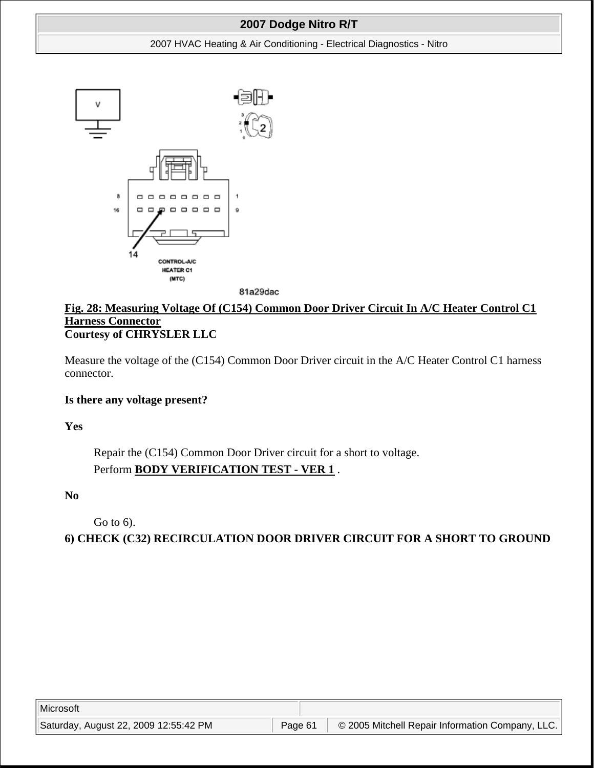**Fig. 28: Measuring Voltage Of (C154) Common Door Driver Circuit In A/C Heater Control C1 Harness Connector**
**Courtesy of CHRYSLER LLC**

Measure the voltage of the (C154) Common Door Driver circuit in the A/C Heater Control C1 harness connector.

**Is there any voltage present?**

**Yes**

> Repair the (C154) Common Door Driver circuit for a short to voltage.
>
> Perform **BODY VERIFICATION TEST - VER 1** .

**No**

> Go to 6).

**6) CHECK (C32) RECIRCULATION DOOR DRIVER CIRCUIT FOR A SHORT TO GROUND**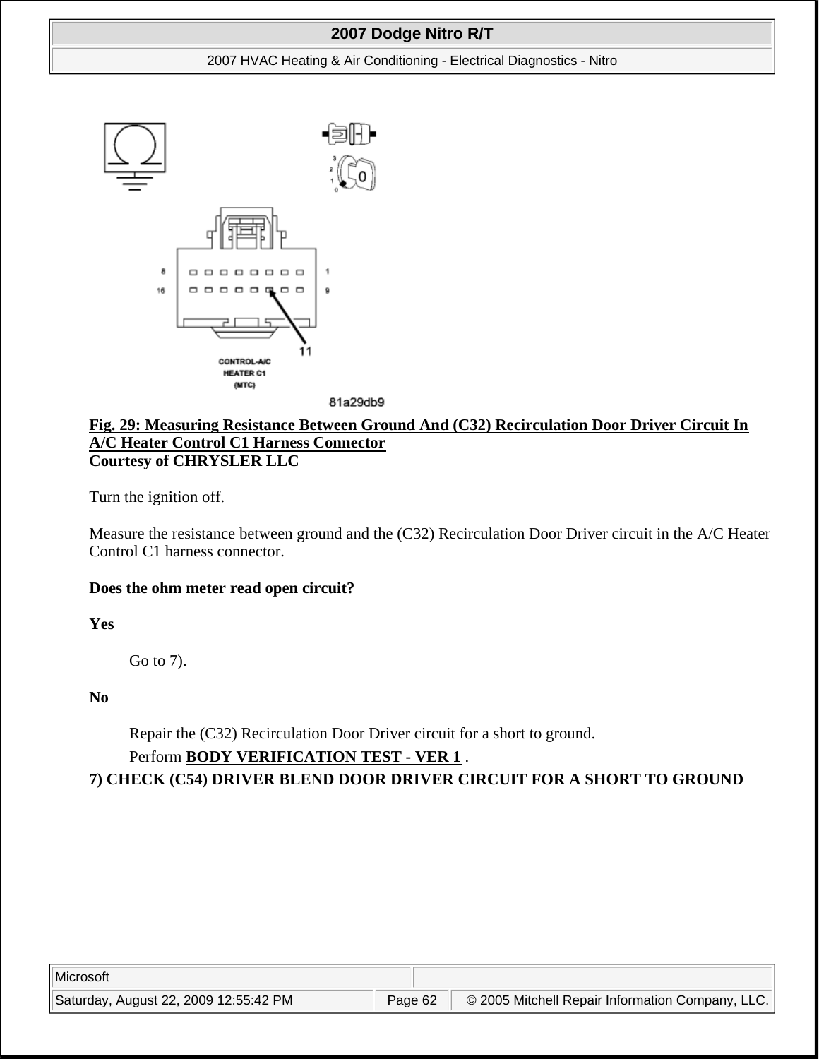**Fig. 29: Measuring Resistance Between Ground And (C32) Recirculation Door Driver Circuit In A/C Heater Control C1 Harness Connector**
**Courtesy of CHRYSLER LLC**

Turn the ignition off.

Measure the resistance between ground and the (C32) Recirculation Door Driver circuit in the A/C Heater Control C1 harness connector.

**Does the ohm meter read open circuit?**

**Yes**

Go to 7).

**No**

Repair the (C32) Recirculation Door Driver circuit for a short to ground.

Perform **BODY VERIFICATION TEST - VER 1** .

**7) CHECK (C54) DRIVER BLEND DOOR DRIVER CIRCUIT FOR A SHORT TO GROUND**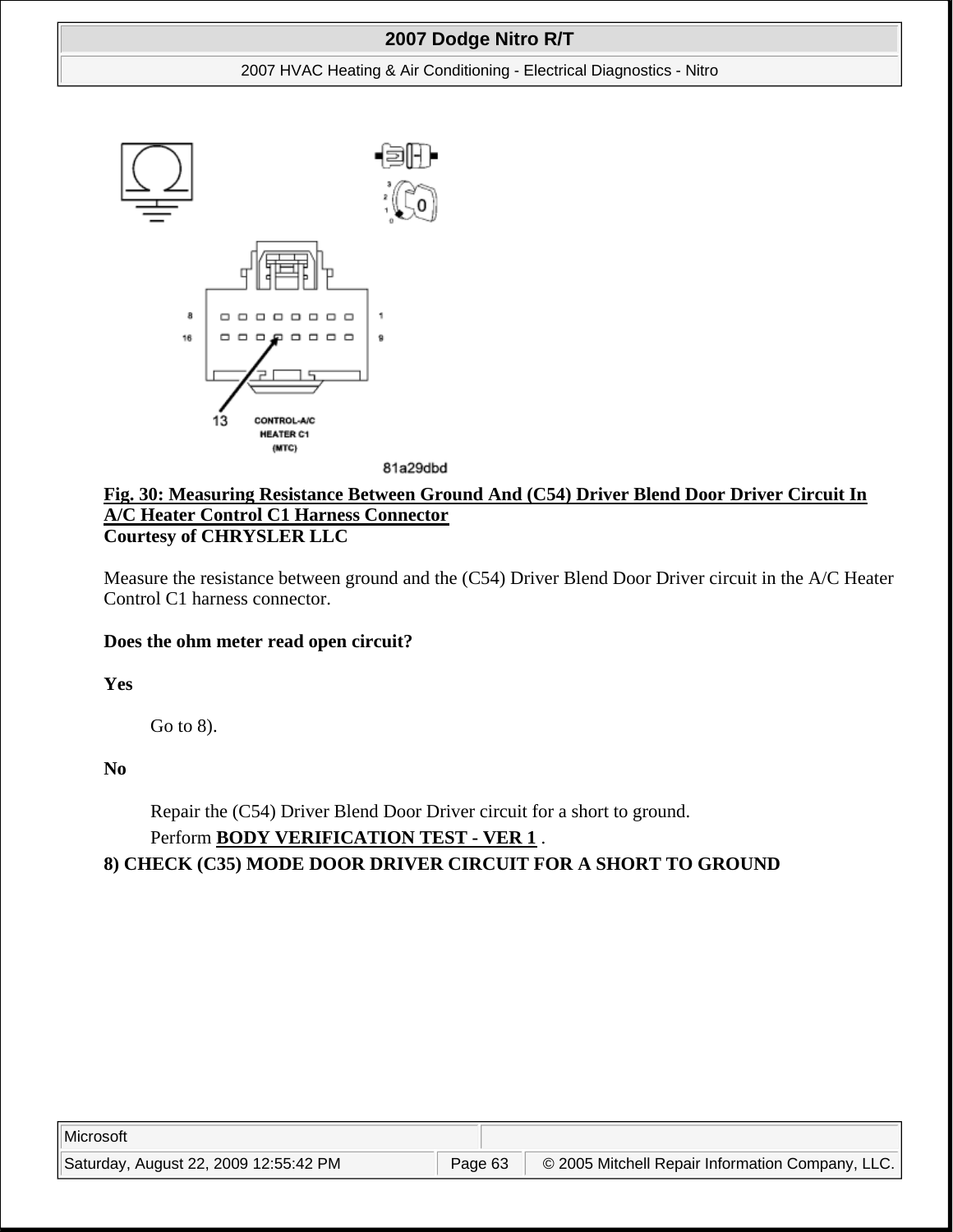**Fig. 30: Measuring Resistance Between Ground And (C54) Driver Blend Door Driver Circuit In A/C Heater Control C1 Harness Connector**
**Courtesy of CHRYSLER LLC**

Measure the resistance between ground and the (C54) Driver Blend Door Driver circuit in the A/C Heater Control C1 harness connector.

**Does the ohm meter read open circuit?**

**Yes**

Go to 8).

**No**

Repair the (C54) Driver Blend Door Driver circuit for a short to ground.

Perform **BODY VERIFICATION TEST - VER 1** .

**8) CHECK (C35) MODE DOOR DRIVER CIRCUIT FOR A SHORT TO GROUND**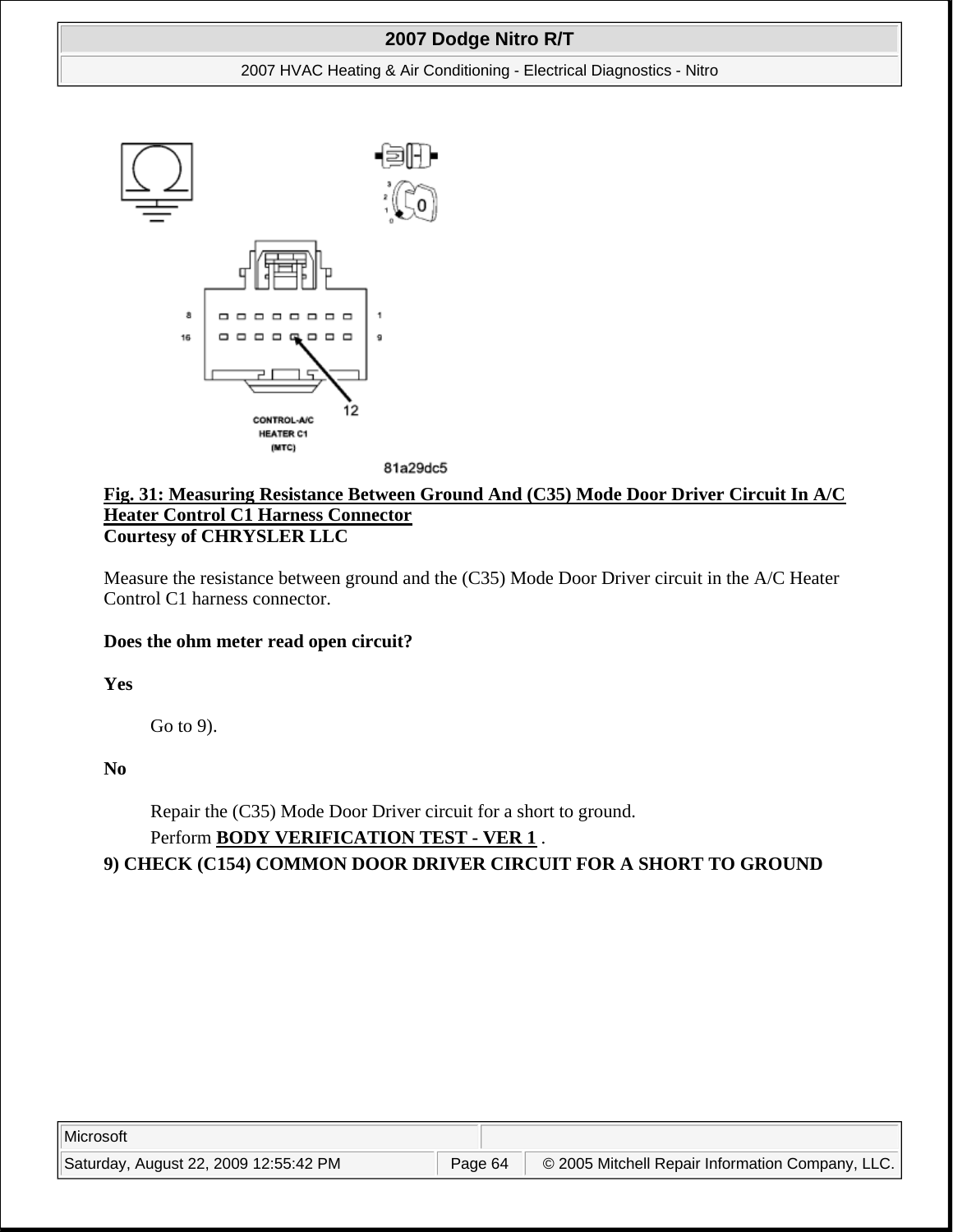**Fig. 31: Measuring Resistance Between Ground And (C35) Mode Door Driver Circuit In A/C Heater Control C1 Harness Connector**
**Courtesy of CHRYSLER LLC**

Measure the resistance between ground and the (C35) Mode Door Driver circuit in the A/C Heater Control C1 harness connector.

**Does the ohm meter read open circuit?**

**Yes**

Go to 9).

**No**

Repair the (C35) Mode Door Driver circuit for a short to ground.
Perform **BODY VERIFICATION TEST - VER 1** .

**9) CHECK (C154) COMMON DOOR DRIVER CIRCUIT FOR A SHORT TO GROUND**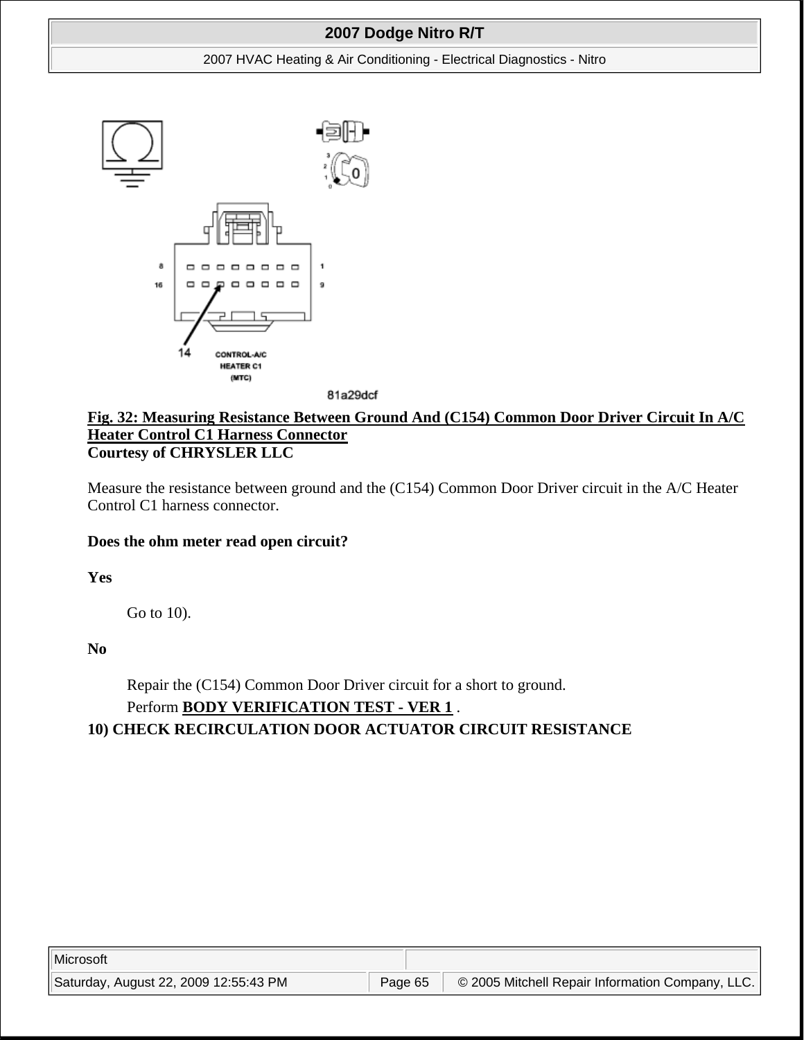**Fig. 32: Measuring Resistance Between Ground And (C154) Common Door Driver Circuit In A/C Heater Control C1 Harness Connector**
**Courtesy of CHRYSLER LLC**

Measure the resistance between ground and the (C154) Common Door Driver circuit in the A/C Heater Control C1 harness connector.

**Does the ohm meter read open circuit?**

**Yes**

Go to 10).

**No**

Repair the (C154) Common Door Driver circuit for a short to ground.
Perform **BODY VERIFICATION TEST - VER 1** .

**10) CHECK RECIRCULATION DOOR ACTUATOR CIRCUIT RESISTANCE**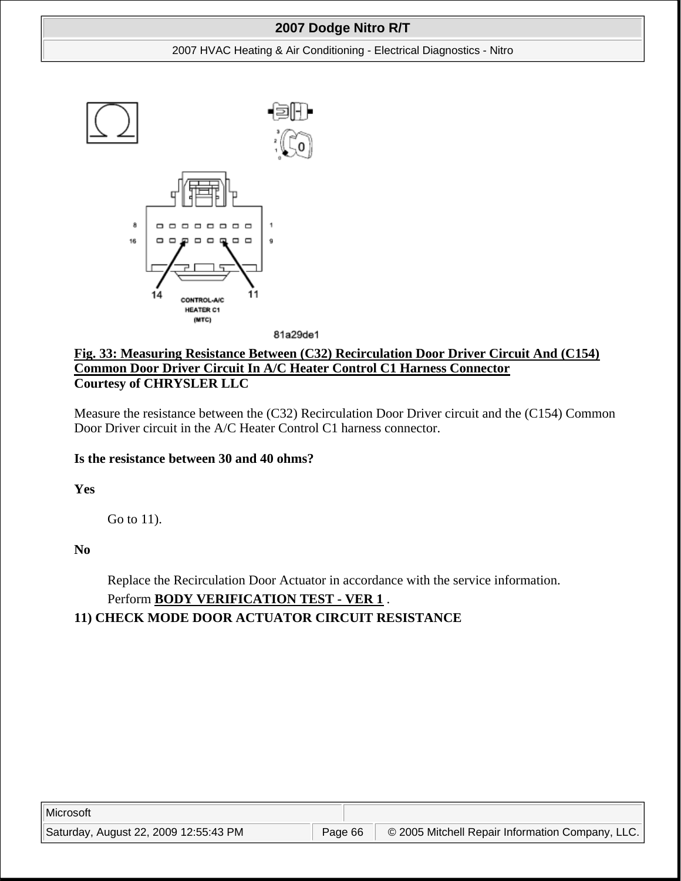**Fig. 33: Measuring Resistance Between (C32) Recirculation Door Driver Circuit And (C154) Common Door Driver Circuit In A/C Heater Control C1 Harness Connector**
**Courtesy of CHRYSLER LLC**

Measure the resistance between the (C32) Recirculation Door Driver circuit and the (C154) Common Door Driver circuit in the A/C Heater Control C1 harness connector.

**Is the resistance between 30 and 40 ohms?**

**Yes**

Go to 11).

**No**

Replace the Recirculation Door Actuator in accordance with the service information.

Perform **BODY VERIFICATION TEST - VER 1** .

**11) CHECK MODE DOOR ACTUATOR CIRCUIT RESISTANCE**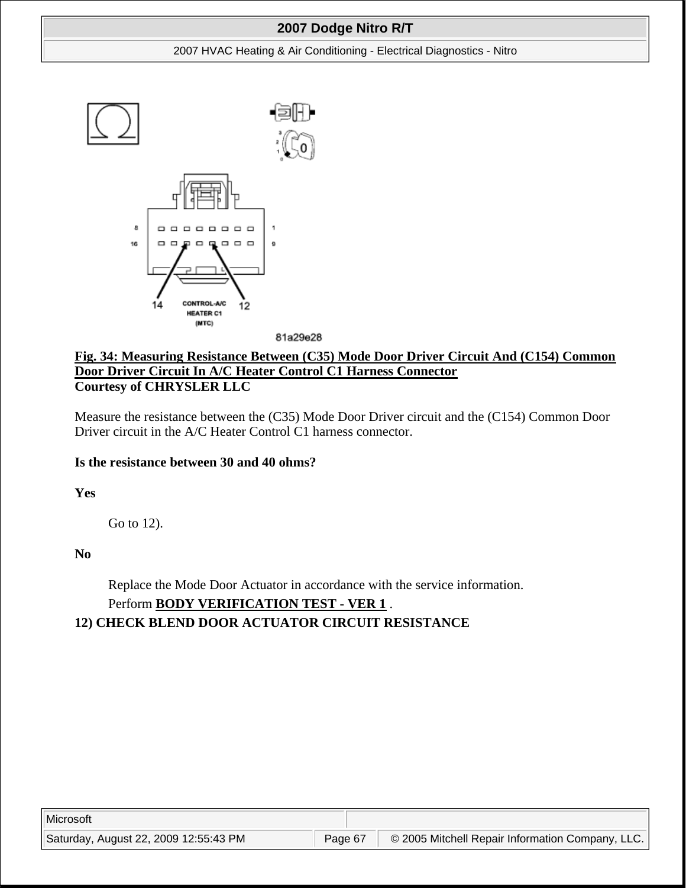**Fig. 34: Measuring Resistance Between (C35) Mode Door Driver Circuit And (C154) Common Door Driver Circuit In A/C Heater Control C1 Harness Connector**
**Courtesy of CHRYSLER LLC**

Measure the resistance between the (C35) Mode Door Driver circuit and the (C154) Common Door Driver circuit in the A/C Heater Control C1 harness connector.

**Is the resistance between 30 and 40 ohms?**

**Yes**

Go to 12).

**No**

Replace the Mode Door Actuator in accordance with the service information.
Perform **BODY VERIFICATION TEST - VER 1** .

**12) CHECK BLEND DOOR ACTUATOR CIRCUIT RESISTANCE**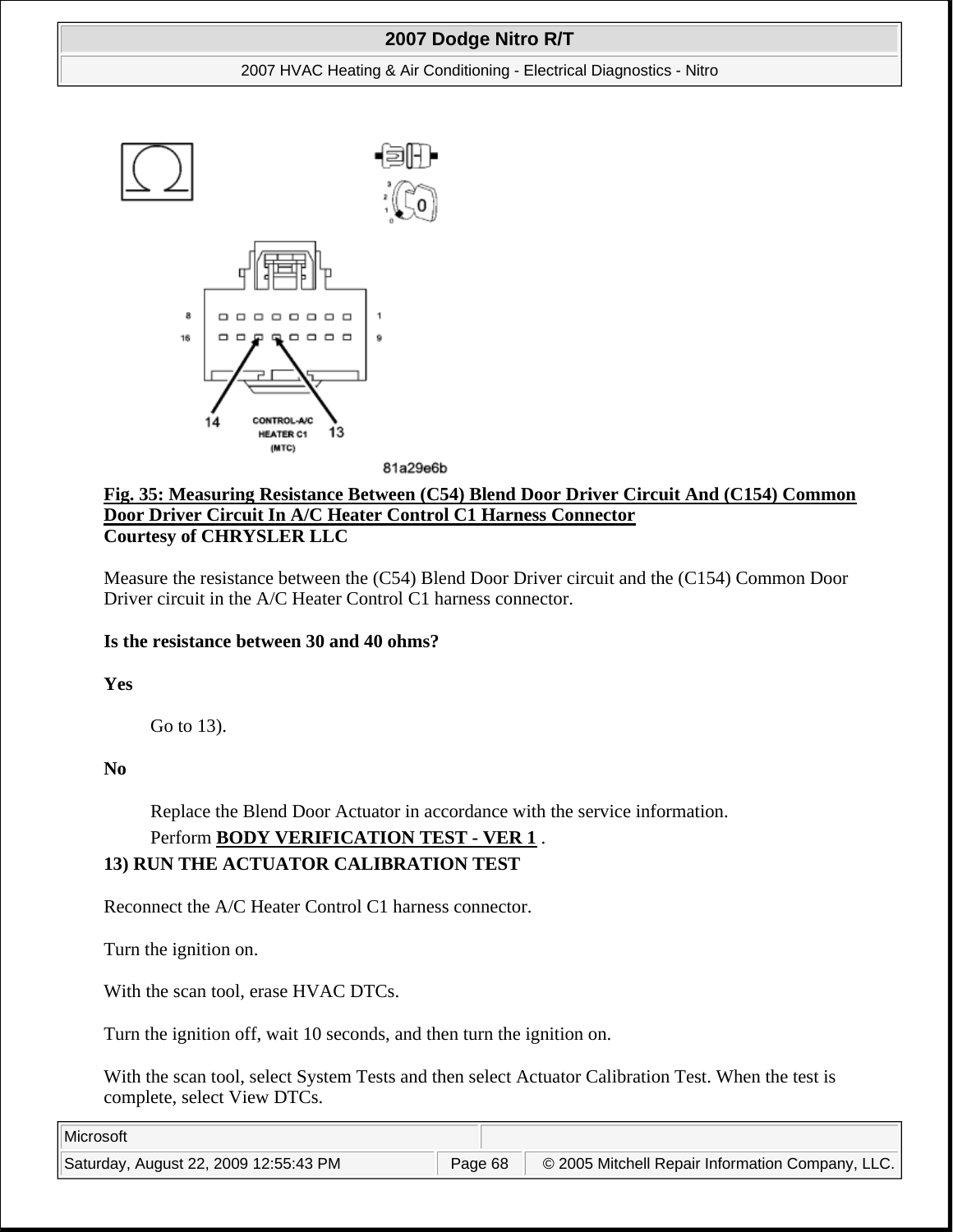**Fig. 35: Measuring Resistance Between (C54) Blend Door Driver Circuit And (C154) Common Door Driver Circuit In A/C Heater Control C1 Harness Connector**
**Courtesy of CHRYSLER LLC**

Measure the resistance between the (C54) Blend Door Driver circuit and the (C154) Common Door Driver circuit in the A/C Heater Control C1 harness connector.

**Is the resistance between 30 and 40 ohms?**

**Yes**

Go to 13).

**No**

Replace the Blend Door Actuator in accordance with the service information.
Perform **BODY VERIFICATION TEST - VER 1** .

**13) RUN THE ACTUATOR CALIBRATION TEST**

Reconnect the A/C Heater Control C1 harness connector.

Turn the ignition on.

With the scan tool, erase HVAC DTCs.

Turn the ignition off, wait 10 seconds, and then turn the ignition on.

With the scan tool, select System Tests and then select Actuator Calibration Test. When the test is complete, select View DTCs.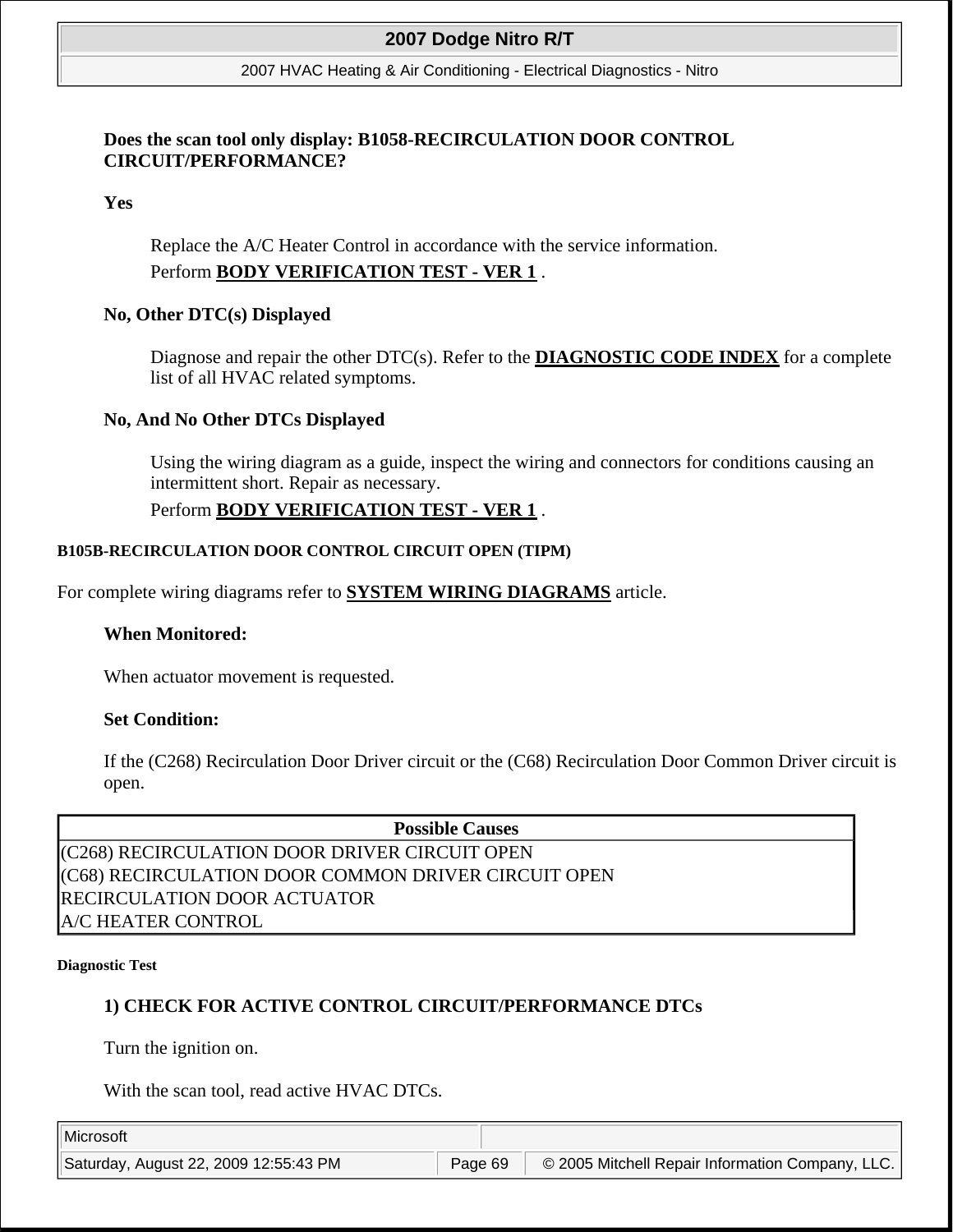**Does the scan tool only display: B1058-RECIRCULATION DOOR CONTROL CIRCUIT/PERFORMANCE?**

**Yes**

Replace the A/C Heater Control in accordance with the service information.

Perform **BODY VERIFICATION TEST - VER 1** .

**No, Other DTC(s) Displayed**

Diagnose and repair the other DTC(s). Refer to the **DIAGNOSTIC CODE INDEX** for a complete list of all HVAC related symptoms.

**No, And No Other DTCs Displayed**

Using the wiring diagram as a guide, inspect the wiring and connectors for conditions causing an intermittent short. Repair as necessary.

Perform **BODY VERIFICATION TEST - VER 1** .

#### B105B-RECIRCULATION DOOR CONTROL CIRCUIT OPEN (TIPM)

For complete wiring diagrams refer to **SYSTEM WIRING DIAGRAMS** article.

**When Monitored:**

When actuator movement is requested.

**Set Condition:**

If the (C268) Recirculation Door Driver circuit or the (C68) Recirculation Door Common Driver circuit is open.

| Possible Causes |
| --- |
| (C268) RECIRCULATION DOOR DRIVER CIRCUIT OPEN |
| (C68) RECIRCULATION DOOR COMMON DRIVER CIRCUIT OPEN |
| RECIRCULATION DOOR ACTUATOR |
| A/C HEATER CONTROL |

##### Diagnostic Test

**1) CHECK FOR ACTIVE CONTROL CIRCUIT/PERFORMANCE DTCs**

Turn the ignition on.

With the scan tool, read active HVAC DTCs.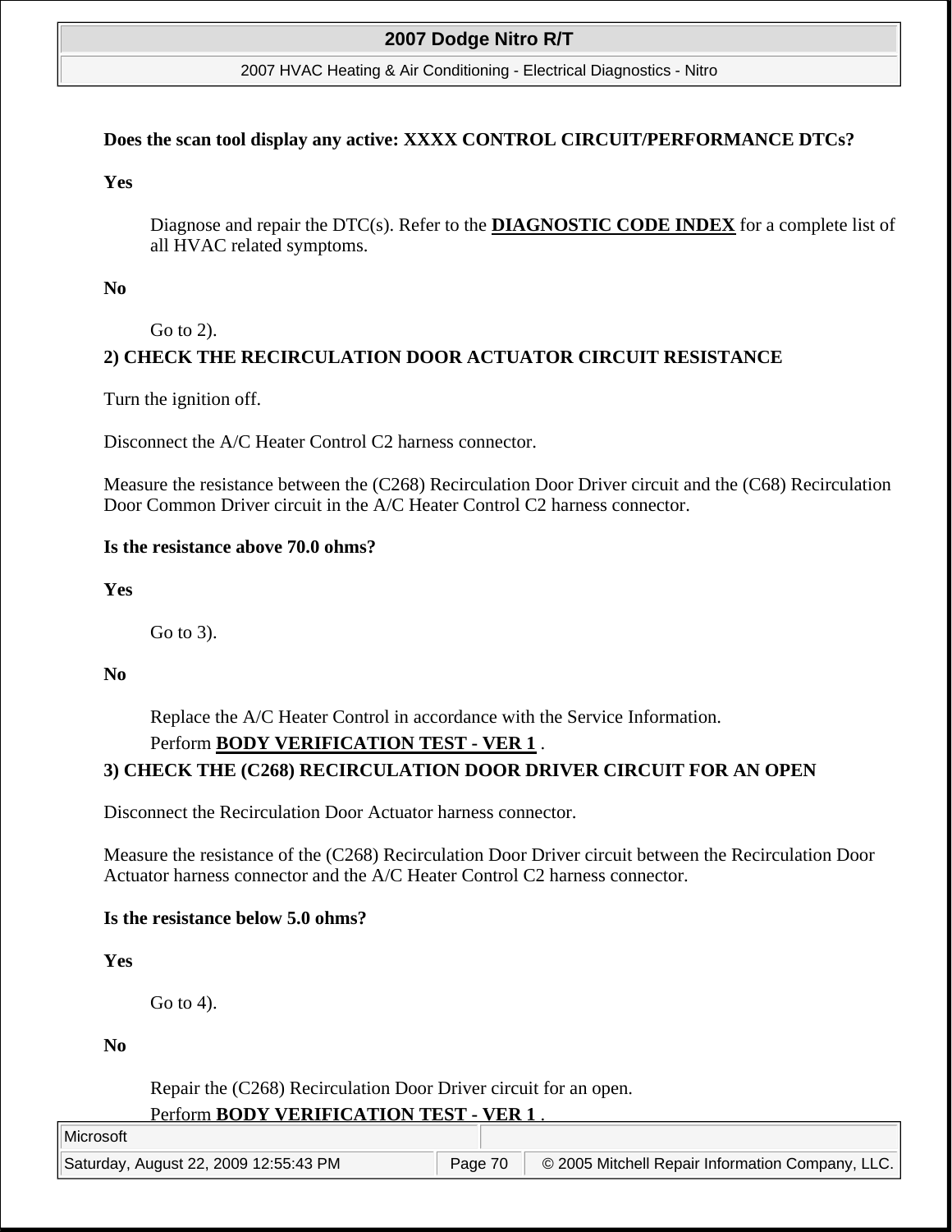**Does the scan tool display any active: XXXX CONTROL CIRCUIT/PERFORMANCE DTCs?**

**Yes**

> Diagnose and repair the DTC(s). Refer to the **DIAGNOSTIC CODE INDEX** for a complete list of all HVAC related symptoms.

**No**

> Go to 2).

**2) CHECK THE RECIRCULATION DOOR ACTUATOR CIRCUIT RESISTANCE**

Turn the ignition off.

Disconnect the A/C Heater Control C2 harness connector.

Measure the resistance between the (C268) Recirculation Door Driver circuit and the (C68) Recirculation Door Common Driver circuit in the A/C Heater Control C2 harness connector.

**Is the resistance above 70.0 ohms?**

**Yes**

> Go to 3).

**No**

> Replace the A/C Heater Control in accordance with the Service Information.
> Perform **BODY VERIFICATION TEST - VER 1** .

**3) CHECK THE (C268) RECIRCULATION DOOR DRIVER CIRCUIT FOR AN OPEN**

Disconnect the Recirculation Door Actuator harness connector.

Measure the resistance of the (C268) Recirculation Door Driver circuit between the Recirculation Door Actuator harness connector and the A/C Heater Control C2 harness connector.

**Is the resistance below 5.0 ohms?**

**Yes**

> Go to 4).

**No**

> Repair the (C268) Recirculation Door Driver circuit for an open.
> Perform **BODY VERIFICATION TEST - VER 1** .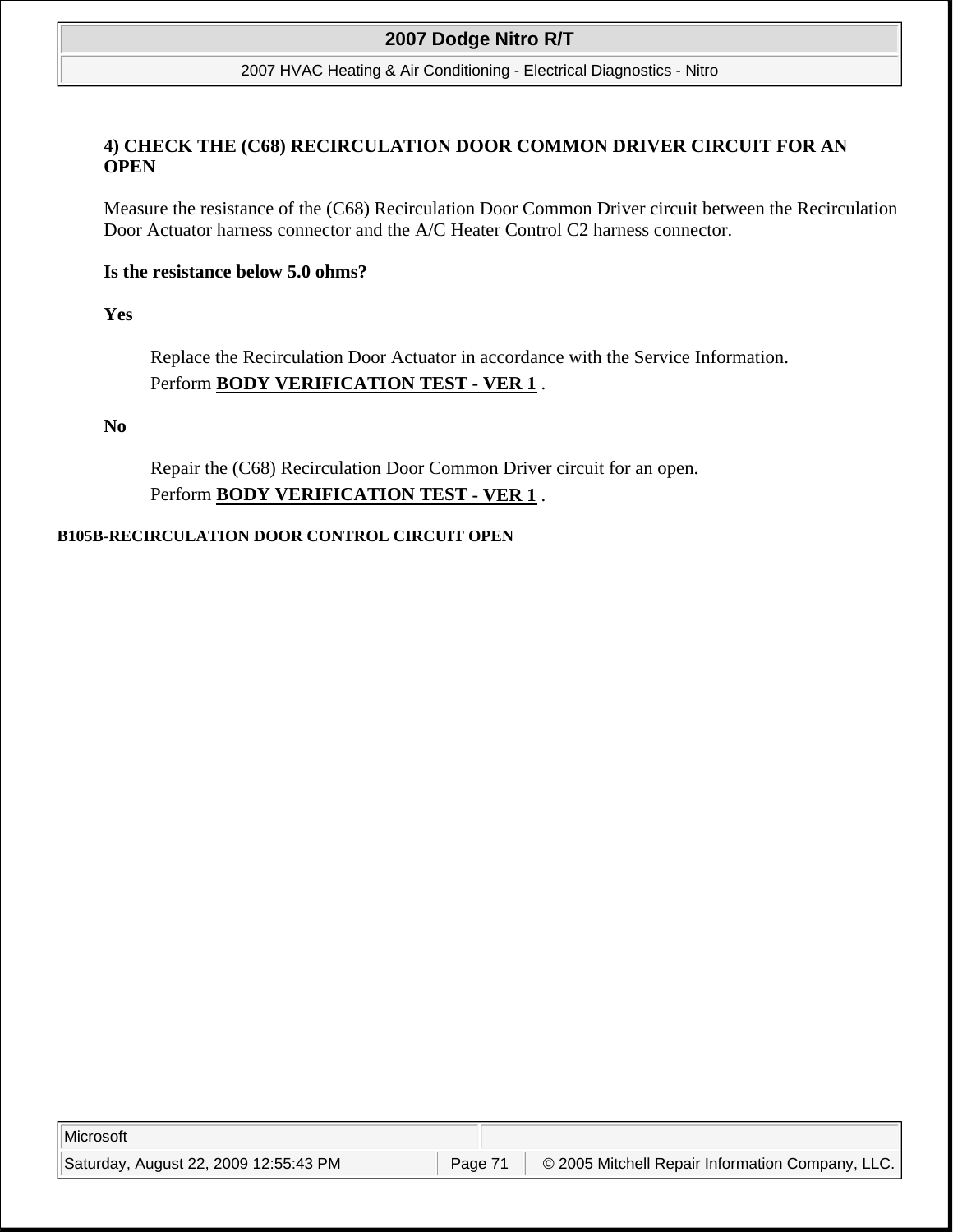#### 4) CHECK THE (C68) RECIRCULATION DOOR COMMON DRIVER CIRCUIT FOR AN OPEN

Measure the resistance of the (C68) Recirculation Door Common Driver circuit between the Recirculation Door Actuator harness connector and the A/C Heater Control C2 harness connector.

**Is the resistance below 5.0 ohms?**

**Yes**

> Replace the Recirculation Door Actuator in accordance with the Service Information.
> Perform **BODY VERIFICATION TEST - VER 1** .

**No**

> Repair the (C68) Recirculation Door Common Driver circuit for an open.
> Perform **BODY VERIFICATION TEST - VER 1** .

### B105B-RECIRCULATION DOOR CONTROL CIRCUIT OPEN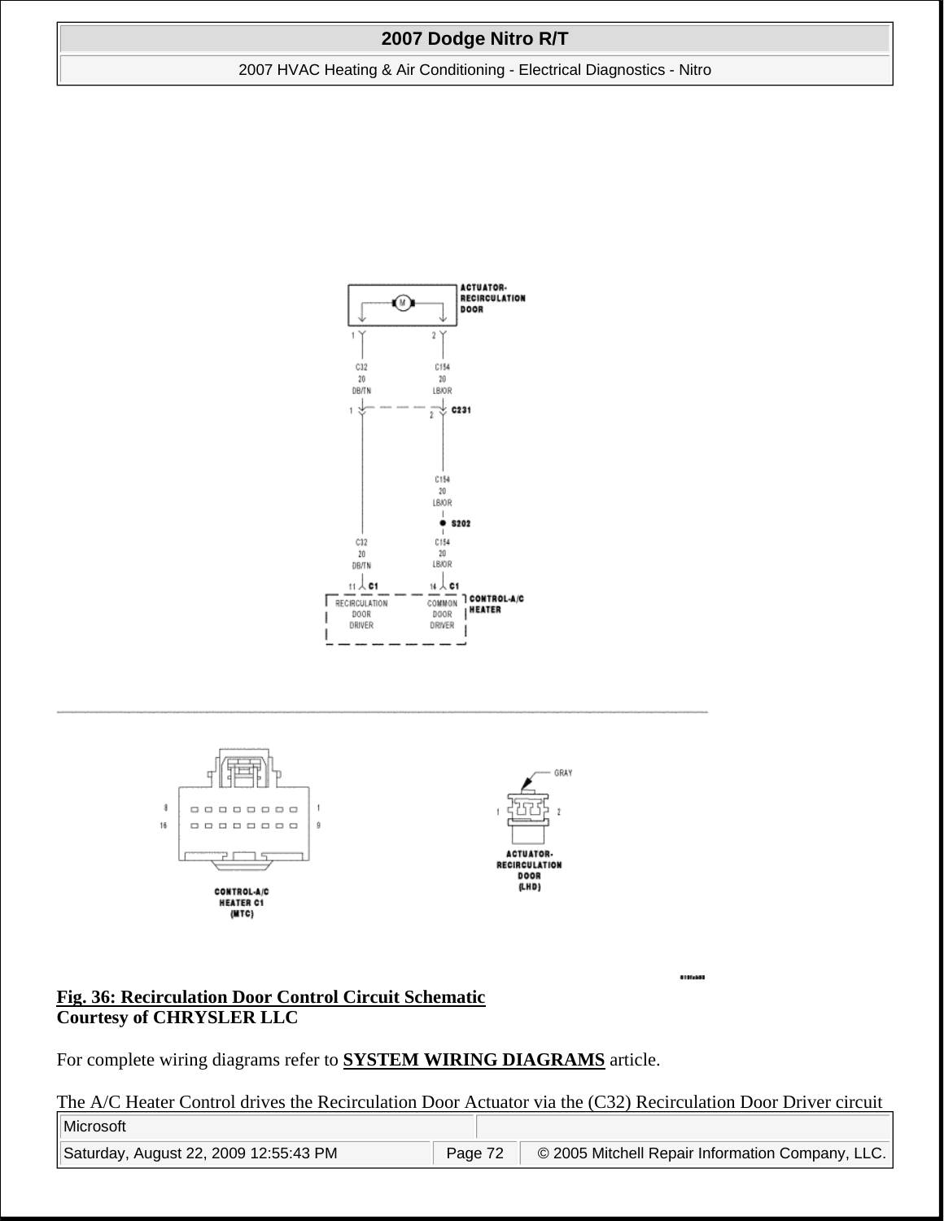**Fig. 36: Recirculation Door Control Circuit Schematic**
**Courtesy of CHRYSLER LLC**

For complete wiring diagrams refer to **SYSTEM WIRING DIAGRAMS** article.

The A/C Heater Control drives the Recirculation Door Actuator via the (C32) Recirculation Door Driver circuit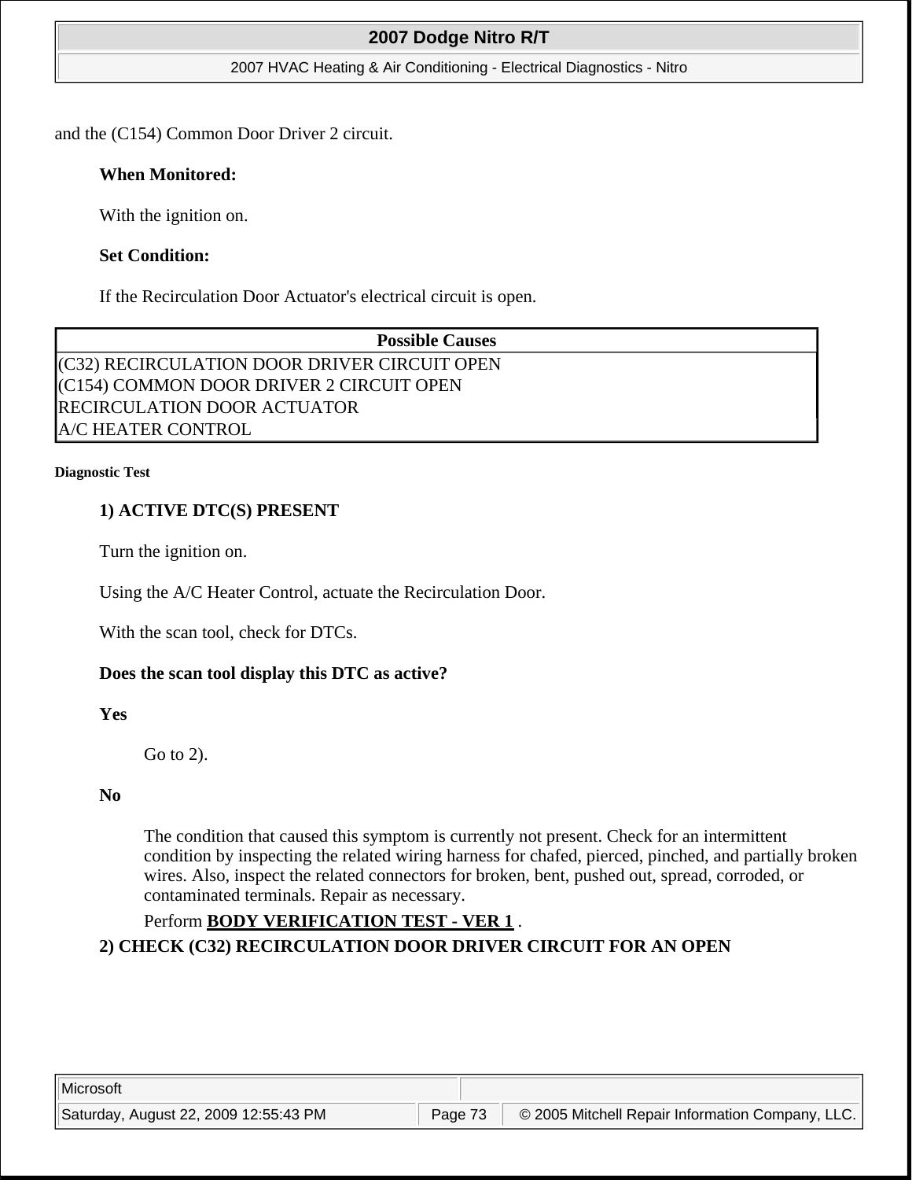and the (C154) Common Door Driver 2 circuit.

**When Monitored:**

With the ignition on.

**Set Condition:**

If the Recirculation Door Actuator's electrical circuit is open.

| Possible Causes |
| --- |
| (C32) RECIRCULATION DOOR DRIVER CIRCUIT OPEN |
| (C154) COMMON DOOR DRIVER 2 CIRCUIT OPEN |
| RECIRCULATION DOOR ACTUATOR |
| A/C HEATER CONTROL |

**Diagnostic Test**

**1) ACTIVE DTC(S) PRESENT**

Turn the ignition on.

Using the A/C Heater Control, actuate the Recirculation Door.

With the scan tool, check for DTCs.

**Does the scan tool display this DTC as active?**

**Yes**

Go to 2).

**No**

The condition that caused this symptom is currently not present. Check for an intermittent condition by inspecting the related wiring harness for chafed, pierced, pinched, and partially broken wires. Also, inspect the related connectors for broken, bent, pushed out, spread, corroded, or contaminated terminals. Repair as necessary.

Perform **BODY VERIFICATION TEST - VER 1** .

**2) CHECK (C32) RECIRCULATION DOOR DRIVER CIRCUIT FOR AN OPEN**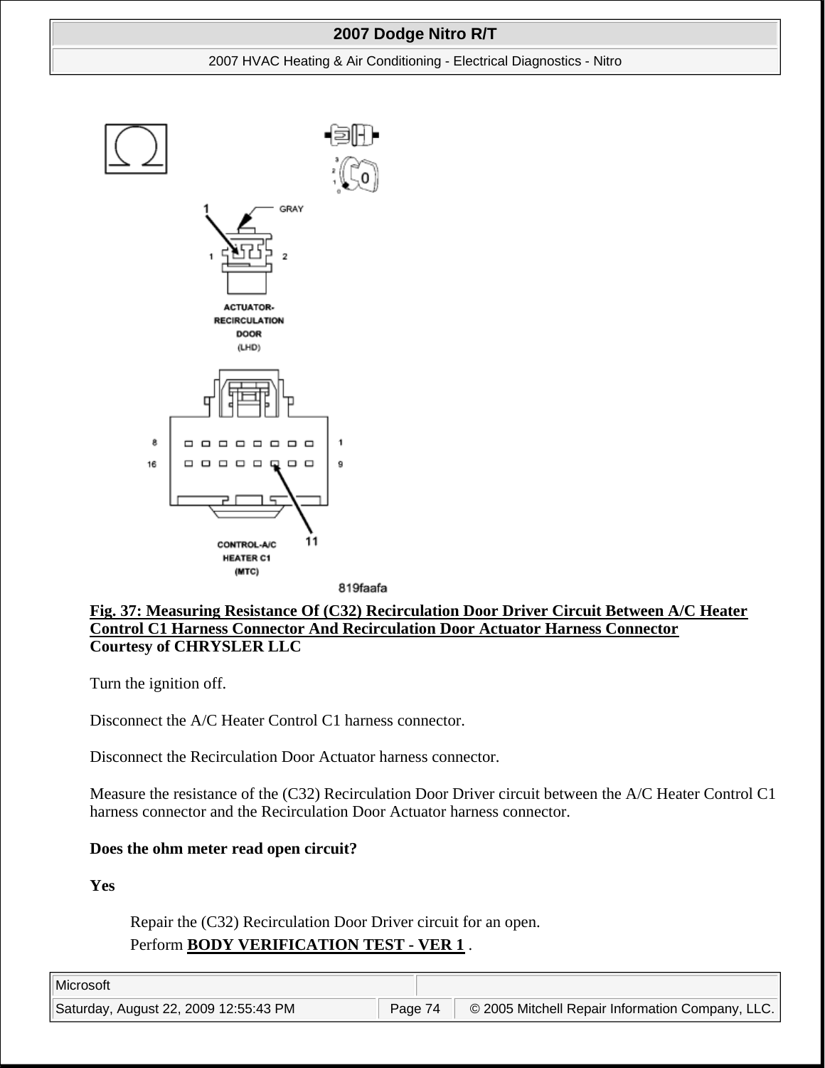**Fig. 37: Measuring Resistance Of (C32) Recirculation Door Driver Circuit Between A/C Heater Control C1 Harness Connector And Recirculation Door Actuator Harness Connector**
**Courtesy of CHRYSLER LLC**

Turn the ignition off.

Disconnect the A/C Heater Control C1 harness connector.

Disconnect the Recirculation Door Actuator harness connector.

Measure the resistance of the (C32) Recirculation Door Driver circuit between the A/C Heater Control C1 harness connector and the Recirculation Door Actuator harness connector.

**Does the ohm meter read open circuit?**

**Yes**

Repair the (C32) Recirculation Door Driver circuit for an open.
Perform **BODY VERIFICATION TEST - VER 1** .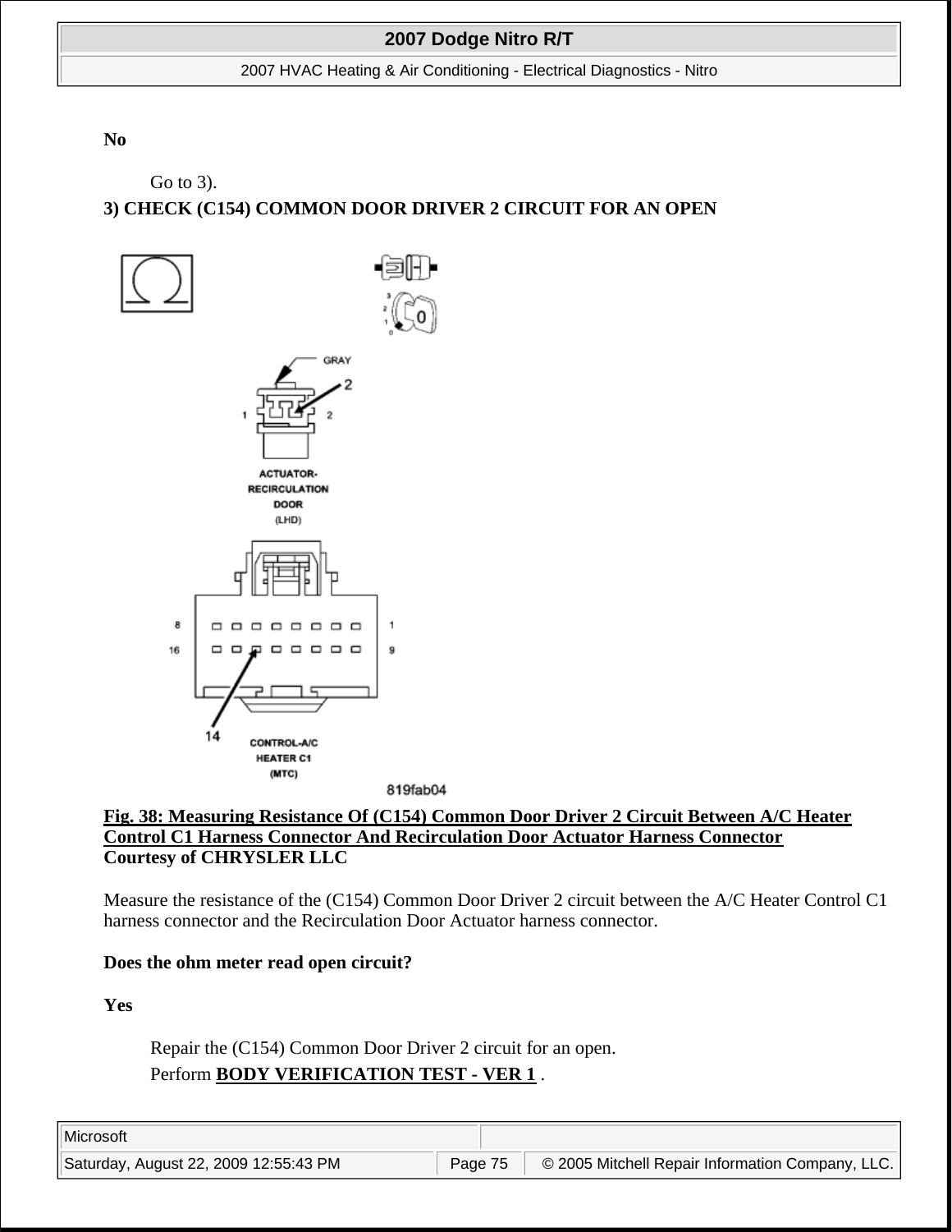**No**

Go to 3).

**3) CHECK (C154) COMMON DOOR DRIVER 2 CIRCUIT FOR AN OPEN**

**Fig. 38: Measuring Resistance Of (C154) Common Door Driver 2 Circuit Between A/C Heater Control C1 Harness Connector And Recirculation Door Actuator Harness Connector**
**Courtesy of CHRYSLER LLC**

Measure the resistance of the (C154) Common Door Driver 2 circuit between the A/C Heater Control C1 harness connector and the Recirculation Door Actuator harness connector.

**Does the ohm meter read open circuit?**

**Yes**

Repair the (C154) Common Door Driver 2 circuit for an open.

Perform **BODY VERIFICATION TEST - VER 1** .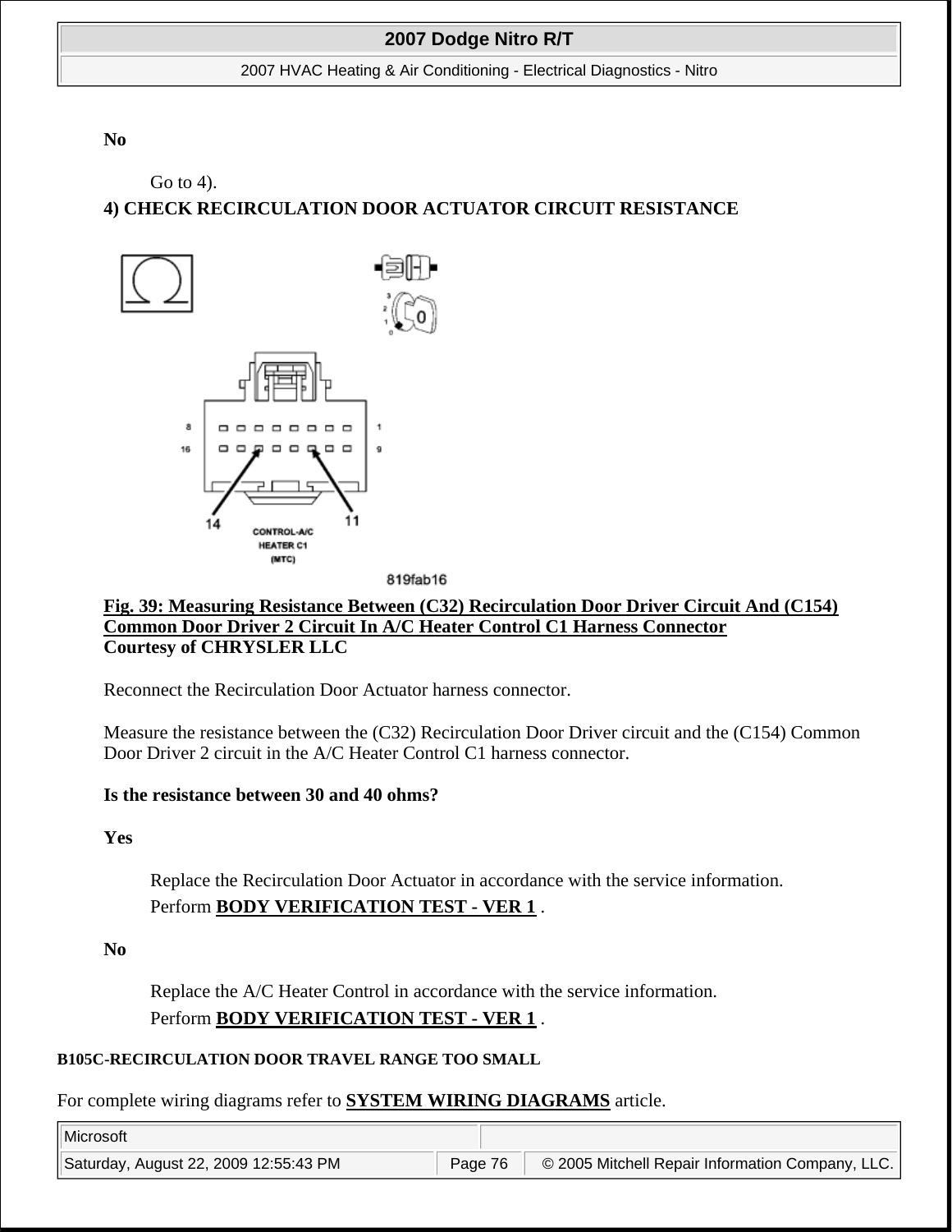**No**

Go to 4).

**4) CHECK RECIRCULATION DOOR ACTUATOR CIRCUIT RESISTANCE**

**Fig. 39: Measuring Resistance Between (C32) Recirculation Door Driver Circuit And (C154) Common Door Driver 2 Circuit In A/C Heater Control C1 Harness Connector**
**Courtesy of CHRYSLER LLC**

Reconnect the Recirculation Door Actuator harness connector.

Measure the resistance between the (C32) Recirculation Door Driver circuit and the (C154) Common Door Driver 2 circuit in the A/C Heater Control C1 harness connector.

**Is the resistance between 30 and 40 ohms?**

**Yes**

Replace the Recirculation Door Actuator in accordance with the service information.
Perform **BODY VERIFICATION TEST - VER 1** .

**No**

Replace the A/C Heater Control in accordance with the service information.
Perform **BODY VERIFICATION TEST - VER 1** .

**B105C-RECIRCULATION DOOR TRAVEL RANGE TOO SMALL**

For complete wiring diagrams refer to **SYSTEM WIRING DIAGRAMS** article.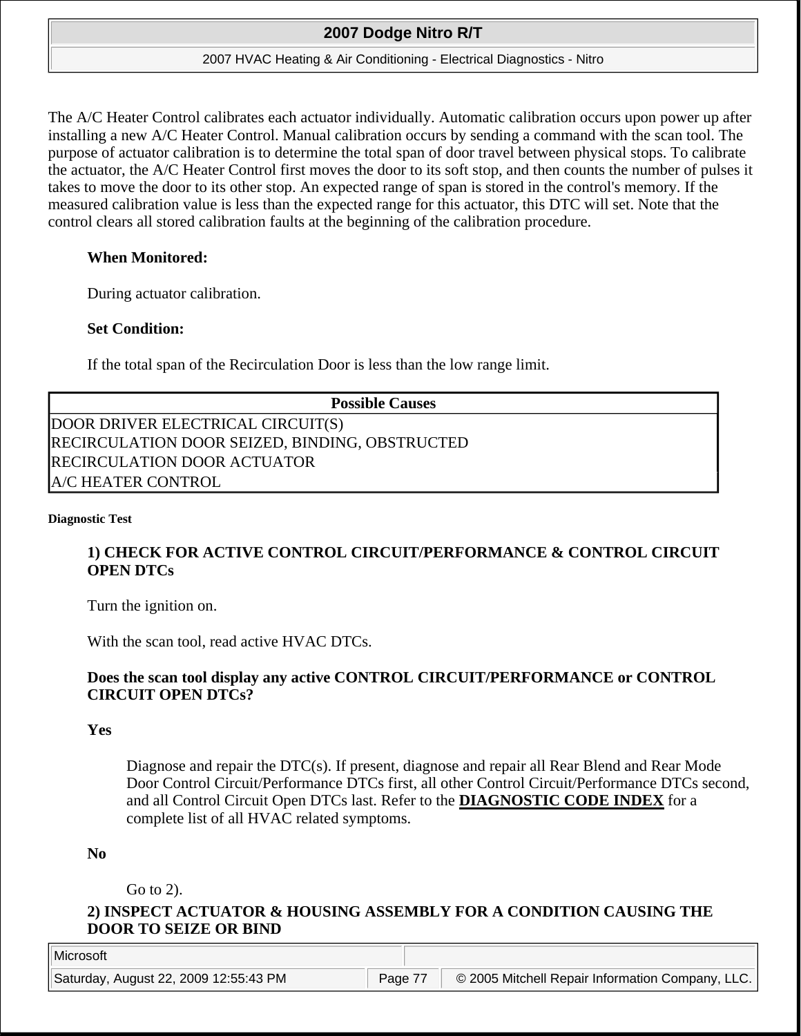The A/C Heater Control calibrates each actuator individually. Automatic calibration occurs upon power up after installing a new A/C Heater Control. Manual calibration occurs by sending a command with the scan tool. The purpose of actuator calibration is to determine the total span of door travel between physical stops. To calibrate the actuator, the A/C Heater Control first moves the door to its soft stop, and then counts the number of pulses it takes to move the door to its other stop. An expected range of span is stored in the control's memory. If the measured calibration value is less than the expected range for this actuator, this DTC will set. Note that the control clears all stored calibration faults at the beginning of the calibration procedure.

**When Monitored:**

During actuator calibration.

**Set Condition:**

If the total span of the Recirculation Door is less than the low range limit.

| Possible Causes |
| --- |
| DOOR DRIVER ELECTRICAL CIRCUIT(S) |
| RECIRCULATION DOOR SEIZED, BINDING, OBSTRUCTED |
| RECIRCULATION DOOR ACTUATOR |
| A/C HEATER CONTROL |

**Diagnostic Test**

**1) CHECK FOR ACTIVE CONTROL CIRCUIT/PERFORMANCE & CONTROL CIRCUIT OPEN DTCs**

Turn the ignition on.

With the scan tool, read active HVAC DTCs.

**Does the scan tool display any active CONTROL CIRCUIT/PERFORMANCE or CONTROL CIRCUIT OPEN DTCs?**

**Yes**

Diagnose and repair the DTC(s). If present, diagnose and repair all Rear Blend and Rear Mode Door Control Circuit/Performance DTCs first, all other Control Circuit/Performance DTCs second, and all Control Circuit Open DTCs last. Refer to the **DIAGNOSTIC CODE INDEX** for a complete list of all HVAC related symptoms.

**No**

Go to 2).

**2) INSPECT ACTUATOR & HOUSING ASSEMBLY FOR A CONDITION CAUSING THE DOOR TO SEIZE OR BIND**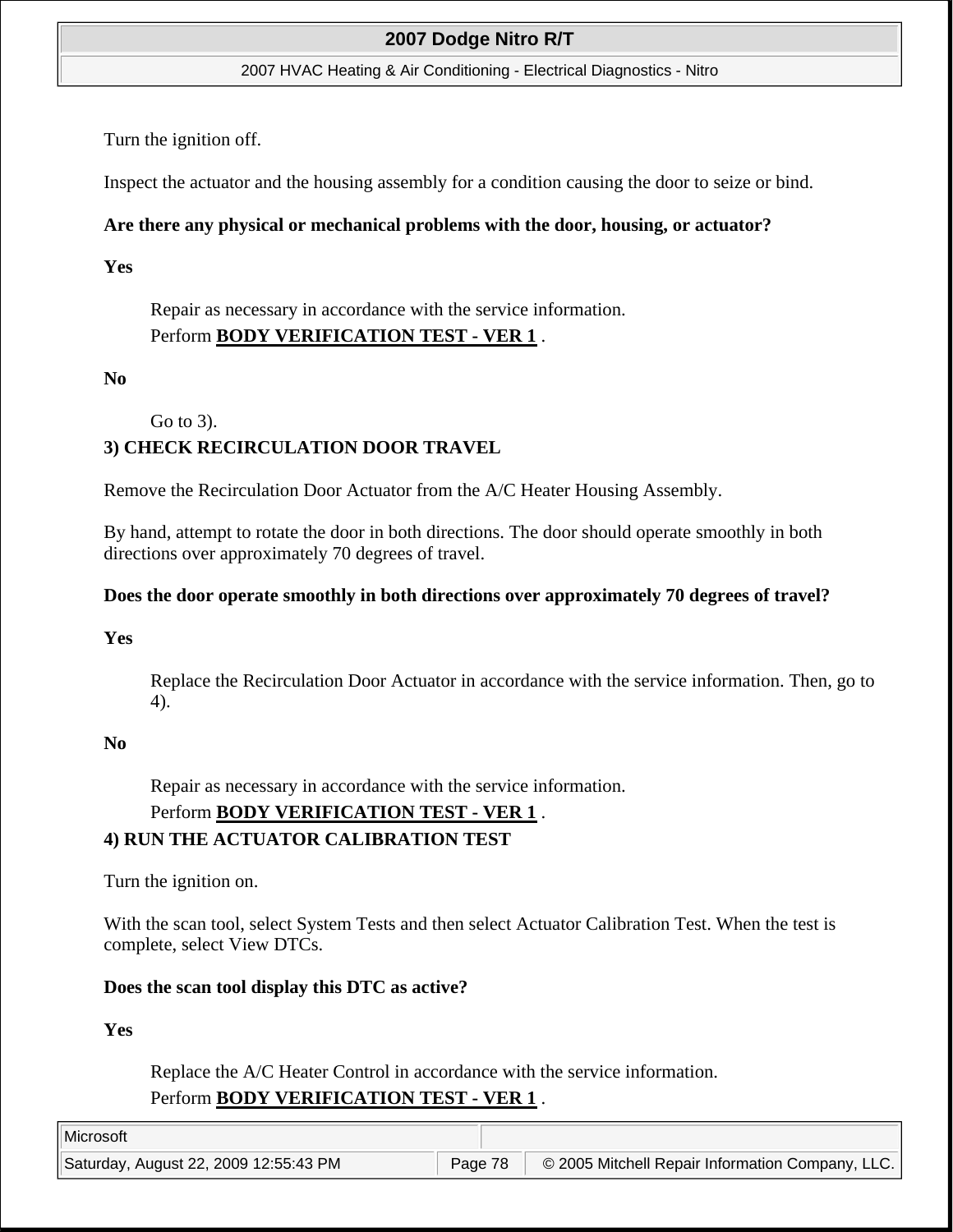Turn the ignition off.

Inspect the actuator and the housing assembly for a condition causing the door to seize or bind.

**Are there any physical or mechanical problems with the door, housing, or actuator?**

**Yes**

> Repair as necessary in accordance with the service information.
> Perform **BODY VERIFICATION TEST - VER 1** .

**No**

> Go to 3).

**3) CHECK RECIRCULATION DOOR TRAVEL**

Remove the Recirculation Door Actuator from the A/C Heater Housing Assembly.

By hand, attempt to rotate the door in both directions. The door should operate smoothly in both directions over approximately 70 degrees of travel.

**Does the door operate smoothly in both directions over approximately 70 degrees of travel?**

**Yes**

> Replace the Recirculation Door Actuator in accordance with the service information. Then, go to 4).

**No**

> Repair as necessary in accordance with the service information.
> Perform **BODY VERIFICATION TEST - VER 1** .

**4) RUN THE ACTUATOR CALIBRATION TEST**

Turn the ignition on.

With the scan tool, select System Tests and then select Actuator Calibration Test. When the test is complete, select View DTCs.

**Does the scan tool display this DTC as active?**

**Yes**

> Replace the A/C Heater Control in accordance with the service information.
> Perform **BODY VERIFICATION TEST - VER 1** .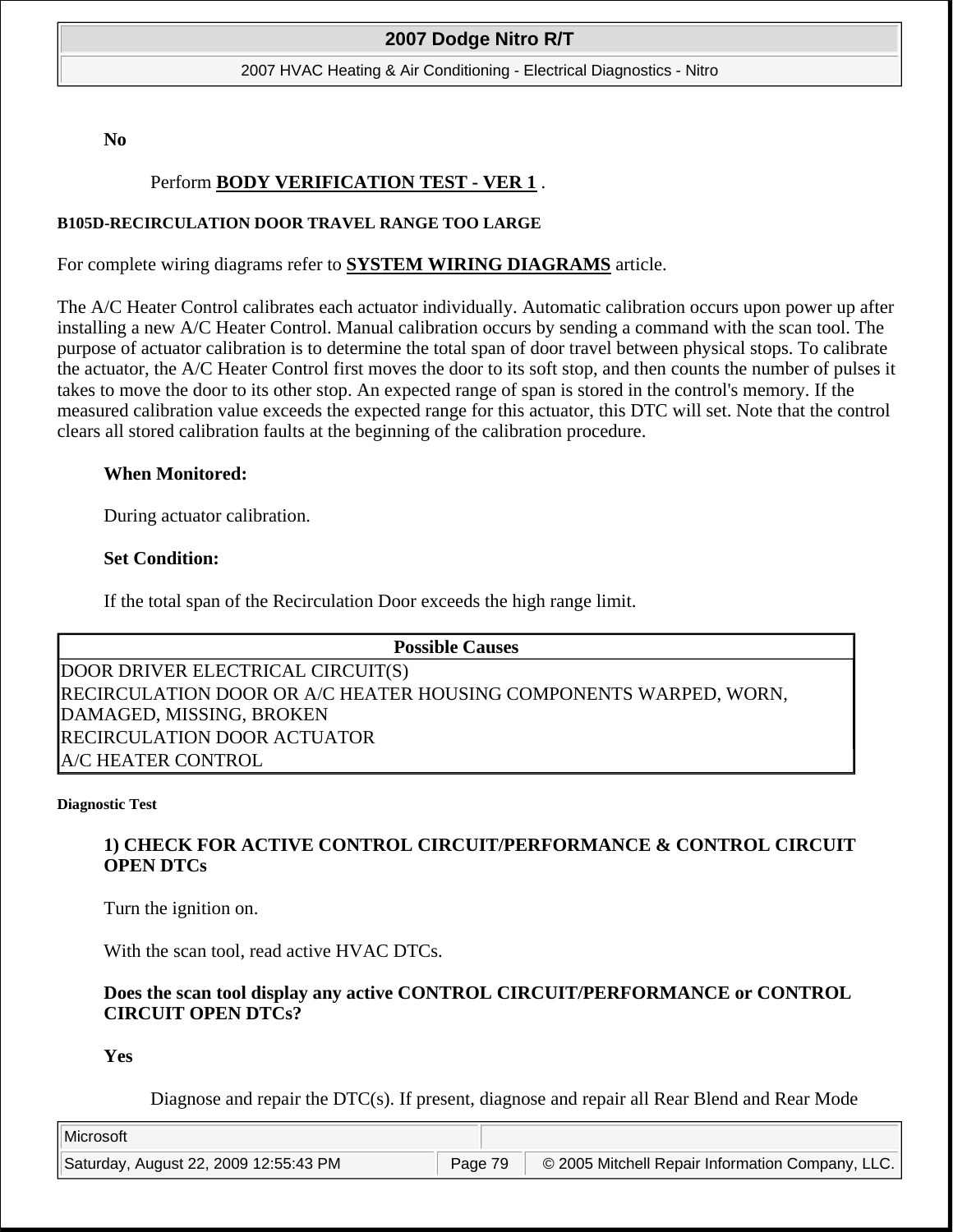**No**

Perform **BODY VERIFICATION TEST - VER 1** .

**B105D-RECIRCULATION DOOR TRAVEL RANGE TOO LARGE**

For complete wiring diagrams refer to **SYSTEM WIRING DIAGRAMS** article.

The A/C Heater Control calibrates each actuator individually. Automatic calibration occurs upon power up after installing a new A/C Heater Control. Manual calibration occurs by sending a command with the scan tool. The purpose of actuator calibration is to determine the total span of door travel between physical stops. To calibrate the actuator, the A/C Heater Control first moves the door to its soft stop, and then counts the number of pulses it takes to move the door to its other stop. An expected range of span is stored in the control's memory. If the measured calibration value exceeds the expected range for this actuator, this DTC will set. Note that the control clears all stored calibration faults at the beginning of the calibration procedure.

**When Monitored:**

During actuator calibration.

**Set Condition:**

If the total span of the Recirculation Door exceeds the high range limit.

| Possible Causes |
|---|
| DOOR DRIVER ELECTRICAL CIRCUIT(S) |
| RECIRCULATION DOOR OR A/C HEATER HOUSING COMPONENTS WARPED, WORN, DAMAGED, MISSING, BROKEN |
| RECIRCULATION DOOR ACTUATOR |
| A/C HEATER CONTROL |

**Diagnostic Test**

**1) CHECK FOR ACTIVE CONTROL CIRCUIT/PERFORMANCE & CONTROL CIRCUIT OPEN DTCs**

Turn the ignition on.

With the scan tool, read active HVAC DTCs.

**Does the scan tool display any active CONTROL CIRCUIT/PERFORMANCE or CONTROL CIRCUIT OPEN DTCs?**

**Yes**

Diagnose and repair the DTC(s). If present, diagnose and repair all Rear Blend and Rear Mode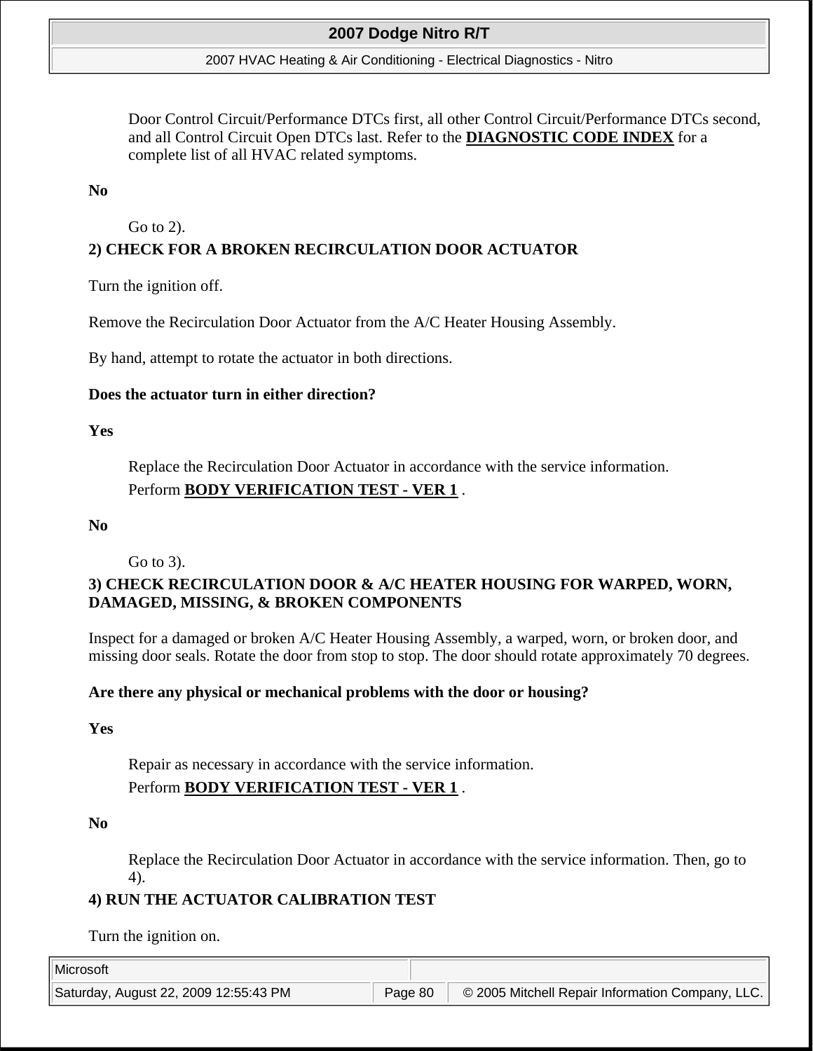Door Control Circuit/Performance DTCs first, all other Control Circuit/Performance DTCs second, and all Control Circuit Open DTCs last. Refer to the **DIAGNOSTIC CODE INDEX** for a complete list of all HVAC related symptoms.

**No**

Go to 2).

**2) CHECK FOR A BROKEN RECIRCULATION DOOR ACTUATOR**

Turn the ignition off.

Remove the Recirculation Door Actuator from the A/C Heater Housing Assembly.

By hand, attempt to rotate the actuator in both directions.

**Does the actuator turn in either direction?**

**Yes**

Replace the Recirculation Door Actuator in accordance with the service information.

Perform **BODY VERIFICATION TEST - VER 1** .

**No**

Go to 3).

**3) CHECK RECIRCULATION DOOR & A/C HEATER HOUSING FOR WARPED, WORN, DAMAGED, MISSING, & BROKEN COMPONENTS**

Inspect for a damaged or broken A/C Heater Housing Assembly, a warped, worn, or broken door, and missing door seals. Rotate the door from stop to stop. The door should rotate approximately 70 degrees.

**Are there any physical or mechanical problems with the door or housing?**

**Yes**

Repair as necessary in accordance with the service information.

Perform **BODY VERIFICATION TEST - VER 1** .

**No**

Replace the Recirculation Door Actuator in accordance with the service information. Then, go to 4).

**4) RUN THE ACTUATOR CALIBRATION TEST**

Turn the ignition on.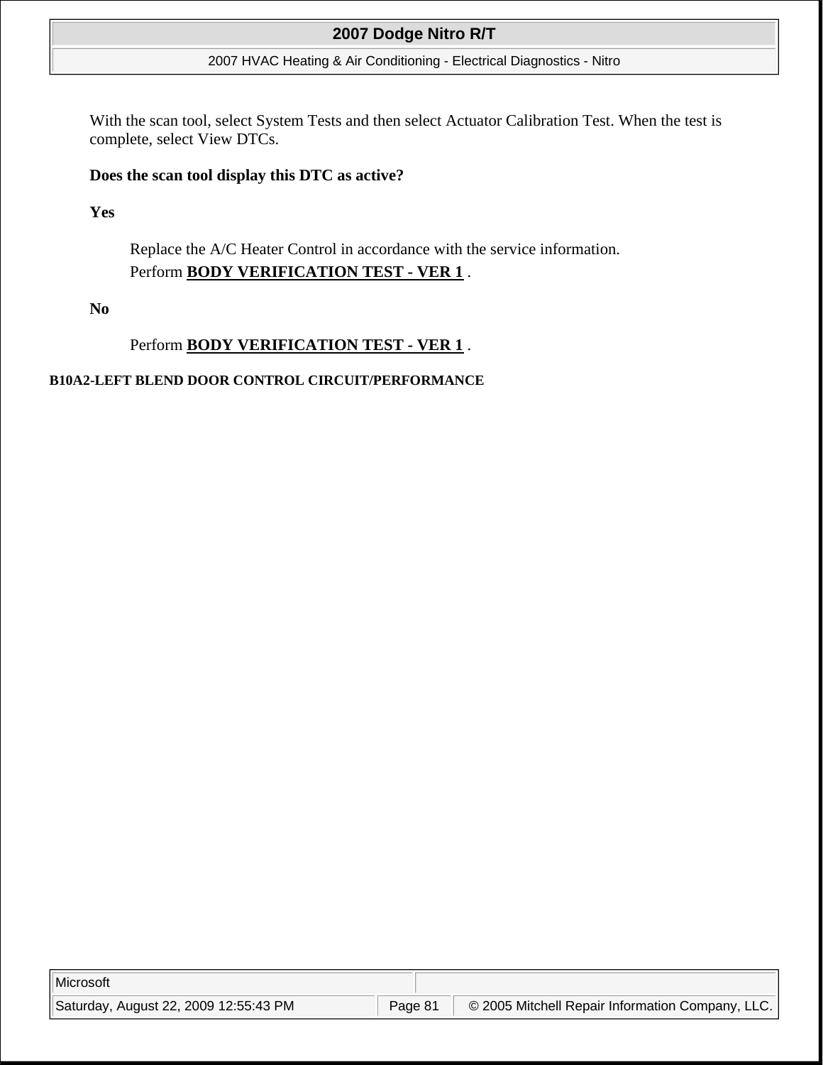With the scan tool, select System Tests and then select Actuator Calibration Test. When the test is complete, select View DTCs.

**Does the scan tool display this DTC as active?**

**Yes**

Replace the A/C Heater Control in accordance with the service information.
Perform **BODY VERIFICATION TEST - VER 1** .

**No**

Perform **BODY VERIFICATION TEST - VER 1** .

**B10A2-LEFT BLEND DOOR CONTROL CIRCUIT/PERFORMANCE**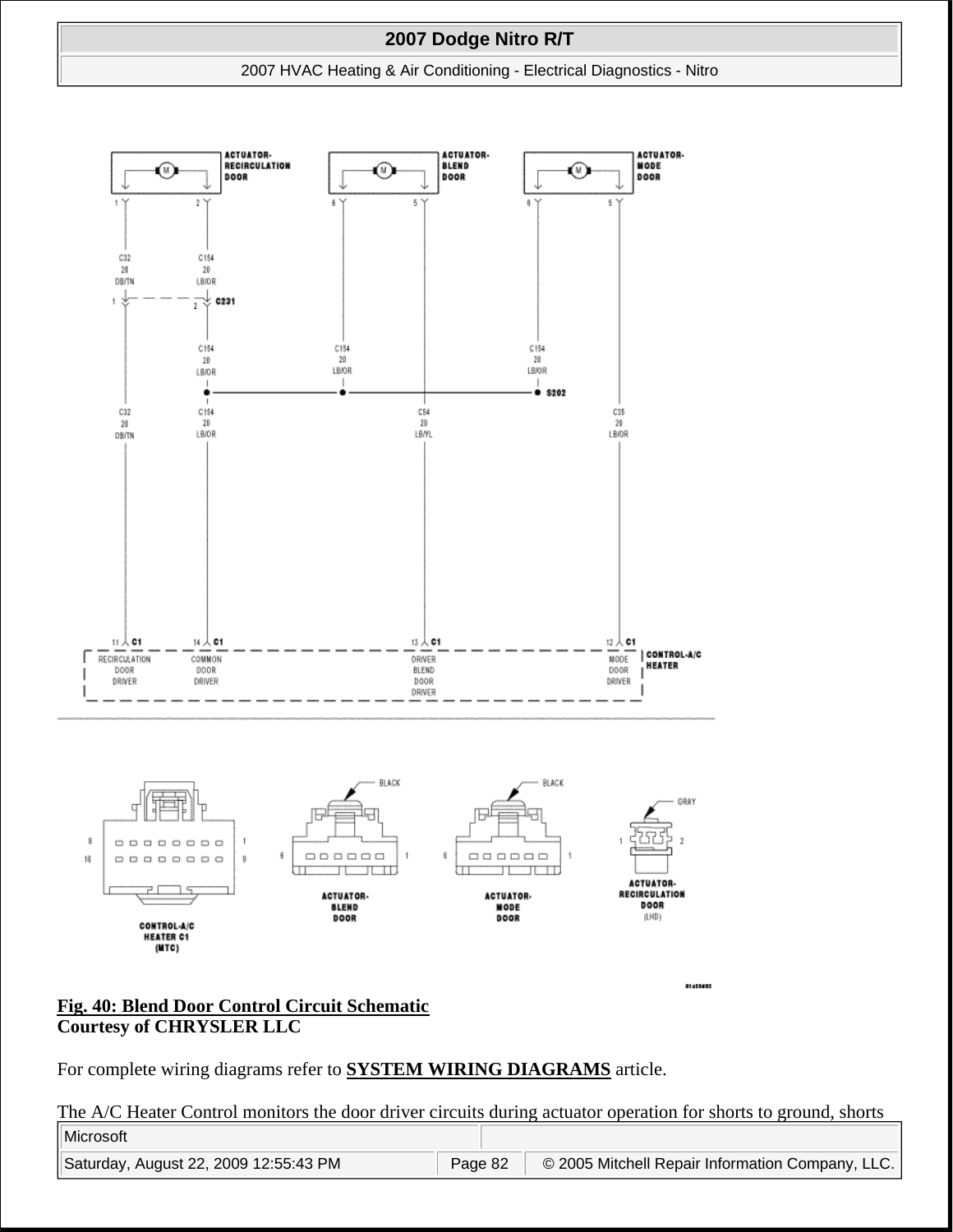**Fig. 40: Blend Door Control Circuit Schematic**
**Courtesy of CHRYSLER LLC**

For complete wiring diagrams refer to **SYSTEM WIRING DIAGRAMS** article.

The A/C Heater Control monitors the door driver circuits during actuator operation for shorts to ground, shorts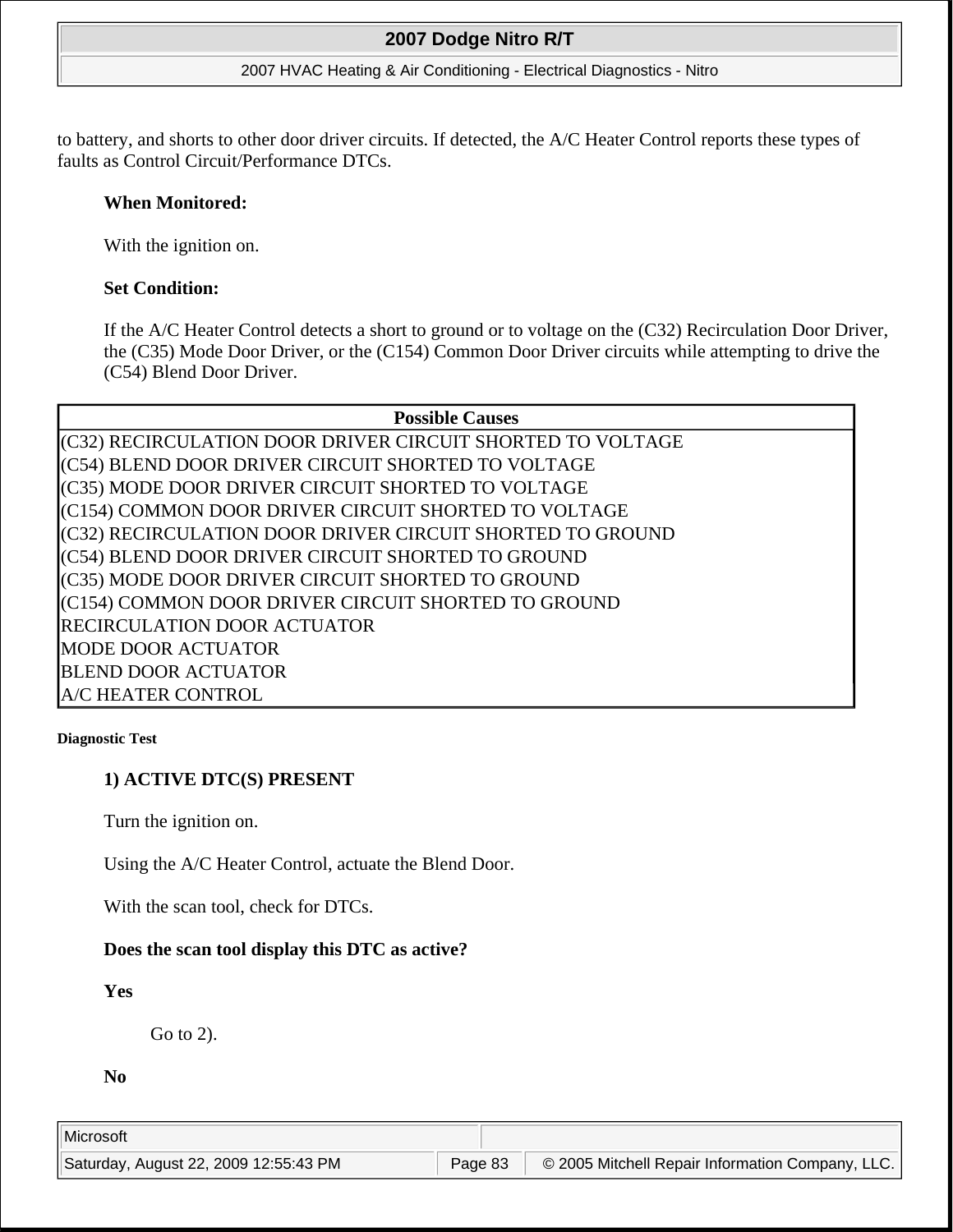to battery, and shorts to other door driver circuits. If detected, the A/C Heater Control reports these types of faults as Control Circuit/Performance DTCs.

**When Monitored:**

With the ignition on.

**Set Condition:**

If the A/C Heater Control detects a short to ground or to voltage on the (C32) Recirculation Door Driver, the (C35) Mode Door Driver, or the (C154) Common Door Driver circuits while attempting to drive the (C54) Blend Door Driver.

| Possible Causes |
| --- |
| (C32) RECIRCULATION DOOR DRIVER CIRCUIT SHORTED TO VOLTAGE |
| (C54) BLEND DOOR DRIVER CIRCUIT SHORTED TO VOLTAGE |
| (C35) MODE DOOR DRIVER CIRCUIT SHORTED TO VOLTAGE |
| (C154) COMMON DOOR DRIVER CIRCUIT SHORTED TO VOLTAGE |
| (C32) RECIRCULATION DOOR DRIVER CIRCUIT SHORTED TO GROUND |
| (C54) BLEND DOOR DRIVER CIRCUIT SHORTED TO GROUND |
| (C35) MODE DOOR DRIVER CIRCUIT SHORTED TO GROUND |
| (C154) COMMON DOOR DRIVER CIRCUIT SHORTED TO GROUND |
| RECIRCULATION DOOR ACTUATOR |
| MODE DOOR ACTUATOR |
| BLEND DOOR ACTUATOR |
| A/C HEATER CONTROL |

**Diagnostic Test**

**1) ACTIVE DTC(S) PRESENT**

Turn the ignition on.

Using the A/C Heater Control, actuate the Blend Door.

With the scan tool, check for DTCs.

**Does the scan tool display this DTC as active?**

**Yes**

Go to 2).

**No**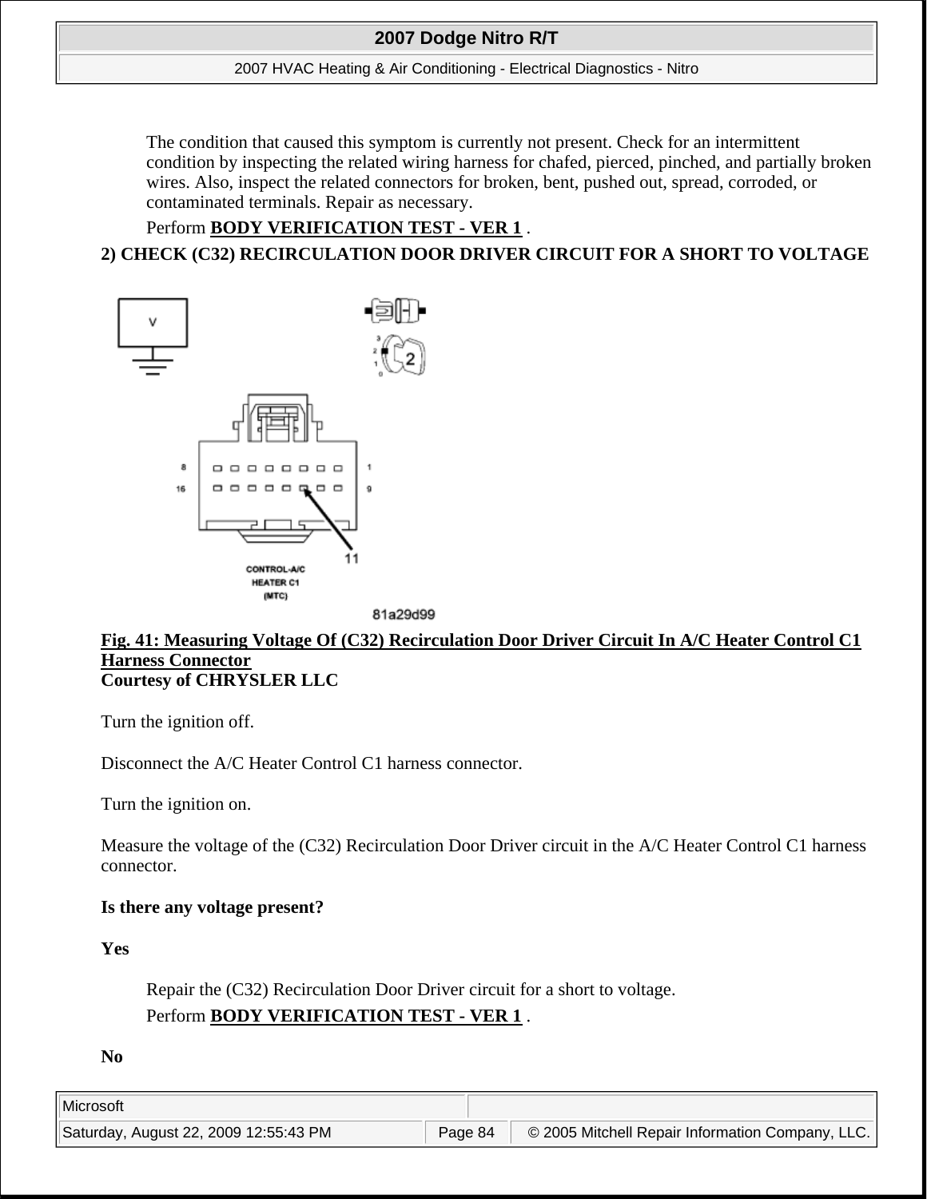The condition that caused this symptom is currently not present. Check for an intermittent condition by inspecting the related wiring harness for chafed, pierced, pinched, and partially broken wires. Also, inspect the related connectors for broken, bent, pushed out, spread, corroded, or contaminated terminals. Repair as necessary.

Perform **BODY VERIFICATION TEST - VER 1** .

**2) CHECK (C32) RECIRCULATION DOOR DRIVER CIRCUIT FOR A SHORT TO VOLTAGE**

**Fig. 41: Measuring Voltage Of (C32) Recirculation Door Driver Circuit In A/C Heater Control C1 Harness Connector**
**Courtesy of CHRYSLER LLC**

Turn the ignition off.

Disconnect the A/C Heater Control C1 harness connector.

Turn the ignition on.

Measure the voltage of the (C32) Recirculation Door Driver circuit in the A/C Heater Control C1 harness connector.

**Is there any voltage present?**

**Yes**

Repair the (C32) Recirculation Door Driver circuit for a short to voltage.

Perform **BODY VERIFICATION TEST - VER 1** .

**No**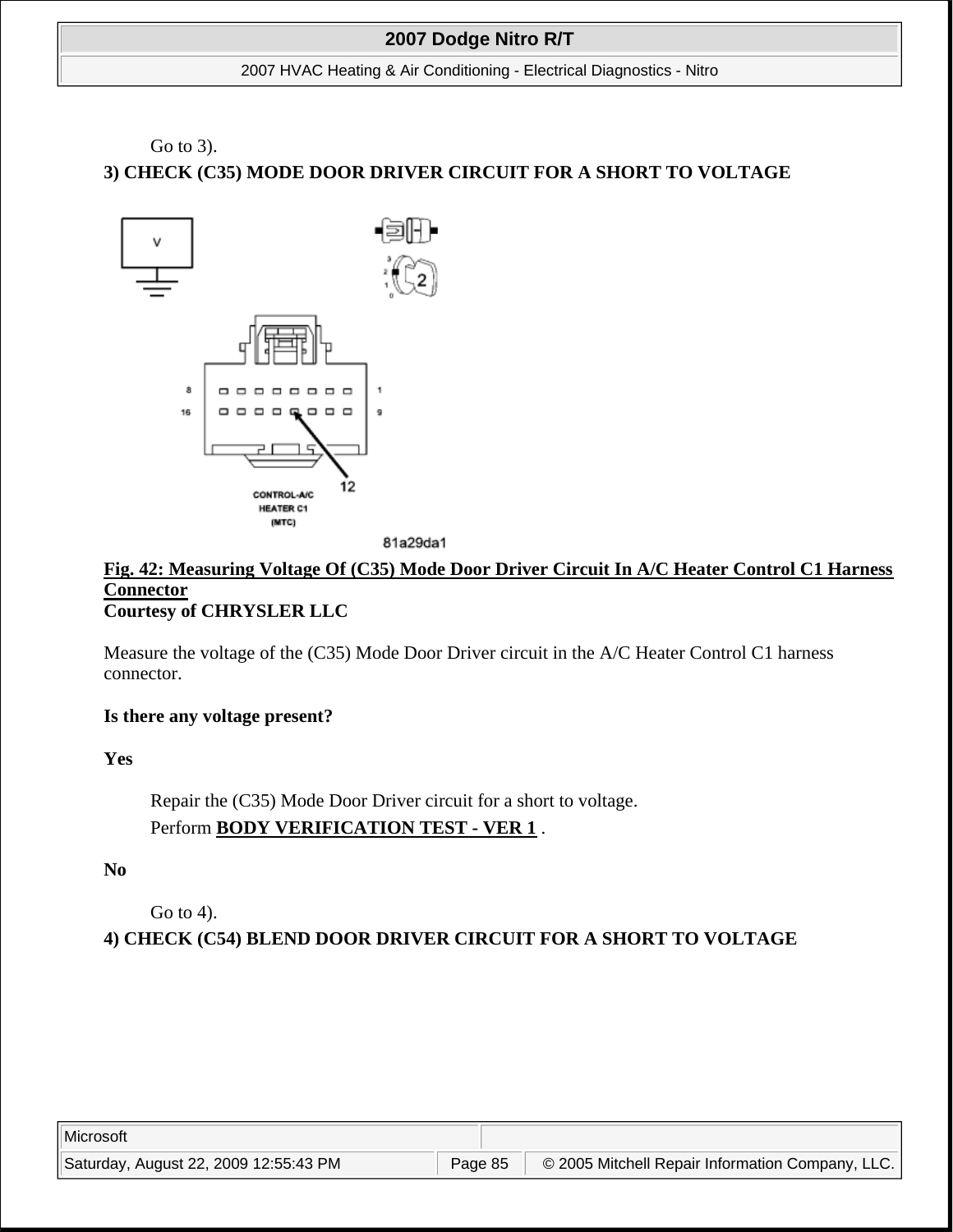Go to 3).

**3) CHECK (C35) MODE DOOR DRIVER CIRCUIT FOR A SHORT TO VOLTAGE**

**Fig. 42: Measuring Voltage Of (C35) Mode Door Driver Circuit In A/C Heater Control C1 Harness Connector**
**Courtesy of CHRYSLER LLC**

Measure the voltage of the (C35) Mode Door Driver circuit in the A/C Heater Control C1 harness connector.

**Is there any voltage present?**

**Yes**

Repair the (C35) Mode Door Driver circuit for a short to voltage.

Perform **BODY VERIFICATION TEST - VER 1** .

**No**

Go to 4).

**4) CHECK (C54) BLEND DOOR DRIVER CIRCUIT FOR A SHORT TO VOLTAGE**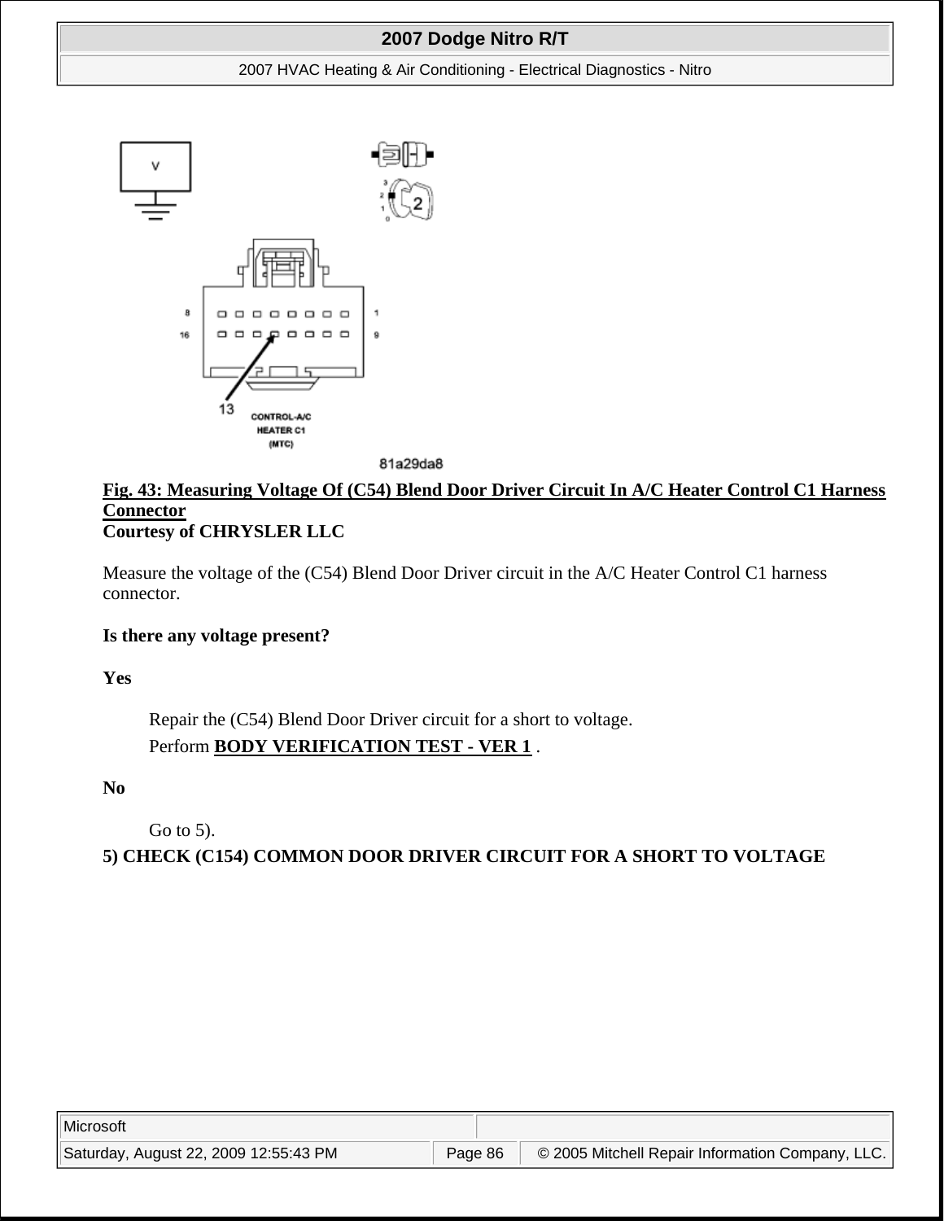**Fig. 43: Measuring Voltage Of (C54) Blend Door Driver Circuit In A/C Heater Control C1 Harness Connector**
**Courtesy of CHRYSLER LLC**

Measure the voltage of the (C54) Blend Door Driver circuit in the A/C Heater Control C1 harness connector.

**Is there any voltage present?**

**Yes**

> Repair the (C54) Blend Door Driver circuit for a short to voltage.
>
> Perform **BODY VERIFICATION TEST - VER 1** .

**No**

> Go to 5).

**5) CHECK (C154) COMMON DOOR DRIVER CIRCUIT FOR A SHORT TO VOLTAGE**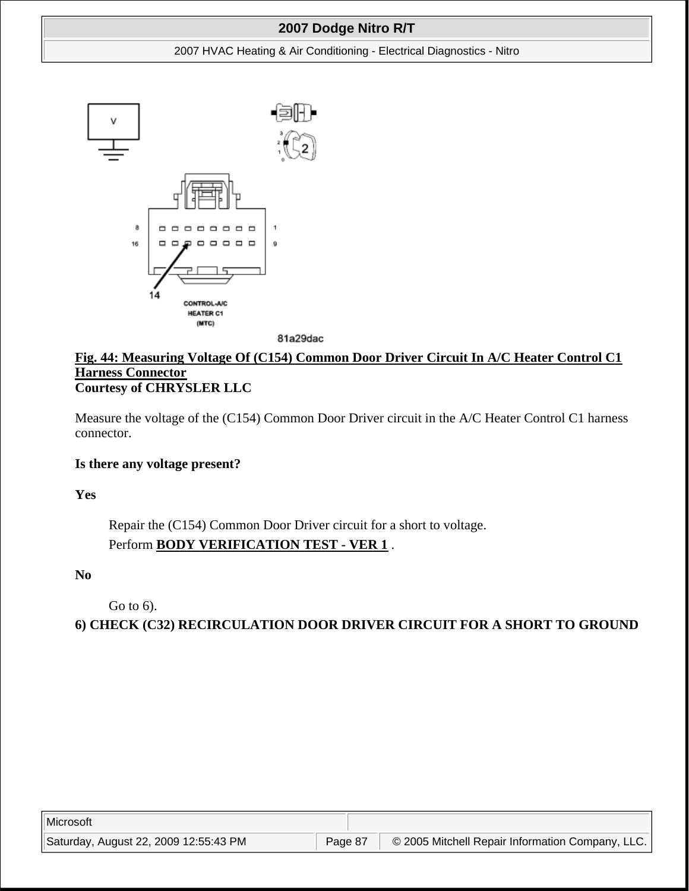**Fig. 44: Measuring Voltage Of (C154) Common Door Driver Circuit In A/C Heater Control C1 Harness Connector**
**Courtesy of CHRYSLER LLC**

Measure the voltage of the (C154) Common Door Driver circuit in the A/C Heater Control C1 harness connector.

**Is there any voltage present?**

**Yes**

> Repair the (C154) Common Door Driver circuit for a short to voltage.
> Perform **BODY VERIFICATION TEST - VER 1** .

**No**

> Go to 6).

**6) CHECK (C32) RECIRCULATION DOOR DRIVER CIRCUIT FOR A SHORT TO GROUND**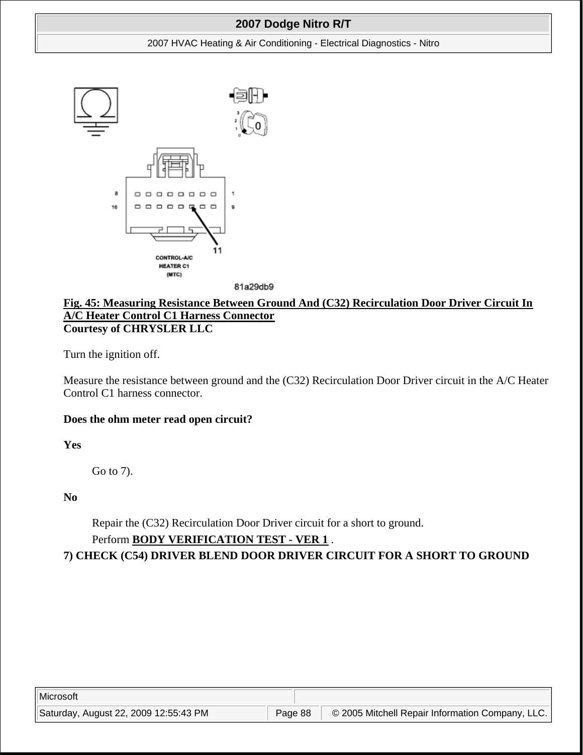**Fig. 45: Measuring Resistance Between Ground And (C32) Recirculation Door Driver Circuit In A/C Heater Control C1 Harness Connector**
**Courtesy of CHRYSLER LLC**

Turn the ignition off.

Measure the resistance between ground and the (C32) Recirculation Door Driver circuit in the A/C Heater Control C1 harness connector.

**Does the ohm meter read open circuit?**

**Yes**

Go to 7).

**No**

Repair the (C32) Recirculation Door Driver circuit for a short to ground.
Perform **BODY VERIFICATION TEST - VER 1** .

**7) CHECK (C54) DRIVER BLEND DOOR DRIVER CIRCUIT FOR A SHORT TO GROUND**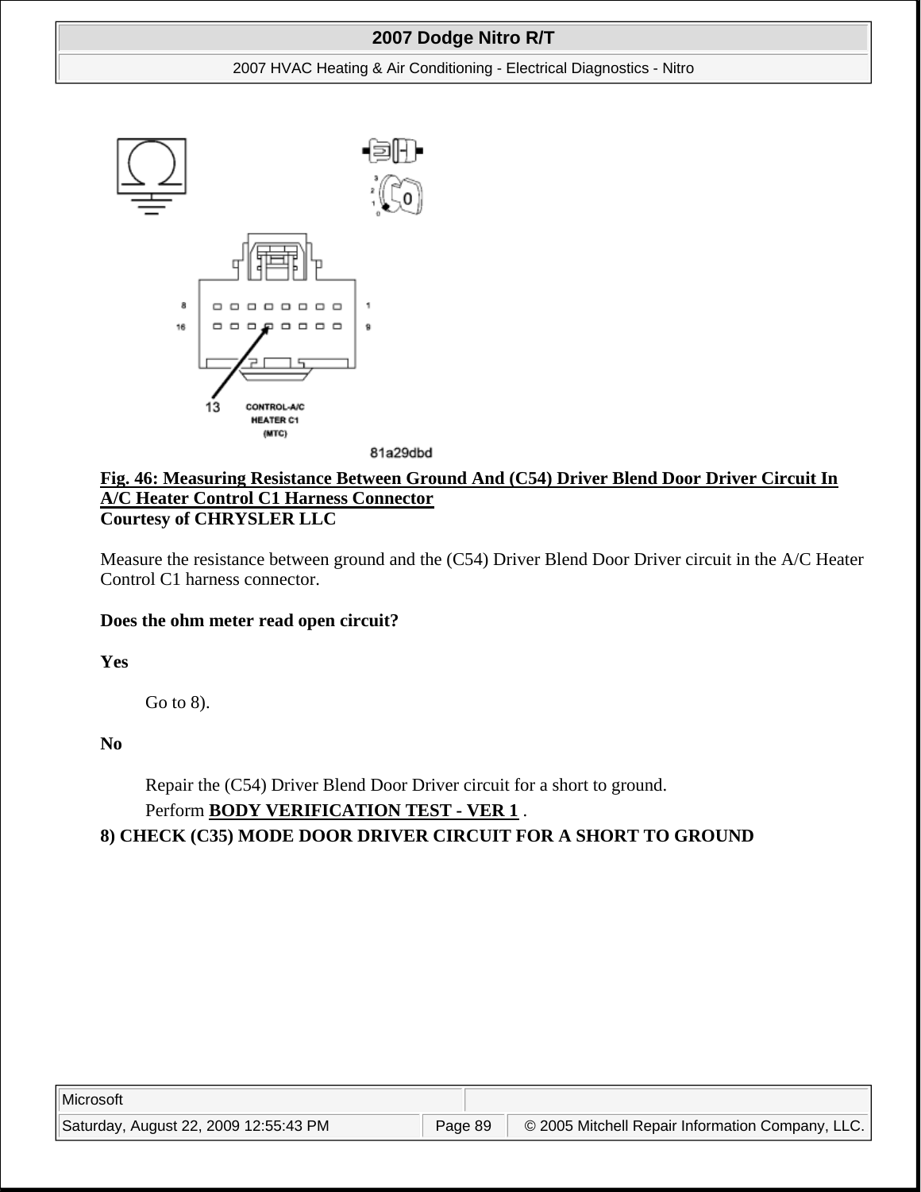**Fig. 46: Measuring Resistance Between Ground And (C54) Driver Blend Door Driver Circuit In A/C Heater Control C1 Harness Connector**
**Courtesy of CHRYSLER LLC**

Measure the resistance between ground and the (C54) Driver Blend Door Driver circuit in the A/C Heater Control C1 harness connector.

**Does the ohm meter read open circuit?**

**Yes**

Go to 8).

**No**

Repair the (C54) Driver Blend Door Driver circuit for a short to ground.

Perform **BODY VERIFICATION TEST - VER 1** .

**8) CHECK (C35) MODE DOOR DRIVER CIRCUIT FOR A SHORT TO GROUND**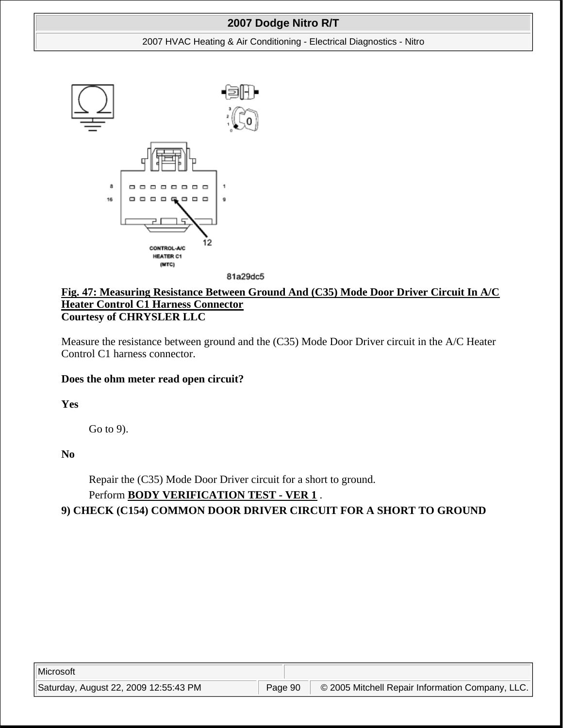**Fig. 47: Measuring Resistance Between Ground And (C35) Mode Door Driver Circuit In A/C Heater Control C1 Harness Connector**
**Courtesy of CHRYSLER LLC**

Measure the resistance between ground and the (C35) Mode Door Driver circuit in the A/C Heater Control C1 harness connector.

**Does the ohm meter read open circuit?**

**Yes**

Go to 9).

**No**

Repair the (C35) Mode Door Driver circuit for a short to ground.
Perform **BODY VERIFICATION TEST - VER 1** .

**9) CHECK (C154) COMMON DOOR DRIVER CIRCUIT FOR A SHORT TO GROUND**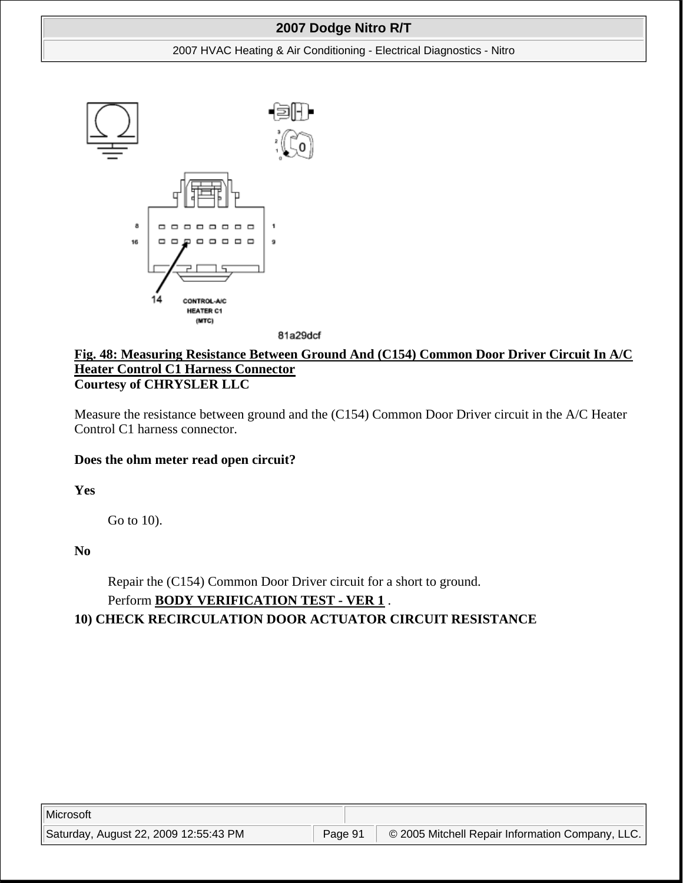**Fig. 48: Measuring Resistance Between Ground And (C154) Common Door Driver Circuit In A/C Heater Control C1 Harness Connector**
**Courtesy of CHRYSLER LLC**

Measure the resistance between ground and the (C154) Common Door Driver circuit in the A/C Heater Control C1 harness connector.

**Does the ohm meter read open circuit?**

**Yes**

Go to 10).

**No**

Repair the (C154) Common Door Driver circuit for a short to ground.

Perform **BODY VERIFICATION TEST - VER 1** .

**10) CHECK RECIRCULATION DOOR ACTUATOR CIRCUIT RESISTANCE**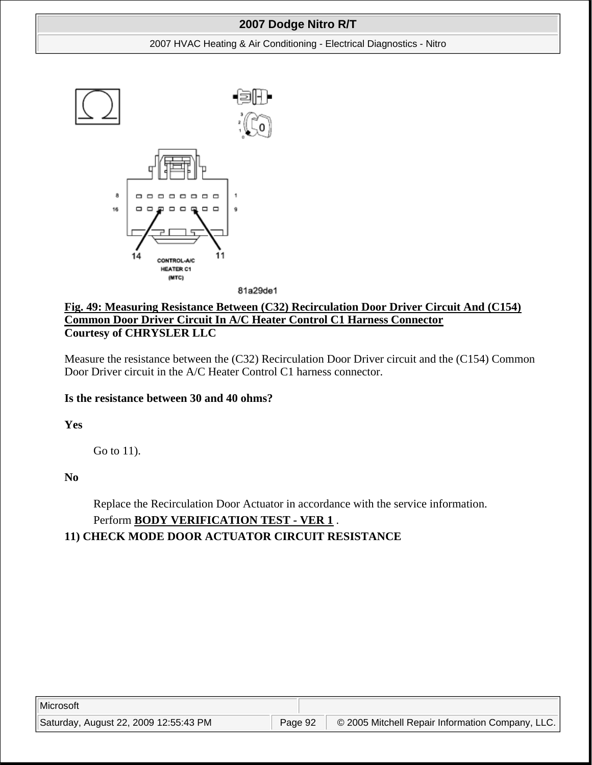**Fig. 49: Measuring Resistance Between (C32) Recirculation Door Driver Circuit And (C154) Common Door Driver Circuit In A/C Heater Control C1 Harness Connector**
**Courtesy of CHRYSLER LLC**

Measure the resistance between the (C32) Recirculation Door Driver circuit and the (C154) Common Door Driver circuit in the A/C Heater Control C1 harness connector.

**Is the resistance between 30 and 40 ohms?**

**Yes**

Go to 11).

**No**

Replace the Recirculation Door Actuator in accordance with the service information.
Perform **BODY VERIFICATION TEST - VER 1** .

**11) CHECK MODE DOOR ACTUATOR CIRCUIT RESISTANCE**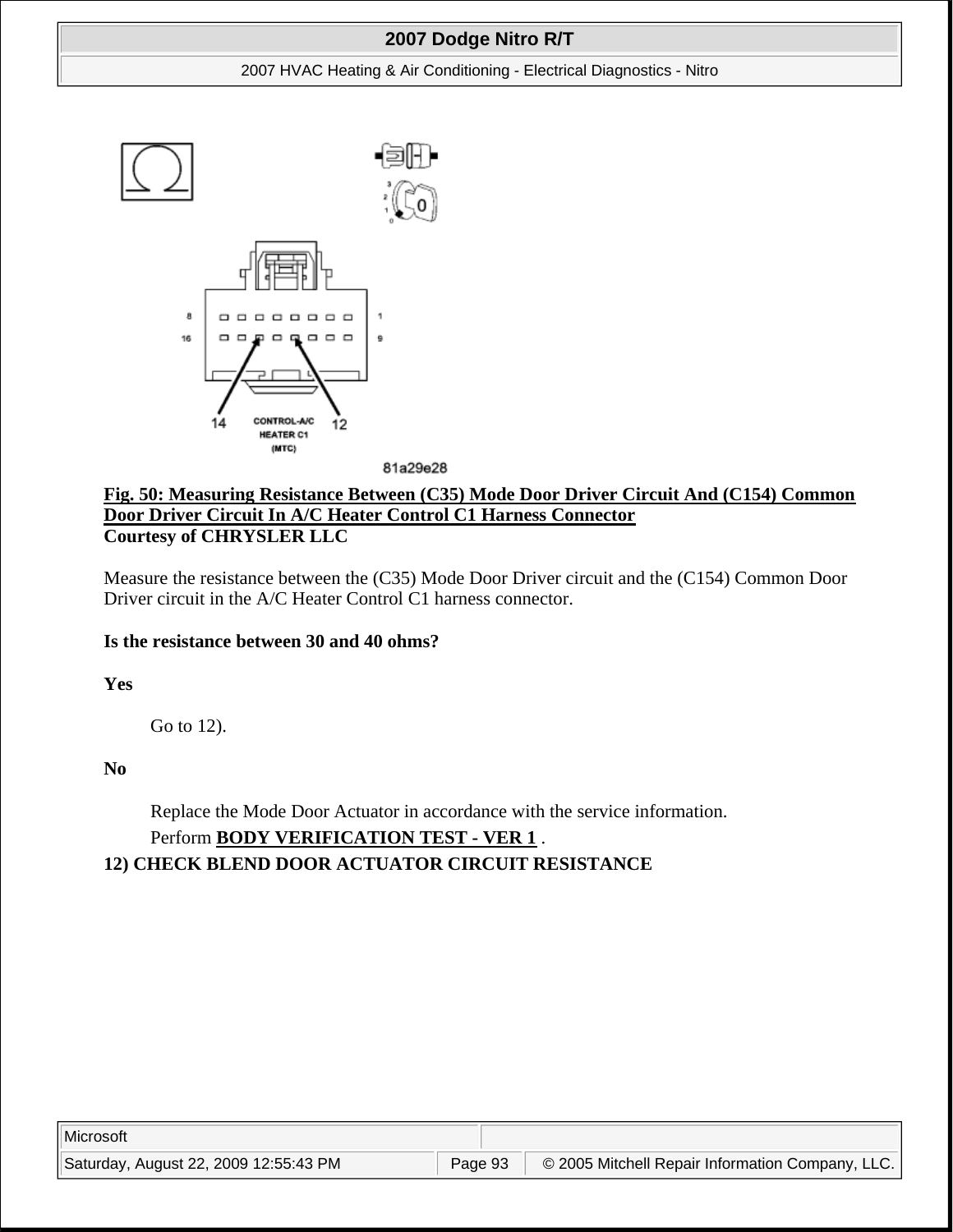**Fig. 50: Measuring Resistance Between (C35) Mode Door Driver Circuit And (C154) Common Door Driver Circuit In A/C Heater Control C1 Harness Connector**
**Courtesy of CHRYSLER LLC**

Measure the resistance between the (C35) Mode Door Driver circuit and the (C154) Common Door Driver circuit in the A/C Heater Control C1 harness connector.

**Is the resistance between 30 and 40 ohms?**

**Yes**

Go to 12).

**No**

Replace the Mode Door Actuator in accordance with the service information.
Perform **BODY VERIFICATION TEST - VER 1** .

**12) CHECK BLEND DOOR ACTUATOR CIRCUIT RESISTANCE**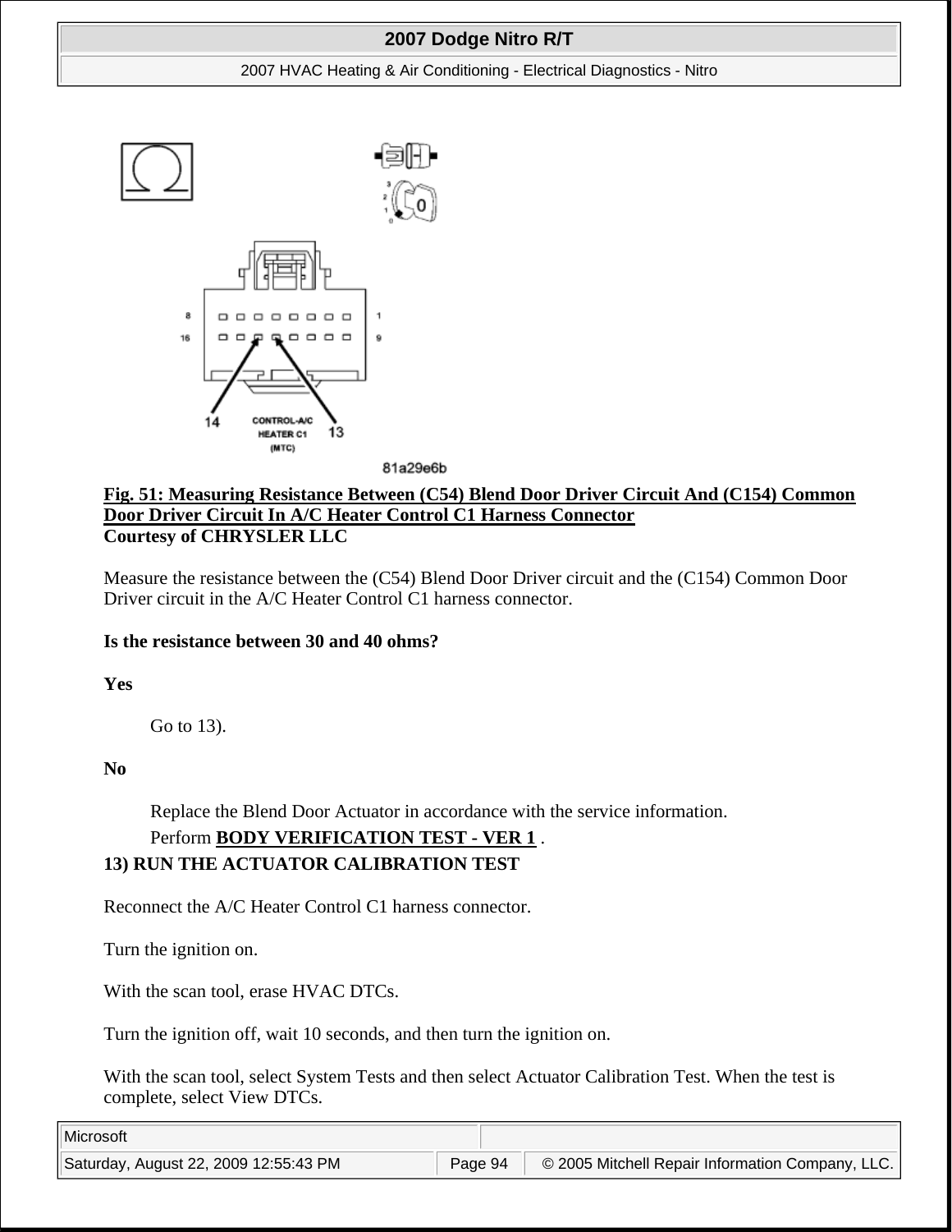**Fig. 51: Measuring Resistance Between (C54) Blend Door Driver Circuit And (C154) Common Door Driver Circuit In A/C Heater Control C1 Harness Connector**
**Courtesy of CHRYSLER LLC**

Measure the resistance between the (C54) Blend Door Driver circuit and the (C154) Common Door Driver circuit in the A/C Heater Control C1 harness connector.

**Is the resistance between 30 and 40 ohms?**

**Yes**

Go to 13).

**No**

Replace the Blend Door Actuator in accordance with the service information.
Perform **BODY VERIFICATION TEST - VER 1** .

**13) RUN THE ACTUATOR CALIBRATION TEST**

Reconnect the A/C Heater Control C1 harness connector.

Turn the ignition on.

With the scan tool, erase HVAC DTCs.

Turn the ignition off, wait 10 seconds, and then turn the ignition on.

With the scan tool, select System Tests and then select Actuator Calibration Test. When the test is complete, select View DTCs.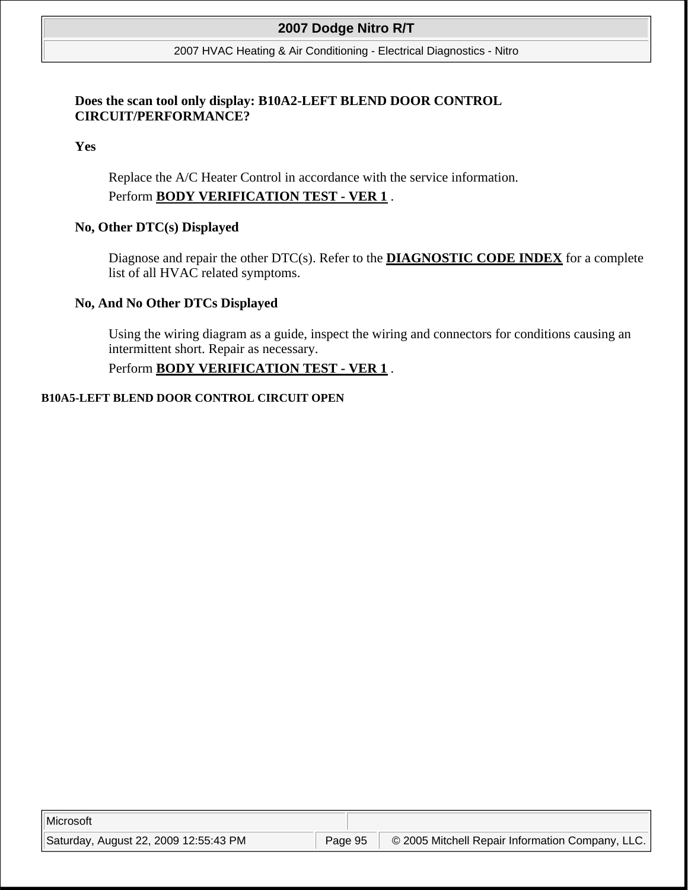**Does the scan tool only display: B10A2-LEFT BLEND DOOR CONTROL CIRCUIT/PERFORMANCE?**

**Yes**

Replace the A/C Heater Control in accordance with the service information.

Perform **BODY VERIFICATION TEST - VER 1** .

**No, Other DTC(s) Displayed**

Diagnose and repair the other DTC(s). Refer to the **DIAGNOSTIC CODE INDEX** for a complete list of all HVAC related symptoms.

**No, And No Other DTCs Displayed**

Using the wiring diagram as a guide, inspect the wiring and connectors for conditions causing an intermittent short. Repair as necessary.

Perform **BODY VERIFICATION TEST - VER 1** .

### B10A5-LEFT BLEND DOOR CONTROL CIRCUIT OPEN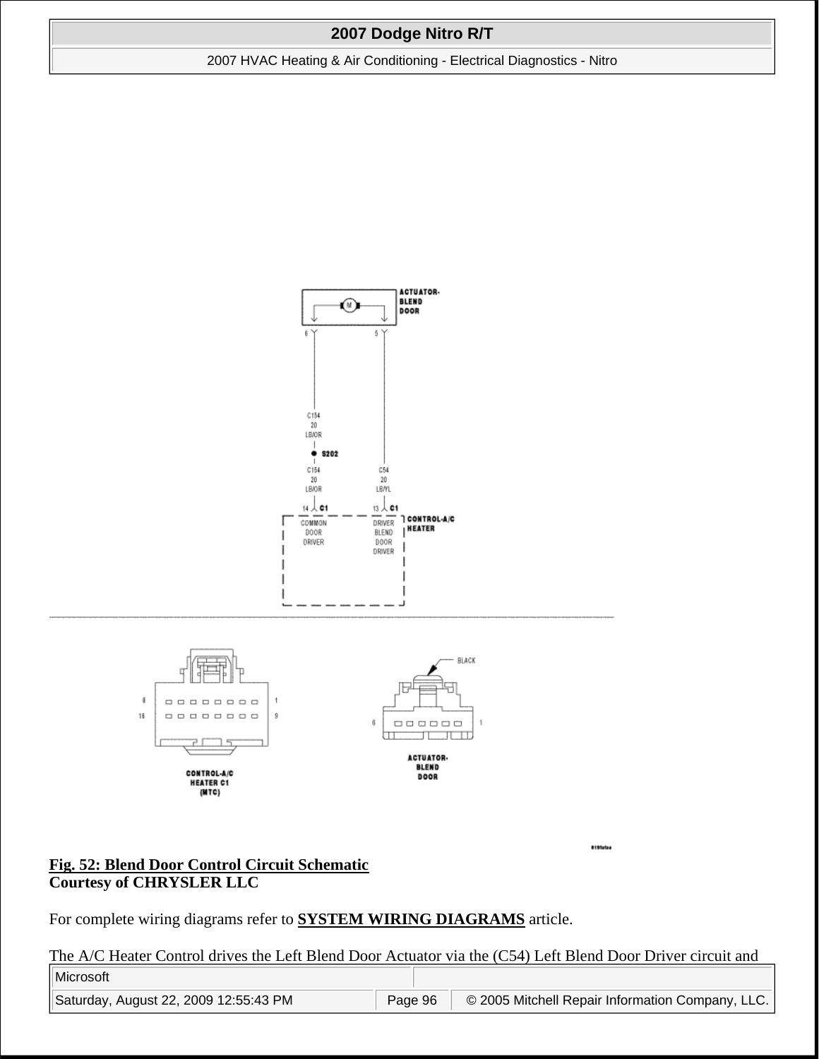**Fig. 52: Blend Door Control Circuit Schematic**
**Courtesy of CHRYSLER LLC**

For complete wiring diagrams refer to **SYSTEM WIRING DIAGRAMS** article.

The A/C Heater Control drives the Left Blend Door Actuator via the (C54) Left Blend Door Driver circuit and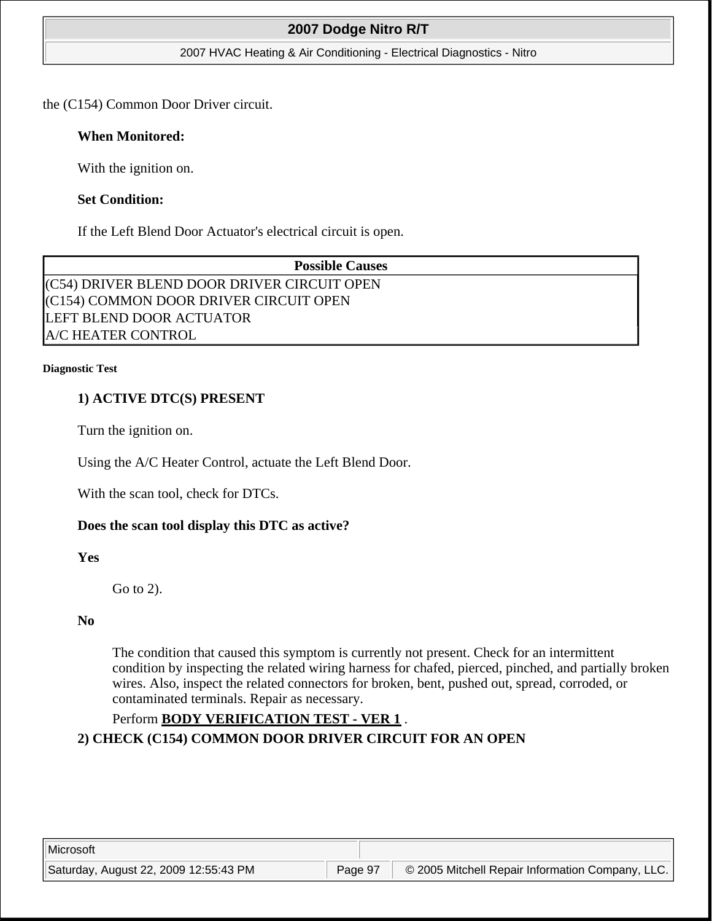the (C154) Common Door Driver circuit.

**When Monitored:**

With the ignition on.

**Set Condition:**

If the Left Blend Door Actuator's electrical circuit is open.

| Possible Causes |
| --- |
| (C54) DRIVER BLEND DOOR DRIVER CIRCUIT OPEN |
| (C154) COMMON DOOR DRIVER CIRCUIT OPEN |
| LEFT BLEND DOOR ACTUATOR |
| A/C HEATER CONTROL |

**Diagnostic Test**

**1) ACTIVE DTC(S) PRESENT**

Turn the ignition on.

Using the A/C Heater Control, actuate the Left Blend Door.

With the scan tool, check for DTCs.

**Does the scan tool display this DTC as active?**

**Yes**

Go to 2).

**No**

The condition that caused this symptom is currently not present. Check for an intermittent condition by inspecting the related wiring harness for chafed, pierced, pinched, and partially broken wires. Also, inspect the related connectors for broken, bent, pushed out, spread, corroded, or contaminated terminals. Repair as necessary.

Perform **BODY VERIFICATION TEST - VER 1** .

**2) CHECK (C154) COMMON DOOR DRIVER CIRCUIT FOR AN OPEN**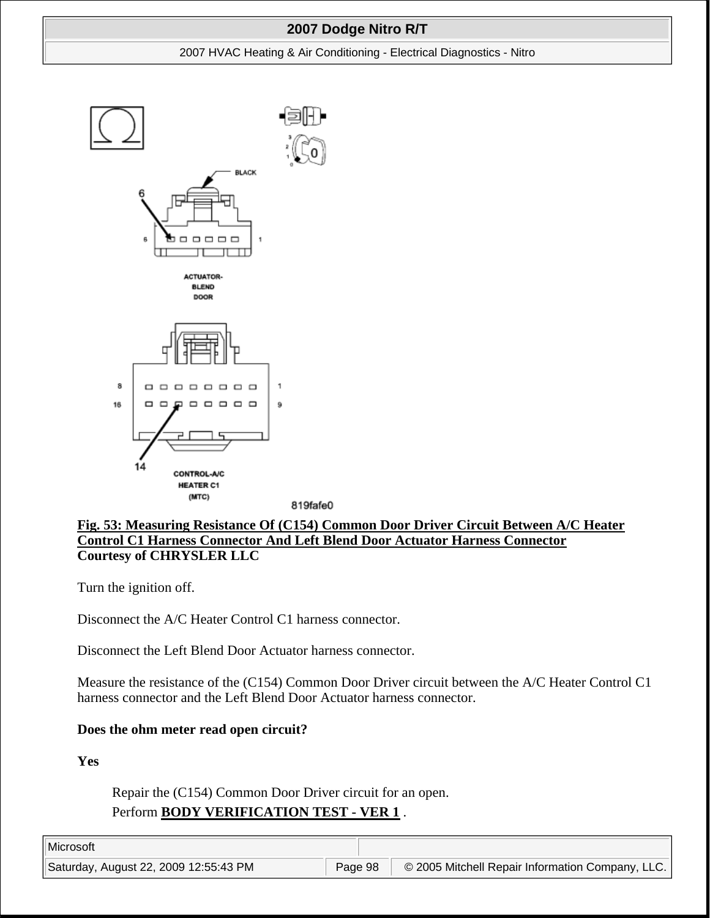**Fig. 53: Measuring Resistance Of (C154) Common Door Driver Circuit Between A/C Heater Control C1 Harness Connector And Left Blend Door Actuator Harness Connector**
**Courtesy of CHRYSLER LLC**

Turn the ignition off.

Disconnect the A/C Heater Control C1 harness connector.

Disconnect the Left Blend Door Actuator harness connector.

Measure the resistance of the (C154) Common Door Driver circuit between the A/C Heater Control C1 harness connector and the Left Blend Door Actuator harness connector.

**Does the ohm meter read open circuit?**

**Yes**

> Repair the (C154) Common Door Driver circuit for an open.
> Perform **BODY VERIFICATION TEST - VER 1** .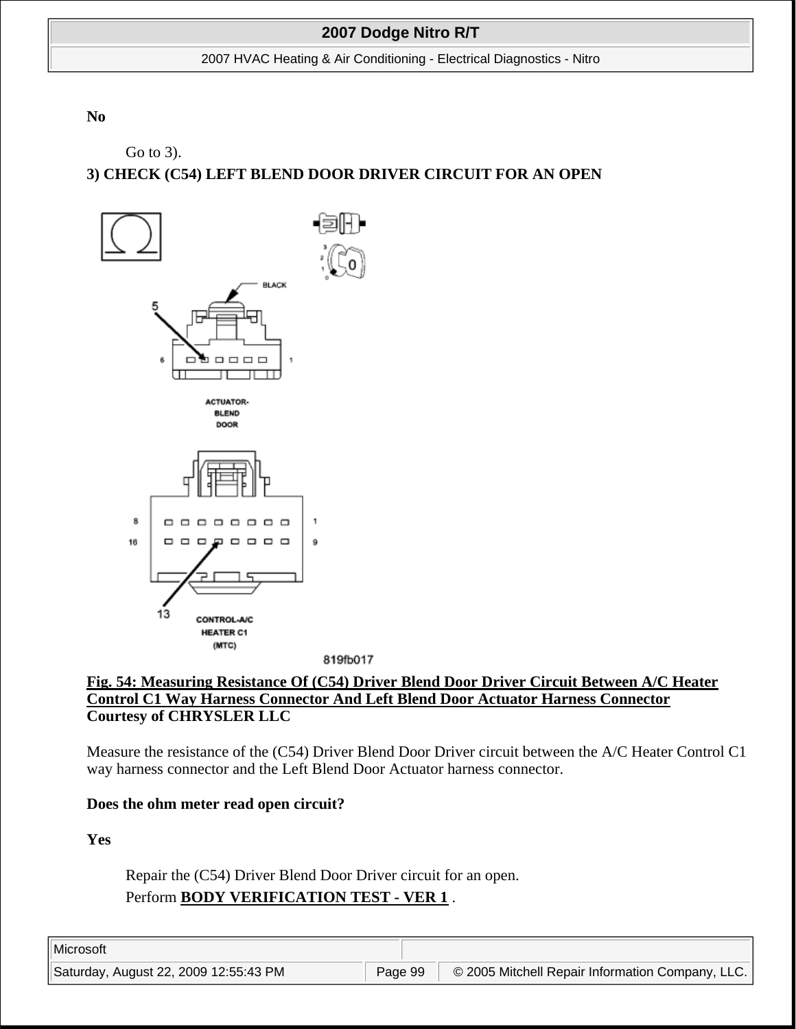**No**

Go to 3).

**3) CHECK (C54) LEFT BLEND DOOR DRIVER CIRCUIT FOR AN OPEN**

**Fig. 54: Measuring Resistance Of (C54) Driver Blend Door Driver Circuit Between A/C Heater Control C1 Way Harness Connector And Left Blend Door Actuator Harness Connector**
**Courtesy of CHRYSLER LLC**

Measure the resistance of the (C54) Driver Blend Door Driver circuit between the A/C Heater Control C1 way harness connector and the Left Blend Door Actuator harness connector.

**Does the ohm meter read open circuit?**

**Yes**

Repair the (C54) Driver Blend Door Driver circuit for an open.

Perform **BODY VERIFICATION TEST - VER 1** .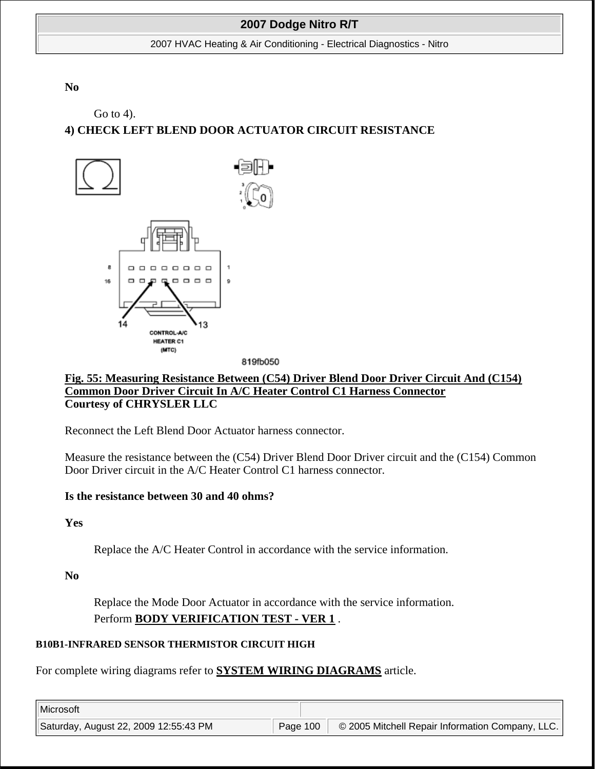**No**

Go to 4).

**4) CHECK LEFT BLEND DOOR ACTUATOR CIRCUIT RESISTANCE**

**Fig. 55: Measuring Resistance Between (C54) Driver Blend Door Driver Circuit And (C154) Common Door Driver Circuit In A/C Heater Control C1 Harness Connector**
**Courtesy of CHRYSLER LLC**

Reconnect the Left Blend Door Actuator harness connector.

Measure the resistance between the (C54) Driver Blend Door Driver circuit and the (C154) Common Door Driver circuit in the A/C Heater Control C1 harness connector.

**Is the resistance between 30 and 40 ohms?**

**Yes**

Replace the A/C Heater Control in accordance with the service information.

**No**

Replace the Mode Door Actuator in accordance with the service information.
Perform **BODY VERIFICATION TEST - VER 1** .

**B10B1-INFRARED SENSOR THERMISTOR CIRCUIT HIGH**

For complete wiring diagrams refer to **SYSTEM WIRING DIAGRAMS** article.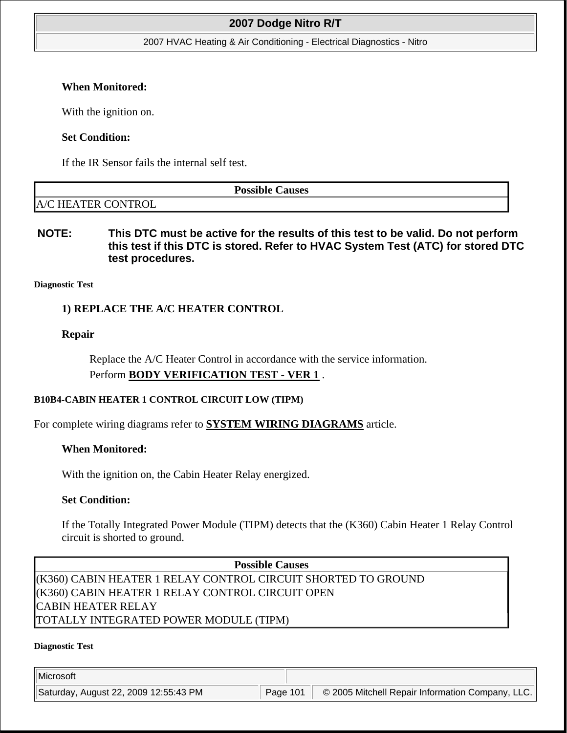**When Monitored:**

With the ignition on.

**Set Condition:**

If the IR Sensor fails the internal self test.

| Possible Causes |
|---|
| A/C HEATER CONTROL |

**NOTE: This DTC must be active for the results of this test to be valid. Do not perform this test if this DTC is stored. Refer to HVAC System Test (ATC) for stored DTC test procedures.**

**Diagnostic Test**

**1) REPLACE THE A/C HEATER CONTROL**

**Repair**

Replace the A/C Heater Control in accordance with the service information.
Perform **BODY VERIFICATION TEST - VER 1** .

**B10B4-CABIN HEATER 1 CONTROL CIRCUIT LOW (TIPM)**

For complete wiring diagrams refer to **SYSTEM WIRING DIAGRAMS** article.

**When Monitored:**

With the ignition on, the Cabin Heater Relay energized.

**Set Condition:**

If the Totally Integrated Power Module (TIPM) detects that the (K360) Cabin Heater 1 Relay Control circuit is shorted to ground.

| Possible Causes |
|---|
| (K360) CABIN HEATER 1 RELAY CONTROL CIRCUIT SHORTED TO GROUND |
| (K360) CABIN HEATER 1 RELAY CONTROL CIRCUIT OPEN |
| CABIN HEATER RELAY |
| TOTALLY INTEGRATED POWER MODULE (TIPM) |

**Diagnostic Test**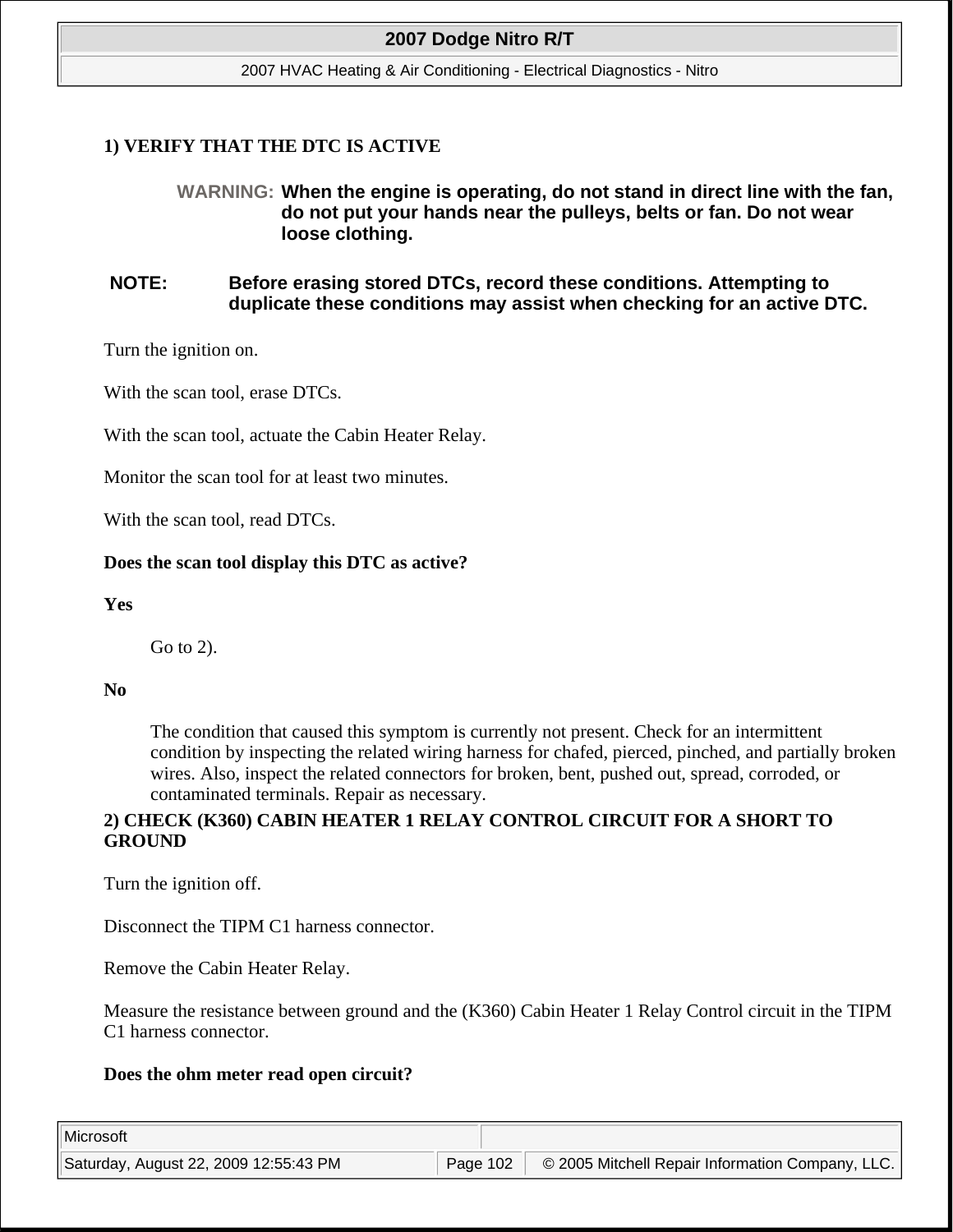**1) VERIFY THAT THE DTC IS ACTIVE**

WARNING: **When the engine is operating, do not stand in direct line with the fan, do not put your hands near the pulleys, belts or fan. Do not wear loose clothing.**

**NOTE: Before erasing stored DTCs, record these conditions. Attempting to duplicate these conditions may assist when checking for an active DTC.**

Turn the ignition on.

With the scan tool, erase DTCs.

With the scan tool, actuate the Cabin Heater Relay.

Monitor the scan tool for at least two minutes.

With the scan tool, read DTCs.

**Does the scan tool display this DTC as active?**

**Yes**

Go to 2).

**No**

The condition that caused this symptom is currently not present. Check for an intermittent condition by inspecting the related wiring harness for chafed, pierced, pinched, and partially broken wires. Also, inspect the related connectors for broken, bent, pushed out, spread, corroded, or contaminated terminals. Repair as necessary.

**2) CHECK (K360) CABIN HEATER 1 RELAY CONTROL CIRCUIT FOR A SHORT TO GROUND**

Turn the ignition off.

Disconnect the TIPM C1 harness connector.

Remove the Cabin Heater Relay.

Measure the resistance between ground and the (K360) Cabin Heater 1 Relay Control circuit in the TIPM C1 harness connector.

**Does the ohm meter read open circuit?**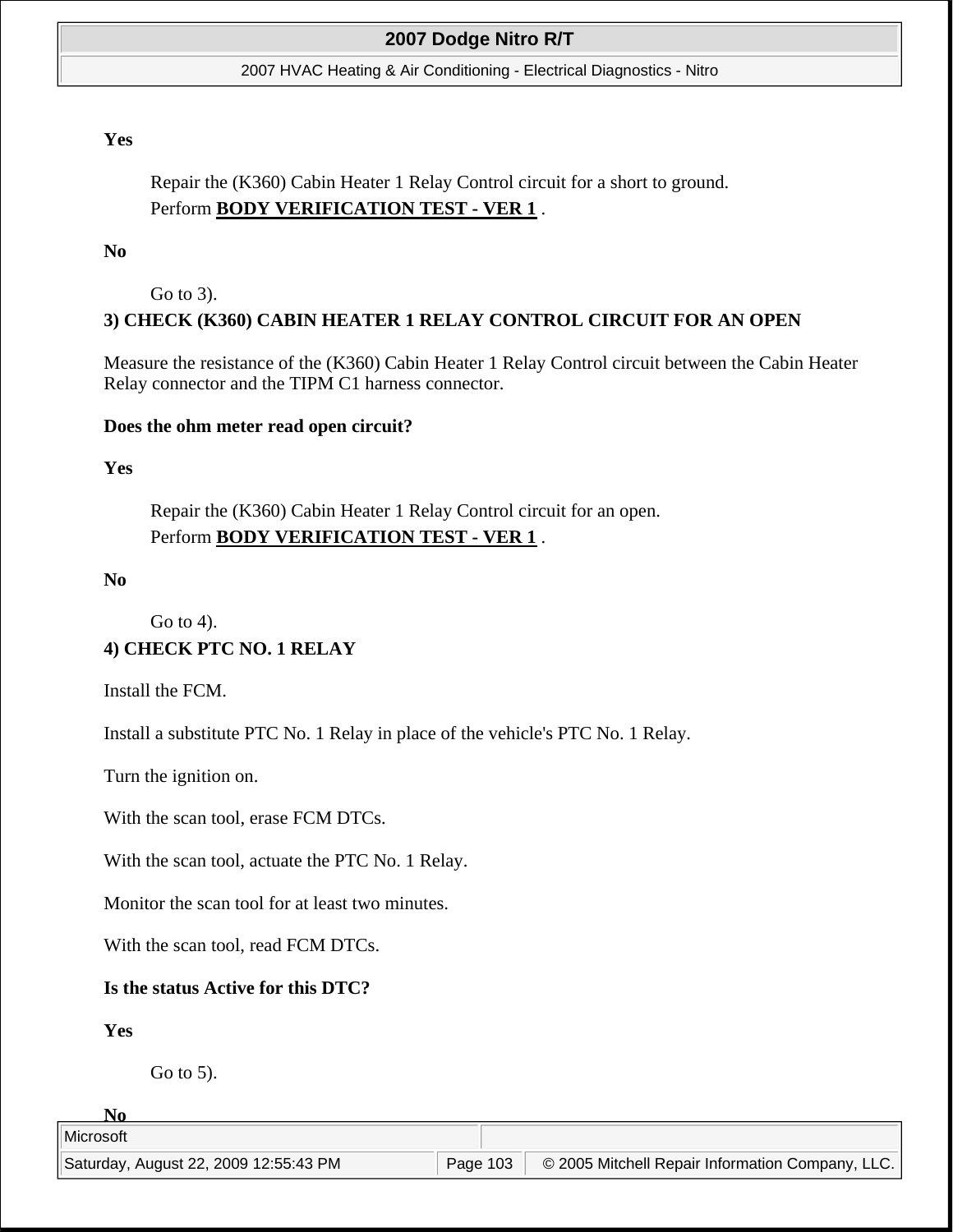**Yes**

Repair the (K360) Cabin Heater 1 Relay Control circuit for a short to ground.
Perform **BODY VERIFICATION TEST - VER 1** .

**No**

Go to 3).

**3) CHECK (K360) CABIN HEATER 1 RELAY CONTROL CIRCUIT FOR AN OPEN**

Measure the resistance of the (K360) Cabin Heater 1 Relay Control circuit between the Cabin Heater Relay connector and the TIPM C1 harness connector.

**Does the ohm meter read open circuit?**

**Yes**

Repair the (K360) Cabin Heater 1 Relay Control circuit for an open.
Perform **BODY VERIFICATION TEST - VER 1** .

**No**

Go to 4).

**4) CHECK PTC NO. 1 RELAY**

Install the FCM.

Install a substitute PTC No. 1 Relay in place of the vehicle's PTC No. 1 Relay.

Turn the ignition on.

With the scan tool, erase FCM DTCs.

With the scan tool, actuate the PTC No. 1 Relay.

Monitor the scan tool for at least two minutes.

With the scan tool, read FCM DTCs.

**Is the status Active for this DTC?**

**Yes**

Go to 5).

**No**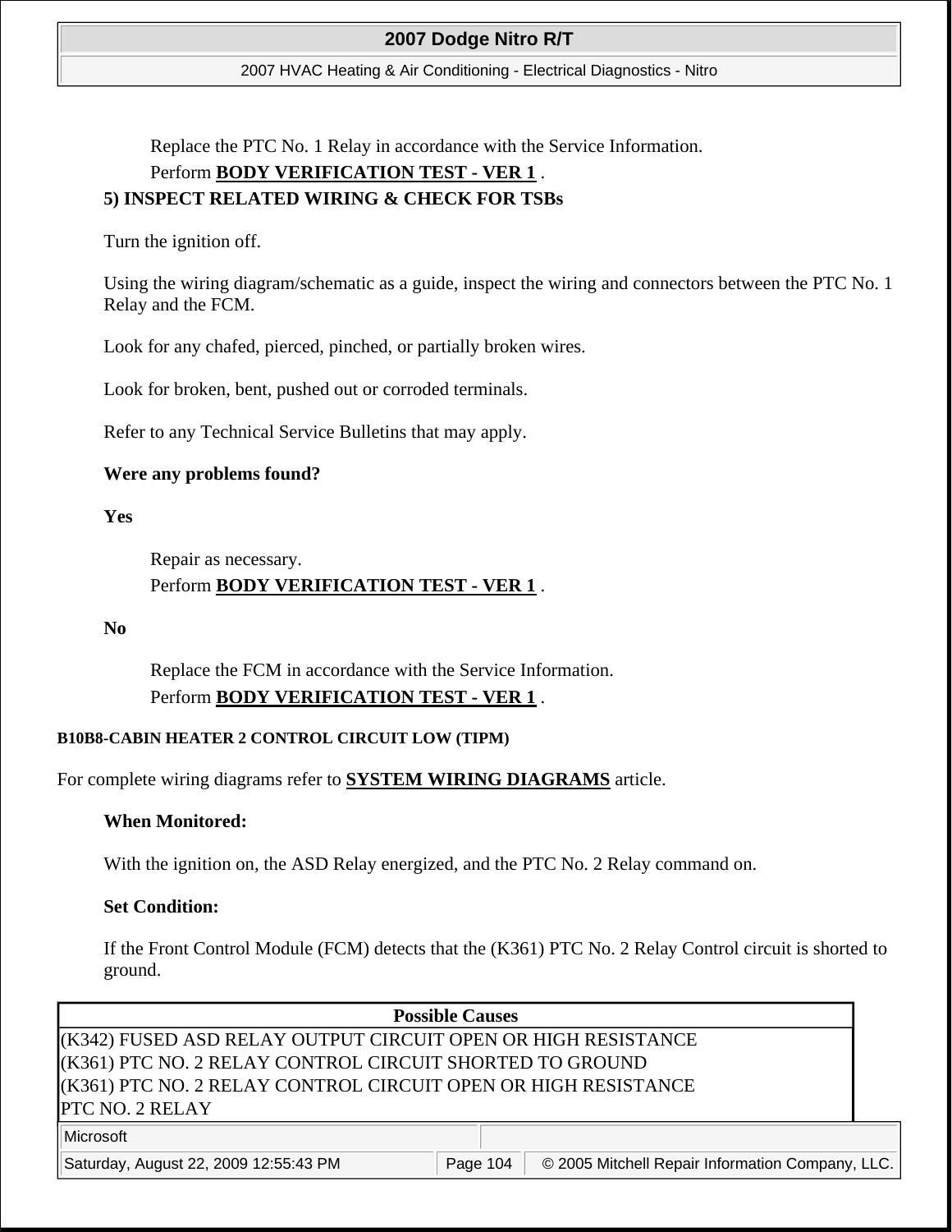Replace the PTC No. 1 Relay in accordance with the Service Information.

Perform **BODY VERIFICATION TEST - VER 1** .

**5) INSPECT RELATED WIRING & CHECK FOR TSBs**

Turn the ignition off.

Using the wiring diagram/schematic as a guide, inspect the wiring and connectors between the PTC No. 1 Relay and the FCM.

Look for any chafed, pierced, pinched, or partially broken wires.

Look for broken, bent, pushed out or corroded terminals.

Refer to any Technical Service Bulletins that may apply.

**Were any problems found?**

**Yes**

Repair as necessary.

Perform **BODY VERIFICATION TEST - VER 1** .

**No**

Replace the FCM in accordance with the Service Information.

Perform **BODY VERIFICATION TEST - VER 1** .

### B10B8-CABIN HEATER 2 CONTROL CIRCUIT LOW (TIPM)

For complete wiring diagrams refer to **SYSTEM WIRING DIAGRAMS** article.

**When Monitored:**

With the ignition on, the ASD Relay energized, and the PTC No. 2 Relay command on.

**Set Condition:**

If the Front Control Module (FCM) detects that the (K361) PTC No. 2 Relay Control circuit is shorted to ground.

| Possible Causes |
| --- |
| (K342) FUSED ASD RELAY OUTPUT CIRCUIT OPEN OR HIGH RESISTANCE |
| (K361) PTC NO. 2 RELAY CONTROL CIRCUIT SHORTED TO GROUND |
| (K361) PTC NO. 2 RELAY CONTROL CIRCUIT OPEN OR HIGH RESISTANCE |
| PTC NO. 2 RELAY |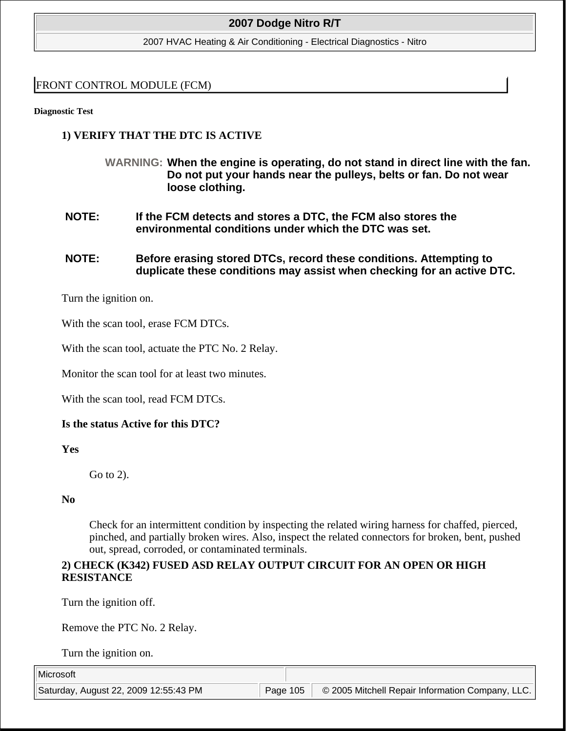## FRONT CONTROL MODULE (FCM)

**Diagnostic Test**

### 1) VERIFY THAT THE DTC IS ACTIVE

**WARNING: When the engine is operating, do not stand in direct line with the fan. Do not put your hands near the pulleys, belts or fan. Do not wear loose clothing.**

**NOTE: If the FCM detects and stores a DTC, the FCM also stores the environmental conditions under which the DTC was set.**

**NOTE: Before erasing stored DTCs, record these conditions. Attempting to duplicate these conditions may assist when checking for an active DTC.**

Turn the ignition on.

With the scan tool, erase FCM DTCs.

With the scan tool, actuate the PTC No. 2 Relay.

Monitor the scan tool for at least two minutes.

With the scan tool, read FCM DTCs.

**Is the status Active for this DTC?**

**Yes**

Go to 2).

**No**

Check for an intermittent condition by inspecting the related wiring harness for chaffed, pierced, pinched, and partially broken wires. Also, inspect the related connectors for broken, bent, pushed out, spread, corroded, or contaminated terminals.

### 2) CHECK (K342) FUSED ASD RELAY OUTPUT CIRCUIT FOR AN OPEN OR HIGH RESISTANCE

Turn the ignition off.

Remove the PTC No. 2 Relay.

Turn the ignition on.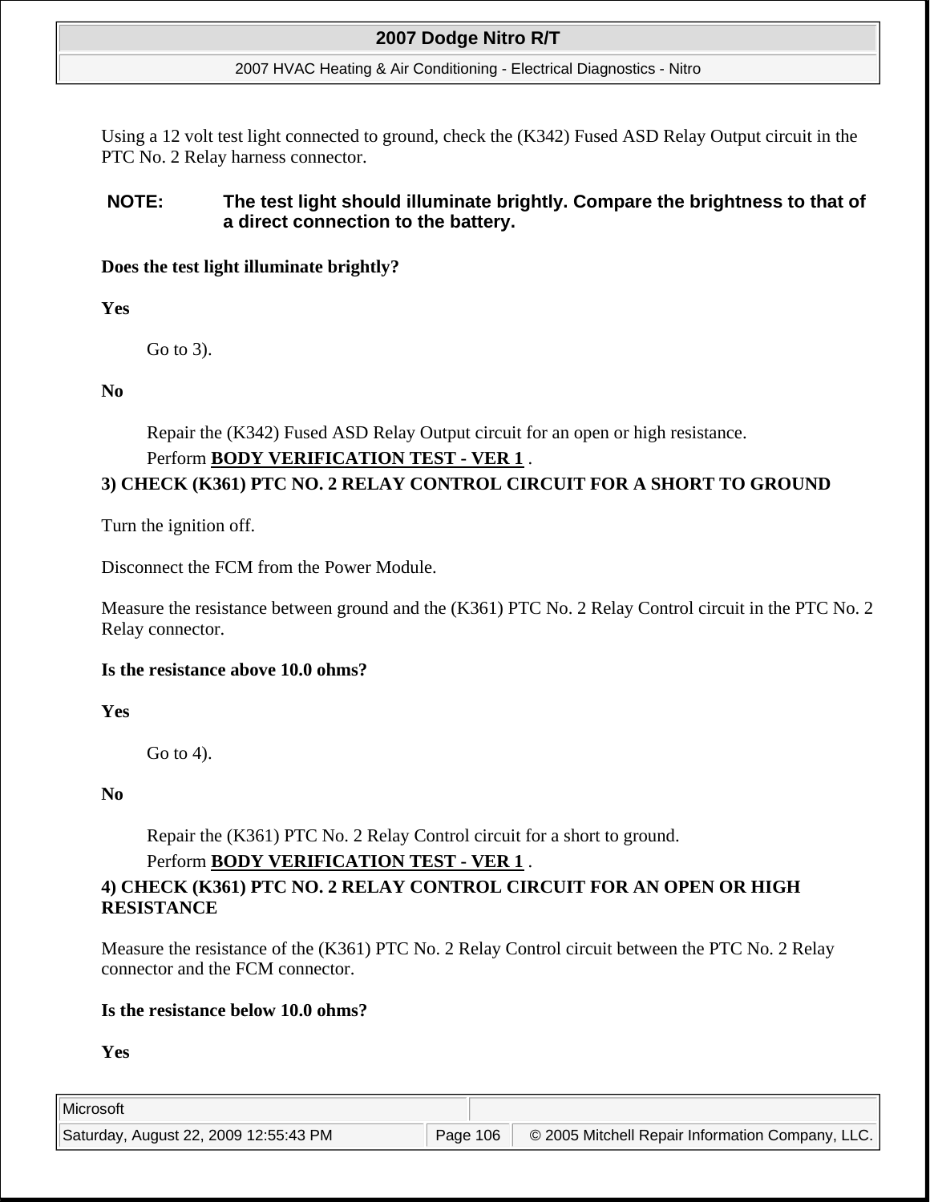Using a 12 volt test light connected to ground, check the (K342) Fused ASD Relay Output circuit in the PTC No. 2 Relay harness connector.

**NOTE: The test light should illuminate brightly. Compare the brightness to that of a direct connection to the battery.**

**Does the test light illuminate brightly?**

**Yes**

Go to 3).

**No**

Repair the (K342) Fused ASD Relay Output circuit for an open or high resistance.
Perform **BODY VERIFICATION TEST - VER 1** .

**3) CHECK (K361) PTC NO. 2 RELAY CONTROL CIRCUIT FOR A SHORT TO GROUND**

Turn the ignition off.

Disconnect the FCM from the Power Module.

Measure the resistance between ground and the (K361) PTC No. 2 Relay Control circuit in the PTC No. 2 Relay connector.

**Is the resistance above 10.0 ohms?**

**Yes**

Go to 4).

**No**

Repair the (K361) PTC No. 2 Relay Control circuit for a short to ground.
Perform **BODY VERIFICATION TEST - VER 1** .

**4) CHECK (K361) PTC NO. 2 RELAY CONTROL CIRCUIT FOR AN OPEN OR HIGH RESISTANCE**

Measure the resistance of the (K361) PTC No. 2 Relay Control circuit between the PTC No. 2 Relay connector and the FCM connector.

**Is the resistance below 10.0 ohms?**

**Yes**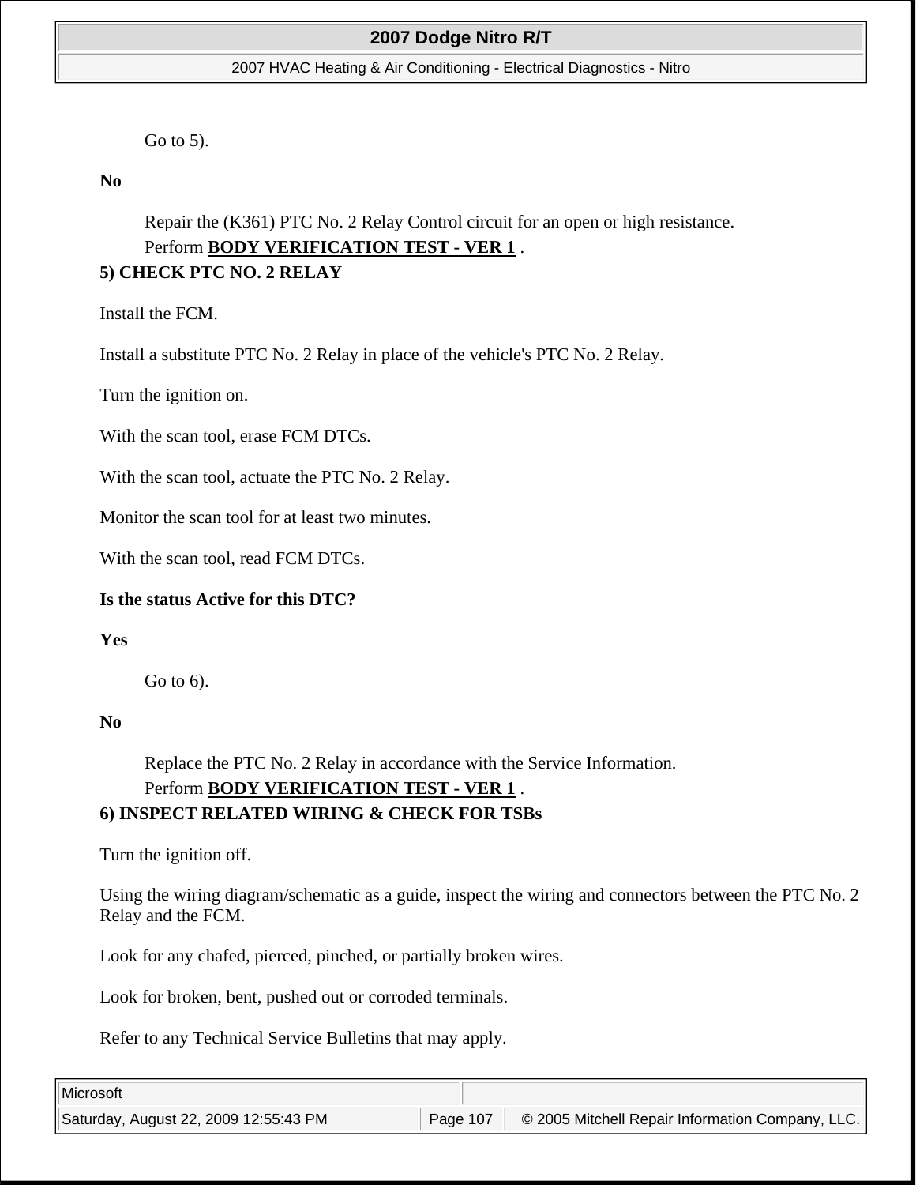Go to 5).

**No**

Repair the (K361) PTC No. 2 Relay Control circuit for an open or high resistance.
Perform **BODY VERIFICATION TEST - VER 1** .

**5) CHECK PTC NO. 2 RELAY**

Install the FCM.

Install a substitute PTC No. 2 Relay in place of the vehicle's PTC No. 2 Relay.

Turn the ignition on.

With the scan tool, erase FCM DTCs.

With the scan tool, actuate the PTC No. 2 Relay.

Monitor the scan tool for at least two minutes.

With the scan tool, read FCM DTCs.

**Is the status Active for this DTC?**

**Yes**

Go to 6).

**No**

Replace the PTC No. 2 Relay in accordance with the Service Information.
Perform **BODY VERIFICATION TEST - VER 1** .

**6) INSPECT RELATED WIRING & CHECK FOR TSBs**

Turn the ignition off.

Using the wiring diagram/schematic as a guide, inspect the wiring and connectors between the PTC No. 2 Relay and the FCM.

Look for any chafed, pierced, pinched, or partially broken wires.

Look for broken, bent, pushed out or corroded terminals.

Refer to any Technical Service Bulletins that may apply.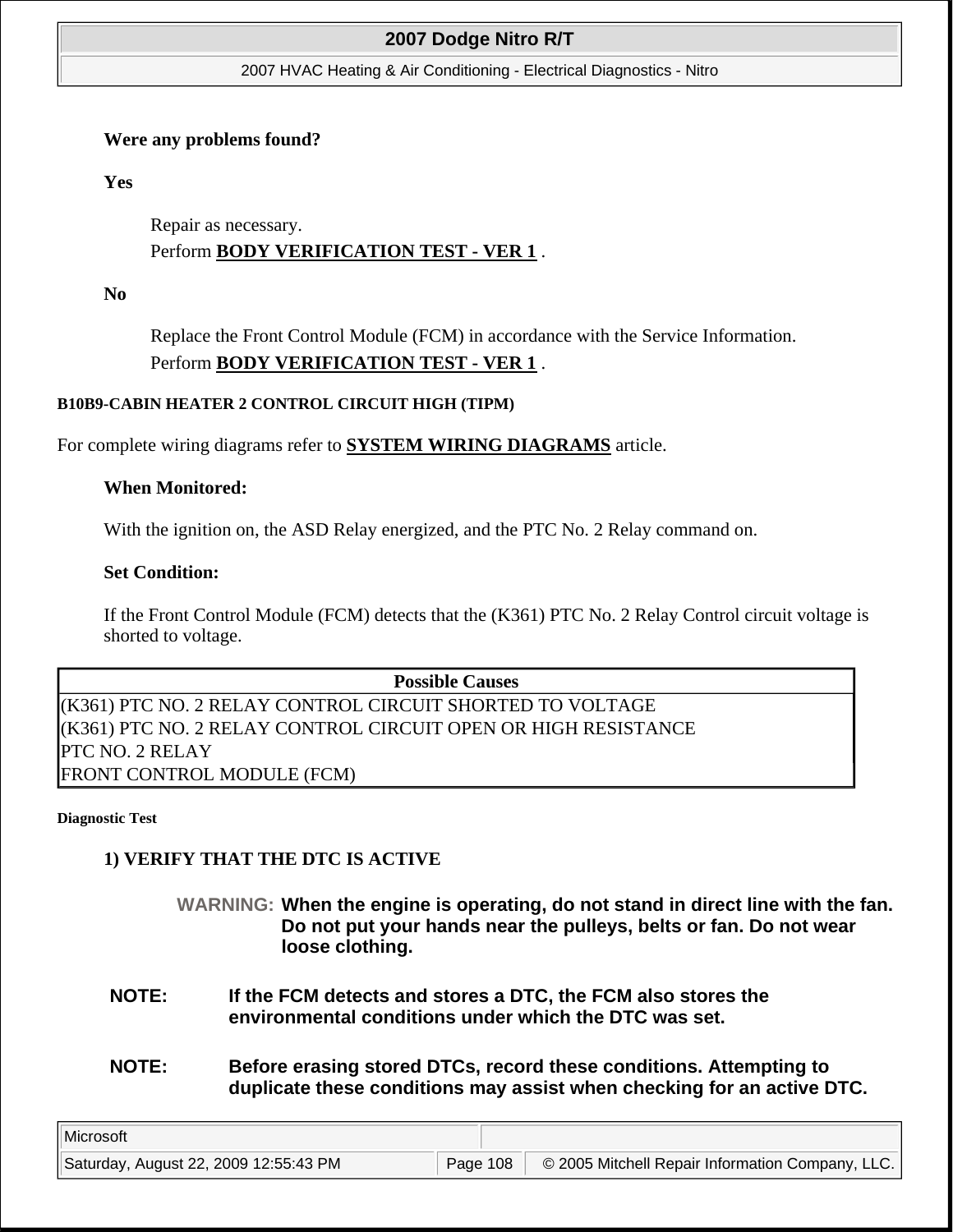**Were any problems found?**

**Yes**

Repair as necessary.
Perform **BODY VERIFICATION TEST - VER 1** .

**No**

Replace the Front Control Module (FCM) in accordance with the Service Information.
Perform **BODY VERIFICATION TEST - VER 1** .

#### B10B9-CABIN HEATER 2 CONTROL CIRCUIT HIGH (TIPM)

For complete wiring diagrams refer to **SYSTEM WIRING DIAGRAMS** article.

**When Monitored:**

With the ignition on, the ASD Relay energized, and the PTC No. 2 Relay command on.

**Set Condition:**

If the Front Control Module (FCM) detects that the (K361) PTC No. 2 Relay Control circuit voltage is shorted to voltage.

| Possible Causes |
|---|
| (K361) PTC NO. 2 RELAY CONTROL CIRCUIT SHORTED TO VOLTAGE |
| (K361) PTC NO. 2 RELAY CONTROL CIRCUIT OPEN OR HIGH RESISTANCE |
| PTC NO. 2 RELAY |
| FRONT CONTROL MODULE (FCM) |

##### Diagnostic Test

**1) VERIFY THAT THE DTC IS ACTIVE**

WARNING: **When the engine is operating, do not stand in direct line with the fan. Do not put your hands near the pulleys, belts or fan. Do not wear loose clothing.**

**NOTE: If the FCM detects and stores a DTC, the FCM also stores the environmental conditions under which the DTC was set.**

**NOTE: Before erasing stored DTCs, record these conditions. Attempting to duplicate these conditions may assist when checking for an active DTC.**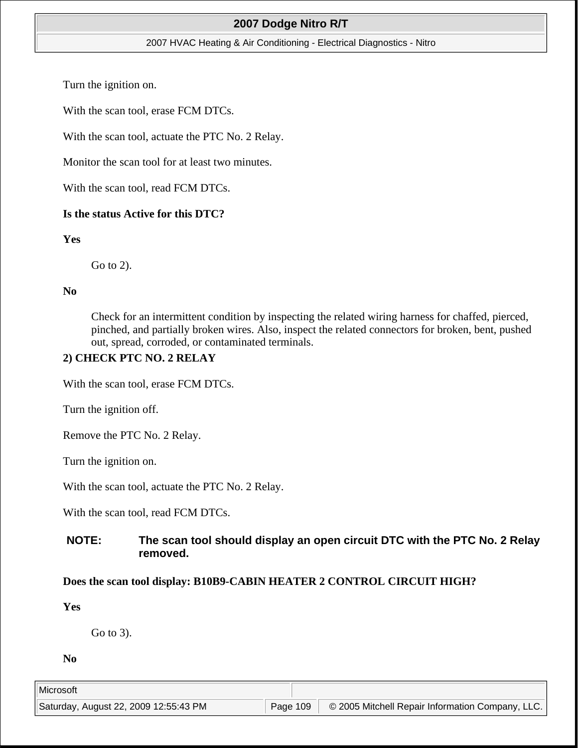Turn the ignition on.

With the scan tool, erase FCM DTCs.

With the scan tool, actuate the PTC No. 2 Relay.

Monitor the scan tool for at least two minutes.

With the scan tool, read FCM DTCs.

**Is the status Active for this DTC?**

**Yes**

> Go to 2).

**No**

> Check for an intermittent condition by inspecting the related wiring harness for chaffed, pierced, pinched, and partially broken wires. Also, inspect the related connectors for broken, bent, pushed out, spread, corroded, or contaminated terminals.

**2) CHECK PTC NO. 2 RELAY**

With the scan tool, erase FCM DTCs.

Turn the ignition off.

Remove the PTC No. 2 Relay.

Turn the ignition on.

With the scan tool, actuate the PTC No. 2 Relay.

With the scan tool, read FCM DTCs.

**NOTE: The scan tool should display an open circuit DTC with the PTC No. 2 Relay removed.**

**Does the scan tool display: B10B9-CABIN HEATER 2 CONTROL CIRCUIT HIGH?**

**Yes**

> Go to 3).

**No**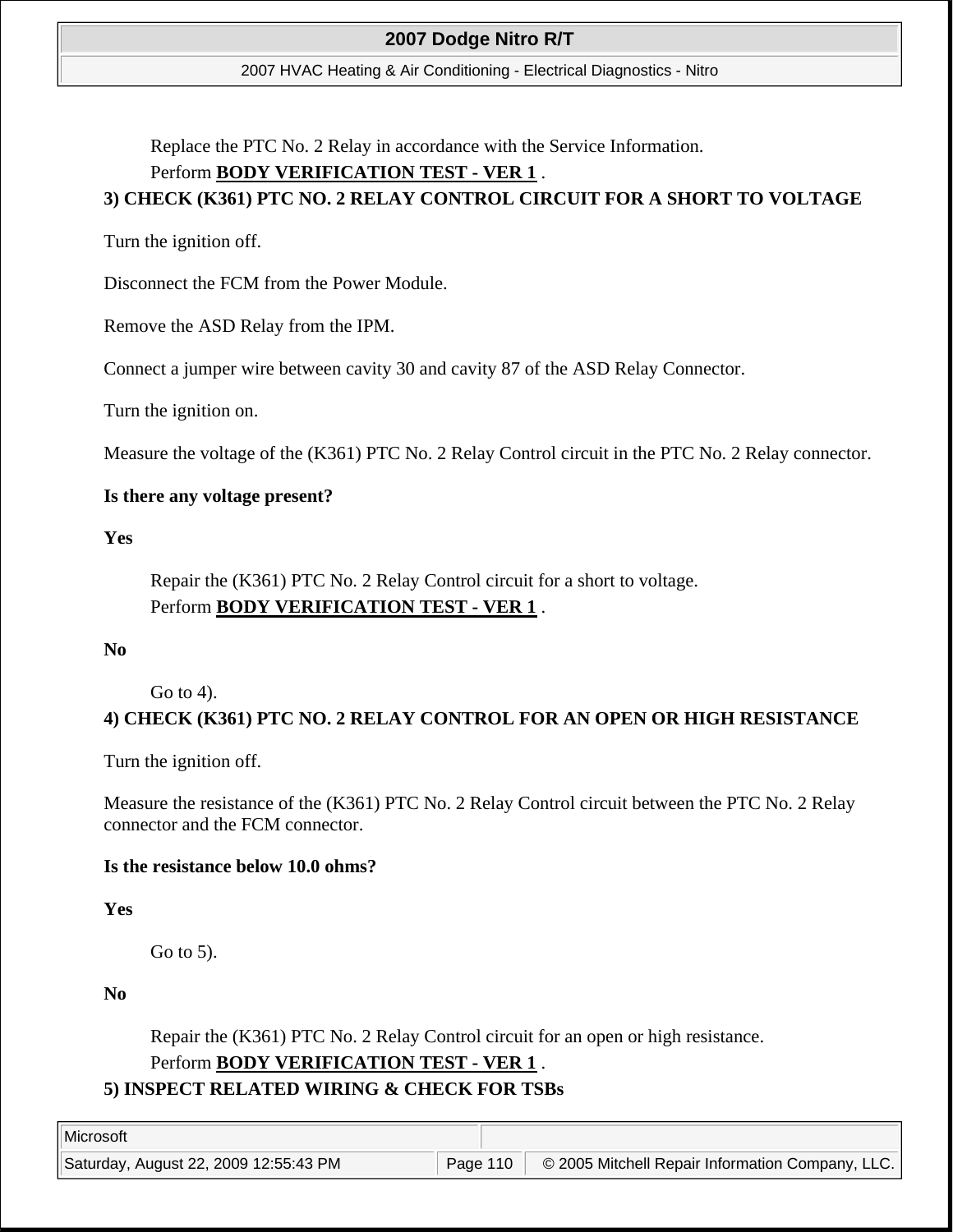Replace the PTC No. 2 Relay in accordance with the Service Information.
Perform **BODY VERIFICATION TEST - VER 1** .

**3) CHECK (K361) PTC NO. 2 RELAY CONTROL CIRCUIT FOR A SHORT TO VOLTAGE**

Turn the ignition off.

Disconnect the FCM from the Power Module.

Remove the ASD Relay from the IPM.

Connect a jumper wire between cavity 30 and cavity 87 of the ASD Relay Connector.

Turn the ignition on.

Measure the voltage of the (K361) PTC No. 2 Relay Control circuit in the PTC No. 2 Relay connector.

**Is there any voltage present?**

**Yes**

Repair the (K361) PTC No. 2 Relay Control circuit for a short to voltage.
Perform **BODY VERIFICATION TEST - VER 1** .

**No**

Go to 4).

**4) CHECK (K361) PTC NO. 2 RELAY CONTROL FOR AN OPEN OR HIGH RESISTANCE**

Turn the ignition off.

Measure the resistance of the (K361) PTC No. 2 Relay Control circuit between the PTC No. 2 Relay connector and the FCM connector.

**Is the resistance below 10.0 ohms?**

**Yes**

Go to 5).

**No**

Repair the (K361) PTC No. 2 Relay Control circuit for an open or high resistance.
Perform **BODY VERIFICATION TEST - VER 1** .

**5) INSPECT RELATED WIRING & CHECK FOR TSBs**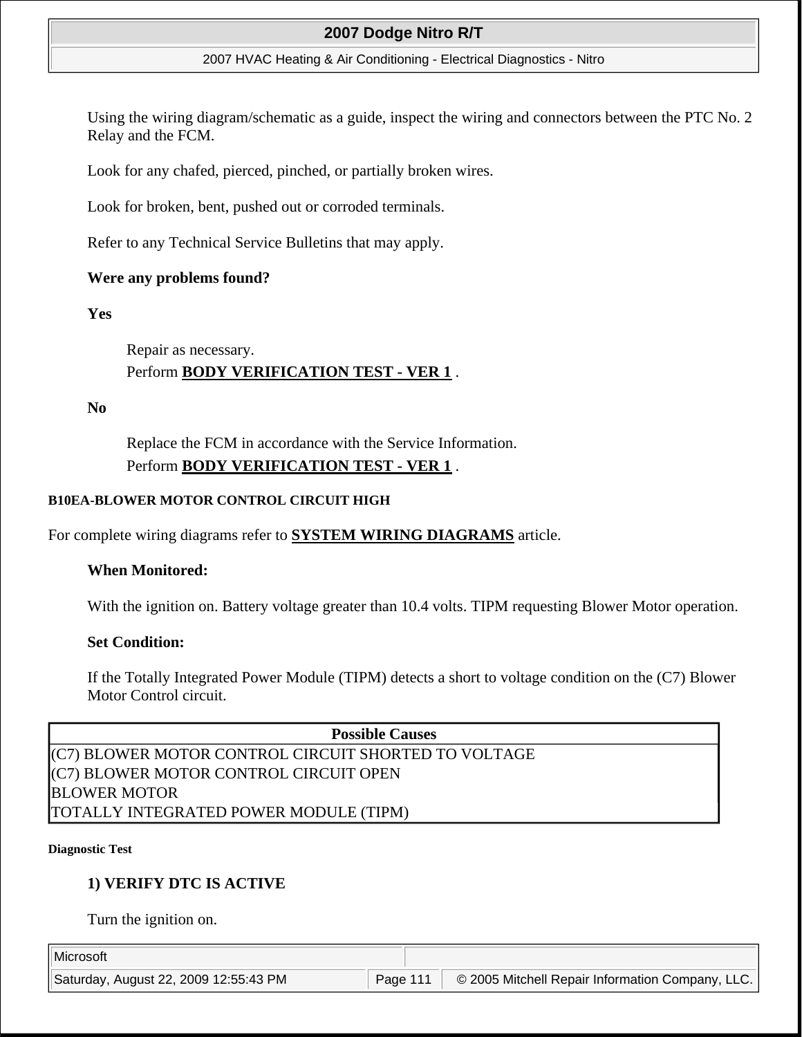Using the wiring diagram/schematic as a guide, inspect the wiring and connectors between the PTC No. 2 Relay and the FCM.

Look for any chafed, pierced, pinched, or partially broken wires.

Look for broken, bent, pushed out or corroded terminals.

Refer to any Technical Service Bulletins that may apply.

**Were any problems found?**

**Yes**

> Repair as necessary.
> Perform **BODY VERIFICATION TEST - VER 1** .

**No**

> Replace the FCM in accordance with the Service Information.
> Perform **BODY VERIFICATION TEST - VER 1** .

### B10EA-BLOWER MOTOR CONTROL CIRCUIT HIGH

For complete wiring diagrams refer to **SYSTEM WIRING DIAGRAMS** article.

**When Monitored:**

With the ignition on. Battery voltage greater than 10.4 volts. TIPM requesting Blower Motor operation.

**Set Condition:**

If the Totally Integrated Power Module (TIPM) detects a short to voltage condition on the (C7) Blower Motor Control circuit.

| Possible Causes |
|---|
| (C7) BLOWER MOTOR CONTROL CIRCUIT SHORTED TO VOLTAGE |
| (C7) BLOWER MOTOR CONTROL CIRCUIT OPEN |
| BLOWER MOTOR |
| TOTALLY INTEGRATED POWER MODULE (TIPM) |

#### Diagnostic Test

**1) VERIFY DTC IS ACTIVE**

Turn the ignition on.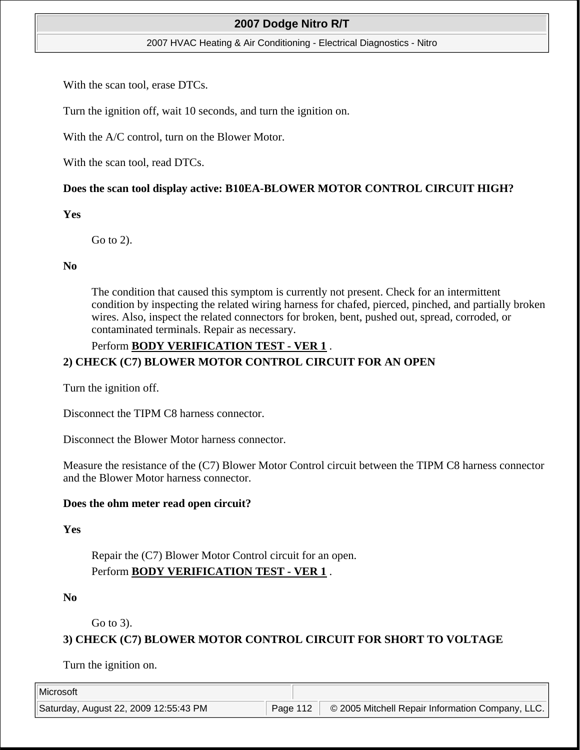With the scan tool, erase DTCs.

Turn the ignition off, wait 10 seconds, and turn the ignition on.

With the A/C control, turn on the Blower Motor.

With the scan tool, read DTCs.

**Does the scan tool display active: B10EA-BLOWER MOTOR CONTROL CIRCUIT HIGH?**

**Yes**

> Go to 2).

**No**

> The condition that caused this symptom is currently not present. Check for an intermittent condition by inspecting the related wiring harness for chafed, pierced, pinched, and partially broken wires. Also, inspect the related connectors for broken, bent, pushed out, spread, corroded, or contaminated terminals. Repair as necessary.
>
> Perform **BODY VERIFICATION TEST - VER 1** .

**2) CHECK (C7) BLOWER MOTOR CONTROL CIRCUIT FOR AN OPEN**

Turn the ignition off.

Disconnect the TIPM C8 harness connector.

Disconnect the Blower Motor harness connector.

Measure the resistance of the (C7) Blower Motor Control circuit between the TIPM C8 harness connector and the Blower Motor harness connector.

**Does the ohm meter read open circuit?**

**Yes**

> Repair the (C7) Blower Motor Control circuit for an open.
>
> Perform **BODY VERIFICATION TEST - VER 1** .

**No**

> Go to 3).

**3) CHECK (C7) BLOWER MOTOR CONTROL CIRCUIT FOR SHORT TO VOLTAGE**

Turn the ignition on.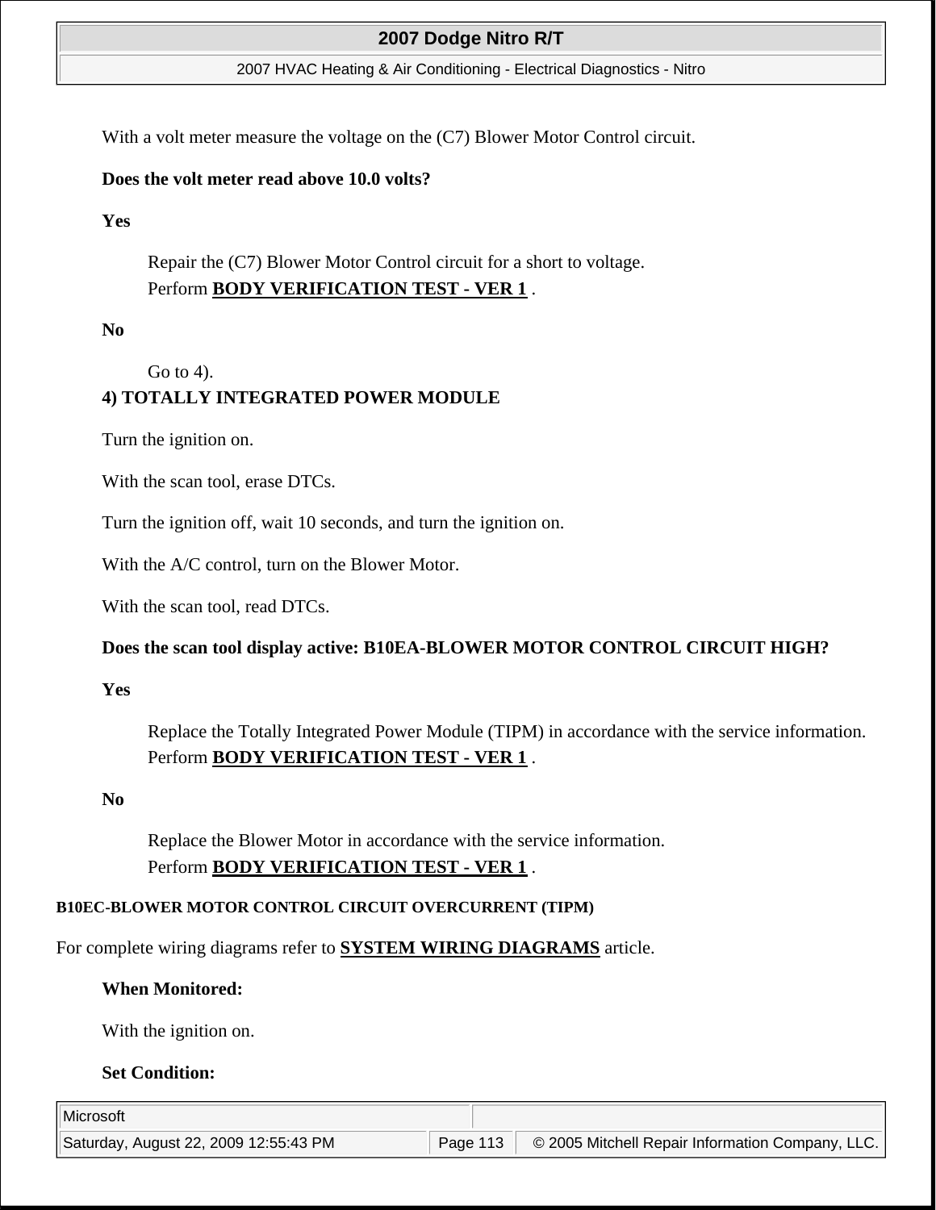With a volt meter measure the voltage on the (C7) Blower Motor Control circuit.

**Does the volt meter read above 10.0 volts?**

**Yes**

Repair the (C7) Blower Motor Control circuit for a short to voltage.
Perform **BODY VERIFICATION TEST - VER 1** .

**No**

Go to 4).

**4) TOTALLY INTEGRATED POWER MODULE**

Turn the ignition on.

With the scan tool, erase DTCs.

Turn the ignition off, wait 10 seconds, and turn the ignition on.

With the A/C control, turn on the Blower Motor.

With the scan tool, read DTCs.

**Does the scan tool display active: B10EA-BLOWER MOTOR CONTROL CIRCUIT HIGH?**

**Yes**

Replace the Totally Integrated Power Module (TIPM) in accordance with the service information.
Perform **BODY VERIFICATION TEST - VER 1** .

**No**

Replace the Blower Motor in accordance with the service information.
Perform **BODY VERIFICATION TEST - VER 1** .

### B10EC-BLOWER MOTOR CONTROL CIRCUIT OVERCURRENT (TIPM)

For complete wiring diagrams refer to **SYSTEM WIRING DIAGRAMS** article.

**When Monitored:**

With the ignition on.

**Set Condition:**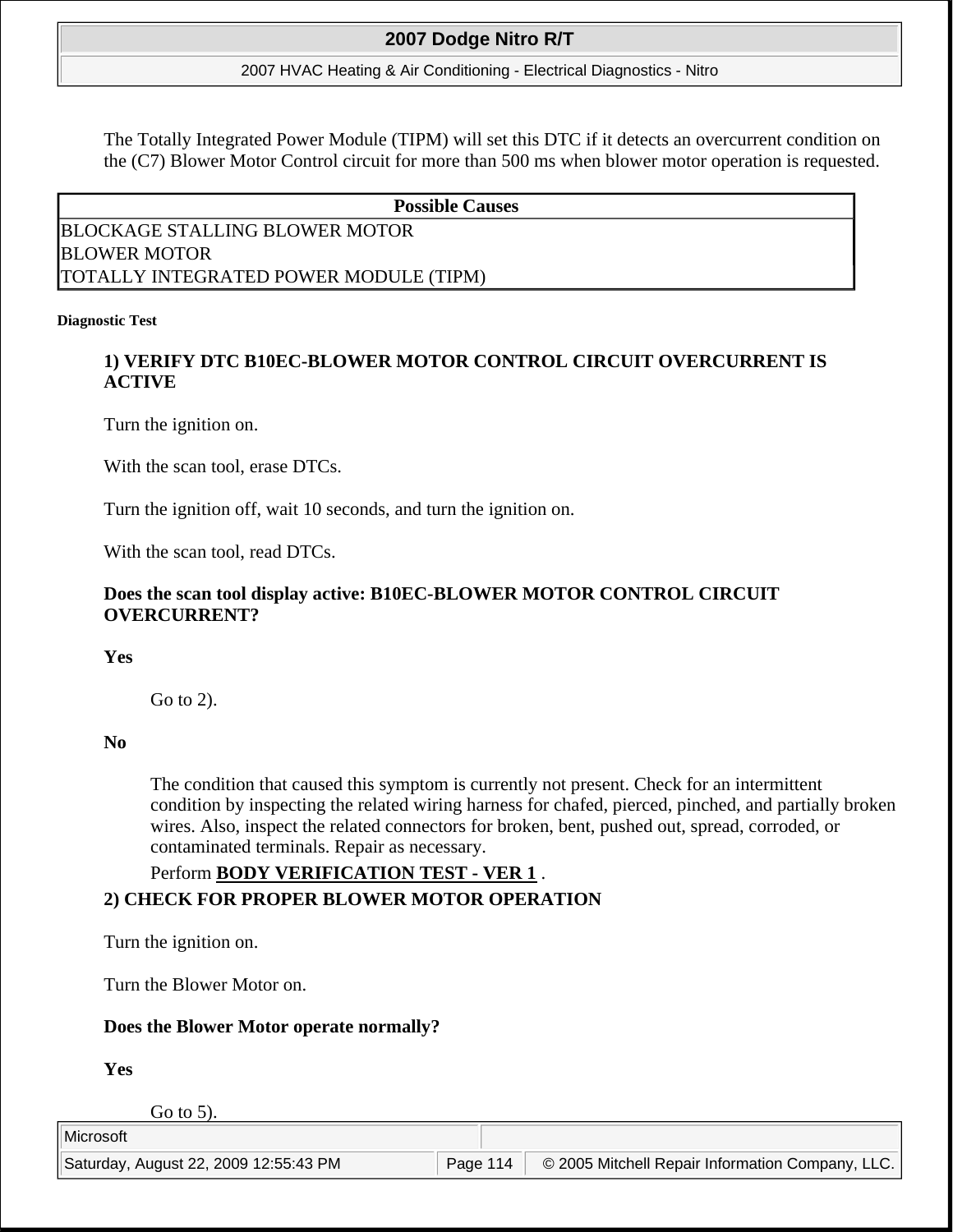The Totally Integrated Power Module (TIPM) will set this DTC if it detects an overcurrent condition on the (C7) Blower Motor Control circuit for more than 500 ms when blower motor operation is requested.

| Possible Causes |
| --- |
| BLOCKAGE STALLING BLOWER MOTOR |
| BLOWER MOTOR |
| TOTALLY INTEGRATED POWER MODULE (TIPM) |

**Diagnostic Test**

**1) VERIFY DTC B10EC-BLOWER MOTOR CONTROL CIRCUIT OVERCURRENT IS ACTIVE**

Turn the ignition on.

With the scan tool, erase DTCs.

Turn the ignition off, wait 10 seconds, and turn the ignition on.

With the scan tool, read DTCs.

**Does the scan tool display active: B10EC-BLOWER MOTOR CONTROL CIRCUIT OVERCURRENT?**

**Yes**

Go to 2).

**No**

The condition that caused this symptom is currently not present. Check for an intermittent condition by inspecting the related wiring harness for chafed, pierced, pinched, and partially broken wires. Also, inspect the related connectors for broken, bent, pushed out, spread, corroded, or contaminated terminals. Repair as necessary.

Perform **BODY VERIFICATION TEST - VER 1** .

**2) CHECK FOR PROPER BLOWER MOTOR OPERATION**

Turn the ignition on.

Turn the Blower Motor on.

**Does the Blower Motor operate normally?**

**Yes**

Go to 5).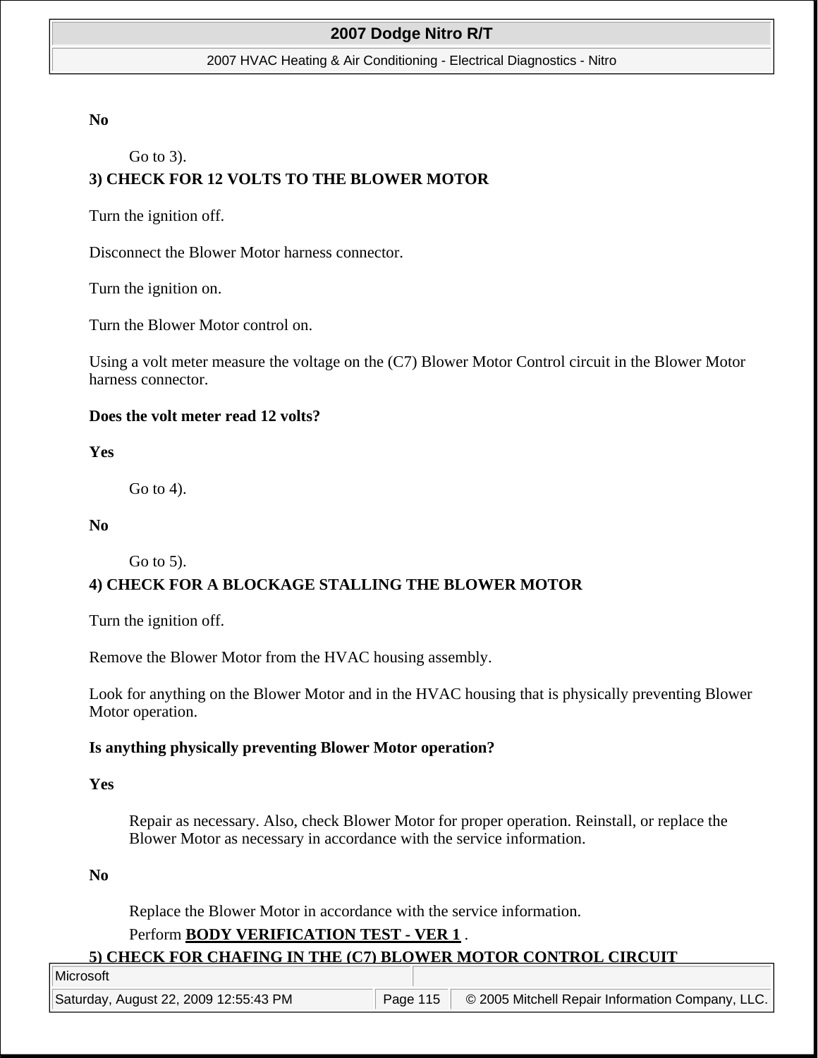**No**

Go to 3).

**3) CHECK FOR 12 VOLTS TO THE BLOWER MOTOR**

Turn the ignition off.

Disconnect the Blower Motor harness connector.

Turn the ignition on.

Turn the Blower Motor control on.

Using a volt meter measure the voltage on the (C7) Blower Motor Control circuit in the Blower Motor harness connector.

**Does the volt meter read 12 volts?**

**Yes**

Go to 4).

**No**

Go to 5).

**4) CHECK FOR A BLOCKAGE STALLING THE BLOWER MOTOR**

Turn the ignition off.

Remove the Blower Motor from the HVAC housing assembly.

Look for anything on the Blower Motor and in the HVAC housing that is physically preventing Blower Motor operation.

**Is anything physically preventing Blower Motor operation?**

**Yes**

Repair as necessary. Also, check Blower Motor for proper operation. Reinstall, or replace the Blower Motor as necessary in accordance with the service information.

**No**

Replace the Blower Motor in accordance with the service information.

Perform **BODY VERIFICATION TEST - VER 1** .

**5) CHECK FOR CHAFING IN THE (C7) BLOWER MOTOR CONTROL CIRCUIT**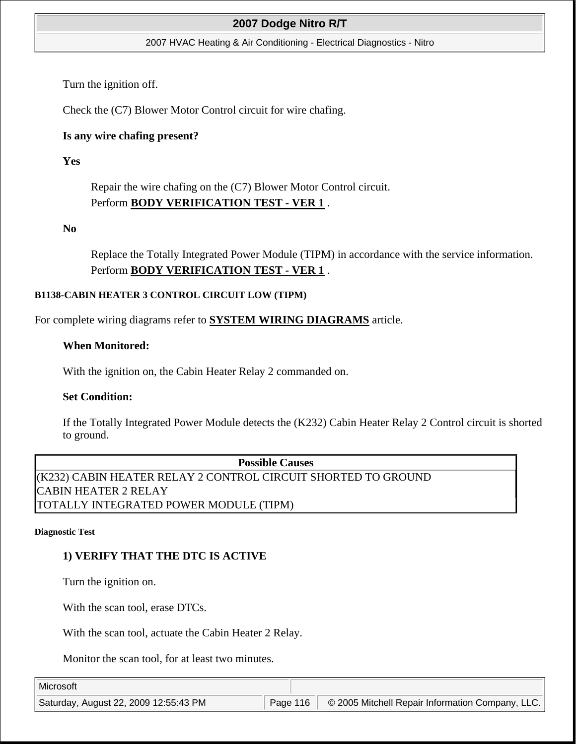Turn the ignition off.

Check the (C7) Blower Motor Control circuit for wire chafing.

**Is any wire chafing present?**

**Yes**

Repair the wire chafing on the (C7) Blower Motor Control circuit.
Perform **BODY VERIFICATION TEST - VER 1** .

**No**

Replace the Totally Integrated Power Module (TIPM) in accordance with the service information.
Perform **BODY VERIFICATION TEST - VER 1** .

#### B1138-CABIN HEATER 3 CONTROL CIRCUIT LOW (TIPM)

For complete wiring diagrams refer to **SYSTEM WIRING DIAGRAMS** article.

**When Monitored:**

With the ignition on, the Cabin Heater Relay 2 commanded on.

**Set Condition:**

If the Totally Integrated Power Module detects the (K232) Cabin Heater Relay 2 Control circuit is shorted to ground.

| Possible Causes |
|---|
| (K232) CABIN HEATER RELAY 2 CONTROL CIRCUIT SHORTED TO GROUND |
| CABIN HEATER 2 RELAY |
| TOTALLY INTEGRATED POWER MODULE (TIPM) |

##### Diagnostic Test

**1) VERIFY THAT THE DTC IS ACTIVE**

Turn the ignition on.

With the scan tool, erase DTCs.

With the scan tool, actuate the Cabin Heater 2 Relay.

Monitor the scan tool, for at least two minutes.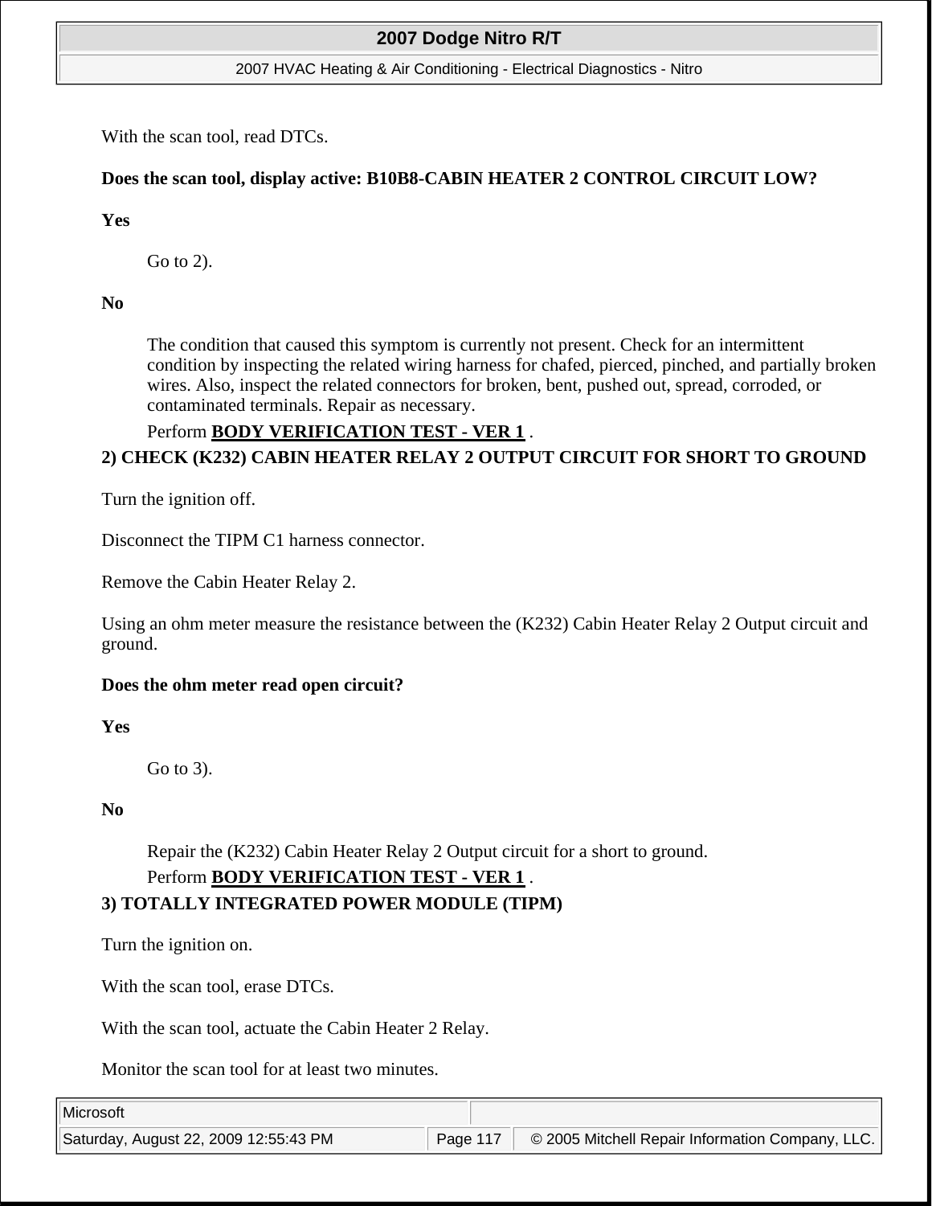With the scan tool, read DTCs.

**Does the scan tool, display active: B10B8-CABIN HEATER 2 CONTROL CIRCUIT LOW?**

**Yes**

> Go to 2).

**No**

> The condition that caused this symptom is currently not present. Check for an intermittent condition by inspecting the related wiring harness for chafed, pierced, pinched, and partially broken wires. Also, inspect the related connectors for broken, bent, pushed out, spread, corroded, or contaminated terminals. Repair as necessary.
>
> Perform **BODY VERIFICATION TEST - VER 1** .

**2) CHECK (K232) CABIN HEATER RELAY 2 OUTPUT CIRCUIT FOR SHORT TO GROUND**

Turn the ignition off.

Disconnect the TIPM C1 harness connector.

Remove the Cabin Heater Relay 2.

Using an ohm meter measure the resistance between the (K232) Cabin Heater Relay 2 Output circuit and ground.

**Does the ohm meter read open circuit?**

**Yes**

> Go to 3).

**No**

> Repair the (K232) Cabin Heater Relay 2 Output circuit for a short to ground.
>
> Perform **BODY VERIFICATION TEST - VER 1** .

**3) TOTALLY INTEGRATED POWER MODULE (TIPM)**

Turn the ignition on.

With the scan tool, erase DTCs.

With the scan tool, actuate the Cabin Heater 2 Relay.

Monitor the scan tool for at least two minutes.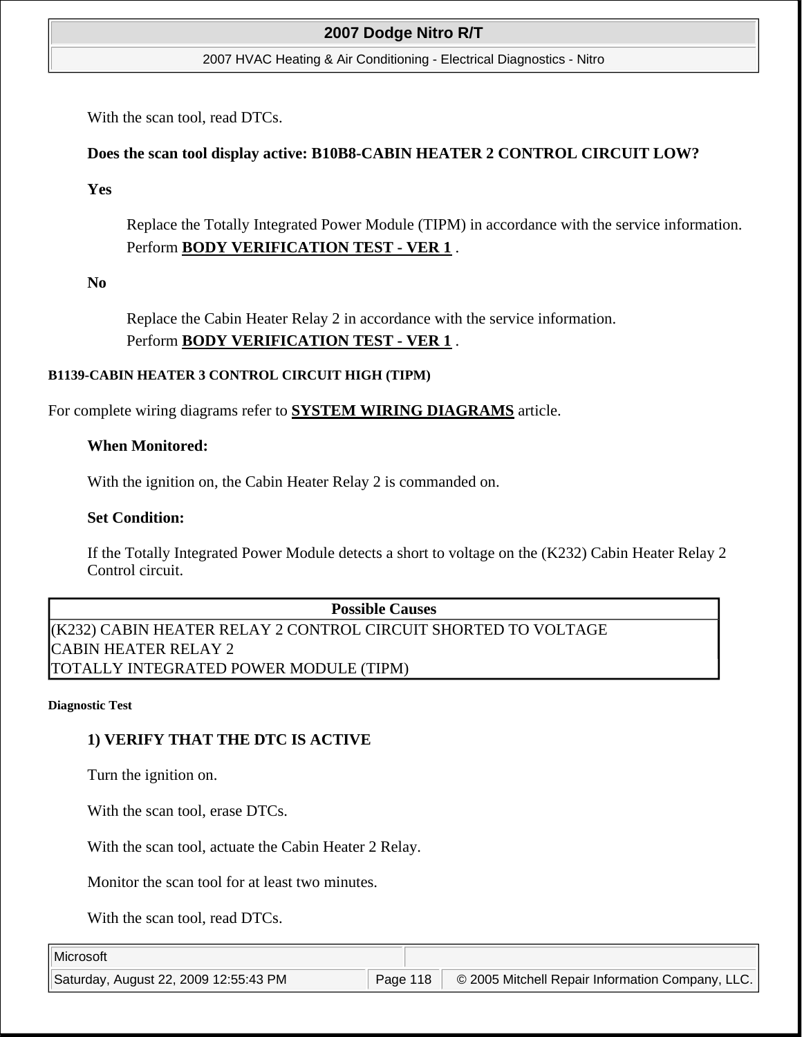With the scan tool, read DTCs.

**Does the scan tool display active: B10B8-CABIN HEATER 2 CONTROL CIRCUIT LOW?**

**Yes**

Replace the Totally Integrated Power Module (TIPM) in accordance with the service information. Perform **BODY VERIFICATION TEST - VER 1** .

**No**

Replace the Cabin Heater Relay 2 in accordance with the service information. Perform **BODY VERIFICATION TEST - VER 1** .

#### B1139-CABIN HEATER 3 CONTROL CIRCUIT HIGH (TIPM)

For complete wiring diagrams refer to **SYSTEM WIRING DIAGRAMS** article.

**When Monitored:**

With the ignition on, the Cabin Heater Relay 2 is commanded on.

**Set Condition:**

If the Totally Integrated Power Module detects a short to voltage on the (K232) Cabin Heater Relay 2 Control circuit.

| Possible Causes |
|---|
| (K232) CABIN HEATER RELAY 2 CONTROL CIRCUIT SHORTED TO VOLTAGE |
| CABIN HEATER RELAY 2 |
| TOTALLY INTEGRATED POWER MODULE (TIPM) |

##### Diagnostic Test

**1) VERIFY THAT THE DTC IS ACTIVE**

Turn the ignition on.

With the scan tool, erase DTCs.

With the scan tool, actuate the Cabin Heater 2 Relay.

Monitor the scan tool for at least two minutes.

With the scan tool, read DTCs.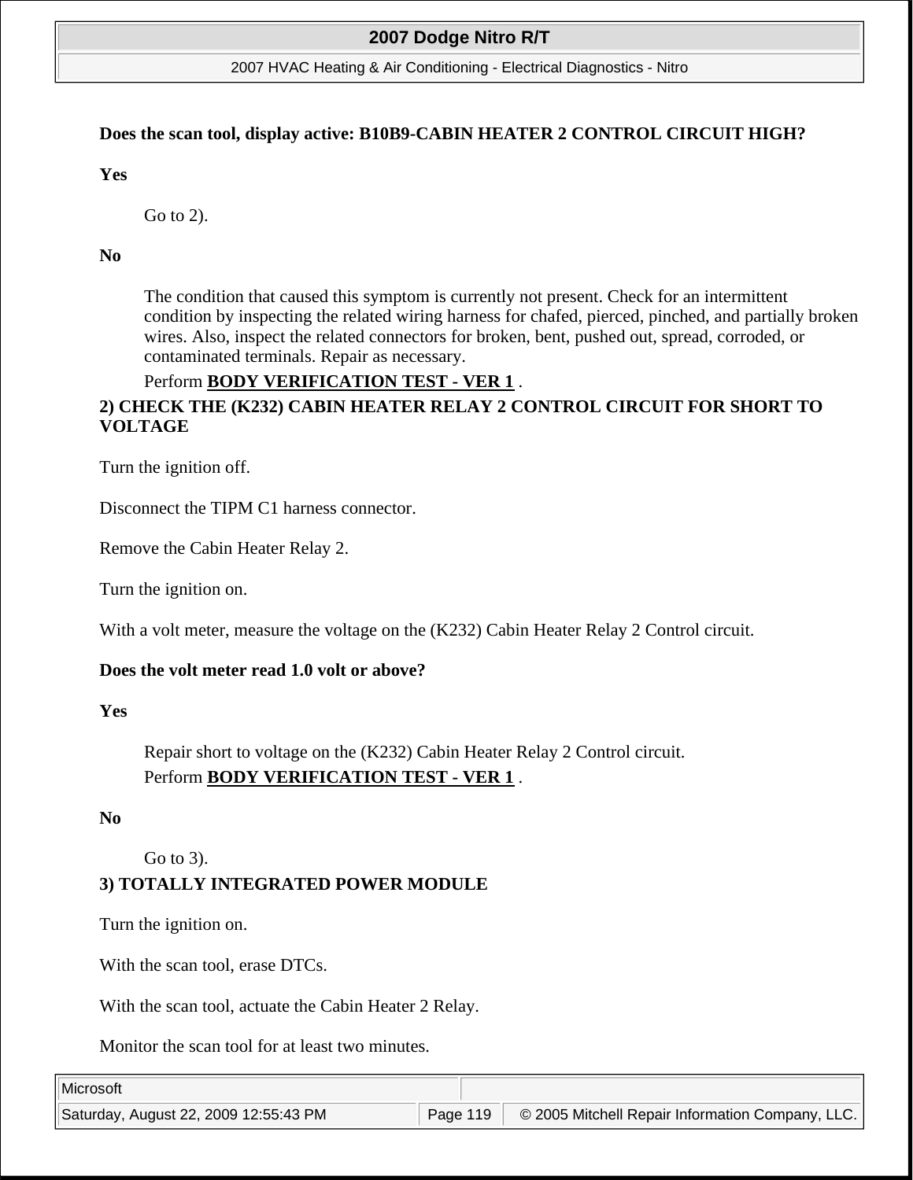**Does the scan tool, display active: B10B9-CABIN HEATER 2 CONTROL CIRCUIT HIGH?**

**Yes**

> Go to 2).

**No**

> The condition that caused this symptom is currently not present. Check for an intermittent condition by inspecting the related wiring harness for chafed, pierced, pinched, and partially broken wires. Also, inspect the related connectors for broken, bent, pushed out, spread, corroded, or contaminated terminals. Repair as necessary.
>
> Perform **BODY VERIFICATION TEST - VER 1** .

**2) CHECK THE (K232) CABIN HEATER RELAY 2 CONTROL CIRCUIT FOR SHORT TO VOLTAGE**

Turn the ignition off.

Disconnect the TIPM C1 harness connector.

Remove the Cabin Heater Relay 2.

Turn the ignition on.

With a volt meter, measure the voltage on the (K232) Cabin Heater Relay 2 Control circuit.

**Does the volt meter read 1.0 volt or above?**

**Yes**

> Repair short to voltage on the (K232) Cabin Heater Relay 2 Control circuit.
>
> Perform **BODY VERIFICATION TEST - VER 1** .

**No**

> Go to 3).

**3) TOTALLY INTEGRATED POWER MODULE**

Turn the ignition on.

With the scan tool, erase DTCs.

With the scan tool, actuate the Cabin Heater 2 Relay.

Monitor the scan tool for at least two minutes.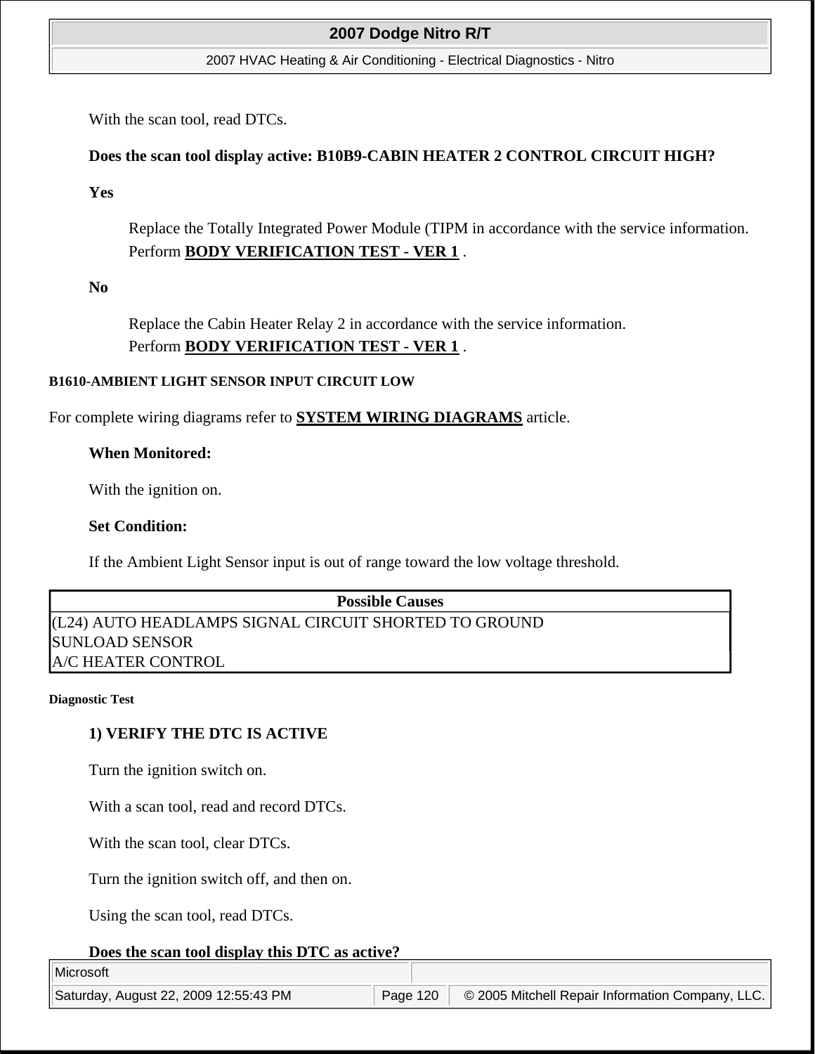With the scan tool, read DTCs.

**Does the scan tool display active: B10B9-CABIN HEATER 2 CONTROL CIRCUIT HIGH?**

**Yes**

Replace the Totally Integrated Power Module (TIPM in accordance with the service information. Perform **BODY VERIFICATION TEST - VER 1** .

**No**

Replace the Cabin Heater Relay 2 in accordance with the service information. Perform **BODY VERIFICATION TEST - VER 1** .

#### B1610-AMBIENT LIGHT SENSOR INPUT CIRCUIT LOW

For complete wiring diagrams refer to **SYSTEM WIRING DIAGRAMS** article.

**When Monitored:**

With the ignition on.

**Set Condition:**

If the Ambient Light Sensor input is out of range toward the low voltage threshold.

| Possible Causes |
|---|
| (L24) AUTO HEADLAMPS SIGNAL CIRCUIT SHORTED TO GROUND |
| SUNLOAD SENSOR |
| A/C HEATER CONTROL |

##### Diagnostic Test

**1) VERIFY THE DTC IS ACTIVE**

Turn the ignition switch on.

With a scan tool, read and record DTCs.

With the scan tool, clear DTCs.

Turn the ignition switch off, and then on.

Using the scan tool, read DTCs.

**Does the scan tool display this DTC as active?**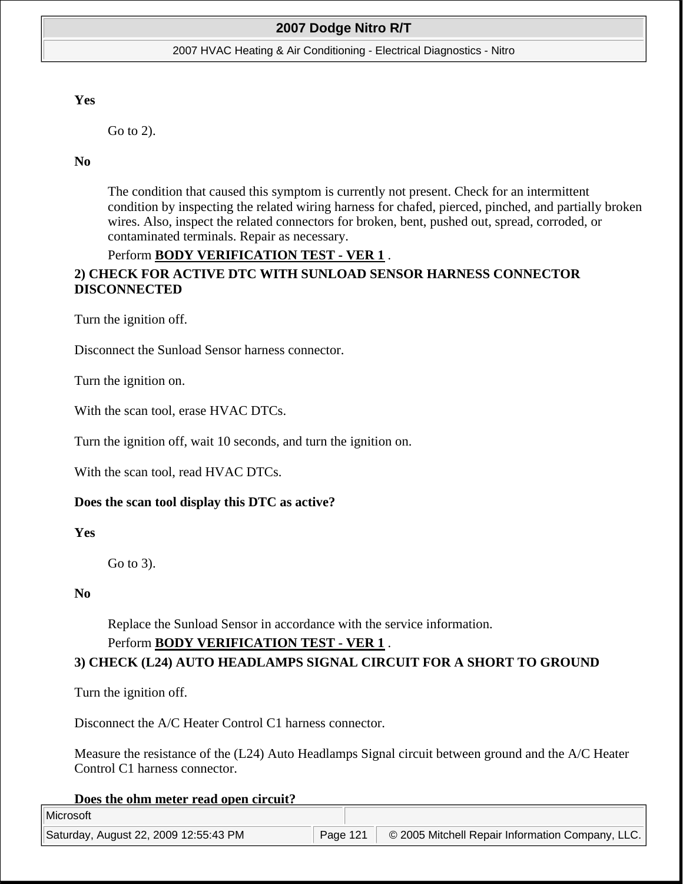**Yes**

> Go to 2).

**No**

> The condition that caused this symptom is currently not present. Check for an intermittent condition by inspecting the related wiring harness for chafed, pierced, pinched, and partially broken wires. Also, inspect the related connectors for broken, bent, pushed out, spread, corroded, or contaminated terminals. Repair as necessary.
>
> Perform **BODY VERIFICATION TEST - VER 1** .

**2) CHECK FOR ACTIVE DTC WITH SUNLOAD SENSOR HARNESS CONNECTOR DISCONNECTED**

Turn the ignition off.

Disconnect the Sunload Sensor harness connector.

Turn the ignition on.

With the scan tool, erase HVAC DTCs.

Turn the ignition off, wait 10 seconds, and turn the ignition on.

With the scan tool, read HVAC DTCs.

**Does the scan tool display this DTC as active?**

**Yes**

> Go to 3).

**No**

> Replace the Sunload Sensor in accordance with the service information.
>
> Perform **BODY VERIFICATION TEST - VER 1** .

**3) CHECK (L24) AUTO HEADLAMPS SIGNAL CIRCUIT FOR A SHORT TO GROUND**

Turn the ignition off.

Disconnect the A/C Heater Control C1 harness connector.

Measure the resistance of the (L24) Auto Headlamps Signal circuit between ground and the A/C Heater Control C1 harness connector.

**Does the ohm meter read open circuit?**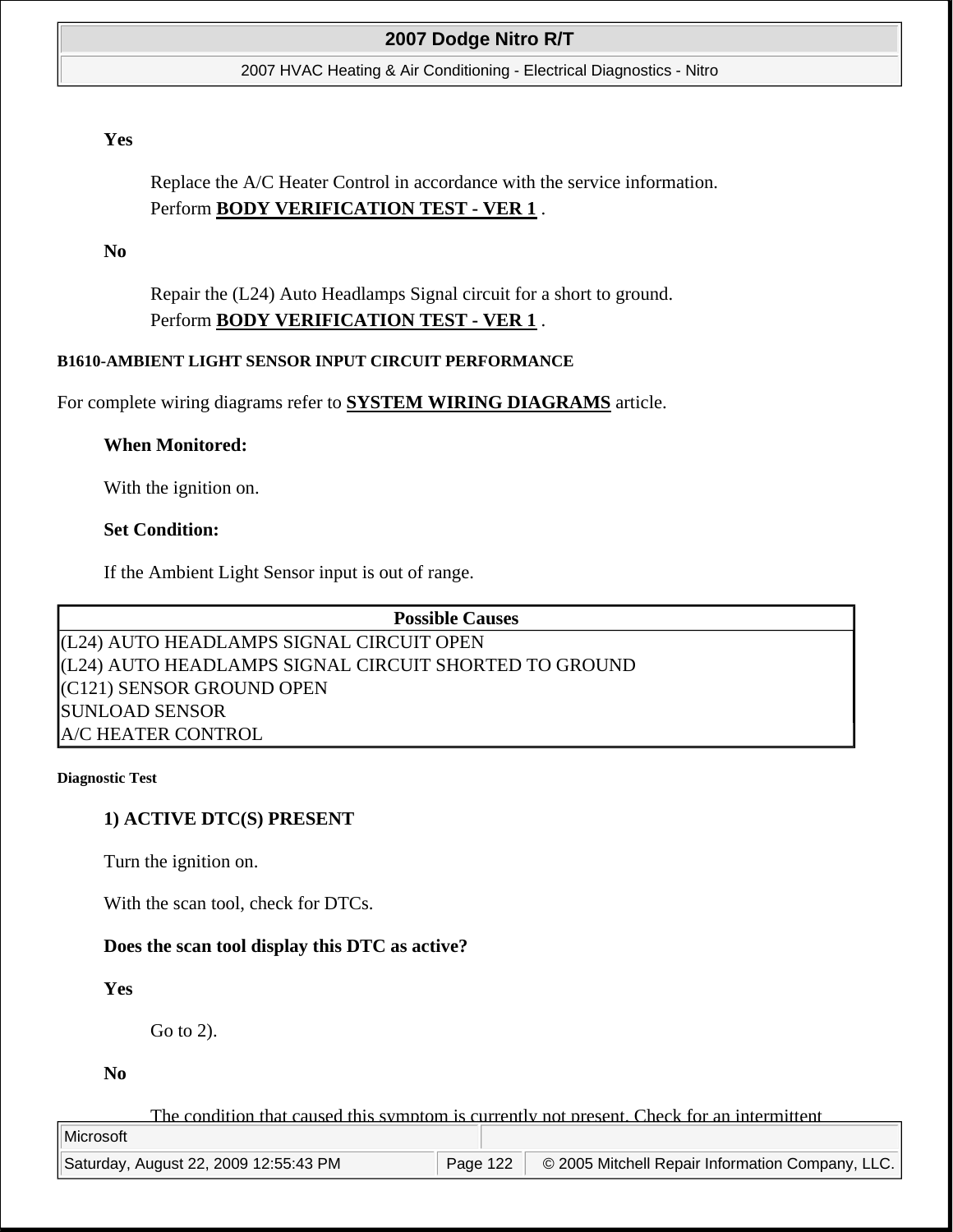**Yes**

Replace the A/C Heater Control in accordance with the service information.
Perform **BODY VERIFICATION TEST - VER 1** .

**No**

Repair the (L24) Auto Headlamps Signal circuit for a short to ground.
Perform **BODY VERIFICATION TEST - VER 1** .

### B1610-AMBIENT LIGHT SENSOR INPUT CIRCUIT PERFORMANCE

For complete wiring diagrams refer to **SYSTEM WIRING DIAGRAMS** article.

**When Monitored:**

With the ignition on.

**Set Condition:**

If the Ambient Light Sensor input is out of range.

| Possible Causes |
|---|
| (L24) AUTO HEADLAMPS SIGNAL CIRCUIT OPEN |
| (L24) AUTO HEADLAMPS SIGNAL CIRCUIT SHORTED TO GROUND |
| (C121) SENSOR GROUND OPEN |
| SUNLOAD SENSOR |
| A/C HEATER CONTROL |

#### Diagnostic Test

**1) ACTIVE DTC(S) PRESENT**

Turn the ignition on.

With the scan tool, check for DTCs.

**Does the scan tool display this DTC as active?**

**Yes**

Go to 2).

**No**

The condition that caused this symptom is currently not present. Check for an intermittent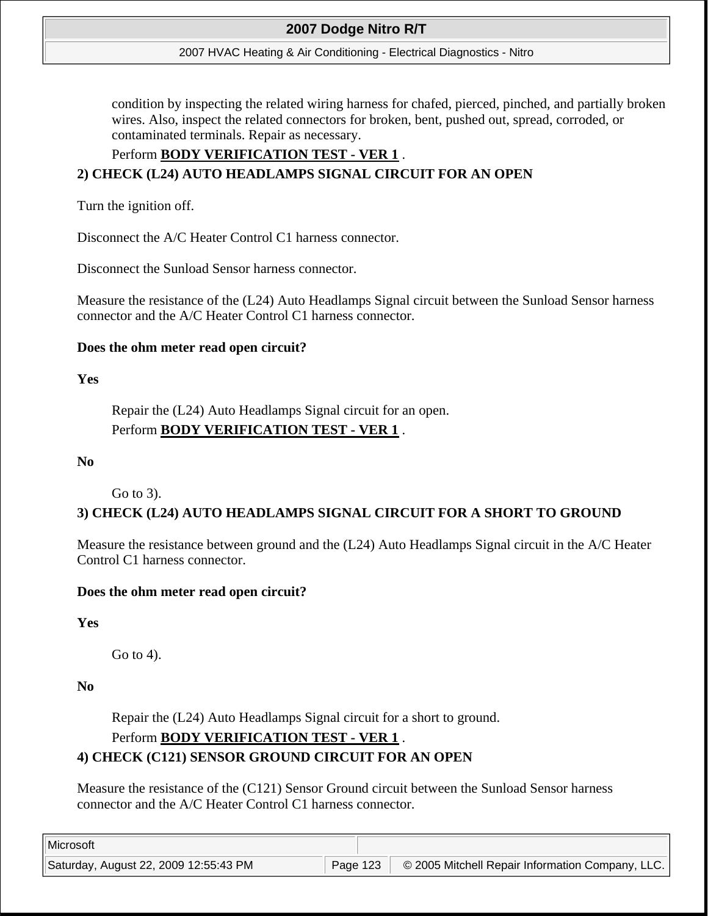condition by inspecting the related wiring harness for chafed, pierced, pinched, and partially broken wires. Also, inspect the related connectors for broken, bent, pushed out, spread, corroded, or contaminated terminals. Repair as necessary.

Perform **BODY VERIFICATION TEST - VER 1** .

**2) CHECK (L24) AUTO HEADLAMPS SIGNAL CIRCUIT FOR AN OPEN**

Turn the ignition off.

Disconnect the A/C Heater Control C1 harness connector.

Disconnect the Sunload Sensor harness connector.

Measure the resistance of the (L24) Auto Headlamps Signal circuit between the Sunload Sensor harness connector and the A/C Heater Control C1 harness connector.

**Does the ohm meter read open circuit?**

**Yes**

Repair the (L24) Auto Headlamps Signal circuit for an open.

Perform **BODY VERIFICATION TEST - VER 1** .

**No**

Go to 3).

**3) CHECK (L24) AUTO HEADLAMPS SIGNAL CIRCUIT FOR A SHORT TO GROUND**

Measure the resistance between ground and the (L24) Auto Headlamps Signal circuit in the A/C Heater Control C1 harness connector.

**Does the ohm meter read open circuit?**

**Yes**

Go to 4).

**No**

Repair the (L24) Auto Headlamps Signal circuit for a short to ground.

Perform **BODY VERIFICATION TEST - VER 1** .

**4) CHECK (C121) SENSOR GROUND CIRCUIT FOR AN OPEN**

Measure the resistance of the (C121) Sensor Ground circuit between the Sunload Sensor harness connector and the A/C Heater Control C1 harness connector.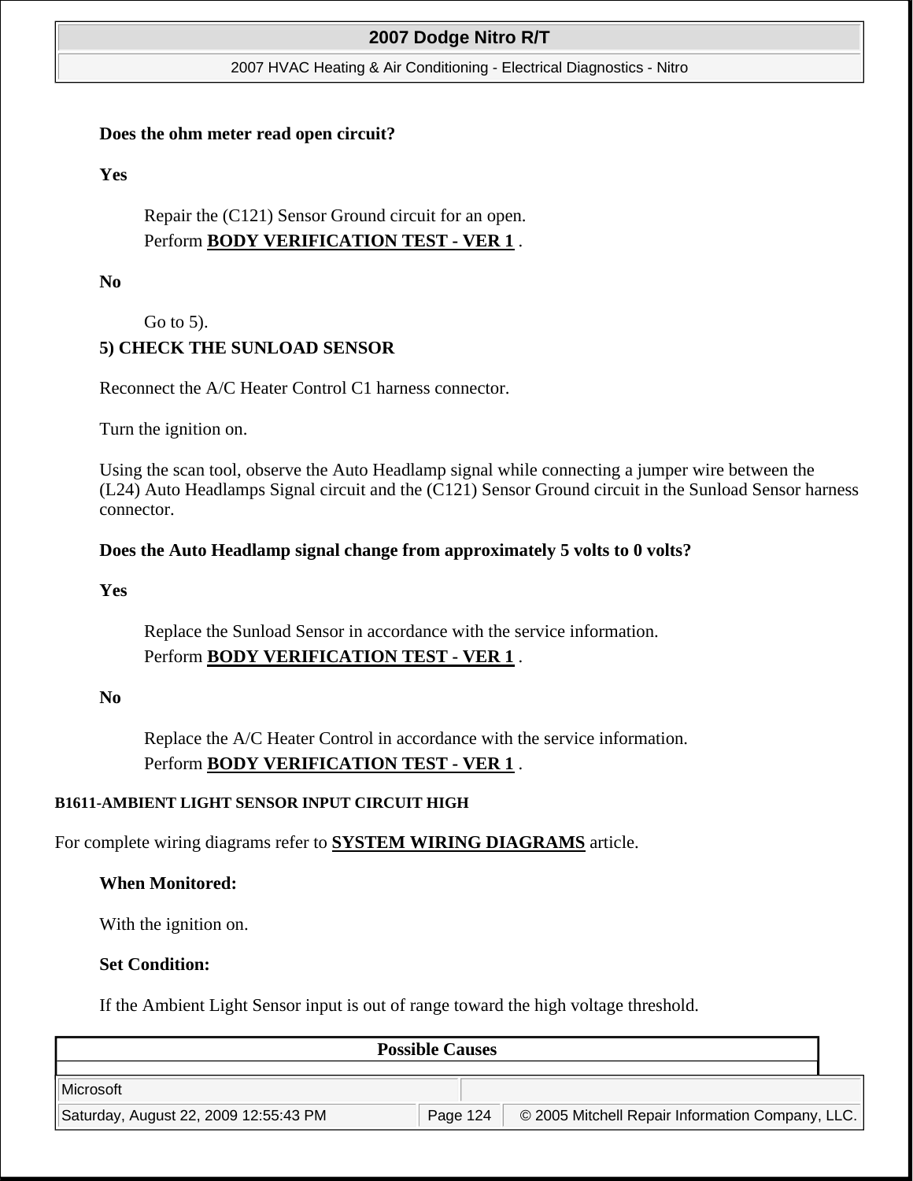**Does the ohm meter read open circuit?**

**Yes**

Repair the (C121) Sensor Ground circuit for an open.
Perform **BODY VERIFICATION TEST - VER 1** .

**No**

Go to 5).

**5) CHECK THE SUNLOAD SENSOR**

Reconnect the A/C Heater Control C1 harness connector.

Turn the ignition on.

Using the scan tool, observe the Auto Headlamp signal while connecting a jumper wire between the (L24) Auto Headlamps Signal circuit and the (C121) Sensor Ground circuit in the Sunload Sensor harness connector.

**Does the Auto Headlamp signal change from approximately 5 volts to 0 volts?**

**Yes**

Replace the Sunload Sensor in accordance with the service information.
Perform **BODY VERIFICATION TEST - VER 1** .

**No**

Replace the A/C Heater Control in accordance with the service information.
Perform **BODY VERIFICATION TEST - VER 1** .

### B1611-AMBIENT LIGHT SENSOR INPUT CIRCUIT HIGH

For complete wiring diagrams refer to **SYSTEM WIRING DIAGRAMS** article.

**When Monitored:**

With the ignition on.

**Set Condition:**

If the Ambient Light Sensor input is out of range toward the high voltage threshold.

| Possible Causes |
| --- |
| |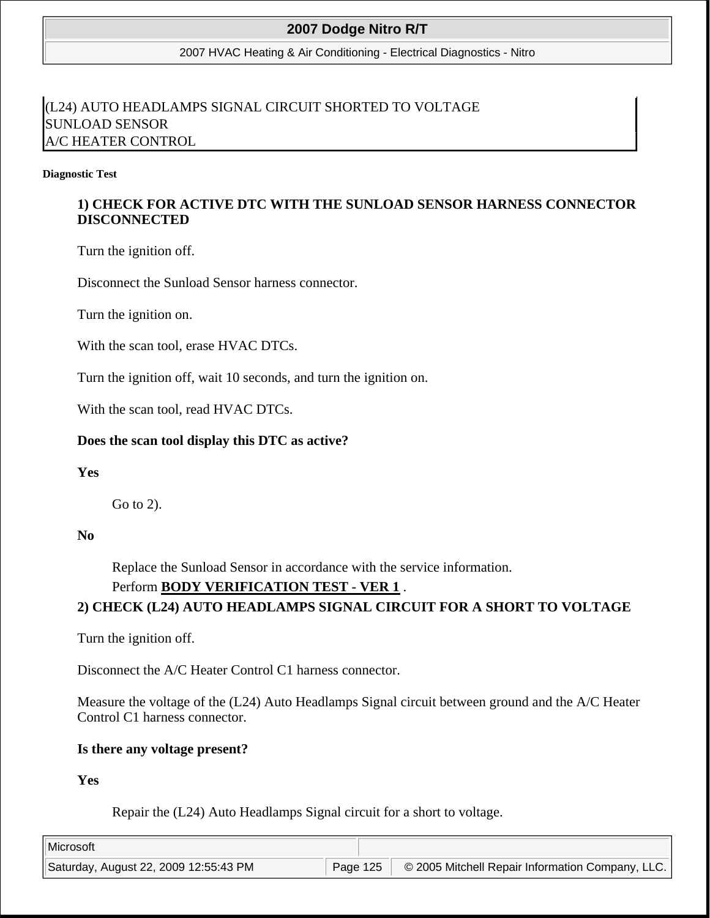| (L24) AUTO HEADLAMPS SIGNAL CIRCUIT SHORTED TO VOLTAGE |
| --- |
| SUNLOAD SENSOR |
| A/C HEATER CONTROL |

**Diagnostic Test**

**1) CHECK FOR ACTIVE DTC WITH THE SUNLOAD SENSOR HARNESS CONNECTOR DISCONNECTED**

Turn the ignition off.

Disconnect the Sunload Sensor harness connector.

Turn the ignition on.

With the scan tool, erase HVAC DTCs.

Turn the ignition off, wait 10 seconds, and turn the ignition on.

With the scan tool, read HVAC DTCs.

**Does the scan tool display this DTC as active?**

**Yes**

Go to 2).

**No**

Replace the Sunload Sensor in accordance with the service information.

Perform **BODY VERIFICATION TEST - VER 1** .

**2) CHECK (L24) AUTO HEADLAMPS SIGNAL CIRCUIT FOR A SHORT TO VOLTAGE**

Turn the ignition off.

Disconnect the A/C Heater Control C1 harness connector.

Measure the voltage of the (L24) Auto Headlamps Signal circuit between ground and the A/C Heater Control C1 harness connector.

**Is there any voltage present?**

**Yes**

Repair the (L24) Auto Headlamps Signal circuit for a short to voltage.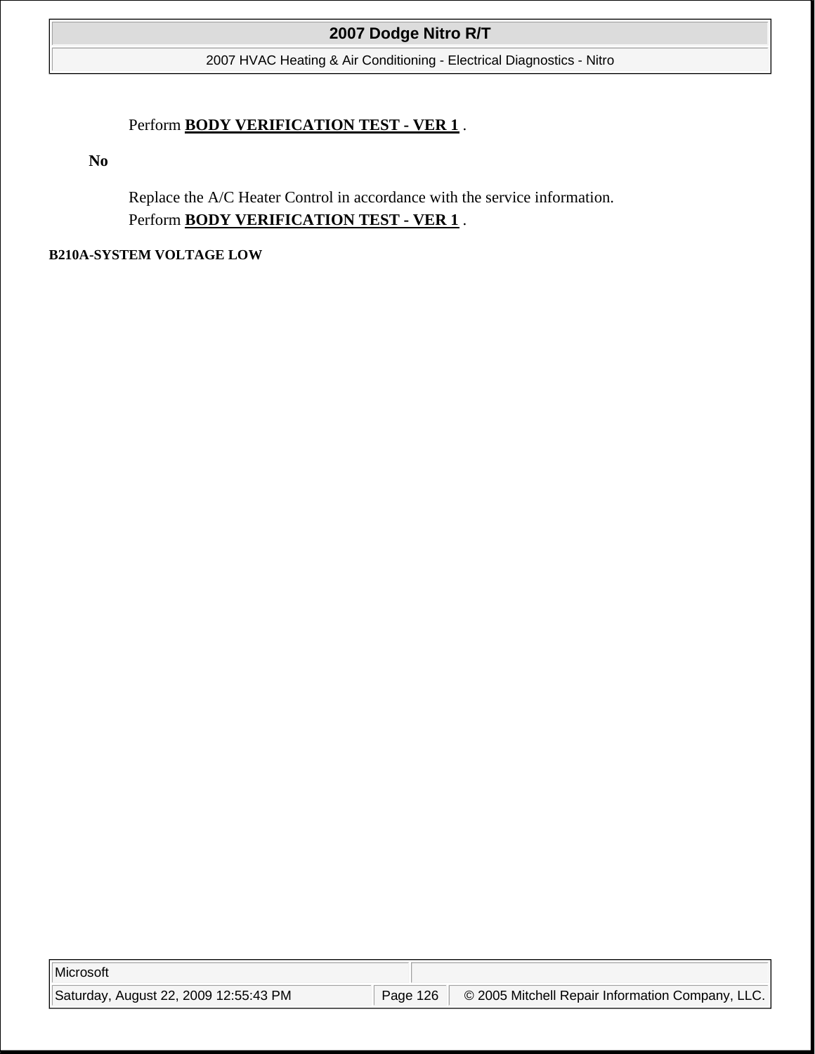Perform **BODY VERIFICATION TEST - VER 1** .

**No**

Replace the A/C Heater Control in accordance with the service information.
Perform **BODY VERIFICATION TEST - VER 1** .

**B210A-SYSTEM VOLTAGE LOW**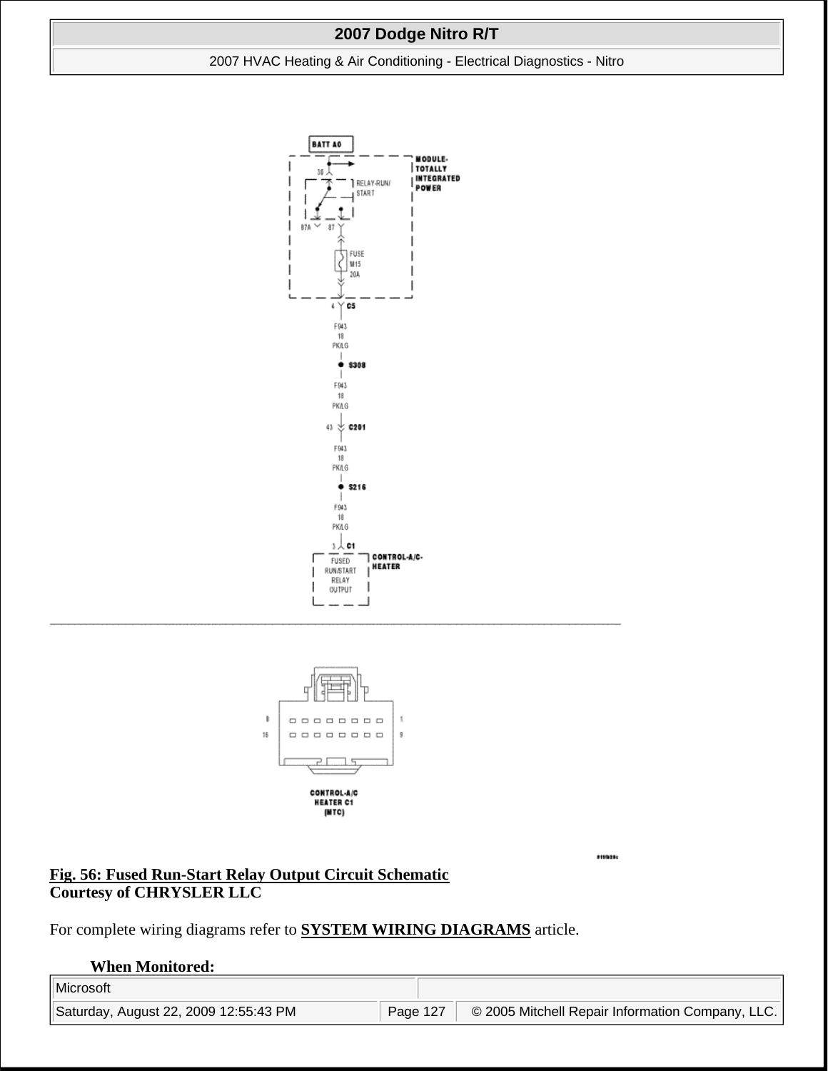**Fig. 56: Fused Run-Start Relay Output Circuit Schematic**
**Courtesy of CHRYSLER LLC**

For complete wiring diagrams refer to **SYSTEM WIRING DIAGRAMS** article.

**When Monitored:**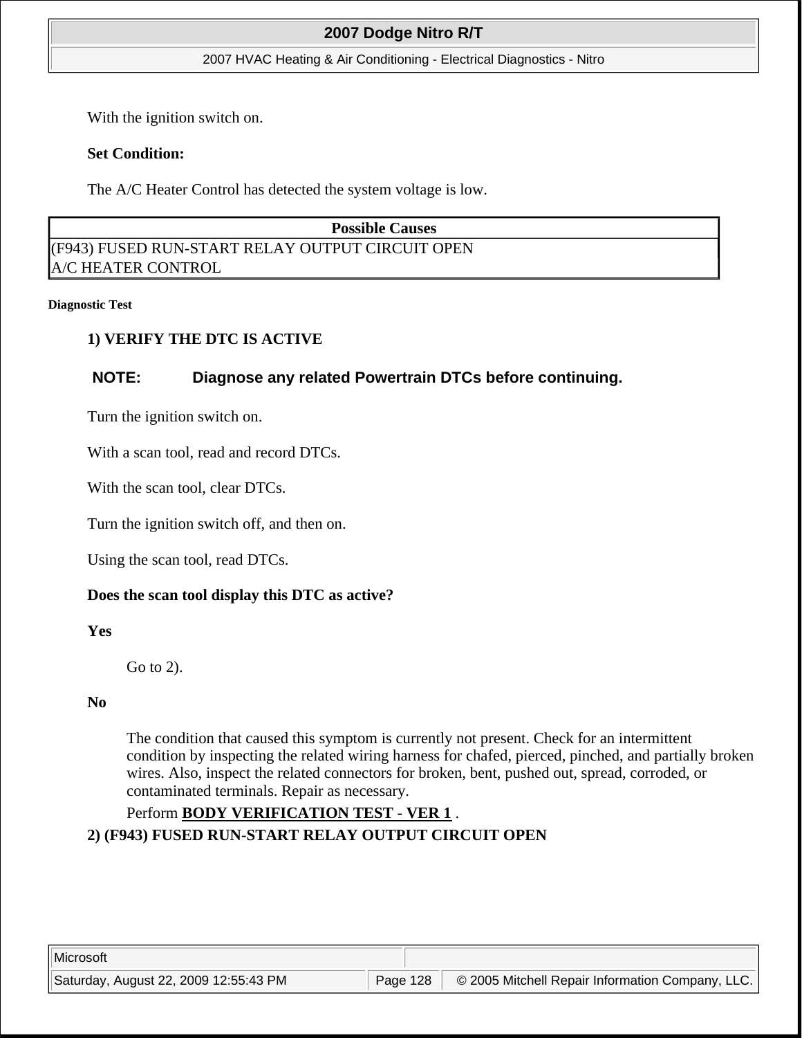With the ignition switch on.

**Set Condition:**

The A/C Heater Control has detected the system voltage is low.

| Possible Causes |
|---|
| (F943) FUSED RUN-START RELAY OUTPUT CIRCUIT OPEN |
| A/C HEATER CONTROL |

**Diagnostic Test**

**1) VERIFY THE DTC IS ACTIVE**

**NOTE: Diagnose any related Powertrain DTCs before continuing.**

Turn the ignition switch on.

With a scan tool, read and record DTCs.

With the scan tool, clear DTCs.

Turn the ignition switch off, and then on.

Using the scan tool, read DTCs.

**Does the scan tool display this DTC as active?**

**Yes**

Go to 2).

**No**

The condition that caused this symptom is currently not present. Check for an intermittent condition by inspecting the related wiring harness for chafed, pierced, pinched, and partially broken wires. Also, inspect the related connectors for broken, bent, pushed out, spread, corroded, or contaminated terminals. Repair as necessary.

Perform **BODY VERIFICATION TEST - VER 1** .

**2) (F943) FUSED RUN-START RELAY OUTPUT CIRCUIT OPEN**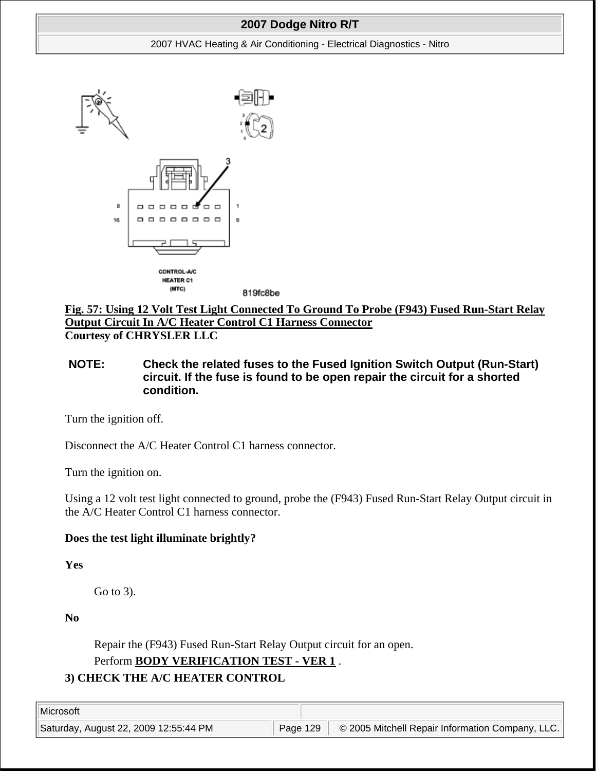**Fig. 57: Using 12 Volt Test Light Connected To Ground To Probe (F943) Fused Run-Start Relay Output Circuit In A/C Heater Control C1 Harness Connector**
**Courtesy of CHRYSLER LLC**

**NOTE: Check the related fuses to the Fused Ignition Switch Output (Run-Start) circuit. If the fuse is found to be open repair the circuit for a shorted condition.**

Turn the ignition off.

Disconnect the A/C Heater Control C1 harness connector.

Turn the ignition on.

Using a 12 volt test light connected to ground, probe the (F943) Fused Run-Start Relay Output circuit in the A/C Heater Control C1 harness connector.

**Does the test light illuminate brightly?**

**Yes**

Go to 3).

**No**

Repair the (F943) Fused Run-Start Relay Output circuit for an open.
Perform **BODY VERIFICATION TEST - VER 1** .

**3) CHECK THE A/C HEATER CONTROL**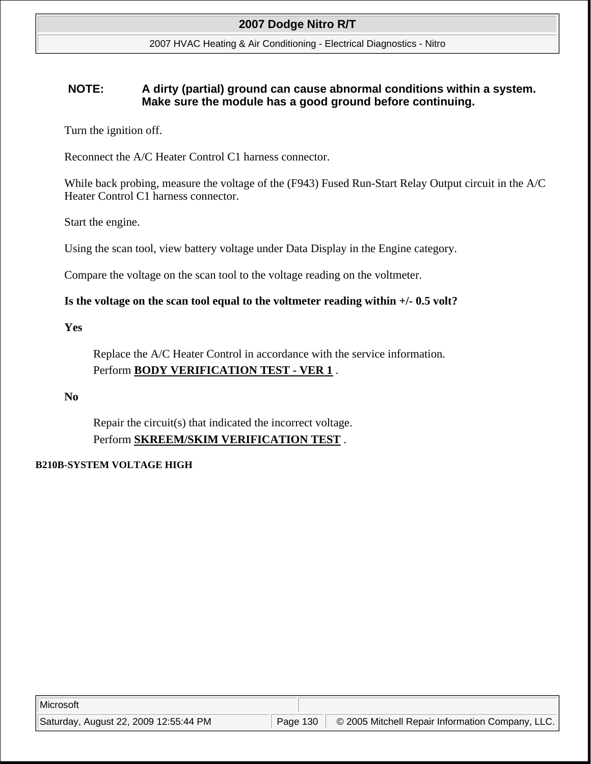**NOTE: A dirty (partial) ground can cause abnormal conditions within a system. Make sure the module has a good ground before continuing.**

Turn the ignition off.

Reconnect the A/C Heater Control C1 harness connector.

While back probing, measure the voltage of the (F943) Fused Run-Start Relay Output circuit in the A/C Heater Control C1 harness connector.

Start the engine.

Using the scan tool, view battery voltage under Data Display in the Engine category.

Compare the voltage on the scan tool to the voltage reading on the voltmeter.

**Is the voltage on the scan tool equal to the voltmeter reading within +/- 0.5 volt?**

**Yes**

Replace the A/C Heater Control in accordance with the service information.
Perform **BODY VERIFICATION TEST - VER 1** .

**No**

Repair the circuit(s) that indicated the incorrect voltage.
Perform **SKREEM/SKIM VERIFICATION TEST** .

**B210B-SYSTEM VOLTAGE HIGH**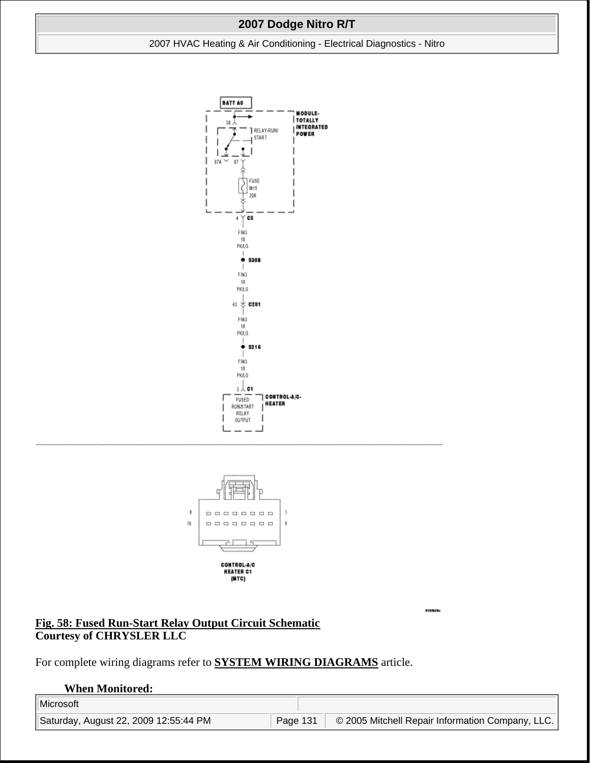**Fig. 58: Fused Run-Start Relay Output Circuit Schematic**
**Courtesy of CHRYSLER LLC**

For complete wiring diagrams refer to **SYSTEM WIRING DIAGRAMS** article.

**When Monitored:**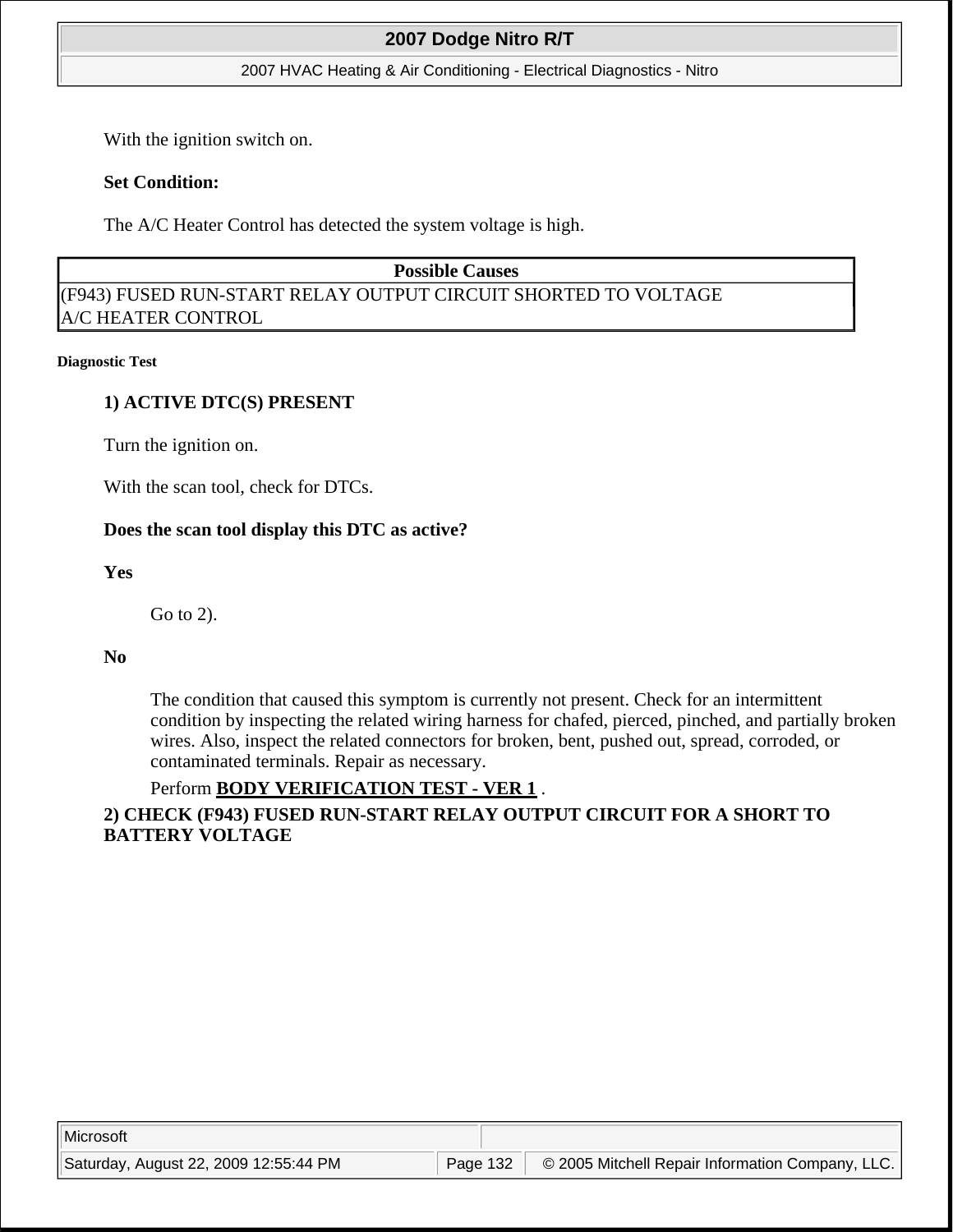With the ignition switch on.

**Set Condition:**

The A/C Heater Control has detected the system voltage is high.

| Possible Causes |
|---|
| (F943) FUSED RUN-START RELAY OUTPUT CIRCUIT SHORTED TO VOLTAGE |
| A/C HEATER CONTROL |

**Diagnostic Test**

**1) ACTIVE DTC(S) PRESENT**

Turn the ignition on.

With the scan tool, check for DTCs.

**Does the scan tool display this DTC as active?**

**Yes**

Go to 2).

**No**

The condition that caused this symptom is currently not present. Check for an intermittent condition by inspecting the related wiring harness for chafed, pierced, pinched, and partially broken wires. Also, inspect the related connectors for broken, bent, pushed out, spread, corroded, or contaminated terminals. Repair as necessary.

Perform **BODY VERIFICATION TEST - VER 1** .

**2) CHECK (F943) FUSED RUN-START RELAY OUTPUT CIRCUIT FOR A SHORT TO BATTERY VOLTAGE**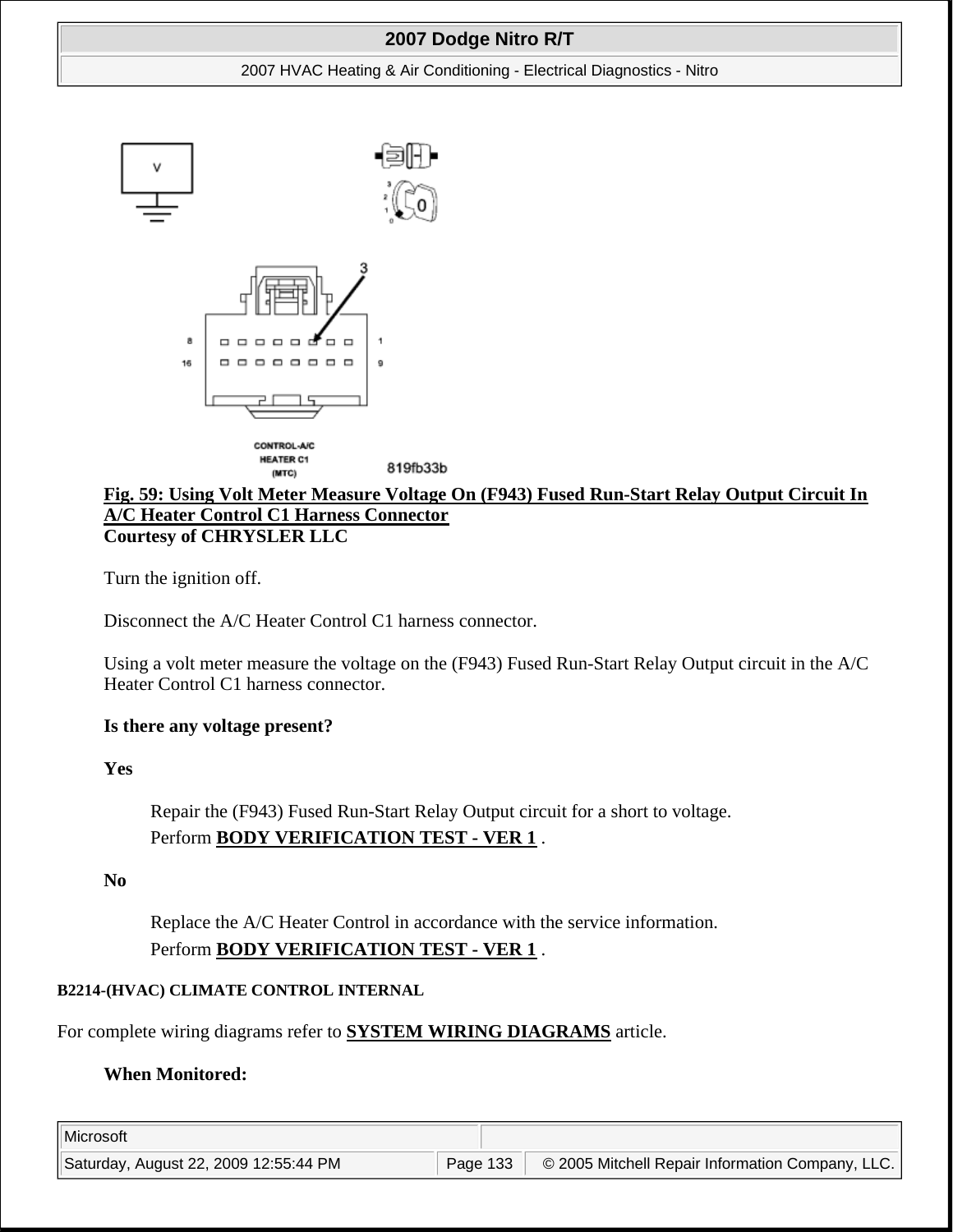**Fig. 59: Using Volt Meter Measure Voltage On (F943) Fused Run-Start Relay Output Circuit In A/C Heater Control C1 Harness Connector**
**Courtesy of CHRYSLER LLC**

Turn the ignition off.

Disconnect the A/C Heater Control C1 harness connector.

Using a volt meter measure the voltage on the (F943) Fused Run-Start Relay Output circuit in the A/C Heater Control C1 harness connector.

**Is there any voltage present?**

**Yes**

> Repair the (F943) Fused Run-Start Relay Output circuit for a short to voltage.
> Perform **BODY VERIFICATION TEST - VER 1** .

**No**

> Replace the A/C Heater Control in accordance with the service information.
> Perform **BODY VERIFICATION TEST - VER 1** .

### B2214-(HVAC) CLIMATE CONTROL INTERNAL

For complete wiring diagrams refer to **SYSTEM WIRING DIAGRAMS** article.

**When Monitored:**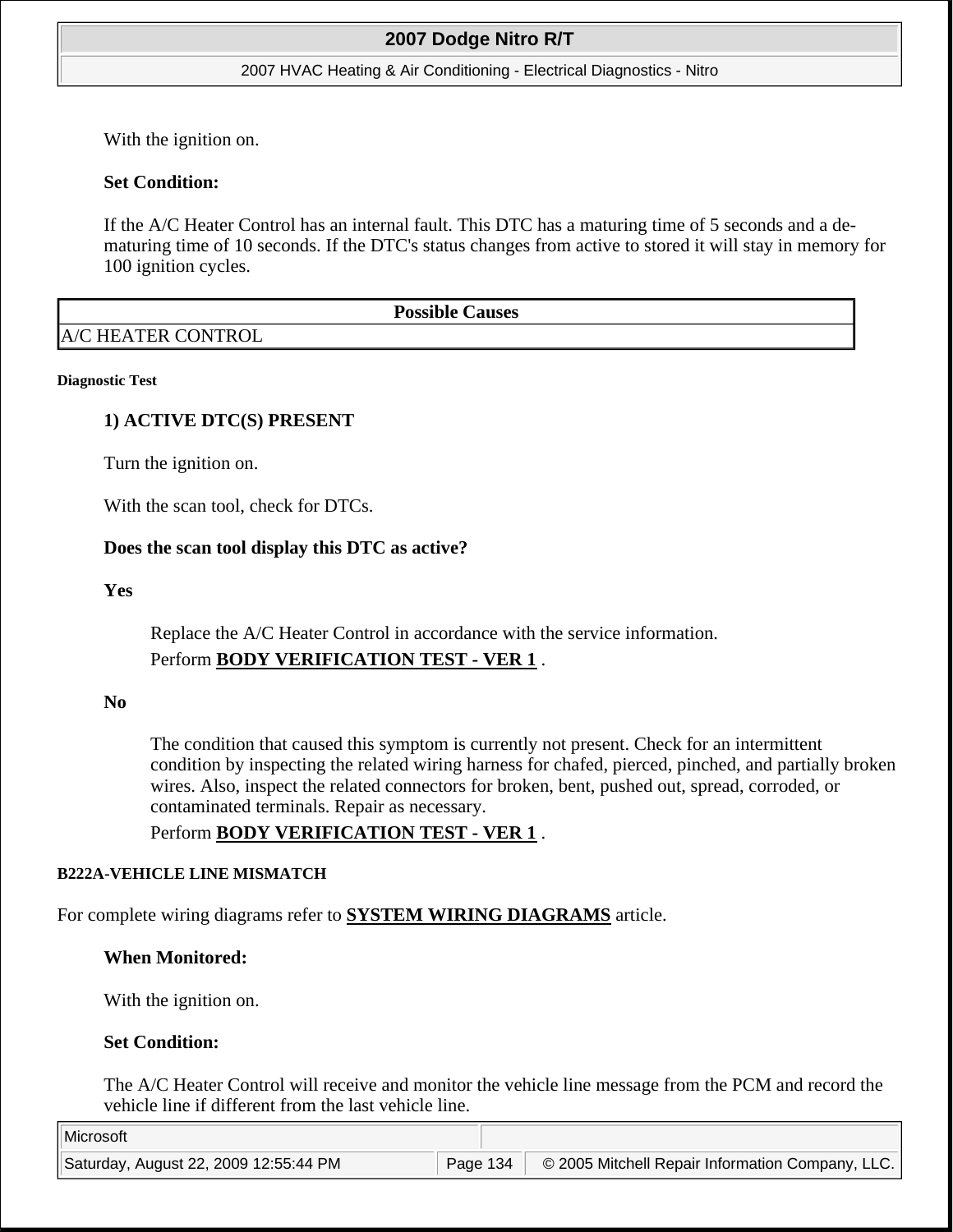With the ignition on.

**Set Condition:**

If the A/C Heater Control has an internal fault. This DTC has a maturing time of 5 seconds and a de-maturing time of 10 seconds. If the DTC's status changes from active to stored it will stay in memory for 100 ignition cycles.

| Possible Causes |
| --- |
| A/C HEATER CONTROL |

**Diagnostic Test**

**1) ACTIVE DTC(S) PRESENT**

Turn the ignition on.

With the scan tool, check for DTCs.

**Does the scan tool display this DTC as active?**

**Yes**

Replace the A/C Heater Control in accordance with the service information.

Perform **BODY VERIFICATION TEST - VER 1** .

**No**

The condition that caused this symptom is currently not present. Check for an intermittent condition by inspecting the related wiring harness for chafed, pierced, pinched, and partially broken wires. Also, inspect the related connectors for broken, bent, pushed out, spread, corroded, or contaminated terminals. Repair as necessary.

Perform **BODY VERIFICATION TEST - VER 1** .

**B222A-VEHICLE LINE MISMATCH**

For complete wiring diagrams refer to **SYSTEM WIRING DIAGRAMS** article.

**When Monitored:**

With the ignition on.

**Set Condition:**

The A/C Heater Control will receive and monitor the vehicle line message from the PCM and record the vehicle line if different from the last vehicle line.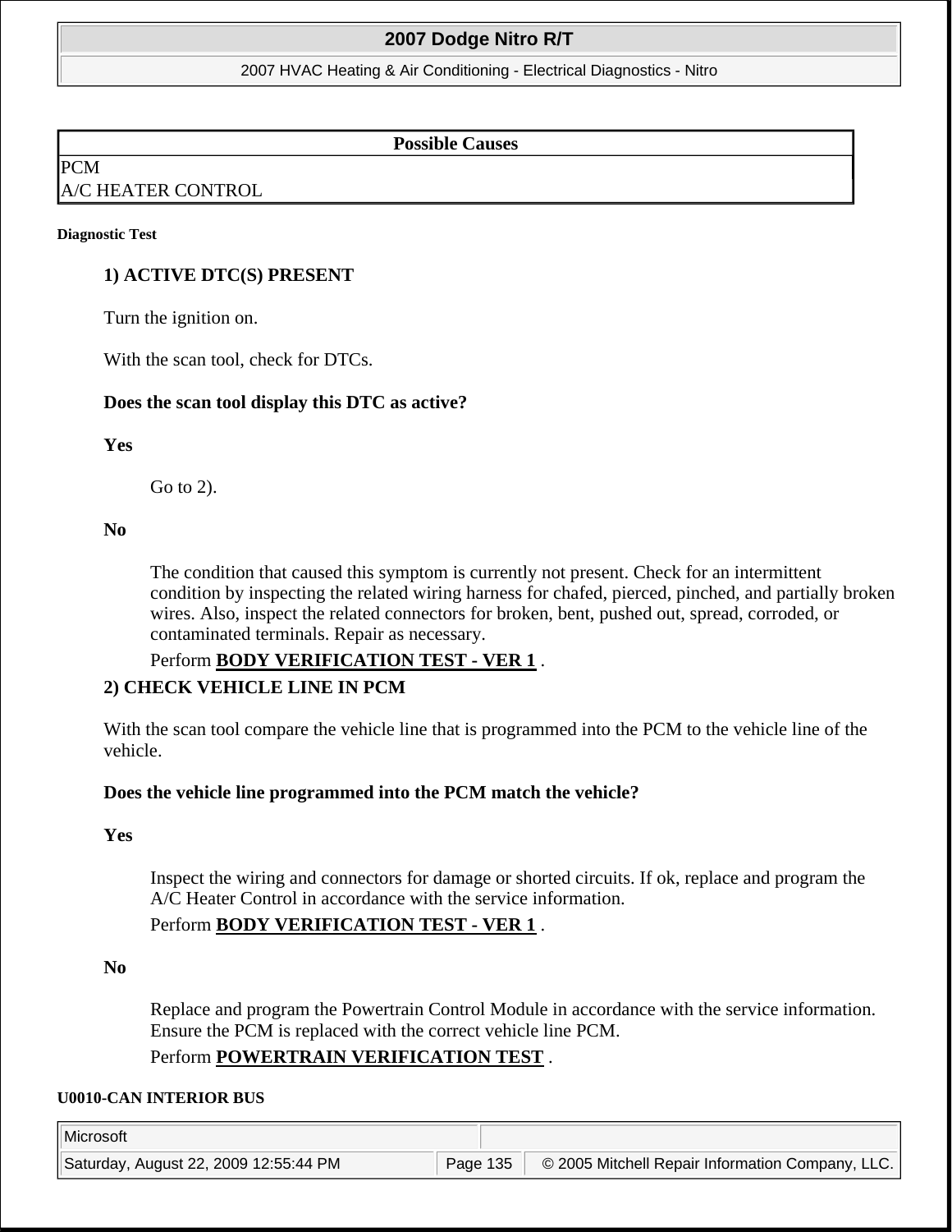| Possible Causes |
| --- |
| PCM |
| A/C HEATER CONTROL |

**Diagnostic Test**

**1) ACTIVE DTC(S) PRESENT**

Turn the ignition on.

With the scan tool, check for DTCs.

**Does the scan tool display this DTC as active?**

**Yes**

Go to 2).

**No**

The condition that caused this symptom is currently not present. Check for an intermittent condition by inspecting the related wiring harness for chafed, pierced, pinched, and partially broken wires. Also, inspect the related connectors for broken, bent, pushed out, spread, corroded, or contaminated terminals. Repair as necessary.

Perform **BODY VERIFICATION TEST - VER 1** .

**2) CHECK VEHICLE LINE IN PCM**

With the scan tool compare the vehicle line that is programmed into the PCM to the vehicle line of the vehicle.

**Does the vehicle line programmed into the PCM match the vehicle?**

**Yes**

Inspect the wiring and connectors for damage or shorted circuits. If ok, replace and program the A/C Heater Control in accordance with the service information.

Perform **BODY VERIFICATION TEST - VER 1** .

**No**

Replace and program the Powertrain Control Module in accordance with the service information. Ensure the PCM is replaced with the correct vehicle line PCM.

Perform **POWERTRAIN VERIFICATION TEST** .

**U0010-CAN INTERIOR BUS**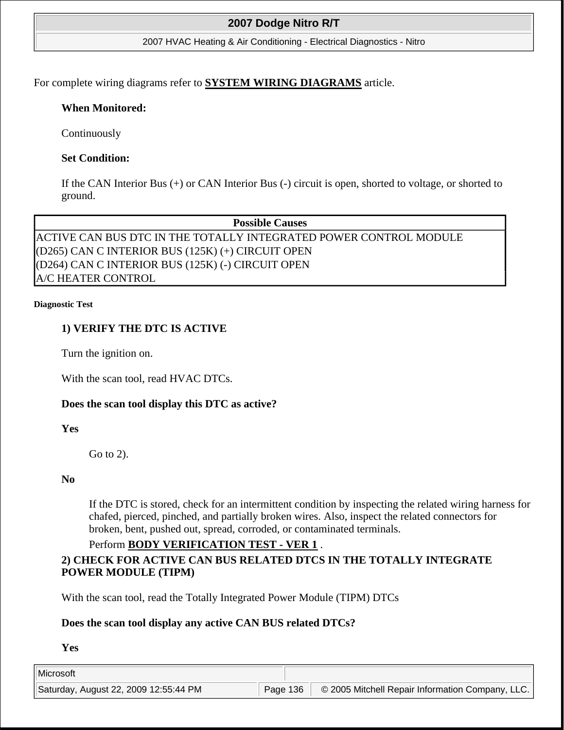For complete wiring diagrams refer to **SYSTEM WIRING DIAGRAMS** article.

**When Monitored:**

Continuously

**Set Condition:**

If the CAN Interior Bus (+) or CAN Interior Bus (-) circuit is open, shorted to voltage, or shorted to ground.

| Possible Causes |
| --- |
| ACTIVE CAN BUS DTC IN THE TOTALLY INTEGRATED POWER CONTROL MODULE |
| (D265) CAN C INTERIOR BUS (125K) (+) CIRCUIT OPEN |
| (D264) CAN C INTERIOR BUS (125K) (-) CIRCUIT OPEN |
| A/C HEATER CONTROL |

**Diagnostic Test**

**1) VERIFY THE DTC IS ACTIVE**

Turn the ignition on.

With the scan tool, read HVAC DTCs.

**Does the scan tool display this DTC as active?**

**Yes**

Go to 2).

**No**

If the DTC is stored, check for an intermittent condition by inspecting the related wiring harness for chafed, pierced, pinched, and partially broken wires. Also, inspect the related connectors for broken, bent, pushed out, spread, corroded, or contaminated terminals.

Perform **BODY VERIFICATION TEST - VER 1** .

**2) CHECK FOR ACTIVE CAN BUS RELATED DTCS IN THE TOTALLY INTEGRATE POWER MODULE (TIPM)**

With the scan tool, read the Totally Integrated Power Module (TIPM) DTCs

**Does the scan tool display any active CAN BUS related DTCs?**

**Yes**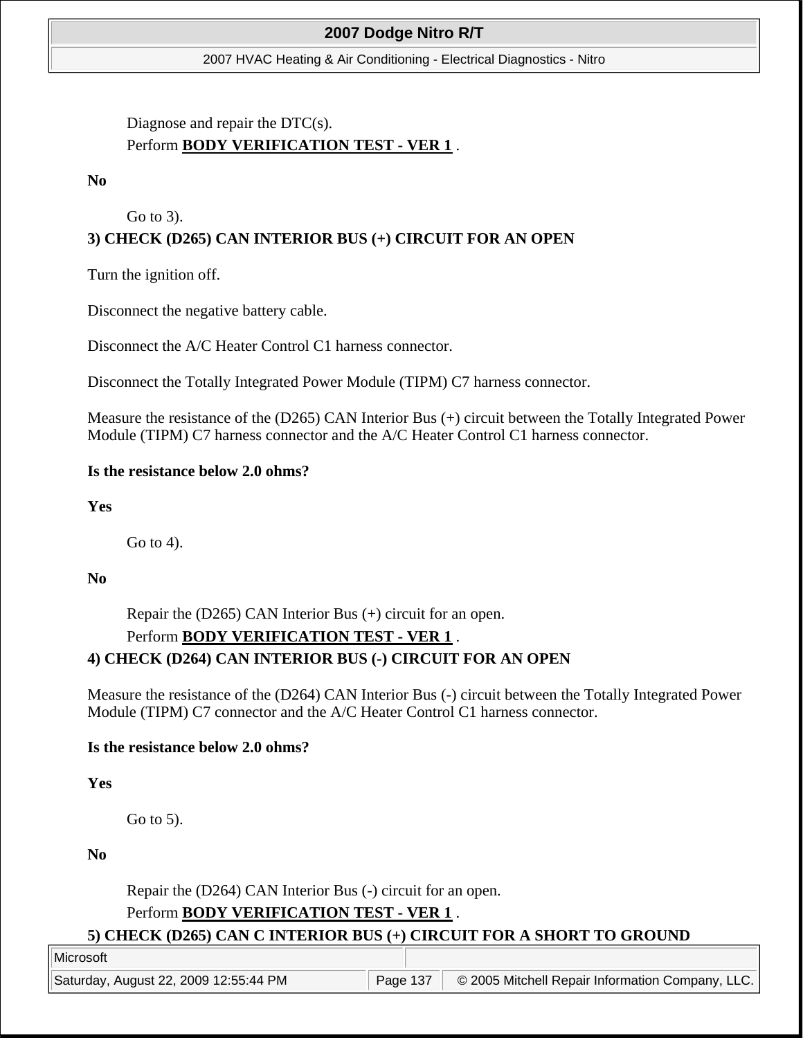Diagnose and repair the DTC(s).

Perform **BODY VERIFICATION TEST - VER 1** .

**No**

Go to 3).

**3) CHECK (D265) CAN INTERIOR BUS (+) CIRCUIT FOR AN OPEN**

Turn the ignition off.

Disconnect the negative battery cable.

Disconnect the A/C Heater Control C1 harness connector.

Disconnect the Totally Integrated Power Module (TIPM) C7 harness connector.

Measure the resistance of the (D265) CAN Interior Bus (+) circuit between the Totally Integrated Power Module (TIPM) C7 harness connector and the A/C Heater Control C1 harness connector.

**Is the resistance below 2.0 ohms?**

**Yes**

Go to 4).

**No**

Repair the (D265) CAN Interior Bus (+) circuit for an open.

Perform **BODY VERIFICATION TEST - VER 1** .

**4) CHECK (D264) CAN INTERIOR BUS (-) CIRCUIT FOR AN OPEN**

Measure the resistance of the (D264) CAN Interior Bus (-) circuit between the Totally Integrated Power Module (TIPM) C7 connector and the A/C Heater Control C1 harness connector.

**Is the resistance below 2.0 ohms?**

**Yes**

Go to 5).

**No**

Repair the (D264) CAN Interior Bus (-) circuit for an open.

Perform **BODY VERIFICATION TEST - VER 1** .

**5) CHECK (D265) CAN C INTERIOR BUS (+) CIRCUIT FOR A SHORT TO GROUND**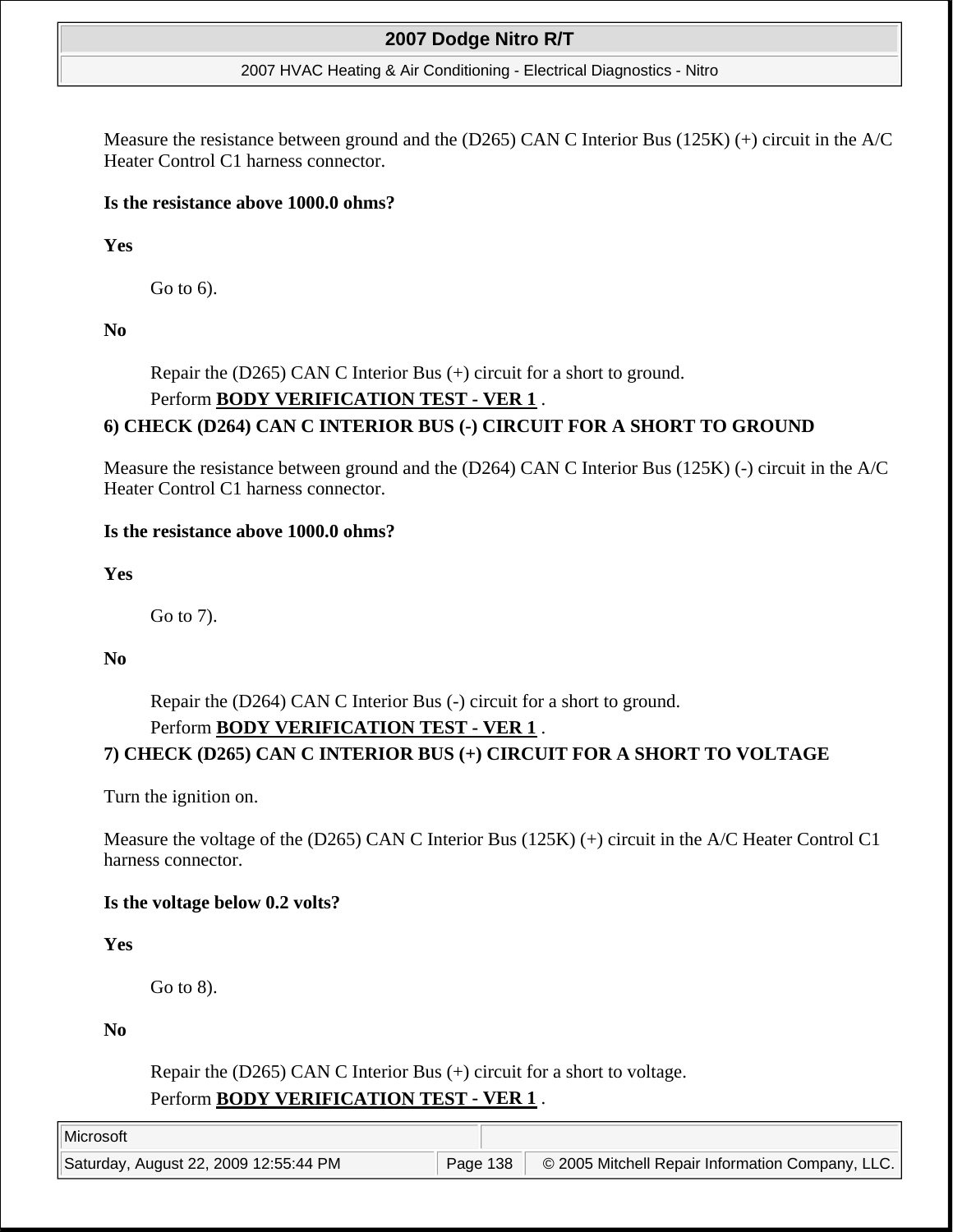Measure the resistance between ground and the (D265) CAN C Interior Bus (125K) (+) circuit in the A/C Heater Control C1 harness connector.

**Is the resistance above 1000.0 ohms?**

**Yes**

Go to 6).

**No**

Repair the (D265) CAN C Interior Bus (+) circuit for a short to ground.

Perform **BODY VERIFICATION TEST - VER 1** .

**6) CHECK (D264) CAN C INTERIOR BUS (-) CIRCUIT FOR A SHORT TO GROUND**

Measure the resistance between ground and the (D264) CAN C Interior Bus (125K) (-) circuit in the A/C Heater Control C1 harness connector.

**Is the resistance above 1000.0 ohms?**

**Yes**

Go to 7).

**No**

Repair the (D264) CAN C Interior Bus (-) circuit for a short to ground.

Perform **BODY VERIFICATION TEST - VER 1** .

**7) CHECK (D265) CAN C INTERIOR BUS (+) CIRCUIT FOR A SHORT TO VOLTAGE**

Turn the ignition on.

Measure the voltage of the (D265) CAN C Interior Bus (125K) (+) circuit in the A/C Heater Control C1 harness connector.

**Is the voltage below 0.2 volts?**

**Yes**

Go to 8).

**No**

Repair the (D265) CAN C Interior Bus (+) circuit for a short to voltage.

Perform **BODY VERIFICATION TEST - VER 1** .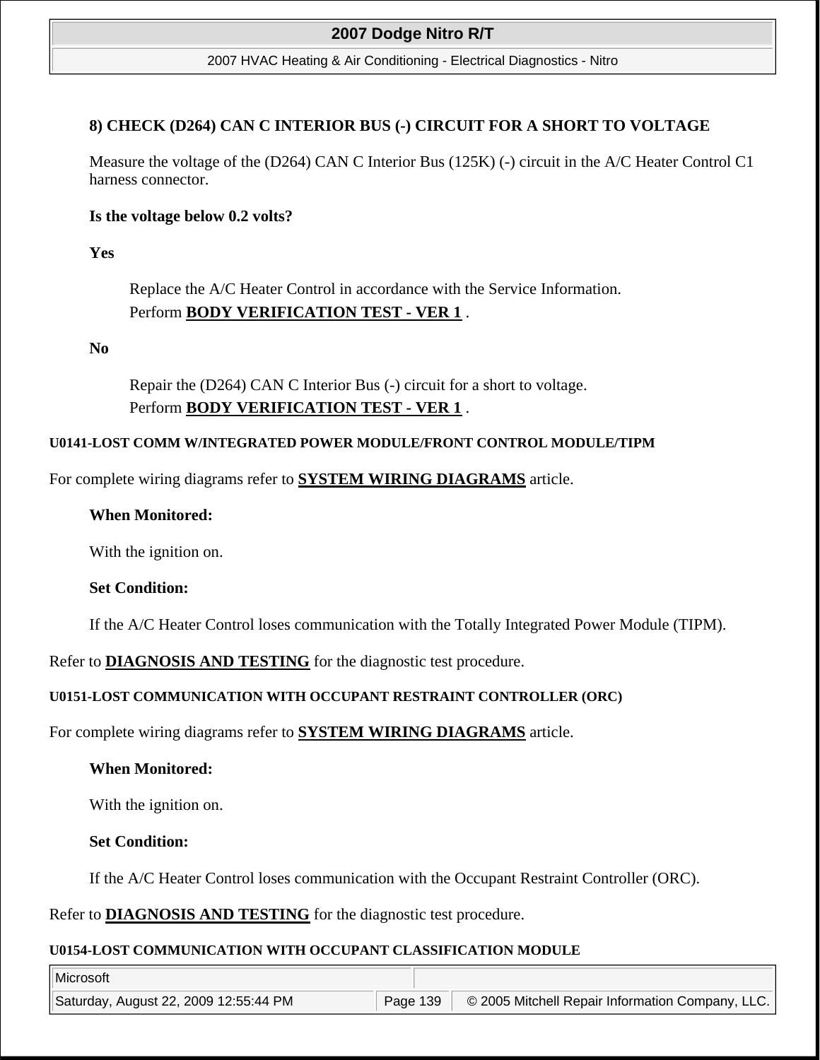**8) CHECK (D264) CAN C INTERIOR BUS (-) CIRCUIT FOR A SHORT TO VOLTAGE**

Measure the voltage of the (D264) CAN C Interior Bus (125K) (-) circuit in the A/C Heater Control C1 harness connector.

**Is the voltage below 0.2 volts?**

**Yes**

Replace the A/C Heater Control in accordance with the Service Information.
Perform **BODY VERIFICATION TEST - VER 1** .

**No**

Repair the (D264) CAN C Interior Bus (-) circuit for a short to voltage.
Perform **BODY VERIFICATION TEST - VER 1** .

#### U0141-LOST COMM W/INTEGRATED POWER MODULE/FRONT CONTROL MODULE/TIPM

For complete wiring diagrams refer to **SYSTEM WIRING DIAGRAMS** article.

**When Monitored:**

With the ignition on.

**Set Condition:**

If the A/C Heater Control loses communication with the Totally Integrated Power Module (TIPM).

Refer to **DIAGNOSIS AND TESTING** for the diagnostic test procedure.

#### U0151-LOST COMMUNICATION WITH OCCUPANT RESTRAINT CONTROLLER (ORC)

For complete wiring diagrams refer to **SYSTEM WIRING DIAGRAMS** article.

**When Monitored:**

With the ignition on.

**Set Condition:**

If the A/C Heater Control loses communication with the Occupant Restraint Controller (ORC).

Refer to **DIAGNOSIS AND TESTING** for the diagnostic test procedure.

#### U0154-LOST COMMUNICATION WITH OCCUPANT CLASSIFICATION MODULE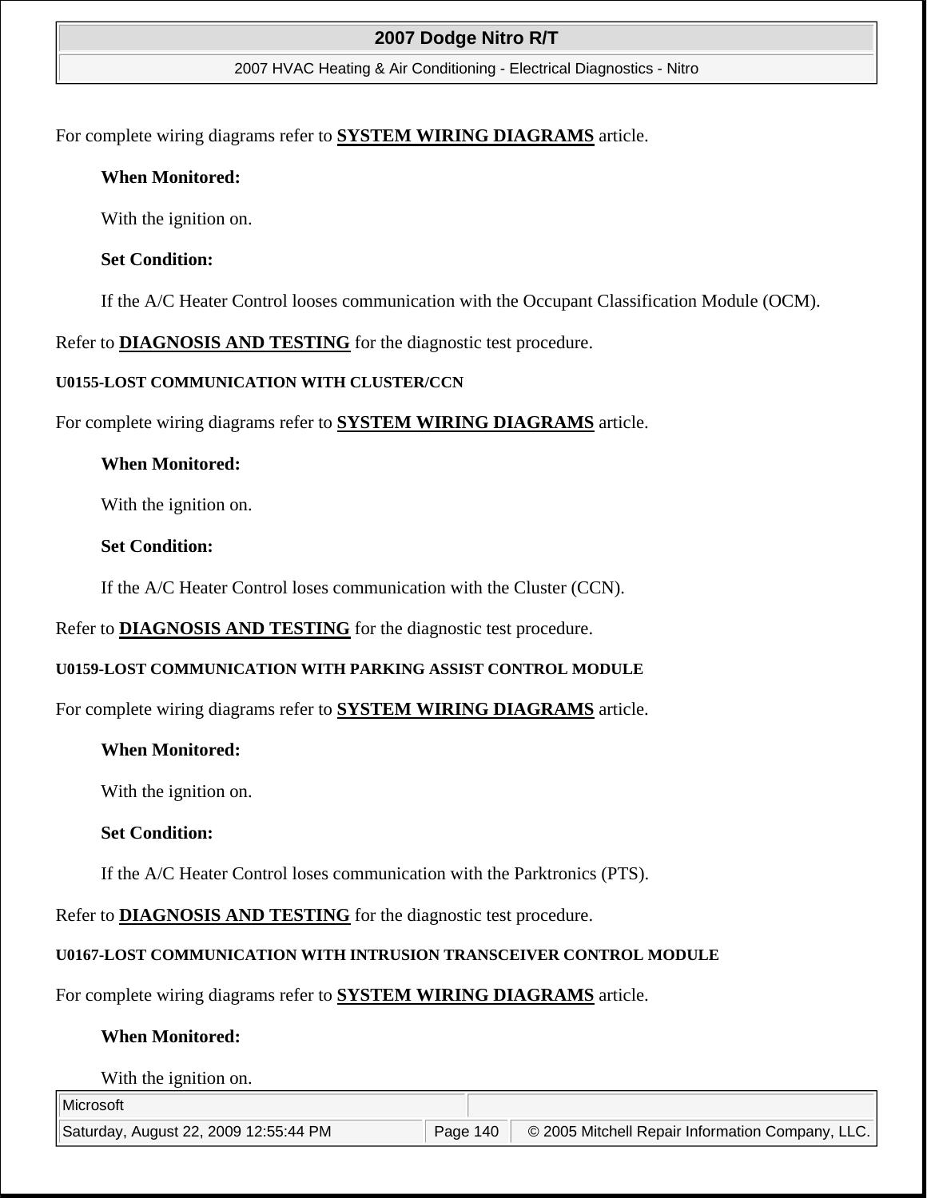For complete wiring diagrams refer to **SYSTEM WIRING DIAGRAMS** article.

**When Monitored:**

With the ignition on.

**Set Condition:**

If the A/C Heater Control looses communication with the Occupant Classification Module (OCM).

Refer to **DIAGNOSIS AND TESTING** for the diagnostic test procedure.

#### U0155-LOST COMMUNICATION WITH CLUSTER/CCN

For complete wiring diagrams refer to **SYSTEM WIRING DIAGRAMS** article.

**When Monitored:**

With the ignition on.

**Set Condition:**

If the A/C Heater Control loses communication with the Cluster (CCN).

Refer to **DIAGNOSIS AND TESTING** for the diagnostic test procedure.

#### U0159-LOST COMMUNICATION WITH PARKING ASSIST CONTROL MODULE

For complete wiring diagrams refer to **SYSTEM WIRING DIAGRAMS** article.

**When Monitored:**

With the ignition on.

**Set Condition:**

If the A/C Heater Control loses communication with the Parktronics (PTS).

Refer to **DIAGNOSIS AND TESTING** for the diagnostic test procedure.

#### U0167-LOST COMMUNICATION WITH INTRUSION TRANSCEIVER CONTROL MODULE

For complete wiring diagrams refer to **SYSTEM WIRING DIAGRAMS** article.

**When Monitored:**

With the ignition on.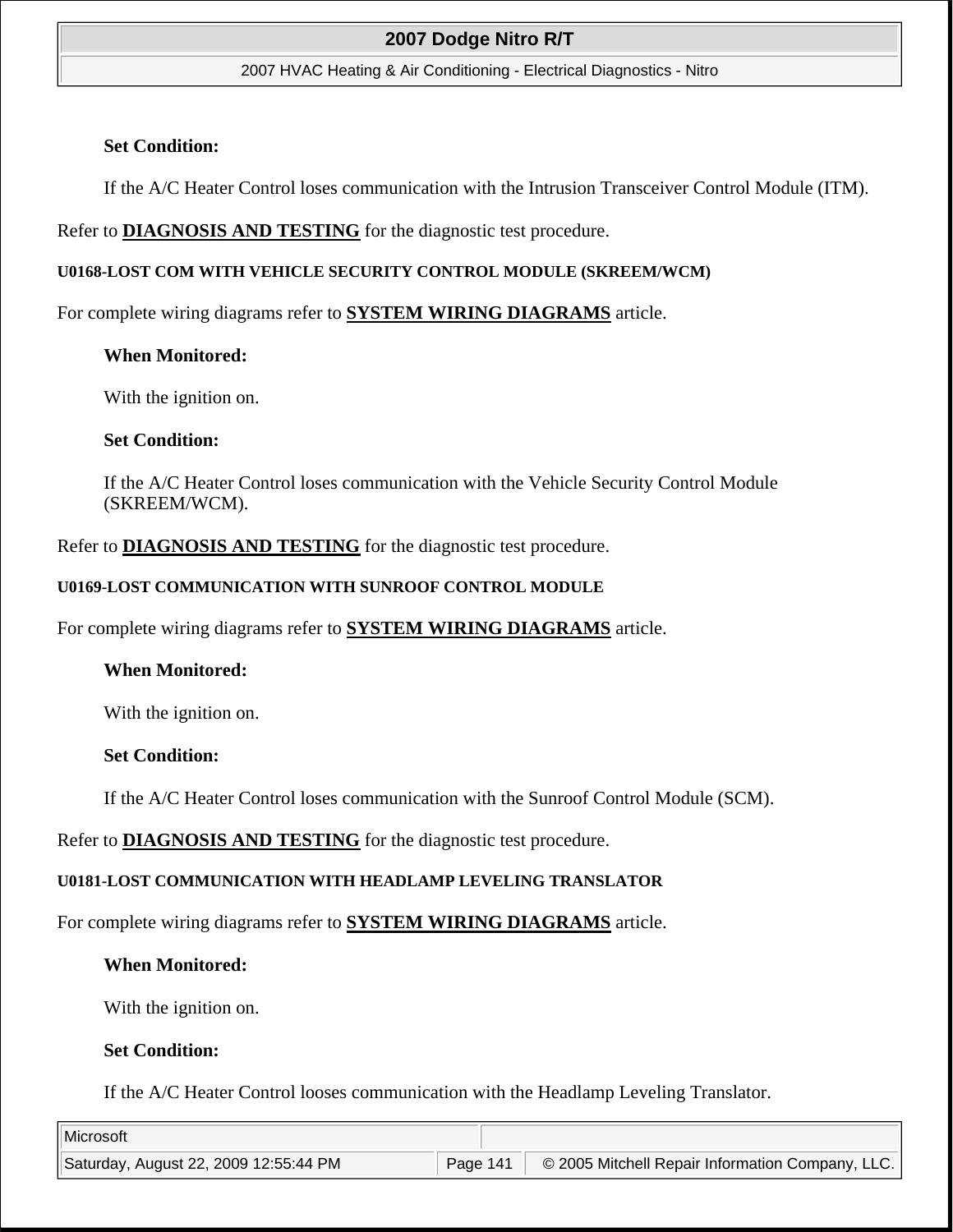**Set Condition:**

If the A/C Heater Control loses communication with the Intrusion Transceiver Control Module (ITM).

Refer to **DIAGNOSIS AND TESTING** for the diagnostic test procedure.

#### U0168-LOST COM WITH VEHICLE SECURITY CONTROL MODULE (SKREEM/WCM)

For complete wiring diagrams refer to **SYSTEM WIRING DIAGRAMS** article.

**When Monitored:**

With the ignition on.

**Set Condition:**

If the A/C Heater Control loses communication with the Vehicle Security Control Module (SKREEM/WCM).

Refer to **DIAGNOSIS AND TESTING** for the diagnostic test procedure.

#### U0169-LOST COMMUNICATION WITH SUNROOF CONTROL MODULE

For complete wiring diagrams refer to **SYSTEM WIRING DIAGRAMS** article.

**When Monitored:**

With the ignition on.

**Set Condition:**

If the A/C Heater Control loses communication with the Sunroof Control Module (SCM).

Refer to **DIAGNOSIS AND TESTING** for the diagnostic test procedure.

#### U0181-LOST COMMUNICATION WITH HEADLAMP LEVELING TRANSLATOR

For complete wiring diagrams refer to **SYSTEM WIRING DIAGRAMS** article.

**When Monitored:**

With the ignition on.

**Set Condition:**

If the A/C Heater Control looses communication with the Headlamp Leveling Translator.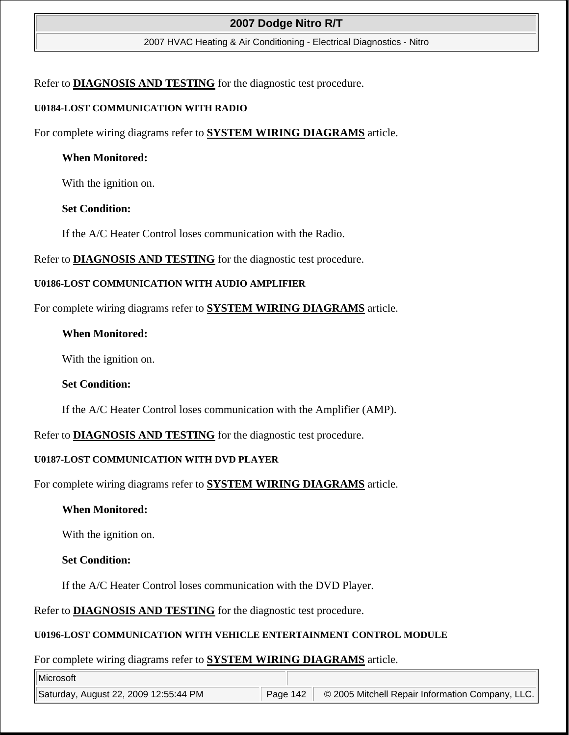Refer to **DIAGNOSIS AND TESTING** for the diagnostic test procedure.

#### U0184-LOST COMMUNICATION WITH RADIO

For complete wiring diagrams refer to **SYSTEM WIRING DIAGRAMS** article.

**When Monitored:**

With the ignition on.

**Set Condition:**

If the A/C Heater Control loses communication with the Radio.

Refer to **DIAGNOSIS AND TESTING** for the diagnostic test procedure.

#### U0186-LOST COMMUNICATION WITH AUDIO AMPLIFIER

For complete wiring diagrams refer to **SYSTEM WIRING DIAGRAMS** article.

**When Monitored:**

With the ignition on.

**Set Condition:**

If the A/C Heater Control loses communication with the Amplifier (AMP).

Refer to **DIAGNOSIS AND TESTING** for the diagnostic test procedure.

#### U0187-LOST COMMUNICATION WITH DVD PLAYER

For complete wiring diagrams refer to **SYSTEM WIRING DIAGRAMS** article.

**When Monitored:**

With the ignition on.

**Set Condition:**

If the A/C Heater Control loses communication with the DVD Player.

Refer to **DIAGNOSIS AND TESTING** for the diagnostic test procedure.

#### U0196-LOST COMMUNICATION WITH VEHICLE ENTERTAINMENT CONTROL MODULE

For complete wiring diagrams refer to **SYSTEM WIRING DIAGRAMS** article.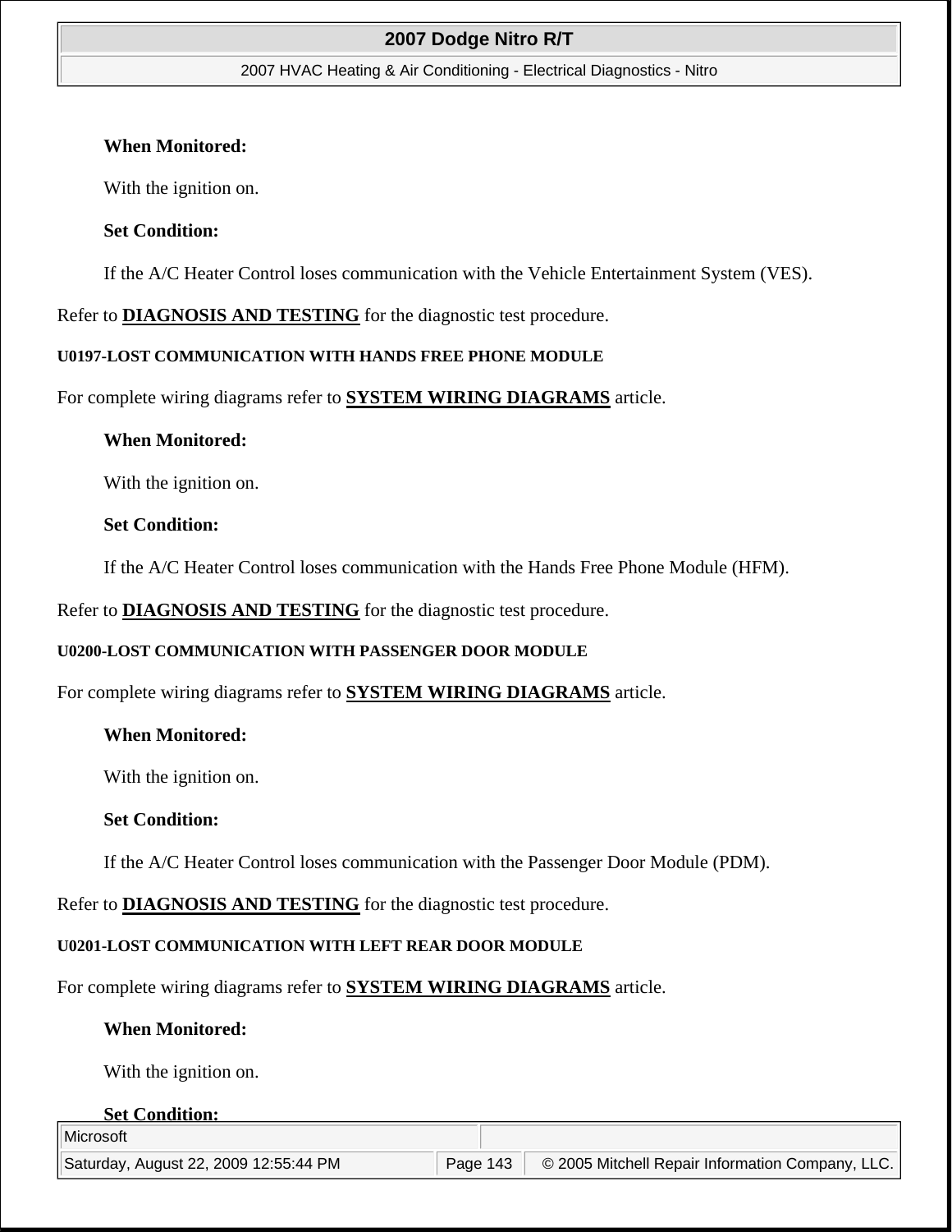**When Monitored:**

With the ignition on.

**Set Condition:**

If the A/C Heater Control loses communication with the Vehicle Entertainment System (VES).

Refer to **DIAGNOSIS AND TESTING** for the diagnostic test procedure.

#### U0197-LOST COMMUNICATION WITH HANDS FREE PHONE MODULE

For complete wiring diagrams refer to **SYSTEM WIRING DIAGRAMS** article.

**When Monitored:**

With the ignition on.

**Set Condition:**

If the A/C Heater Control loses communication with the Hands Free Phone Module (HFM).

Refer to **DIAGNOSIS AND TESTING** for the diagnostic test procedure.

#### U0200-LOST COMMUNICATION WITH PASSENGER DOOR MODULE

For complete wiring diagrams refer to **SYSTEM WIRING DIAGRAMS** article.

**When Monitored:**

With the ignition on.

**Set Condition:**

If the A/C Heater Control loses communication with the Passenger Door Module (PDM).

Refer to **DIAGNOSIS AND TESTING** for the diagnostic test procedure.

#### U0201-LOST COMMUNICATION WITH LEFT REAR DOOR MODULE

For complete wiring diagrams refer to **SYSTEM WIRING DIAGRAMS** article.

**When Monitored:**

With the ignition on.

**Set Condition:**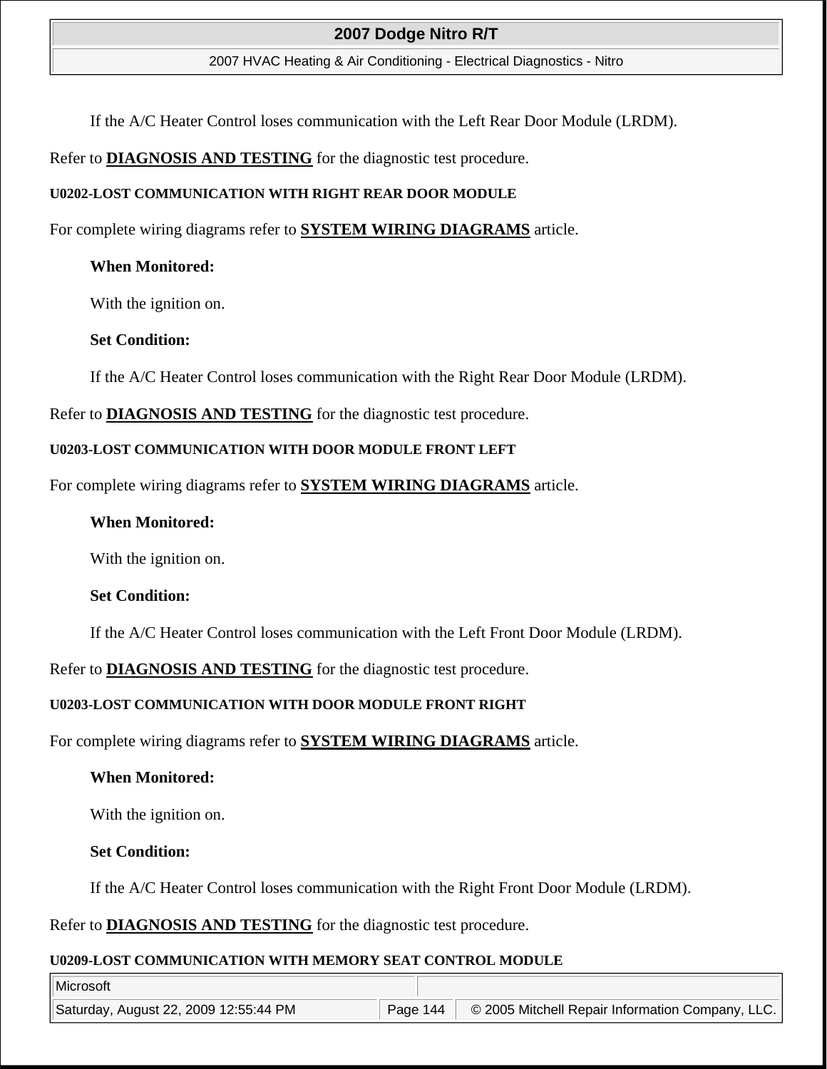If the A/C Heater Control loses communication with the Left Rear Door Module (LRDM).

Refer to **DIAGNOSIS AND TESTING** for the diagnostic test procedure.

#### U0202-LOST COMMUNICATION WITH RIGHT REAR DOOR MODULE

For complete wiring diagrams refer to **SYSTEM WIRING DIAGRAMS** article.

**When Monitored:**

With the ignition on.

**Set Condition:**

If the A/C Heater Control loses communication with the Right Rear Door Module (LRDM).

Refer to **DIAGNOSIS AND TESTING** for the diagnostic test procedure.

#### U0203-LOST COMMUNICATION WITH DOOR MODULE FRONT LEFT

For complete wiring diagrams refer to **SYSTEM WIRING DIAGRAMS** article.

**When Monitored:**

With the ignition on.

**Set Condition:**

If the A/C Heater Control loses communication with the Left Front Door Module (LRDM).

Refer to **DIAGNOSIS AND TESTING** for the diagnostic test procedure.

#### U0203-LOST COMMUNICATION WITH DOOR MODULE FRONT RIGHT

For complete wiring diagrams refer to **SYSTEM WIRING DIAGRAMS** article.

**When Monitored:**

With the ignition on.

**Set Condition:**

If the A/C Heater Control loses communication with the Right Front Door Module (LRDM).

Refer to **DIAGNOSIS AND TESTING** for the diagnostic test procedure.

#### U0209-LOST COMMUNICATION WITH MEMORY SEAT CONTROL MODULE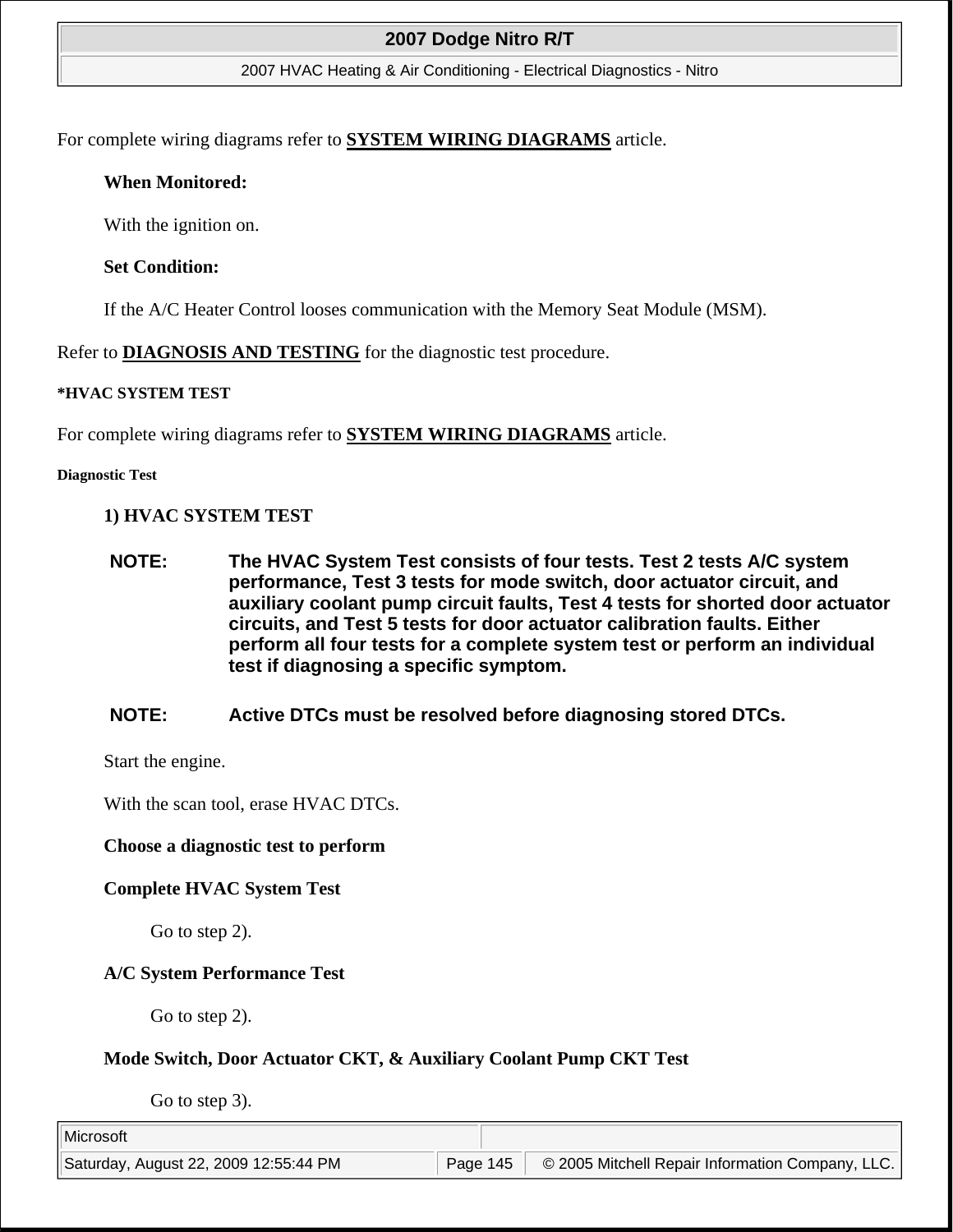For complete wiring diagrams refer to **SYSTEM WIRING DIAGRAMS** article.

**When Monitored:**

With the ignition on.

**Set Condition:**

If the A/C Heater Control looses communication with the Memory Seat Module (MSM).

Refer to **DIAGNOSIS AND TESTING** for the diagnostic test procedure.

**\*HVAC SYSTEM TEST**

For complete wiring diagrams refer to **SYSTEM WIRING DIAGRAMS** article.

**Diagnostic Test**

**1) HVAC SYSTEM TEST**

**NOTE: The HVAC System Test consists of four tests. Test 2 tests A/C system performance, Test 3 tests for mode switch, door actuator circuit, and auxiliary coolant pump circuit faults, Test 4 tests for shorted door actuator circuits, and Test 5 tests for door actuator calibration faults. Either perform all four tests for a complete system test or perform an individual test if diagnosing a specific symptom.**

**NOTE: Active DTCs must be resolved before diagnosing stored DTCs.**

Start the engine.

With the scan tool, erase HVAC DTCs.

**Choose a diagnostic test to perform**

**Complete HVAC System Test**

Go to step 2).

**A/C System Performance Test**

Go to step 2).

**Mode Switch, Door Actuator CKT, & Auxiliary Coolant Pump CKT Test**

Go to step 3).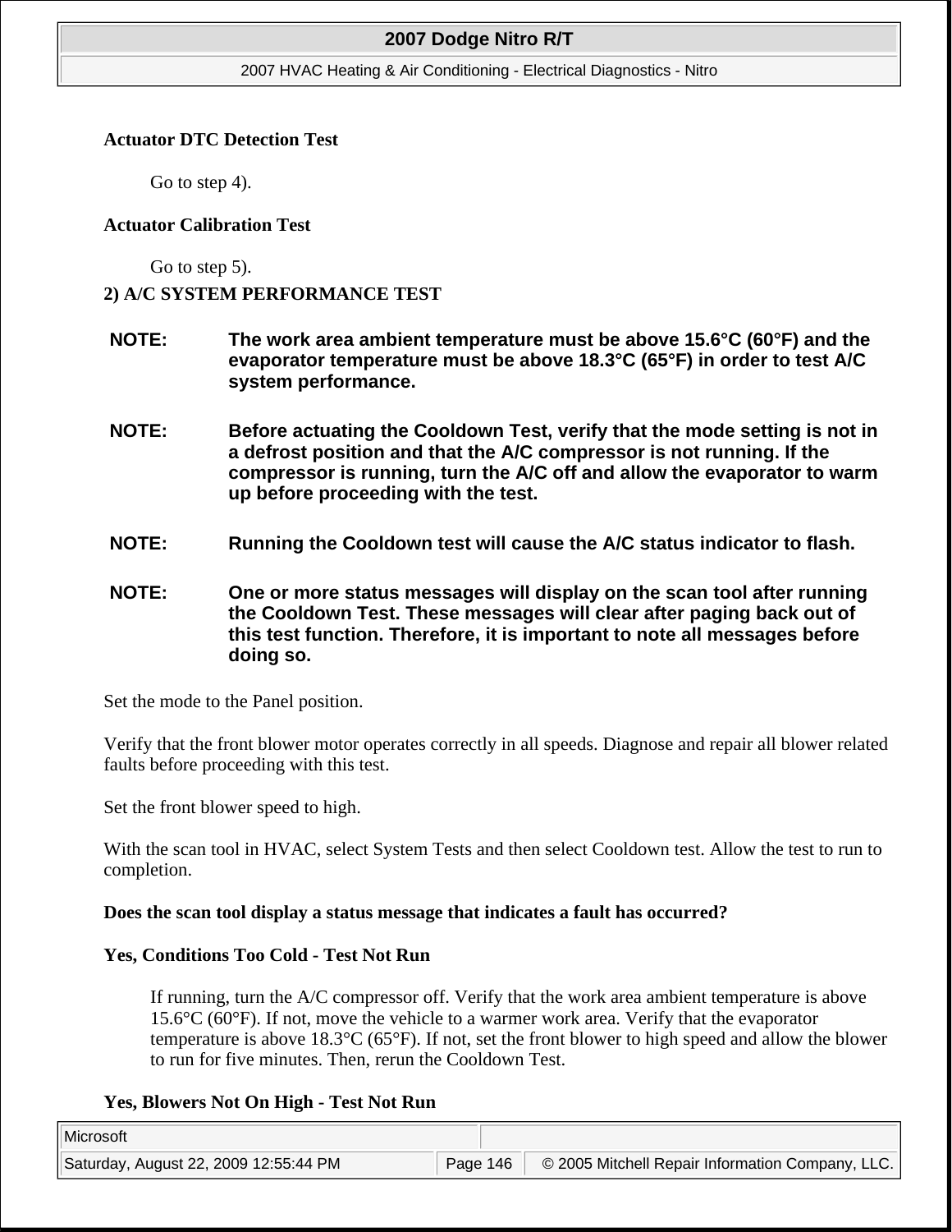**Actuator DTC Detection Test**

Go to step 4).

**Actuator Calibration Test**

Go to step 5).

**2) A/C SYSTEM PERFORMANCE TEST**

**NOTE: The work area ambient temperature must be above 15.6°C (60°F) and the evaporator temperature must be above 18.3°C (65°F) in order to test A/C system performance.**

**NOTE: Before actuating the Cooldown Test, verify that the mode setting is not in a defrost position and that the A/C compressor is not running. If the compressor is running, turn the A/C off and allow the evaporator to warm up before proceeding with the test.**

**NOTE: Running the Cooldown test will cause the A/C status indicator to flash.**

**NOTE: One or more status messages will display on the scan tool after running the Cooldown Test. These messages will clear after paging back out of this test function. Therefore, it is important to note all messages before doing so.**

Set the mode to the Panel position.

Verify that the front blower motor operates correctly in all speeds. Diagnose and repair all blower related faults before proceeding with this test.

Set the front blower speed to high.

With the scan tool in HVAC, select System Tests and then select Cooldown test. Allow the test to run to completion.

**Does the scan tool display a status message that indicates a fault has occurred?**

**Yes, Conditions Too Cold - Test Not Run**

If running, turn the A/C compressor off. Verify that the work area ambient temperature is above 15.6°C (60°F). If not, move the vehicle to a warmer work area. Verify that the evaporator temperature is above 18.3°C (65°F). If not, set the front blower to high speed and allow the blower to run for five minutes. Then, rerun the Cooldown Test.

**Yes, Blowers Not On High - Test Not Run**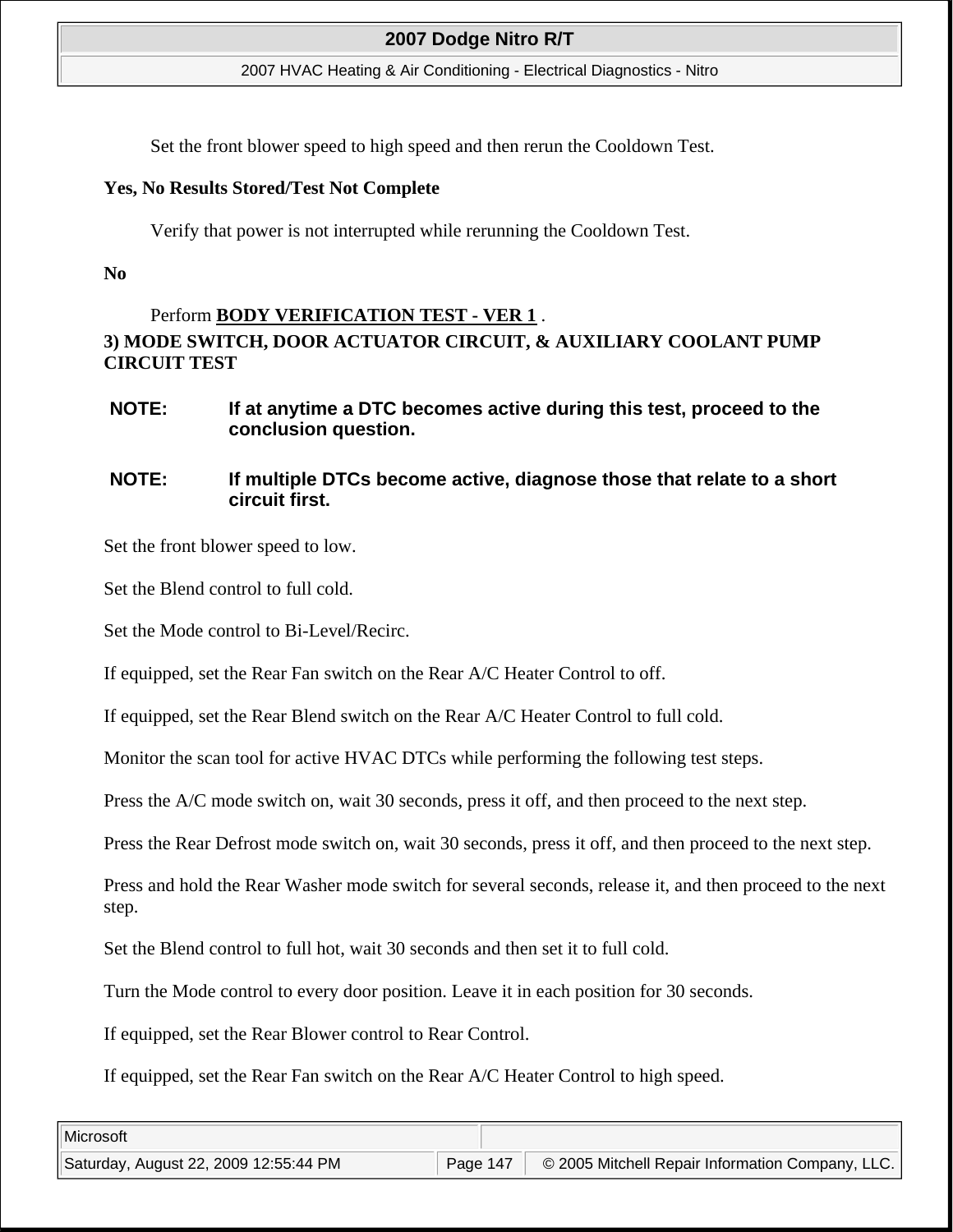Set the front blower speed to high speed and then rerun the Cooldown Test.

**Yes, No Results Stored/Test Not Complete**

Verify that power is not interrupted while rerunning the Cooldown Test.

**No**

Perform **BODY VERIFICATION TEST - VER 1** .

**3) MODE SWITCH, DOOR ACTUATOR CIRCUIT, & AUXILIARY COOLANT PUMP CIRCUIT TEST**

**NOTE: If at anytime a DTC becomes active during this test, proceed to the conclusion question.**

**NOTE: If multiple DTCs become active, diagnose those that relate to a short circuit first.**

Set the front blower speed to low.

Set the Blend control to full cold.

Set the Mode control to Bi-Level/Recirc.

If equipped, set the Rear Fan switch on the Rear A/C Heater Control to off.

If equipped, set the Rear Blend switch on the Rear A/C Heater Control to full cold.

Monitor the scan tool for active HVAC DTCs while performing the following test steps.

Press the A/C mode switch on, wait 30 seconds, press it off, and then proceed to the next step.

Press the Rear Defrost mode switch on, wait 30 seconds, press it off, and then proceed to the next step.

Press and hold the Rear Washer mode switch for several seconds, release it, and then proceed to the next step.

Set the Blend control to full hot, wait 30 seconds and then set it to full cold.

Turn the Mode control to every door position. Leave it in each position for 30 seconds.

If equipped, set the Rear Blower control to Rear Control.

If equipped, set the Rear Fan switch on the Rear A/C Heater Control to high speed.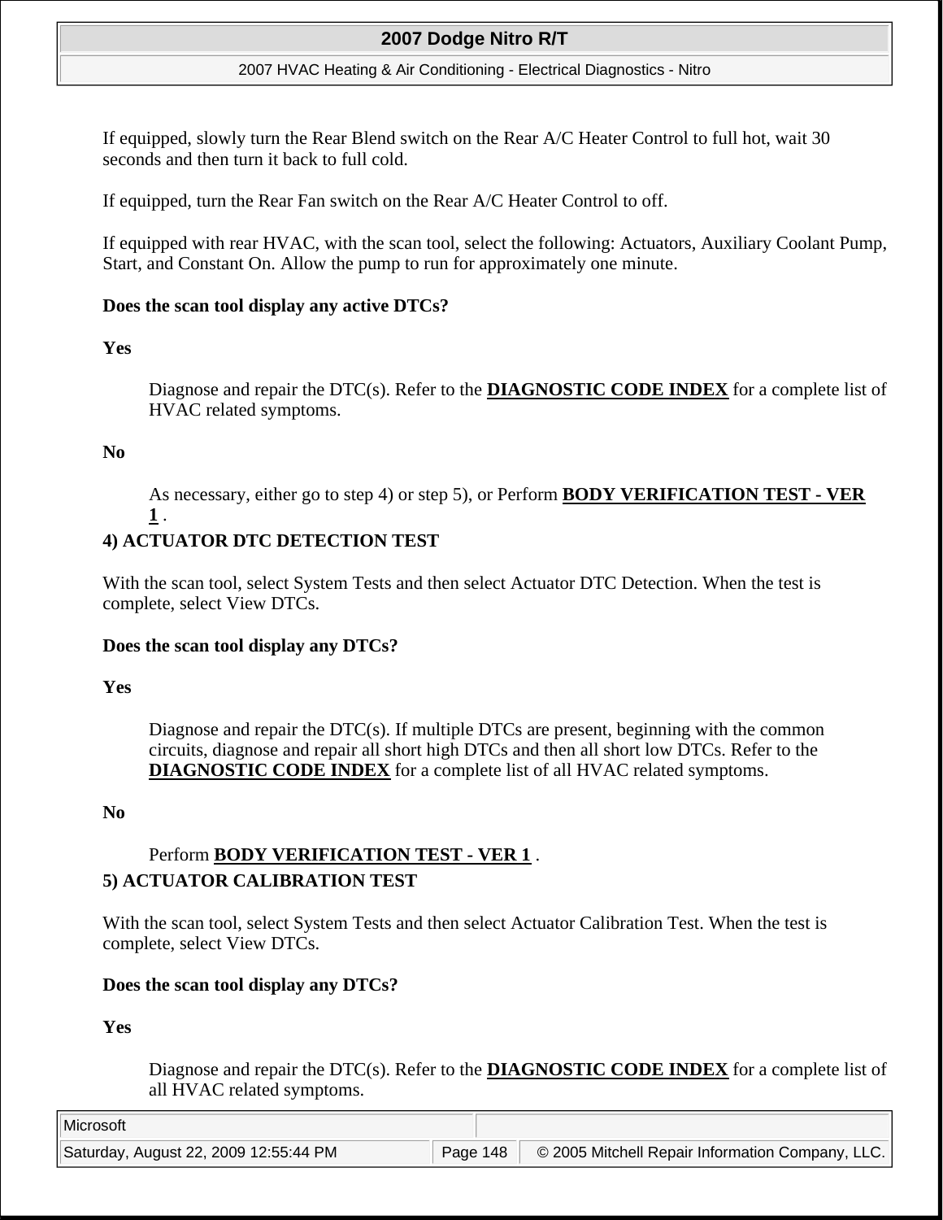If equipped, slowly turn the Rear Blend switch on the Rear A/C Heater Control to full hot, wait 30 seconds and then turn it back to full cold.

If equipped, turn the Rear Fan switch on the Rear A/C Heater Control to off.

If equipped with rear HVAC, with the scan tool, select the following: Actuators, Auxiliary Coolant Pump, Start, and Constant On. Allow the pump to run for approximately one minute.

**Does the scan tool display any active DTCs?**

**Yes**

> Diagnose and repair the DTC(s). Refer to the **DIAGNOSTIC CODE INDEX** for a complete list of HVAC related symptoms.

**No**

> As necessary, either go to step 4) or step 5), or Perform **BODY VERIFICATION TEST - VER 1** .

**4) ACTUATOR DTC DETECTION TEST**

With the scan tool, select System Tests and then select Actuator DTC Detection. When the test is complete, select View DTCs.

**Does the scan tool display any DTCs?**

**Yes**

> Diagnose and repair the DTC(s). If multiple DTCs are present, beginning with the common circuits, diagnose and repair all short high DTCs and then all short low DTCs. Refer to the **DIAGNOSTIC CODE INDEX** for a complete list of all HVAC related symptoms.

**No**

> Perform **BODY VERIFICATION TEST - VER 1** .

**5) ACTUATOR CALIBRATION TEST**

With the scan tool, select System Tests and then select Actuator Calibration Test. When the test is complete, select View DTCs.

**Does the scan tool display any DTCs?**

**Yes**

> Diagnose and repair the DTC(s). Refer to the **DIAGNOSTIC CODE INDEX** for a complete list of all HVAC related symptoms.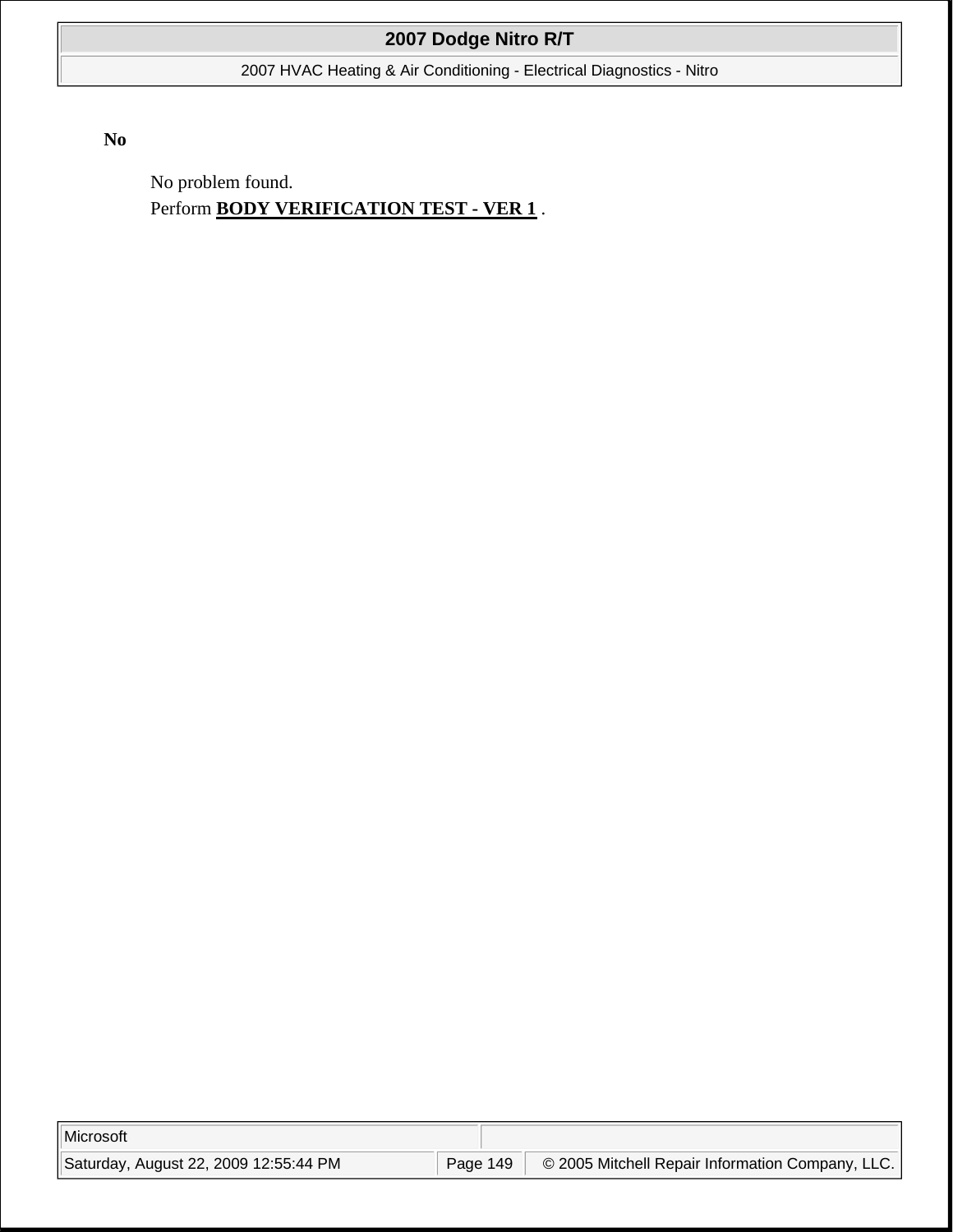**No**

No problem found.
Perform **BODY VERIFICATION TEST - VER 1** .